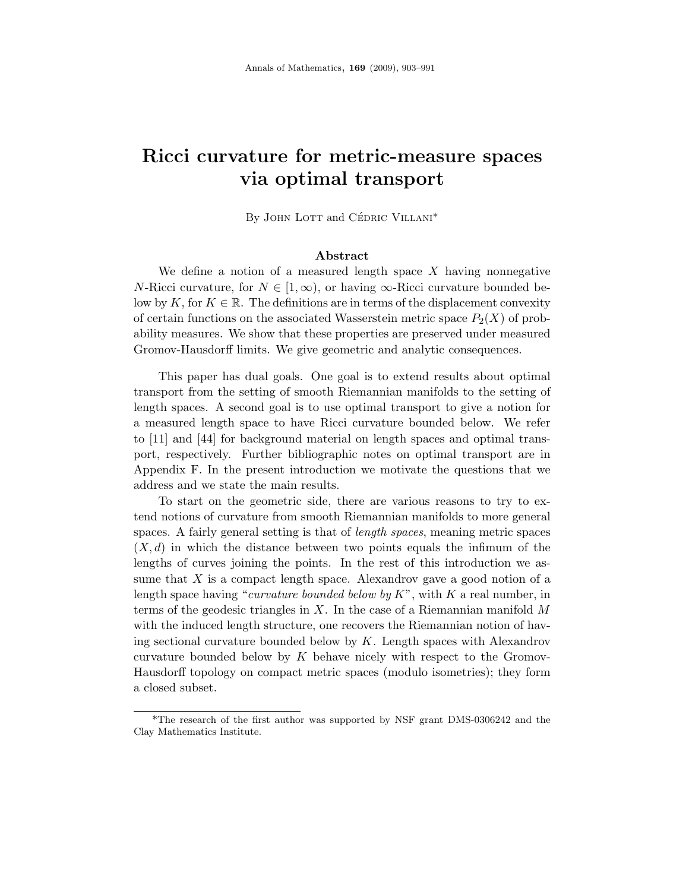# Ricci curvature for metric-measure spaces via optimal transport

By John Lott and Cédric Villani*

## Abstract

We define a notion of a measured length space $X$ having nonnegative $N$-Ricci curvature, for $N \in [1, \infty)$, or having $\infty$-Ricci curvature bounded below by $K$, for $K \in \mathbb{R}$. The definitions are in terms of the displacement convexity of certain functions on the associated Wasserstein metric space $P_2(X)$ of probability measures. We show that these properties are preserved under measured Gromov-Hausdorff limits. We give geometric and analytic consequences.

This paper has dual goals. One goal is to extend results about optimal transport from the setting of smooth Riemannian manifolds to the setting of length spaces. A second goal is to use optimal transport to give a notion for a measured length space to have Ricci curvature bounded below. We refer to [11] and [44] for background material on length spaces and optimal transport, respectively. Further bibliographic notes on optimal transport are in Appendix F. In the present introduction we motivate the questions that we address and we state the main results.

To start on the geometric side, there are various reasons to try to extend notions of curvature from smooth Riemannian manifolds to more general spaces. A fairly general setting is that of *length spaces*, meaning metric spaces $(X, d)$ in which the distance between two points equals the infimum of the lengths of curves joining the points. In the rest of this introduction we assume that $X$ is a compact length space. Alexandrov gave a good notion of a length space having "*curvature bounded below by* $K$", with $K$ a real number, in terms of the geodesic triangles in $X$. In the case of a Riemannian manifold $M$ with the induced length structure, one recovers the Riemannian notion of having sectional curvature bounded below by $K$. Length spaces with Alexandrov curvature bounded below by $K$ behave nicely with respect to the Gromov-Hausdorff topology on compact metric spaces (modulo isometries); they form a closed subset.

*The research of the first author was supported by NSF grant DMS-0306242 and the Clay Mathematics Institute.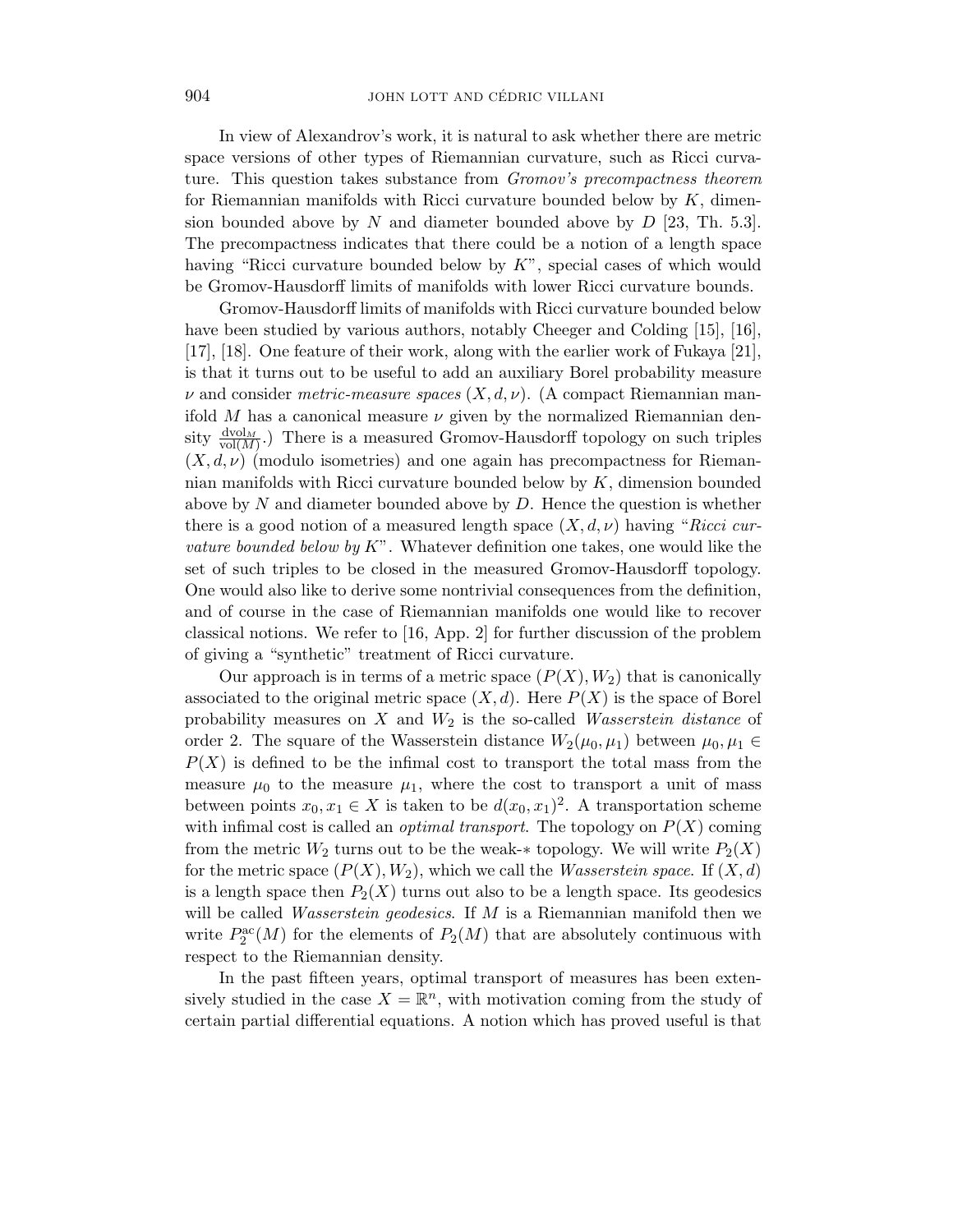In view of Alexandrov's work, it is natural to ask whether there are metric space versions of other types of Riemannian curvature, such as Ricci curvature. This question takes substance from *Gromov's precompactness theorem* for Riemannian manifolds with Ricci curvature bounded below by $K$, dimension bounded above by $N$ and diameter bounded above by $D$ [23, Th. 5.3]. The precompactness indicates that there could be a notion of a length space having "Ricci curvature bounded below by $K$", special cases of which would be Gromov-Hausdorff limits of manifolds with lower Ricci curvature bounds.

Gromov-Hausdorff limits of manifolds with Ricci curvature bounded below have been studied by various authors, notably Cheeger and Colding [15], [16], [17], [18]. One feature of their work, along with the earlier work of Fukaya [21], is that it turns out to be useful to add an auxiliary Borel probability measure $\nu$ and consider *metric-measure spaces* $(X, d, \nu)$. (A compact Riemannian manifold $M$ has a canonical measure $\nu$ given by the normalized Riemannian density $\frac{\mathrm{dvol}_M}{\mathrm{vol}(M)}$.) There is a measured Gromov-Hausdorff topology on such triples $(X, d, \nu)$ (modulo isometries) and one again has precompactness for Riemannian manifolds with Ricci curvature bounded below by $K$, dimension bounded above by $N$ and diameter bounded above by $D$. Hence the question is whether there is a good notion of a measured length space $(X, d, \nu)$ having "*Ricci curvature bounded below by* $K$". Whatever definition one takes, one would like the set of such triples to be closed in the measured Gromov-Hausdorff topology. One would also like to derive some nontrivial consequences from the definition, and of course in the case of Riemannian manifolds one would like to recover classical notions. We refer to [16, App. 2] for further discussion of the problem of giving a "synthetic" treatment of Ricci curvature.

Our approach is in terms of a metric space $(P(X), W_2)$ that is canonically associated to the original metric space $(X, d)$. Here $P(X)$ is the space of Borel probability measures on $X$ and $W_2$ is the so-called *Wasserstein distance* of order 2. The square of the Wasserstein distance $W_2(\mu_0, \mu_1)$ between $\mu_0, \mu_1 \in P(X)$ is defined to be the infimal cost to transport the total mass from the measure $\mu_0$ to the measure $\mu_1$, where the cost to transport a unit of mass between points $x_0, x_1 \in X$ is taken to be $d(x_0, x_1)^2$. A transportation scheme with infimal cost is called an *optimal transport*. The topology on $P(X)$ coming from the metric $W_2$ turns out to be the weak-$*$ topology. We will write $P_2(X)$ for the metric space $(P(X), W_2)$, which we call the *Wasserstein space*. If $(X, d)$ is a length space then $P_2(X)$ turns out also to be a length space. Its geodesics will be called *Wasserstein geodesics*. If $M$ is a Riemannian manifold then we write $P_2^{\mathrm{ac}}(M)$ for the elements of $P_2(M)$ that are absolutely continuous with respect to the Riemannian density.

In the past fifteen years, optimal transport of measures has been extensively studied in the case $X = \mathbb{R}^n$, with motivation coming from the study of certain partial differential equations. A notion which has proved useful is that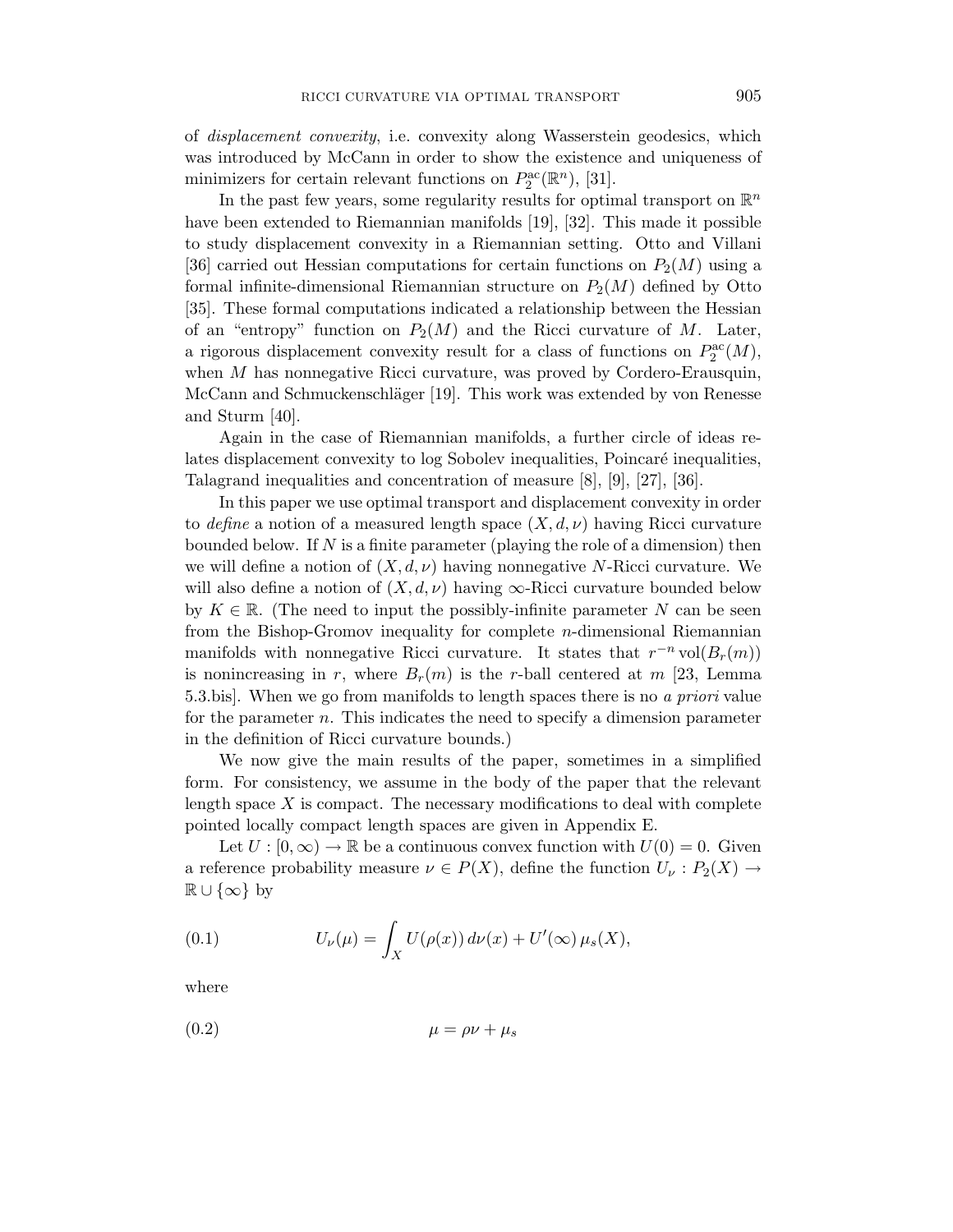of *displacement convexity*, i.e. convexity along Wasserstein geodesics, which was introduced by McCann in order to show the existence and uniqueness of minimizers for certain relevant functions on $P_2^{\mathrm{ac}}(\mathbb{R}^n)$, [31].

In the past few years, some regularity results for optimal transport on $\mathbb{R}^n$ have been extended to Riemannian manifolds [19], [32]. This made it possible to study displacement convexity in a Riemannian setting. Otto and Villani [36] carried out Hessian computations for certain functions on $P_2(M)$ using a formal infinite-dimensional Riemannian structure on $P_2(M)$ defined by Otto [35]. These formal computations indicated a relationship between the Hessian of an "entropy" function on $P_2(M)$ and the Ricci curvature of $M$. Later, a rigorous displacement convexity result for a class of functions on $P_2^{\mathrm{ac}}(M)$, when $M$ has nonnegative Ricci curvature, was proved by Cordero-Erausquin, McCann and Schmuckenschläger [19]. This work was extended by von Renesse and Sturm [40].

Again in the case of Riemannian manifolds, a further circle of ideas relates displacement convexity to log Sobolev inequalities, Poincaré inequalities, Talagrand inequalities and concentration of measure [8], [9], [27], [36].

In this paper we use optimal transport and displacement convexity in order to *define* a notion of a measured length space $(X, d, \nu)$ having Ricci curvature bounded below. If $N$ is a finite parameter (playing the role of a dimension) then we will define a notion of $(X, d, \nu)$ having nonnegative $N$-Ricci curvature. We will also define a notion of $(X, d, \nu)$ having $\infty$-Ricci curvature bounded below by $K \in \mathbb{R}$. (The need to input the possibly-infinite parameter $N$ can be seen from the Bishop-Gromov inequality for complete $n$-dimensional Riemannian manifolds with nonnegative Ricci curvature. It states that $r^{-n} \operatorname{vol}(B_r(m))$ is nonincreasing in $r$, where $B_r(m)$ is the $r$-ball centered at $m$ [23, Lemma 5.3.bis]. When we go from manifolds to length spaces there is no *a priori* value for the parameter $n$. This indicates the need to specify a dimension parameter in the definition of Ricci curvature bounds.)

We now give the main results of the paper, sometimes in a simplified form. For consistency, we assume in the body of the paper that the relevant length space $X$ is compact. The necessary modifications to deal with complete pointed locally compact length spaces are given in Appendix E.

Let $U : [0, \infty) \to \mathbb{R}$ be a continuous convex function with $U(0) = 0$. Given a reference probability measure $\nu \in P(X)$, define the function $U_\nu : P_2(X) \to \mathbb{R} \cup \{\infty\}$ by

$$U_\nu(\mu) = \int_X U(\rho(x))\, d\nu(x) + U'(\infty)\, \mu_s(X), \tag{0.1}$$

where

$$\mu = \rho\nu + \mu_s \tag{0.2}$$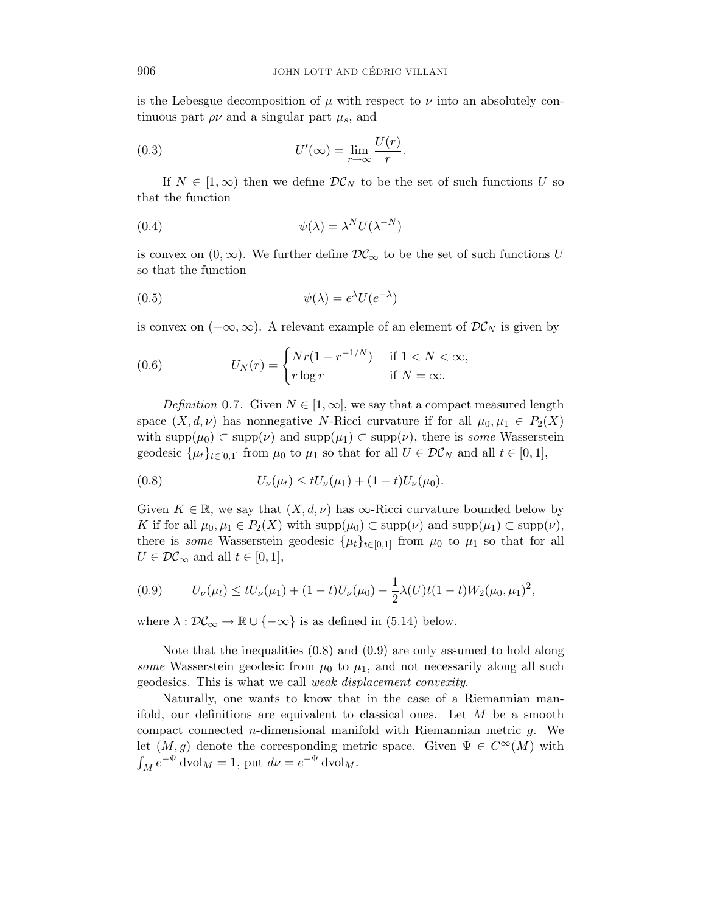is the Lebesgue decomposition of $\mu$ with respect to $\nu$ into an absolutely continuous part $\rho\nu$ and a singular part $\mu_s$, and

$$U'(\infty) = \lim_{r\to\infty} \frac{U(r)}{r}. \tag{0.3}$$

If $N \in [1,\infty)$ then we define $\mathcal{DC}_N$ to be the set of such functions $U$ so that the function

$$\psi(\lambda) = \lambda^N U(\lambda^{-N}) \tag{0.4}$$

is convex on $(0,\infty)$. We further define $\mathcal{DC}_\infty$ to be the set of such functions $U$ so that the function

$$\psi(\lambda) = e^{\lambda} U(e^{-\lambda}) \tag{0.5}$$

is convex on $(-\infty,\infty)$. A relevant example of an element of $\mathcal{DC}_N$ is given by

$$U_N(r) = \begin{cases} Nr(1 - r^{-1/N}) & \text{if } 1 < N < \infty, \\ r \log r & \text{if } N = \infty. \end{cases} \tag{0.6}$$

*Definition* 0.7. Given $N \in [1,\infty]$, we say that a compact measured length space $(X, d, \nu)$ has nonnegative $N$-Ricci curvature if for all $\mu_0, \mu_1 \in P_2(X)$ with $\operatorname{supp}(\mu_0) \subset \operatorname{supp}(\nu)$ and $\operatorname{supp}(\mu_1) \subset \operatorname{supp}(\nu)$, there is *some* Wasserstein geodesic $\{\mu_t\}_{t\in[0,1]}$ from $\mu_0$ to $\mu_1$ so that for all $U \in \mathcal{DC}_N$ and all $t \in [0,1]$,

$$U_\nu(\mu_t) \leq tU_\nu(\mu_1) + (1-t)U_\nu(\mu_0). \tag{0.8}$$

Given $K \in \mathbb{R}$, we say that $(X, d, \nu)$ has $\infty$-Ricci curvature bounded below by $K$ if for all $\mu_0, \mu_1 \in P_2(X)$ with $\operatorname{supp}(\mu_0) \subset \operatorname{supp}(\nu)$ and $\operatorname{supp}(\mu_1) \subset \operatorname{supp}(\nu)$, there is *some* Wasserstein geodesic $\{\mu_t\}_{t\in[0,1]}$ from $\mu_0$ to $\mu_1$ so that for all $U \in \mathcal{DC}_\infty$ and all $t \in [0,1]$,

$$U_\nu(\mu_t) \leq tU_\nu(\mu_1) + (1-t)U_\nu(\mu_0) - \frac{1}{2}\lambda(U)t(1-t)W_2(\mu_0,\mu_1)^2, \tag{0.9}$$

where $\lambda : \mathcal{DC}_\infty \to \mathbb{R} \cup \{-\infty\}$ is as defined in (5.14) below.

Note that the inequalities (0.8) and (0.9) are only assumed to hold along *some* Wasserstein geodesic from $\mu_0$ to $\mu_1$, and not necessarily along all such geodesics. This is what we call *weak displacement convexity*.

Naturally, one wants to know that in the case of a Riemannian manifold, our definitions are equivalent to classical ones. Let $M$ be a smooth compact connected $n$-dimensional manifold with Riemannian metric $g$. We let $(M, g)$ denote the corresponding metric space. Given $\Psi \in C^\infty(M)$ with $\int_M e^{-\Psi} \, \mathrm{dvol}_M = 1$, put $d\nu = e^{-\Psi} \, \mathrm{dvol}_M$.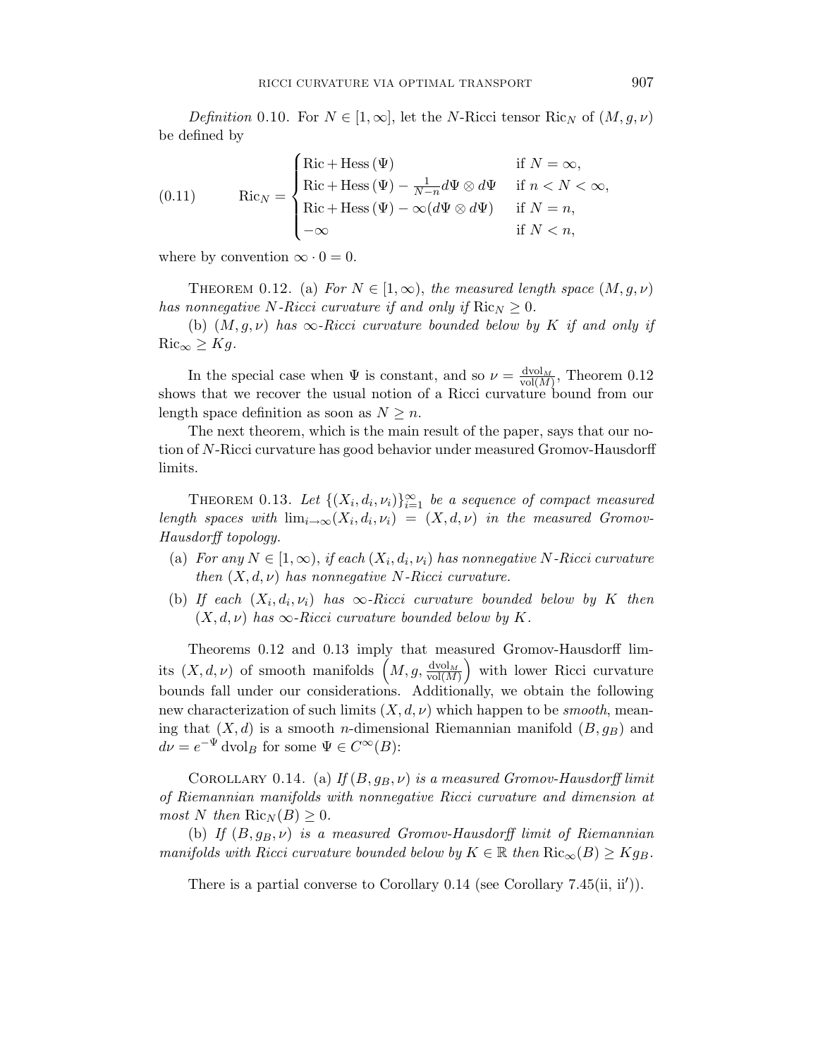*Definition* 0.10. For $N \in [1, \infty]$, let the $N$-Ricci tensor $\mathrm{Ric}_N$ of $(M, g, \nu)$ be defined by

$$
\mathrm{Ric}_N = \begin{cases} \mathrm{Ric} + \mathrm{Hess}\,(\Psi) & \text{if } N = \infty, \\ \mathrm{Ric} + \mathrm{Hess}\,(\Psi) - \frac{1}{N-n} d\Psi \otimes d\Psi & \text{if } n < N < \infty, \\ \mathrm{Ric} + \mathrm{Hess}\,(\Psi) - \infty (d\Psi \otimes d\Psi) & \text{if } N = n, \\ -\infty & \text{if } N < n, \end{cases} \tag{0.11}
$$

where by convention $\infty \cdot 0 = 0$.

THEOREM 0.12. (a) *For $N \in [1, \infty)$, the measured length space $(M, g, \nu)$ has nonnegative $N$-Ricci curvature if and only if $\mathrm{Ric}_N \geq 0$.*

(b) *$(M, g, \nu)$ has $\infty$-Ricci curvature bounded below by $K$ if and only if $\mathrm{Ric}_\infty \geq Kg$.*

In the special case when $\Psi$ is constant, and so $\nu = \frac{\mathrm{dvol}_M}{\mathrm{vol}(M)}$, Theorem 0.12 shows that we recover the usual notion of a Ricci curvature bound from our length space definition as soon as $N \geq n$.

The next theorem, which is the main result of the paper, says that our notion of $N$-Ricci curvature has good behavior under measured Gromov-Hausdorff limits.

THEOREM 0.13. *Let $\{(X_i, d_i, \nu_i)\}_{i=1}^\infty$ be a sequence of compact measured length spaces with $\lim_{i \to \infty} (X_i, d_i, \nu_i) = (X, d, \nu)$ in the measured Gromov-Hausdorff topology.*

(a) *For any $N \in [1, \infty)$, if each $(X_i, d_i, \nu_i)$ has nonnegative $N$-Ricci curvature then $(X, d, \nu)$ has nonnegative $N$-Ricci curvature.*

(b) *If each $(X_i, d_i, \nu_i)$ has $\infty$-Ricci curvature bounded below by $K$ then $(X, d, \nu)$ has $\infty$-Ricci curvature bounded below by $K$.*

Theorems 0.12 and 0.13 imply that measured Gromov-Hausdorff limits $(X, d, \nu)$ of smooth manifolds $\left(M, g, \frac{\mathrm{dvol}_M}{\mathrm{vol}(M)}\right)$ with lower Ricci curvature bounds fall under our considerations. Additionally, we obtain the following new characterization of such limits $(X, d, \nu)$ which happen to be *smooth*, meaning that $(X, d)$ is a smooth $n$-dimensional Riemannian manifold $(B, g_B)$ and $d\nu = e^{-\Psi} \mathrm{dvol}_B$ for some $\Psi \in C^\infty(B)$:

COROLLARY 0.14. (a) *If $(B, g_B, \nu)$ is a measured Gromov-Hausdorff limit of Riemannian manifolds with nonnegative Ricci curvature and dimension at most $N$ then $\mathrm{Ric}_N(B) \geq 0$.*

(b) *If $(B, g_B, \nu)$ is a measured Gromov-Hausdorff limit of Riemannian manifolds with Ricci curvature bounded below by $K \in \mathbb{R}$ then $\mathrm{Ric}_\infty(B) \geq K g_B$.*

There is a partial converse to Corollary 0.14 (see Corollary 7.45(ii, ii′)).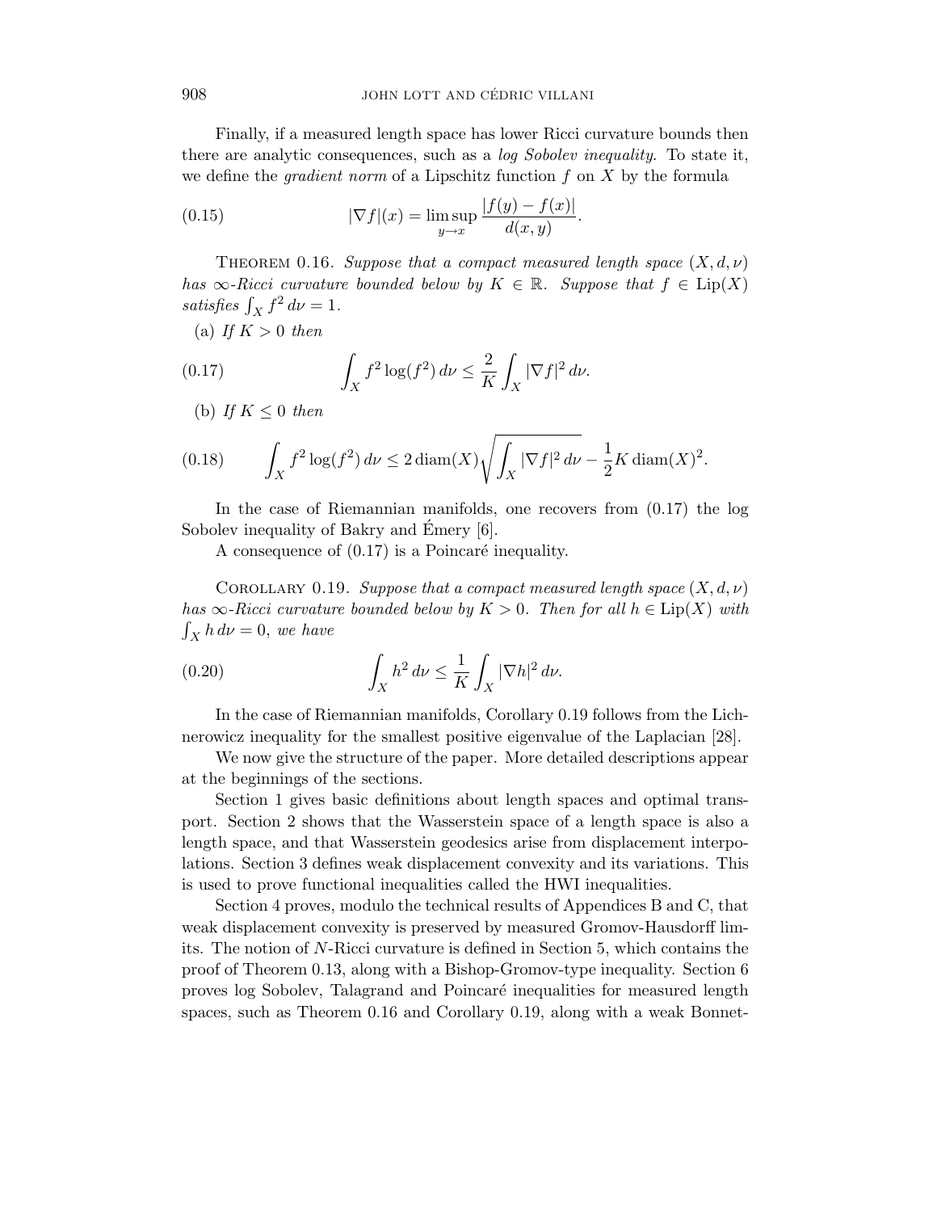Finally, if a measured length space has lower Ricci curvature bounds then there are analytic consequences, such as a *log Sobolev inequality*. To state it, we define the *gradient norm* of a Lipschitz function $f$ on $X$ by the formula

$$
|\nabla f|(x) = \limsup_{y \to x} \frac{|f(y) - f(x)|}{d(x, y)}. \tag{0.15}
$$

THEOREM 0.16. *Suppose that a compact measured length space* $(X, d, \nu)$ *has* $\infty$*-Ricci curvature bounded below by* $K \in \mathbb{R}$. *Suppose that* $f \in \mathrm{Lip}(X)$ *satisfies* $\int_X f^2 \, d\nu = 1$.

(a) *If* $K > 0$ *then*

$$
\int_X f^2 \log(f^2) \, d\nu \leq \frac{2}{K} \int_X |\nabla f|^2 \, d\nu. \tag{0.17}
$$

(b) *If* $K \leq 0$ *then*

$$
\int_X f^2 \log(f^2) \, d\nu \leq 2 \operatorname{diam}(X) \sqrt{\int_X |\nabla f|^2 \, d\nu} - \frac{1}{2} K \operatorname{diam}(X)^2. \tag{0.18}
$$

In the case of Riemannian manifolds, one recovers from (0.17) the log Sobolev inequality of Bakry and Émery [6].

A consequence of (0.17) is a Poincaré inequality.

COROLLARY 0.19. *Suppose that a compact measured length space* $(X, d, \nu)$ *has* $\infty$*-Ricci curvature bounded below by* $K > 0$. *Then for all* $h \in \mathrm{Lip}(X)$ *with* $\int_X h \, d\nu = 0$, *we have*

$$
\int_X h^2 \, d\nu \leq \frac{1}{K} \int_X |\nabla h|^2 \, d\nu. \tag{0.20}
$$

In the case of Riemannian manifolds, Corollary 0.19 follows from the Lichnerowicz inequality for the smallest positive eigenvalue of the Laplacian [28].

We now give the structure of the paper. More detailed descriptions appear at the beginnings of the sections.

Section 1 gives basic definitions about length spaces and optimal transport. Section 2 shows that the Wasserstein space of a length space is also a length space, and that Wasserstein geodesics arise from displacement interpolations. Section 3 defines weak displacement convexity and its variations. This is used to prove functional inequalities called the HWI inequalities.

Section 4 proves, modulo the technical results of Appendices B and C, that weak displacement convexity is preserved by measured Gromov-Hausdorff limits. The notion of $N$-Ricci curvature is defined in Section 5, which contains the proof of Theorem 0.13, along with a Bishop-Gromov-type inequality. Section 6 proves log Sobolev, Talagrand and Poincaré inequalities for measured length spaces, such as Theorem 0.16 and Corollary 0.19, along with a weak Bonnet-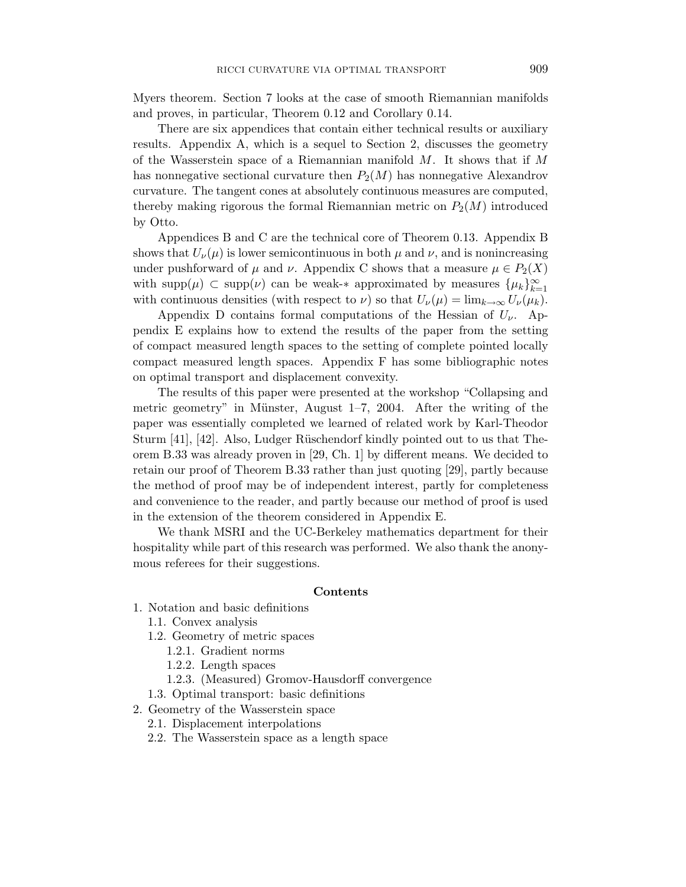Myers theorem. Section 7 looks at the case of smooth Riemannian manifolds and proves, in particular, Theorem 0.12 and Corollary 0.14.

There are six appendices that contain either technical results or auxiliary results. Appendix A, which is a sequel to Section 2, discusses the geometry of the Wasserstein space of a Riemannian manifold $M$. It shows that if $M$ has nonnegative sectional curvature then $P_2(M)$ has nonnegative Alexandrov curvature. The tangent cones at absolutely continuous measures are computed, thereby making rigorous the formal Riemannian metric on $P_2(M)$ introduced by Otto.

Appendices B and C are the technical core of Theorem 0.13. Appendix B shows that $U_\nu(\mu)$ is lower semicontinuous in both $\mu$ and $\nu$, and is nonincreasing under pushforward of $\mu$ and $\nu$. Appendix C shows that a measure $\mu \in P_2(X)$ with $\operatorname{supp}(\mu) \subset \operatorname{supp}(\nu)$ can be weak-$*$ approximated by measures $\{\mu_k\}_{k=1}^\infty$ with continuous densities (with respect to $\nu$) so that $U_\nu(\mu) = \lim_{k\to\infty} U_\nu(\mu_k)$.

Appendix D contains formal computations of the Hessian of $U_\nu$. Appendix E explains how to extend the results of the paper from the setting of compact measured length spaces to the setting of complete pointed locally compact measured length spaces. Appendix F has some bibliographic notes on optimal transport and displacement convexity.

The results of this paper were presented at the workshop "Collapsing and metric geometry" in Münster, August 1–7, 2004. After the writing of the paper was essentially completed we learned of related work by Karl-Theodor Sturm [41], [42]. Also, Ludger Rüschendorf kindly pointed out to us that Theorem B.33 was already proven in [29, Ch. 1] by different means. We decided to retain our proof of Theorem B.33 rather than just quoting [29], partly because the method of proof may be of independent interest, partly for completeness and convenience to the reader, and partly because our method of proof is used in the extension of the theorem considered in Appendix E.

We thank MSRI and the UC-Berkeley mathematics department for their hospitality while part of this research was performed. We also thank the anonymous referees for their suggestions.

## Contents

1. Notation and basic definitions
   - 1.1. Convex analysis
   - 1.2. Geometry of metric spaces
     - 1.2.1. Gradient norms
     - 1.2.2. Length spaces
     - 1.2.3. (Measured) Gromov-Hausdorff convergence
   - 1.3. Optimal transport: basic definitions
2. Geometry of the Wasserstein space
   - 2.1. Displacement interpolations
   - 2.2. The Wasserstein space as a length space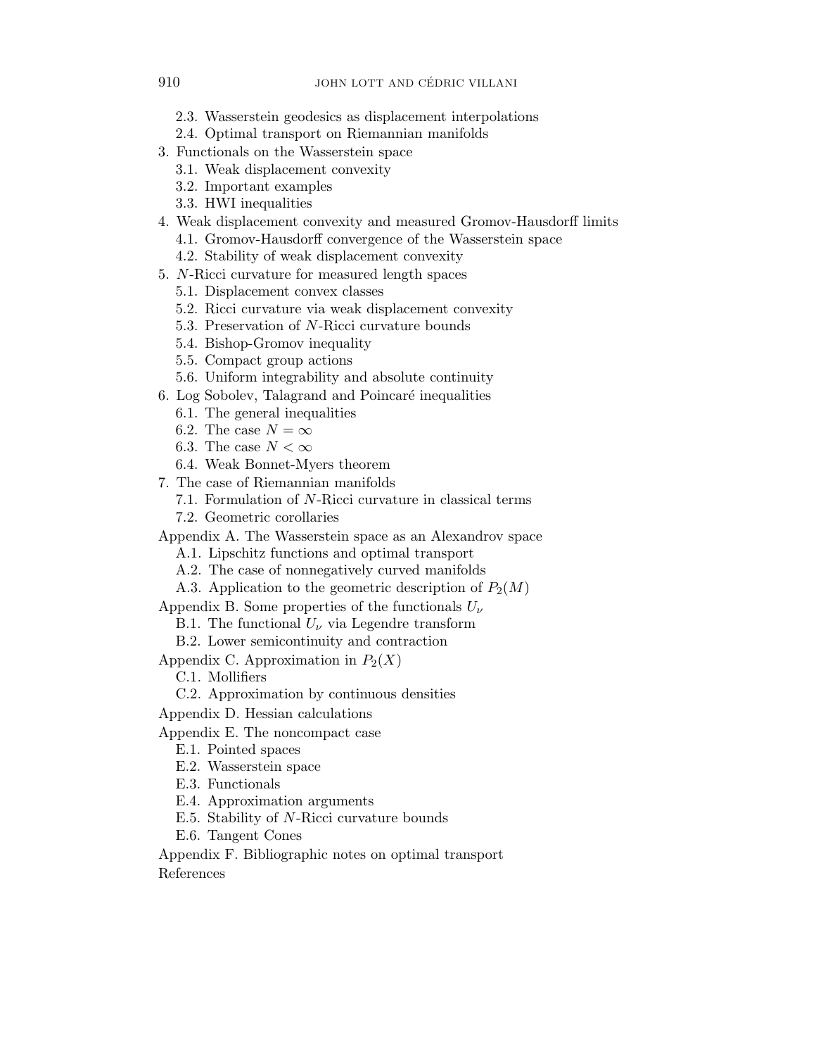- 2.3. Wasserstein geodesics as displacement interpolations
- 2.4. Optimal transport on Riemannian manifolds

3. Functionals on the Wasserstein space
   - 3.1. Weak displacement convexity
   - 3.2. Important examples
   - 3.3. HWI inequalities
4. Weak displacement convexity and measured Gromov-Hausdorff limits
   - 4.1. Gromov-Hausdorff convergence of the Wasserstein space
   - 4.2. Stability of weak displacement convexity
5. $N$-Ricci curvature for measured length spaces
   - 5.1. Displacement convex classes
   - 5.2. Ricci curvature via weak displacement convexity
   - 5.3. Preservation of $N$-Ricci curvature bounds
   - 5.4. Bishop-Gromov inequality
   - 5.5. Compact group actions
   - 5.6. Uniform integrability and absolute continuity
6. Log Sobolev, Talagrand and Poincaré inequalities
   - 6.1. The general inequalities
   - 6.2. The case $N = \infty$
   - 6.3. The case $N < \infty$
   - 6.4. Weak Bonnet-Myers theorem
7. The case of Riemannian manifolds
   - 7.1. Formulation of $N$-Ricci curvature in classical terms
   - 7.2. Geometric corollaries

Appendix A. The Wasserstein space as an Alexandrov space
- A.1. Lipschitz functions and optimal transport
- A.2. The case of nonnegatively curved manifolds
- A.3. Application to the geometric description of $P_2(M)$

Appendix B. Some properties of the functionals $U_\nu$
- B.1. The functional $U_\nu$ via Legendre transform
- B.2. Lower semicontinuity and contraction

Appendix C. Approximation in $P_2(X)$
- C.1. Mollifiers
- C.2. Approximation by continuous densities

Appendix D. Hessian calculations

Appendix E. The noncompact case
- E.1. Pointed spaces
- E.2. Wasserstein space
- E.3. Functionals
- E.4. Approximation arguments
- E.5. Stability of $N$-Ricci curvature bounds
- E.6. Tangent Cones

Appendix F. Bibliographic notes on optimal transport

References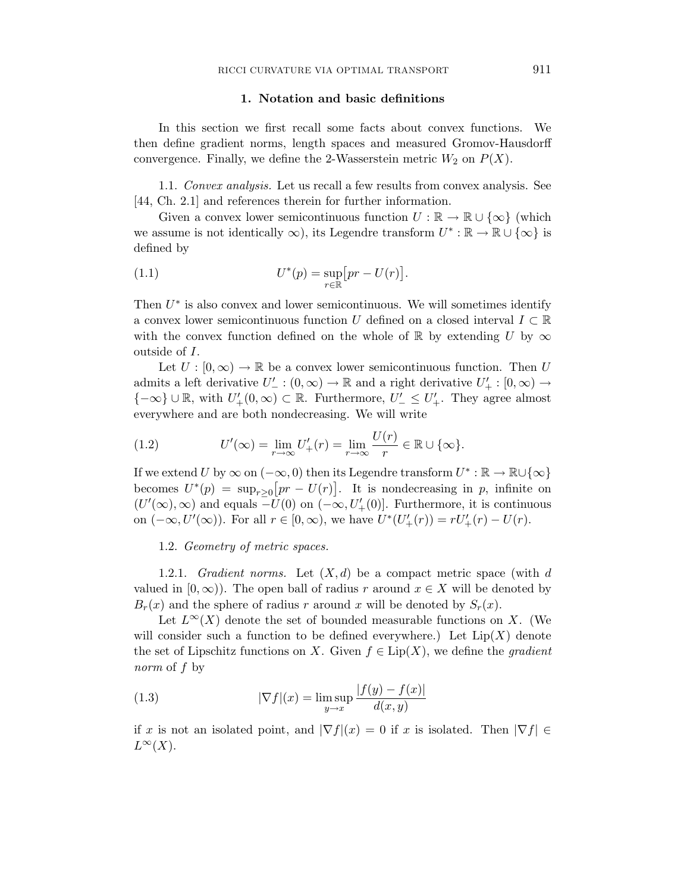## 1. Notation and basic definitions

In this section we first recall some facts about convex functions. We then define gradient norms, length spaces and measured Gromov-Hausdorff convergence. Finally, we define the 2-Wasserstein metric $W_2$ on $P(X)$.

1.1. *Convex analysis.* Let us recall a few results from convex analysis. See [44, Ch. 2.1] and references therein for further information.

Given a convex lower semicontinuous function $U : \mathbb{R} \to \mathbb{R} \cup \{\infty\}$ (which we assume is not identically $\infty$), its Legendre transform $U^* : \mathbb{R} \to \mathbb{R} \cup \{\infty\}$ is defined by

$$U^*(p) = \sup_{r \in \mathbb{R}} \big[ pr - U(r) \big]. \tag{1.1}$$

Then $U^*$ is also convex and lower semicontinuous. We will sometimes identify a convex lower semicontinuous function $U$ defined on a closed interval $I \subset \mathbb{R}$ with the convex function defined on the whole of $\mathbb{R}$ by extending $U$ by $\infty$ outside of $I$.

Let $U : [0, \infty) \to \mathbb{R}$ be a convex lower semicontinuous function. Then $U$ admits a left derivative $U'_- : (0, \infty) \to \mathbb{R}$ and a right derivative $U'_+ : [0, \infty) \to \{-\infty\} \cup \mathbb{R}$, with $U'_+(0, \infty) \subset \mathbb{R}$. Furthermore, $U'_- \leq U'_+$. They agree almost everywhere and are both nondecreasing. We will write

$$U'(\infty) = \lim_{r \to \infty} U'_+(r) = \lim_{r \to \infty} \frac{U(r)}{r} \in \mathbb{R} \cup \{\infty\}. \tag{1.2}$$

If we extend $U$ by $\infty$ on $(-\infty, 0)$ then its Legendre transform $U^* : \mathbb{R} \to \mathbb{R} \cup \{\infty\}$ becomes $U^*(p) = \sup_{r \geq 0} \big[ pr - U(r) \big]$. It is nondecreasing in $p$, infinite on $(U'(\infty), \infty)$ and equals $-U(0)$ on $(-\infty, U'_+(0)]$. Furthermore, it is continuous on $(-\infty, U'(\infty))$. For all $r \in [0, \infty)$, we have $U^*(U'_+(r)) = rU'_+(r) - U(r)$.

1.2. *Geometry of metric spaces.*

1.2.1. *Gradient norms.* Let $(X, d)$ be a compact metric space (with $d$ valued in $[0, \infty)$). The open ball of radius $r$ around $x \in X$ will be denoted by $B_r(x)$ and the sphere of radius $r$ around $x$ will be denoted by $S_r(x)$.

Let $L^\infty(X)$ denote the set of bounded measurable functions on $X$. (We will consider such a function to be defined everywhere.) Let $\mathrm{Lip}(X)$ denote the set of Lipschitz functions on $X$. Given $f \in \mathrm{Lip}(X)$, we define the *gradient norm* of $f$ by

$$|\nabla f|(x) = \limsup_{y \to x} \frac{|f(y) - f(x)|}{d(x, y)} \tag{1.3}$$

if $x$ is not an isolated point, and $|\nabla f|(x) = 0$ if $x$ is isolated. Then $|\nabla f| \in L^\infty(X)$.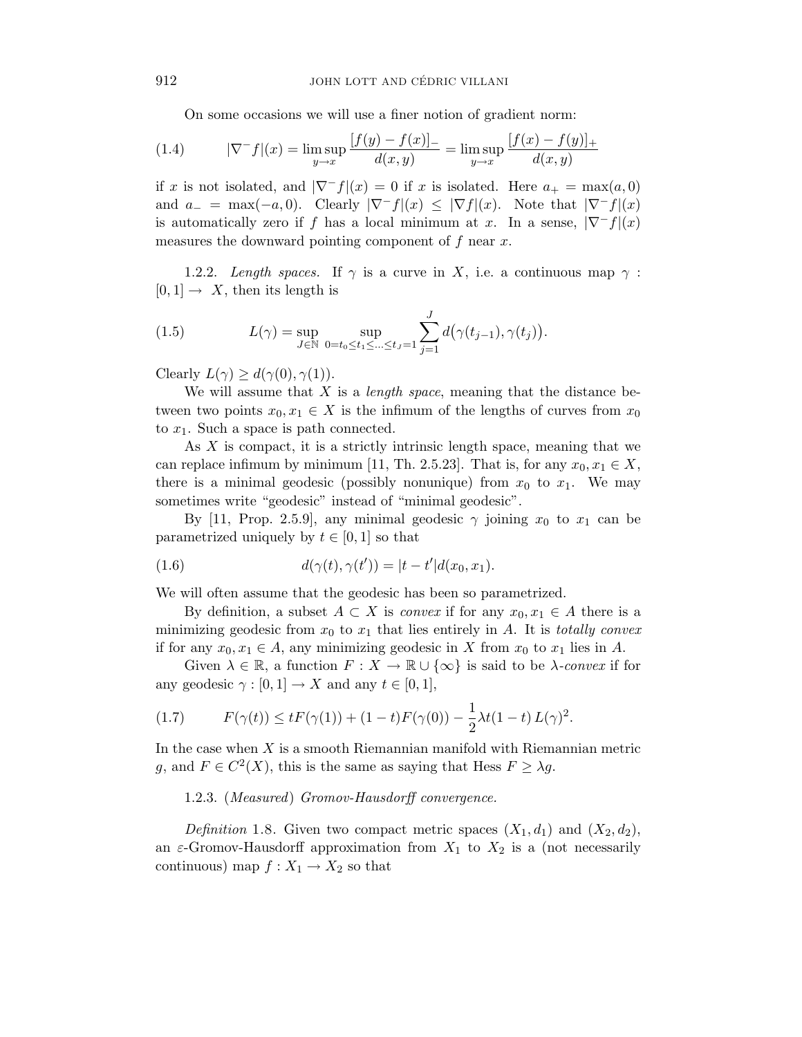On some occasions we will use a finer notion of gradient norm:

$$|\nabla^- f|(x) = \limsup_{y\to x} \frac{[f(y)-f(x)]_-}{d(x,y)} = \limsup_{y\to x} \frac{[f(x)-f(y)]_+}{d(x,y)} \tag{1.4}$$

if $x$ is not isolated, and $|\nabla^- f|(x) = 0$ if $x$ is isolated. Here $a_+ = \max(a,0)$ and $a_- = \max(-a,0)$. Clearly $|\nabla^- f|(x) \leq |\nabla f|(x)$. Note that $|\nabla^- f|(x)$ is automatically zero if $f$ has a local minimum at $x$. In a sense, $|\nabla^- f|(x)$ measures the downward pointing component of $f$ near $x$.

1.2.2. *Length spaces.* If $\gamma$ is a curve in $X$, i.e. a continuous map $\gamma : [0,1] \to X$, then its length is

$$L(\gamma) = \sup_{J\in\mathbb{N}} \sup_{0=t_0\leq t_1\leq \ldots \leq t_J=1} \sum_{j=1}^{J} d\big(\gamma(t_{j-1}), \gamma(t_j)\big). \tag{1.5}$$

Clearly $L(\gamma) \geq d(\gamma(0), \gamma(1))$.

We will assume that $X$ is a *length space*, meaning that the distance between two points $x_0, x_1 \in X$ is the infimum of the lengths of curves from $x_0$ to $x_1$. Such a space is path connected.

As $X$ is compact, it is a strictly intrinsic length space, meaning that we can replace infimum by minimum [11, Th. 2.5.23]. That is, for any $x_0, x_1 \in X$, there is a minimal geodesic (possibly nonunique) from $x_0$ to $x_1$. We may sometimes write "geodesic" instead of "minimal geodesic".

By [11, Prop. 2.5.9], any minimal geodesic $\gamma$ joining $x_0$ to $x_1$ can be parametrized uniquely by $t \in [0,1]$ so that

$$d(\gamma(t), \gamma(t')) = |t-t'| d(x_0, x_1). \tag{1.6}$$

We will often assume that the geodesic has been so parametrized.

By definition, a subset $A \subset X$ is *convex* if for any $x_0, x_1 \in A$ there is a minimizing geodesic from $x_0$ to $x_1$ that lies entirely in $A$. It is *totally convex* if for any $x_0, x_1 \in A$, any minimizing geodesic in $X$ from $x_0$ to $x_1$ lies in $A$.

Given $\lambda \in \mathbb{R}$, a function $F : X \to \mathbb{R} \cup \{\infty\}$ is said to be $\lambda$-*convex* if for any geodesic $\gamma : [0,1] \to X$ and any $t \in [0,1]$,

$$F(\gamma(t)) \leq tF(\gamma(1)) + (1-t)F(\gamma(0)) - \frac{1}{2}\lambda t(1-t)\, L(\gamma)^2. \tag{1.7}$$

In the case when $X$ is a smooth Riemannian manifold with Riemannian metric $g$, and $F \in C^2(X)$, this is the same as saying that Hess $F \geq \lambda g$.

1.2.3. (*Measured*) *Gromov-Hausdorff convergence.*

*Definition* 1.8. Given two compact metric spaces $(X_1, d_1)$ and $(X_2, d_2)$, an $\varepsilon$-Gromov-Hausdorff approximation from $X_1$ to $X_2$ is a (not necessarily continuous) map $f : X_1 \to X_2$ so that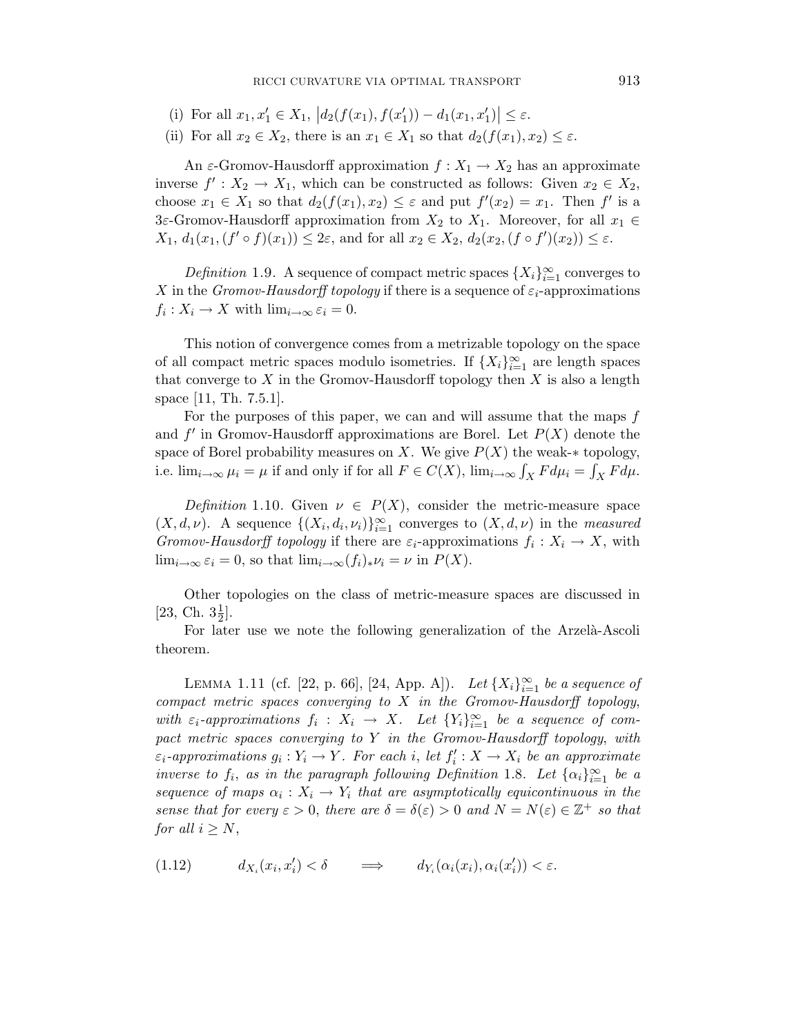(i) For all $x_1, x_1' \in X_1$, $\left| d_2(f(x_1), f(x_1')) - d_1(x_1, x_1') \right| \leq \varepsilon$.

(ii) For all $x_2 \in X_2$, there is an $x_1 \in X_1$ so that $d_2(f(x_1), x_2) \leq \varepsilon$.

An $\varepsilon$-Gromov-Hausdorff approximation $f : X_1 \to X_2$ has an approximate inverse $f' : X_2 \to X_1$, which can be constructed as follows: Given $x_2 \in X_2$, choose $x_1 \in X_1$ so that $d_2(f(x_1), x_2) \leq \varepsilon$ and put $f'(x_2) = x_1$. Then $f'$ is a $3\varepsilon$-Gromov-Hausdorff approximation from $X_2$ to $X_1$. Moreover, for all $x_1 \in X_1$, $d_1(x_1, (f' \circ f)(x_1)) \leq 2\varepsilon$, and for all $x_2 \in X_2$, $d_2(x_2, (f \circ f')(x_2)) \leq \varepsilon$.

*Definition* 1.9. A sequence of compact metric spaces $\{X_i\}_{i=1}^{\infty}$ converges to $X$ in the *Gromov-Hausdorff topology* if there is a sequence of $\varepsilon_i$-approximations $f_i : X_i \to X$ with $\lim_{i \to \infty} \varepsilon_i = 0$.

This notion of convergence comes from a metrizable topology on the space of all compact metric spaces modulo isometries. If $\{X_i\}_{i=1}^{\infty}$ are length spaces that converge to $X$ in the Gromov-Hausdorff topology then $X$ is also a length space [11, Th. 7.5.1].

For the purposes of this paper, we can and will assume that the maps $f$ and $f'$ in Gromov-Hausdorff approximations are Borel. Let $P(X)$ denote the space of Borel probability measures on $X$. We give $P(X)$ the weak-$*$ topology, i.e. $\lim_{i \to \infty} \mu_i = \mu$ if and only if for all $F \in C(X)$, $\lim_{i \to \infty} \int_X F d\mu_i = \int_X F d\mu$.

*Definition* 1.10. Given $\nu \in P(X)$, consider the metric-measure space $(X, d, \nu)$. A sequence $\{(X_i, d_i, \nu_i)\}_{i=1}^{\infty}$ converges to $(X, d, \nu)$ in the *measured Gromov-Hausdorff topology* if there are $\varepsilon_i$-approximations $f_i : X_i \to X$, with $\lim_{i \to \infty} \varepsilon_i = 0$, so that $\lim_{i \to \infty} (f_i)_* \nu_i = \nu$ in $P(X)$.

Other topologies on the class of metric-measure spaces are discussed in [23, Ch. $3\frac{1}{2}$].

For later use we note the following generalization of the Arzelà-Ascoli theorem.

Lemma 1.11 (cf. [22, p. 66], [24, App. A]). *Let $\{X_i\}_{i=1}^{\infty}$ be a sequence of compact metric spaces converging to $X$ in the Gromov-Hausdorff topology, with $\varepsilon_i$-approximations $f_i : X_i \to X$. Let $\{Y_i\}_{i=1}^{\infty}$ be a sequence of compact metric spaces converging to $Y$ in the Gromov-Hausdorff topology, with $\varepsilon_i$-approximations $g_i : Y_i \to Y$. For each $i$, let $f_i' : X \to X_i$ be an approximate inverse to $f_i$, as in the paragraph following Definition* 1.8. *Let $\{\alpha_i\}_{i=1}^{\infty}$ be a sequence of maps $\alpha_i : X_i \to Y_i$ that are asymptotically equicontinuous in the sense that for every $\varepsilon > 0$, there are $\delta = \delta(\varepsilon) > 0$ and $N = N(\varepsilon) \in \mathbb{Z}^+$ so that for all $i \geq N$,*

$$d_{X_i}(x_i, x_i') < \delta \qquad \Longrightarrow \qquad d_{Y_i}(\alpha_i(x_i), \alpha_i(x_i')) < \varepsilon. \tag{1.12}$$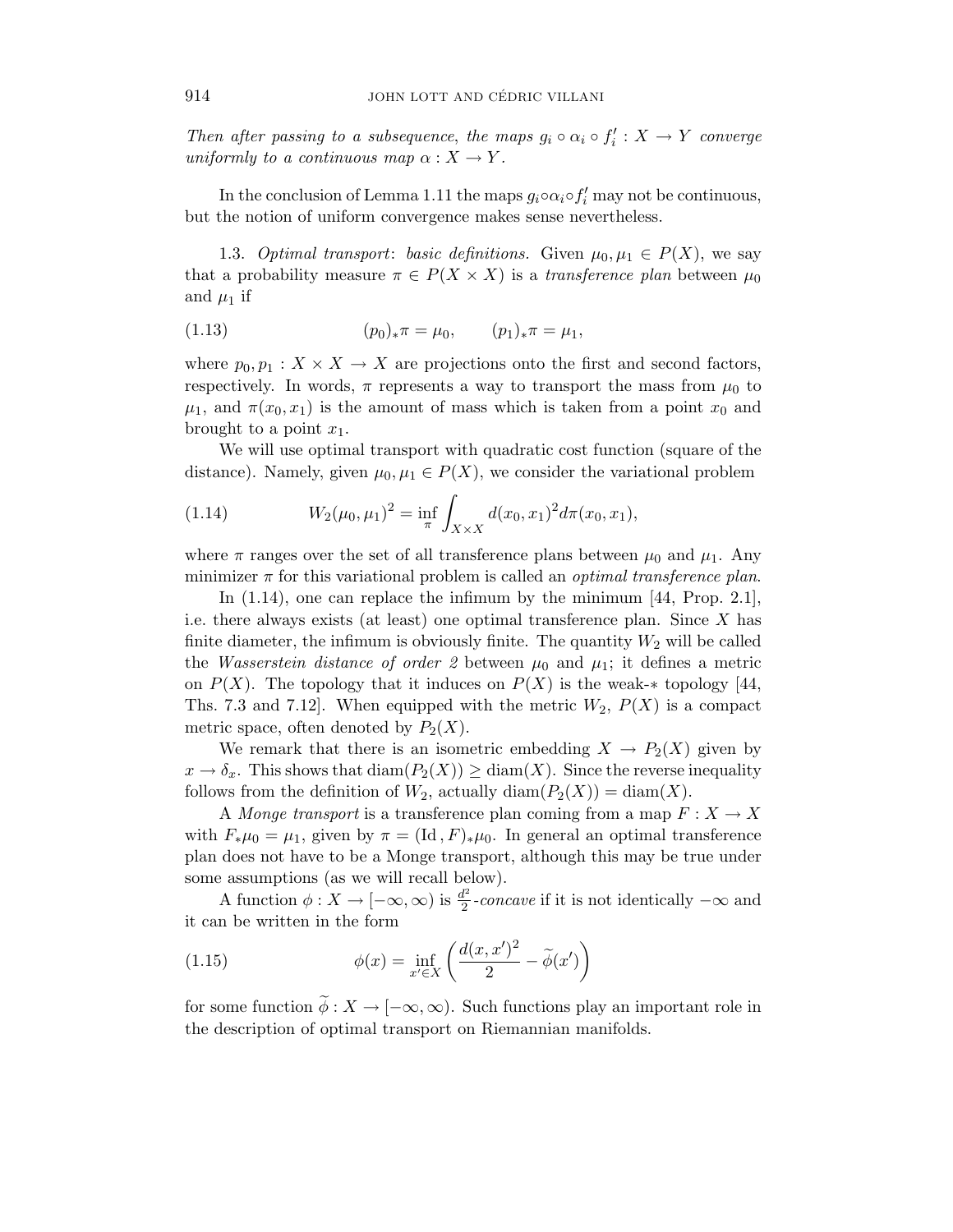*Then after passing to a subsequence, the maps $g_i \circ \alpha_i \circ f_i' : X \to Y$ converge uniformly to a continuous map $\alpha : X \to Y$.*

In the conclusion of Lemma 1.11 the maps $g_i \circ \alpha_i \circ f_i'$ may not be continuous, but the notion of uniform convergence makes sense nevertheless.

1.3. *Optimal transport*: *basic definitions.* Given $\mu_0, \mu_1 \in P(X)$, we say that a probability measure $\pi \in P(X \times X)$ is a *transference plan* between $\mu_0$ and $\mu_1$ if

$$(p_0)_* \pi = \mu_0, \qquad (p_1)_* \pi = \mu_1, \tag{1.13}$$

where $p_0, p_1 : X \times X \to X$ are projections onto the first and second factors, respectively. In words, $\pi$ represents a way to transport the mass from $\mu_0$ to $\mu_1$, and $\pi(x_0, x_1)$ is the amount of mass which is taken from a point $x_0$ and brought to a point $x_1$.

We will use optimal transport with quadratic cost function (square of the distance). Namely, given $\mu_0, \mu_1 \in P(X)$, we consider the variational problem

$$W_2(\mu_0, \mu_1)^2 = \inf_{\pi} \int_{X \times X} d(x_0, x_1)^2 d\pi(x_0, x_1), \tag{1.14}$$

where $\pi$ ranges over the set of all transference plans between $\mu_0$ and $\mu_1$. Any minimizer $\pi$ for this variational problem is called an *optimal transference plan*.

In (1.14), one can replace the infimum by the minimum [44, Prop. 2.1], i.e. there always exists (at least) one optimal transference plan. Since $X$ has finite diameter, the infimum is obviously finite. The quantity $W_2$ will be called the *Wasserstein distance of order 2* between $\mu_0$ and $\mu_1$; it defines a metric on $P(X)$. The topology that it induces on $P(X)$ is the weak-$*$ topology [44, Ths. 7.3 and 7.12]. When equipped with the metric $W_2$, $P(X)$ is a compact metric space, often denoted by $P_2(X)$.

We remark that there is an isometric embedding $X \to P_2(X)$ given by $x \to \delta_x$. This shows that $\operatorname{diam}(P_2(X)) \geq \operatorname{diam}(X)$. Since the reverse inequality follows from the definition of $W_2$, actually $\operatorname{diam}(P_2(X)) = \operatorname{diam}(X)$.

A *Monge transport* is a transference plan coming from a map $F : X \to X$ with $F_* \mu_0 = \mu_1$, given by $\pi = (\mathrm{Id}, F)_* \mu_0$. In general an optimal transference plan does not have to be a Monge transport, although this may be true under some assumptions (as we will recall below).

A function $\phi : X \to [-\infty, \infty)$ is $\frac{d^2}{2}$-*concave* if it is not identically $-\infty$ and it can be written in the form

$$\phi(x) = \inf_{x' \in X} \left( \frac{d(x, x')^2}{2} - \widetilde{\phi}(x') \right) \tag{1.15}$$

for some function $\widetilde{\phi} : X \to [-\infty, \infty)$. Such functions play an important role in the description of optimal transport on Riemannian manifolds.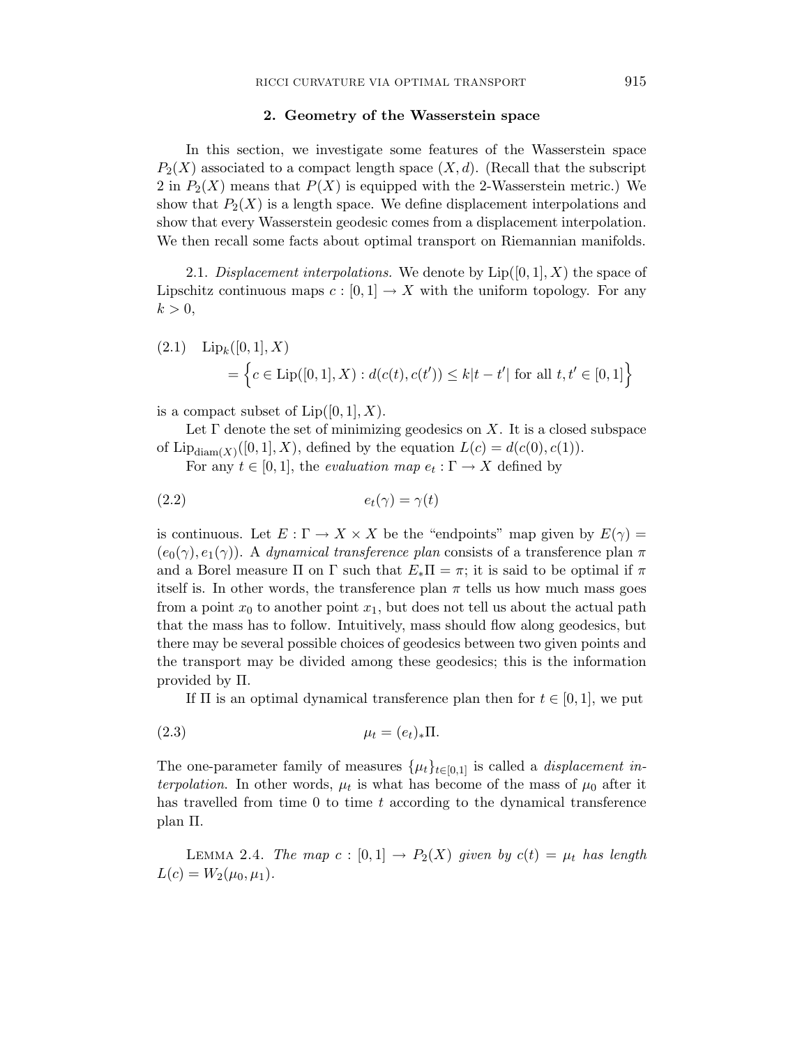## 2. Geometry of the Wasserstein space

In this section, we investigate some features of the Wasserstein space $P_2(X)$ associated to a compact length space $(X, d)$. (Recall that the subscript 2 in $P_2(X)$ means that $P(X)$ is equipped with the 2-Wasserstein metric.) We show that $P_2(X)$ is a length space. We define displacement interpolations and show that every Wasserstein geodesic comes from a displacement interpolation. We then recall some facts about optimal transport on Riemannian manifolds.

2.1. *Displacement interpolations.* We denote by $\mathrm{Lip}([0,1], X)$ the space of Lipschitz continuous maps $c : [0,1] \to X$ with the uniform topology. For any $k > 0$,

$$
\begin{aligned}
\text{(2.1)} \quad & \mathrm{Lip}_k([0,1], X) \\
&= \Big\{ c \in \mathrm{Lip}([0,1], X) : d(c(t), c(t')) \leq k|t - t'| \text{ for all } t, t' \in [0,1] \Big\}
\end{aligned}
$$

is a compact subset of $\mathrm{Lip}([0,1], X)$.

Let $\Gamma$ denote the set of minimizing geodesics on $X$. It is a closed subspace of $\mathrm{Lip}_{\mathrm{diam}(X)}([0,1], X)$, defined by the equation $L(c) = d(c(0), c(1))$.

For any $t \in [0,1]$, the *evaluation map* $e_t : \Gamma \to X$ defined by

$$
e_t(\gamma) = \gamma(t) \tag{2.2}
$$

is continuous. Let $E : \Gamma \to X \times X$ be the "endpoints" map given by $E(\gamma) = (e_0(\gamma), e_1(\gamma))$. A *dynamical transference plan* consists of a transference plan $\pi$ and a Borel measure $\Pi$ on $\Gamma$ such that $E_* \Pi = \pi$; it is said to be optimal if $\pi$ itself is. In other words, the transference plan $\pi$ tells us how much mass goes from a point $x_0$ to another point $x_1$, but does not tell us about the actual path that the mass has to follow. Intuitively, mass should flow along geodesics, but there may be several possible choices of geodesics between two given points and the transport may be divided among these geodesics; this is the information provided by $\Pi$.

If $\Pi$ is an optimal dynamical transference plan then for $t \in [0,1]$, we put

$$
\mu_t = (e_t)_* \Pi. \tag{2.3}
$$

The one-parameter family of measures $\{\mu_t\}_{t \in [0,1]}$ is called a *displacement interpolation*. In other words, $\mu_t$ is what has become of the mass of $\mu_0$ after it has travelled from time 0 to time $t$ according to the dynamical transference plan $\Pi$.

Lemma 2.4. *The map $c : [0,1] \to P_2(X)$ given by $c(t) = \mu_t$ has length $L(c) = W_2(\mu_0, \mu_1)$.*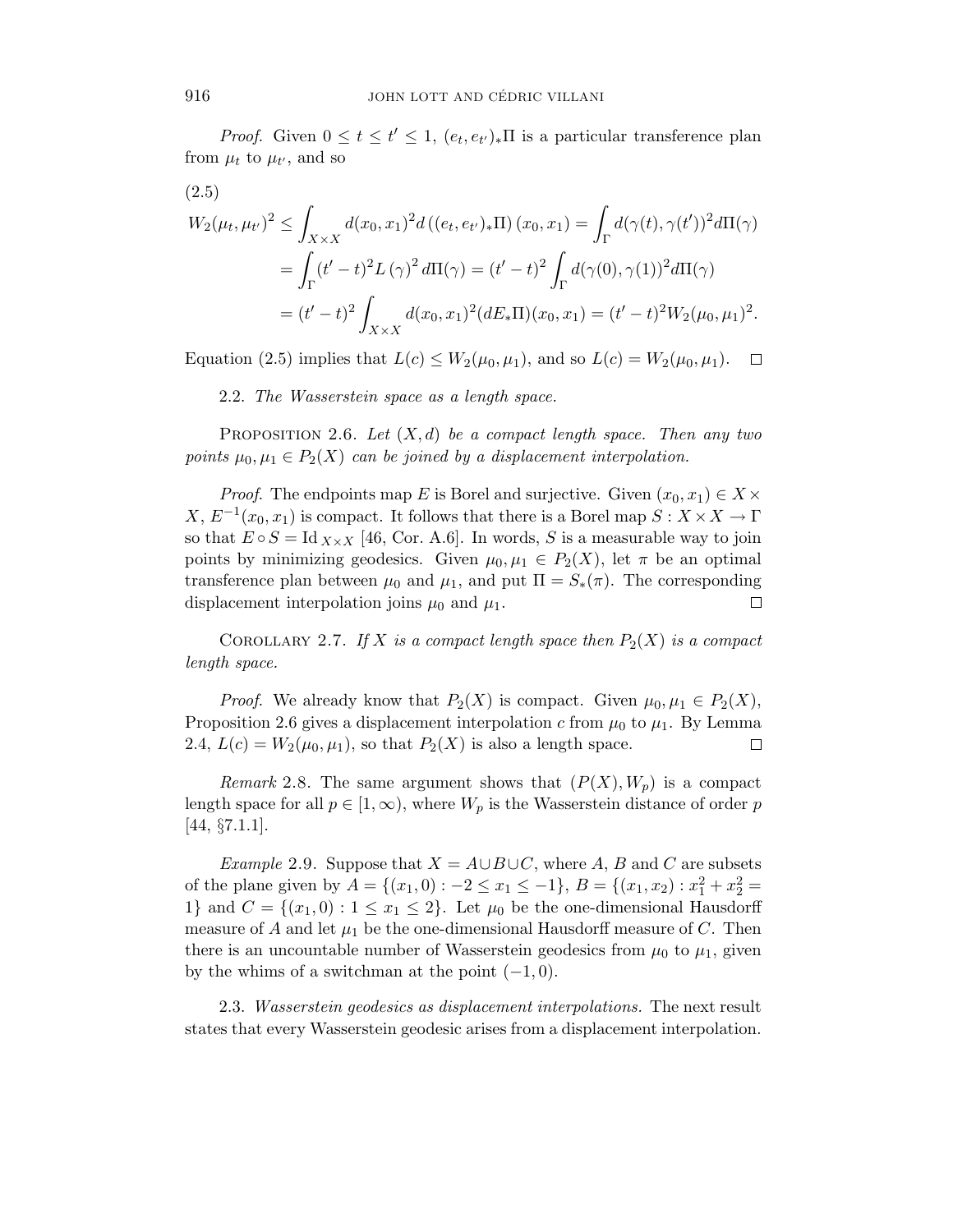*Proof.* Given $0 \leq t \leq t' \leq 1$, $(e_t, e_{t'})_* \Pi$ is a particular transference plan from $\mu_t$ to $\mu_{t'}$, and so

(2.5)

$$
\begin{aligned}
W_2(\mu_t, \mu_{t'})^2 &\leq \int_{X \times X} d(x_0, x_1)^2 d\left((e_t, e_{t'})_* \Pi\right)(x_0, x_1) = \int_\Gamma d(\gamma(t), \gamma(t'))^2 d\Pi(\gamma) \\
&= \int_\Gamma (t' - t)^2 L(\gamma)^2 \, d\Pi(\gamma) = (t' - t)^2 \int_\Gamma d(\gamma(0), \gamma(1))^2 d\Pi(\gamma) \\
&= (t' - t)^2 \int_{X \times X} d(x_0, x_1)^2 (dE_* \Pi)(x_0, x_1) = (t' - t)^2 W_2(\mu_0, \mu_1)^2.
\end{aligned}
$$

Equation (2.5) implies that $L(c) \leq W_2(\mu_0, \mu_1)$, and so $L(c) = W_2(\mu_0, \mu_1)$. $\square$

2.2. *The Wasserstein space as a length space.*

Proposition 2.6. *Let $(X, d)$ be a compact length space. Then any two points $\mu_0, \mu_1 \in P_2(X)$ can be joined by a displacement interpolation.*

*Proof.* The endpoints map $E$ is Borel and surjective. Given $(x_0, x_1) \in X \times X$, $E^{-1}(x_0, x_1)$ is compact. It follows that there is a Borel map $S : X \times X \to \Gamma$ so that $E \circ S = \mathrm{Id}_{X \times X}$ [46, Cor. A.6]. In words, $S$ is a measurable way to join points by minimizing geodesics. Given $\mu_0, \mu_1 \in P_2(X)$, let $\pi$ be an optimal transference plan between $\mu_0$ and $\mu_1$, and put $\Pi = S_*(\pi)$. The corresponding displacement interpolation joins $\mu_0$ and $\mu_1$. $\square$

Corollary 2.7. *If $X$ is a compact length space then $P_2(X)$ is a compact length space.*

*Proof.* We already know that $P_2(X)$ is compact. Given $\mu_0, \mu_1 \in P_2(X)$, Proposition 2.6 gives a displacement interpolation $c$ from $\mu_0$ to $\mu_1$. By Lemma 2.4, $L(c) = W_2(\mu_0, \mu_1)$, so that $P_2(X)$ is also a length space. $\square$

*Remark* 2.8. The same argument shows that $(P(X), W_p)$ is a compact length space for all $p \in [1, \infty)$, where $W_p$ is the Wasserstein distance of order $p$ [44, §7.1.1].

*Example* 2.9. Suppose that $X = A \cup B \cup C$, where $A$, $B$ and $C$ are subsets of the plane given by $A = \{(x_1, 0) : -2 \leq x_1 \leq -1\}$, $B = \{(x_1, x_2) : x_1^2 + x_2^2 = 1\}$ and $C = \{(x_1, 0) : 1 \leq x_1 \leq 2\}$. Let $\mu_0$ be the one-dimensional Hausdorff measure of $A$ and let $\mu_1$ be the one-dimensional Hausdorff measure of $C$. Then there is an uncountable number of Wasserstein geodesics from $\mu_0$ to $\mu_1$, given by the whims of a switchman at the point $(-1, 0)$.

2.3. *Wasserstein geodesics as displacement interpolations.* The next result states that every Wasserstein geodesic arises from a displacement interpolation.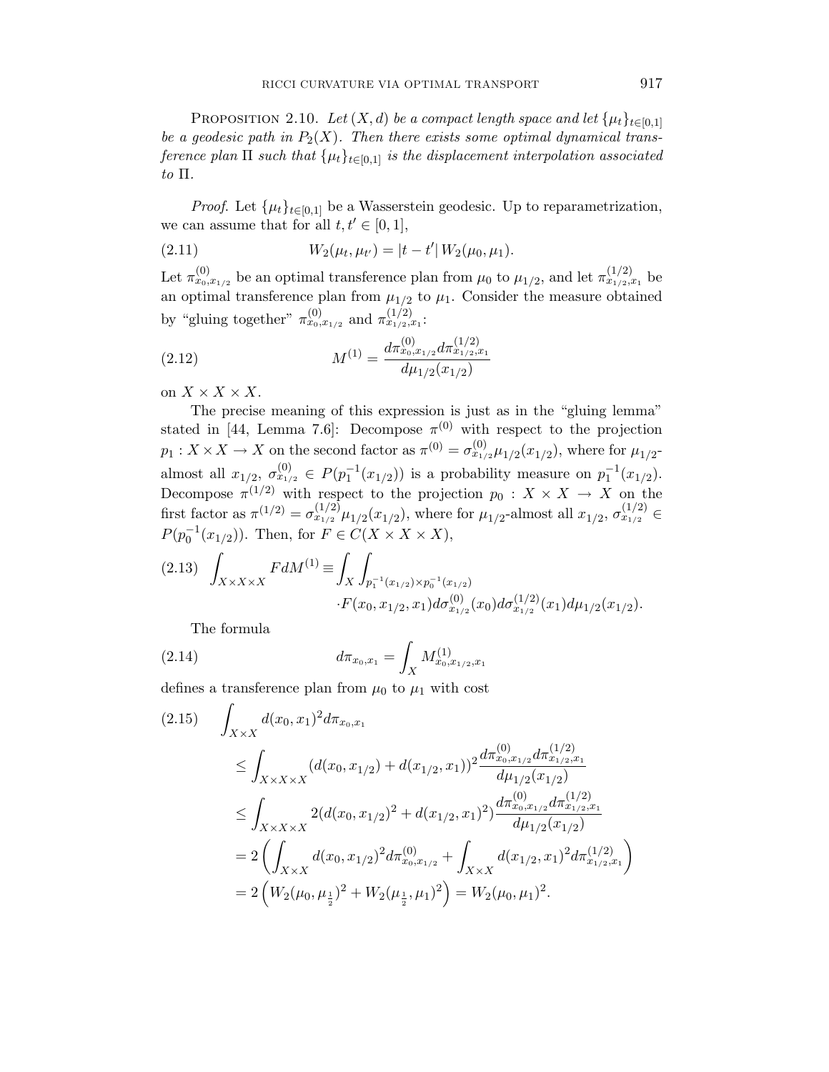Proposition 2.10. *Let $(X, d)$ be a compact length space and let $\{\mu_t\}_{t\in[0,1]}$ be a geodesic path in $P_2(X)$. Then there exists some optimal dynamical transference plan $\Pi$ such that $\{\mu_t\}_{t\in[0,1]}$ is the displacement interpolation associated to $\Pi$.*

*Proof.* Let $\{\mu_t\}_{t\in[0,1]}$ be a Wasserstein geodesic. Up to reparametrization, we can assume that for all $t, t' \in [0, 1]$,

$$W_2(\mu_t, \mu_{t'}) = |t - t'|\, W_2(\mu_0, \mu_1). \tag{2.11}$$

Let $\pi^{(0)}_{x_0,x_{1/2}}$ be an optimal transference plan from $\mu_0$ to $\mu_{1/2}$, and let $\pi^{(1/2)}_{x_{1/2},x_1}$ be an optimal transference plan from $\mu_{1/2}$ to $\mu_1$. Consider the measure obtained by "gluing together" $\pi^{(0)}_{x_0,x_{1/2}}$ and $\pi^{(1/2)}_{x_{1/2},x_1}$:

$$M^{(1)} = \frac{d\pi^{(0)}_{x_0,x_{1/2}} d\pi^{(1/2)}_{x_{1/2},x_1}}{d\mu_{1/2}(x_{1/2})} \tag{2.12}$$

on $X \times X \times X$.

The precise meaning of this expression is just as in the "gluing lemma" stated in [44, Lemma 7.6]: Decompose $\pi^{(0)}$ with respect to the projection $p_1 : X \times X \to X$ on the second factor as $\pi^{(0)} = \sigma^{(0)}_{x_{1/2}} \mu_{1/2}(x_{1/2})$, where for $\mu_{1/2}$-almost all $x_{1/2}$, $\sigma^{(0)}_{x_{1/2}} \in P(p_1^{-1}(x_{1/2}))$ is a probability measure on $p_1^{-1}(x_{1/2})$. Decompose $\pi^{(1/2)}$ with respect to the projection $p_0 : X \times X \to X$ on the first factor as $\pi^{(1/2)} = \sigma^{(1/2)}_{x_{1/2}} \mu_{1/2}(x_{1/2})$, where for $\mu_{1/2}$-almost all $x_{1/2}$, $\sigma^{(1/2)}_{x_{1/2}} \in P(p_0^{-1}(x_{1/2}))$. Then, for $F \in C(X \times X \times X)$,

$$\int_{X\times X\times X} F dM^{(1)} \equiv \int_X \int_{p_1^{-1}(x_{1/2})\times p_0^{-1}(x_{1/2})} \cdot F(x_0, x_{1/2}, x_1) d\sigma^{(0)}_{x_{1/2}}(x_0) d\sigma^{(1/2)}_{x_{1/2}}(x_1) d\mu_{1/2}(x_{1/2}). \tag{2.13}$$

The formula

$$d\pi_{x_0,x_1} = \int_X M^{(1)}_{x_0,x_{1/2},x_1} \tag{2.14}$$

defines a transference plan from $\mu_0$ to $\mu_1$ with cost

$$\begin{aligned}
\int_{X\times X} d(x_0, x_1)^2 d\pi_{x_0,x_1} &\leq \int_{X\times X\times X} (d(x_0, x_{1/2}) + d(x_{1/2}, x_1))^2 \frac{d\pi^{(0)}_{x_0,x_{1/2}} d\pi^{(1/2)}_{x_{1/2},x_1}}{d\mu_{1/2}(x_{1/2})} \\
&\leq \int_{X\times X\times X} 2(d(x_0, x_{1/2})^2 + d(x_{1/2}, x_1)^2) \frac{d\pi^{(0)}_{x_0,x_{1/2}} d\pi^{(1/2)}_{x_{1/2},x_1}}{d\mu_{1/2}(x_{1/2})} \\
&= 2\left( \int_{X\times X} d(x_0, x_{1/2})^2 d\pi^{(0)}_{x_0,x_{1/2}} + \int_{X\times X} d(x_{1/2}, x_1)^2 d\pi^{(1/2)}_{x_{1/2},x_1} \right) \\
&= 2\left( W_2(\mu_0, \mu_{\frac{1}{2}})^2 + W_2(\mu_{\frac{1}{2}}, \mu_1)^2 \right) = W_2(\mu_0, \mu_1)^2.
\end{aligned} \tag{2.15}$$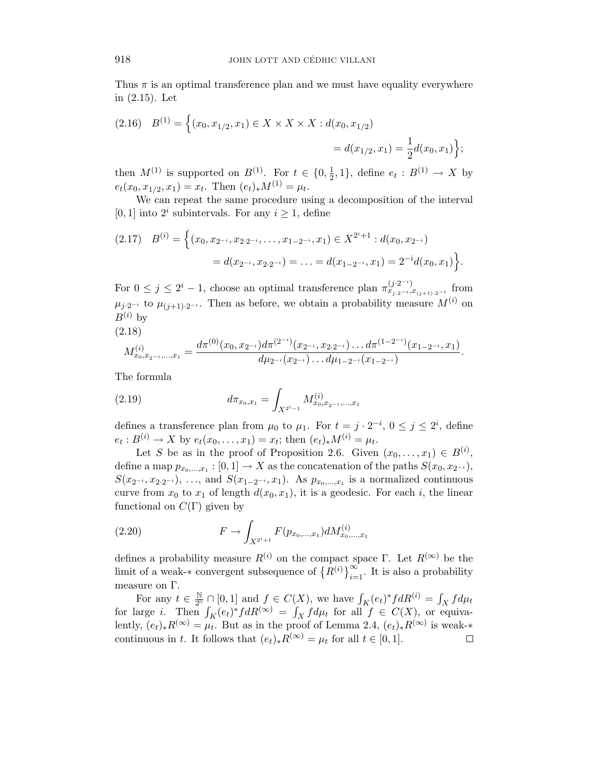Thus $\pi$ is an optimal transference plan and we must have equality everywhere in (2.15). Let

$$B^{(1)} = \Big\{(x_0, x_{1/2}, x_1) \in X \times X \times X : d(x_0, x_{1/2}) = d(x_{1/2}, x_1) = \frac{1}{2} d(x_0, x_1)\Big\}; \tag{2.16}$$

then $M^{(1)}$ is supported on $B^{(1)}$. For $t \in \{0, \frac{1}{2}, 1\}$, define $e_t : B^{(1)} \to X$ by $e_t(x_0, x_{1/2}, x_1) = x_t$. Then $(e_t)_* M^{(1)} = \mu_t$.

We can repeat the same procedure using a decomposition of the interval $[0,1]$ into $2^i$ subintervals. For any $i \geq 1$, define

$$B^{(i)} = \Big\{(x_0, x_{2^{-i}}, x_{2\cdot 2^{-i}}, \ldots, x_{1-2^{-i}}, x_1) \in X^{2^i+1} : d(x_0, x_{2^{-i}}) = d(x_{2^{-i}}, x_{2\cdot 2^{-i}}) = \ldots = d(x_{1-2^{-i}}, x_1) = 2^{-i} d(x_0, x_1)\Big\}. \tag{2.17}$$

For $0 \leq j \leq 2^i - 1$, choose an optimal transference plan $\pi^{(j\cdot 2^{-i})}_{x_{j\cdot 2^{-i}}, x_{(j+1)\cdot 2^{-i}}}$ from $\mu_{j\cdot 2^{-i}}$ to $\mu_{(j+1)\cdot 2^{-i}}$. Then as before, we obtain a probability measure $M^{(i)}$ on $B^{(i)}$ by

$$M^{(i)}_{x_0, x_{2^{-i}}, \ldots, x_1} = \frac{d\pi^{(0)}(x_0, x_{2^{-i}}) d\pi^{(2^{-i})}(x_{2^{-i}}, x_{2\cdot 2^{-i}}) \ldots d\pi^{(1-2^{-i})}(x_{1-2^{-i}}, x_1)}{d\mu_{2^{-i}}(x_{2^{-i}}) \ldots d\mu_{1-2^{-i}}(x_{1-2^{-i}})}. \tag{2.18}$$

The formula

$$d\pi_{x_0, x_1} = \int_{X^{2^i-1}} M^{(i)}_{x_0, x_{2^{-i}}, \ldots, x_1} \tag{2.19}$$

defines a transference plan from $\mu_0$ to $\mu_1$. For $t = j \cdot 2^{-i}$, $0 \leq j \leq 2^i$, define $e_t : B^{(i)} \to X$ by $e_t(x_0, \ldots, x_1) = x_t$; then $(e_t)_* M^{(i)} = \mu_t$.

Let $S$ be as in the proof of Proposition 2.6. Given $(x_0, \ldots, x_1) \in B^{(i)}$, define a map $p_{x_0, \ldots, x_1} : [0,1] \to X$ as the concatenation of the paths $S(x_0, x_{2^{-i}})$, $S(x_{2^{-i}}, x_{2\cdot 2^{-i}})$, $\ldots$, and $S(x_{1-2^{-i}}, x_1)$. As $p_{x_0, \ldots, x_1}$ is a normalized continuous curve from $x_0$ to $x_1$ of length $d(x_0, x_1)$, it is a geodesic. For each $i$, the linear functional on $C(\Gamma)$ given by

$$F \to \int_{X^{2^i+1}} F(p_{x_0, \ldots, x_1}) dM^{(i)}_{x_0, \ldots, x_1} \tag{2.20}$$

defines a probability measure $R^{(i)}$ on the compact space $\Gamma$. Let $R^{(\infty)}$ be the limit of a weak-$*$ convergent subsequence of $\{R^{(i)}\}_{i=1}^{\infty}$. It is also a probability measure on $\Gamma$.

For any $t \in \frac{\mathbb{N}}{2^{\mathbb{N}}} \cap [0,1]$ and $f \in C(X)$, we have $\int_K (e_t)^* f dR^{(i)} = \int_X f d\mu_t$ for large $i$. Then $\int_K (e_t)^* f dR^{(\infty)} = \int_X f d\mu_t$ for all $f \in C(X)$, or equivalently, $(e_t)_* R^{(\infty)} = \mu_t$. But as in the proof of Lemma 2.4, $(e_t)_* R^{(\infty)}$ is weak-$*$ continuous in $t$. It follows that $(e_t)_* R^{(\infty)} = \mu_t$ for all $t \in [0,1]$. $\square$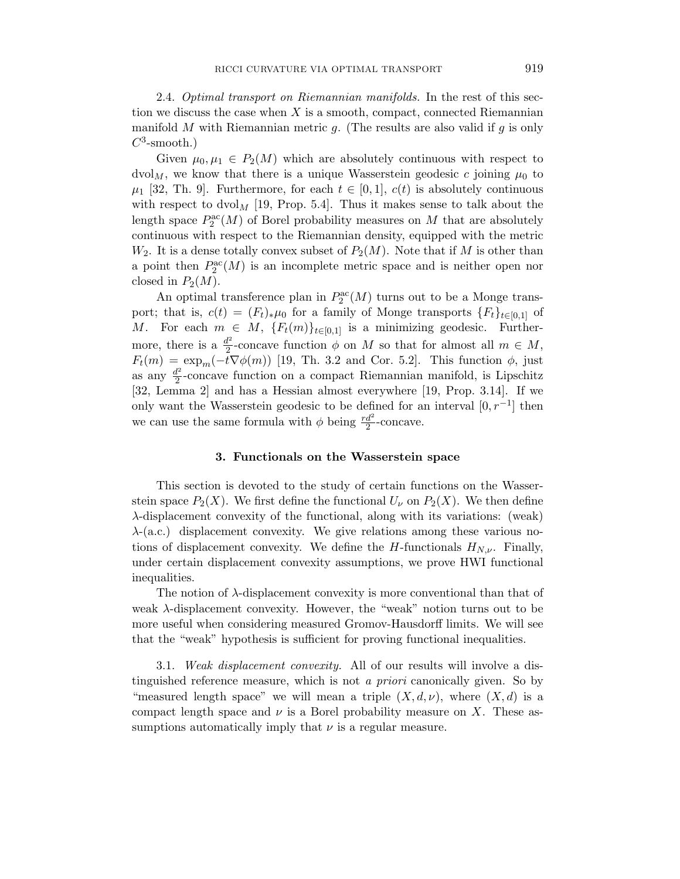2.4. *Optimal transport on Riemannian manifolds.* In the rest of this section we discuss the case when $X$ is a smooth, compact, connected Riemannian manifold $M$ with Riemannian metric $g$. (The results are also valid if $g$ is only $C^3$-smooth.)

Given $\mu_0, \mu_1 \in P_2(M)$ which are absolutely continuous with respect to $\mathrm{dvol}_M$, we know that there is a unique Wasserstein geodesic $c$ joining $\mu_0$ to $\mu_1$ [32, Th. 9]. Furthermore, for each $t \in [0,1]$, $c(t)$ is absolutely continuous with respect to $\mathrm{dvol}_M$ [19, Prop. 5.4]. Thus it makes sense to talk about the length space $P_2^{\mathrm{ac}}(M)$ of Borel probability measures on $M$ that are absolutely continuous with respect to the Riemannian density, equipped with the metric $W_2$. It is a dense totally convex subset of $P_2(M)$. Note that if $M$ is other than a point then $P_2^{\mathrm{ac}}(M)$ is an incomplete metric space and is neither open nor closed in $P_2(M)$.

An optimal transference plan in $P_2^{\mathrm{ac}}(M)$ turns out to be a Monge transport; that is, $c(t) = (F_t)_* \mu_0$ for a family of Monge transports $\{F_t\}_{t \in [0,1]}$ of $M$. For each $m \in M$, $\{F_t(m)\}_{t \in [0,1]}$ is a minimizing geodesic. Furthermore, there is a $\frac{d^2}{2}$-concave function $\phi$ on $M$ so that for almost all $m \in M$, $F_t(m) = \exp_m(-t \nabla \phi(m))$ [19, Th. 3.2 and Cor. 5.2]. This function $\phi$, just as any $\frac{d^2}{2}$-concave function on a compact Riemannian manifold, is Lipschitz [32, Lemma 2] and has a Hessian almost everywhere [19, Prop. 3.14]. If we only want the Wasserstein geodesic to be defined for an interval $[0, r^{-1}]$ then we can use the same formula with $\phi$ being $\frac{rd^2}{2}$-concave.

## 3. Functionals on the Wasserstein space

This section is devoted to the study of certain functions on the Wasserstein space $P_2(X)$. We first define the functional $U_\nu$ on $P_2(X)$. We then define $\lambda$-displacement convexity of the functional, along with its variations: (weak) $\lambda$-(a.c.) displacement convexity. We give relations among these various notions of displacement convexity. We define the $H$-functionals $H_{N,\nu}$. Finally, under certain displacement convexity assumptions, we prove HWI functional inequalities.

The notion of $\lambda$-displacement convexity is more conventional than that of weak $\lambda$-displacement convexity. However, the "weak" notion turns out to be more useful when considering measured Gromov-Hausdorff limits. We will see that the "weak" hypothesis is sufficient for proving functional inequalities.

3.1. *Weak displacement convexity.* All of our results will involve a distinguished reference measure, which is not *a priori* canonically given. So by "measured length space" we will mean a triple $(X, d, \nu)$, where $(X, d)$ is a compact length space and $\nu$ is a Borel probability measure on $X$. These assumptions automatically imply that $\nu$ is a regular measure.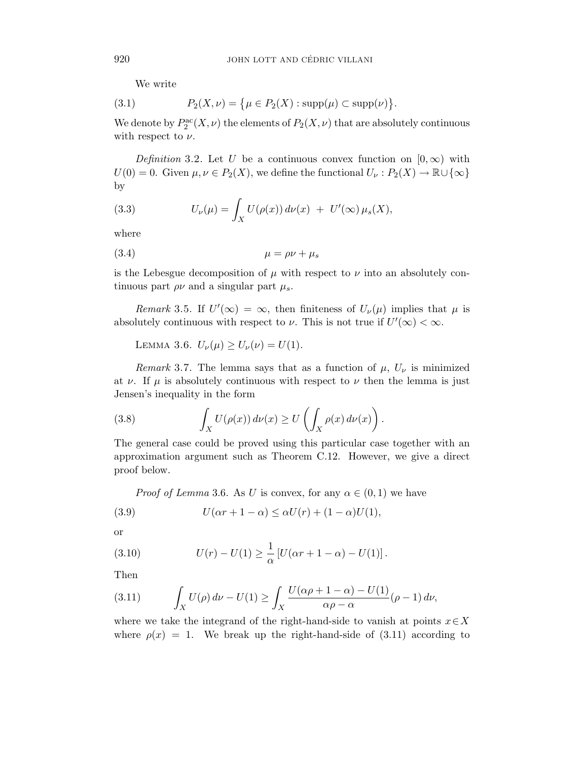We write

$$P_2(X, \nu) = \{\mu \in P_2(X) : \text{supp}(\mu) \subset \text{supp}(\nu)\}. \tag{3.1}$$

We denote by $P_2^{\text{ac}}(X, \nu)$ the elements of $P_2(X, \nu)$ that are absolutely continuous with respect to $\nu$.

*Definition* 3.2. Let $U$ be a continuous convex function on $[0, \infty)$ with $U(0) = 0$. Given $\mu, \nu \in P_2(X)$, we define the functional $U_\nu : P_2(X) \to \mathbb{R} \cup \{\infty\}$ by

$$U_\nu(\mu) = \int_X U(\rho(x))\, d\nu(x) \; + \; U'(\infty)\, \mu_s(X), \tag{3.3}$$

where

$$\mu = \rho\nu + \mu_s \tag{3.4}$$

is the Lebesgue decomposition of $\mu$ with respect to $\nu$ into an absolutely continuous part $\rho\nu$ and a singular part $\mu_s$.

*Remark* 3.5. If $U'(\infty) = \infty$, then finiteness of $U_\nu(\mu)$ implies that $\mu$ is absolutely continuous with respect to $\nu$. This is not true if $U'(\infty) < \infty$.

Lemma 3.6. *$U_\nu(\mu) \geq U_\nu(\nu) = U(1)$.*

*Remark* 3.7. The lemma says that as a function of $\mu$, $U_\nu$ is minimized at $\nu$. If $\mu$ is absolutely continuous with respect to $\nu$ then the lemma is just Jensen's inequality in the form

$$\int_X U(\rho(x))\, d\nu(x) \geq U\left(\int_X \rho(x)\, d\nu(x)\right). \tag{3.8}$$

The general case could be proved using this particular case together with an approximation argument such as Theorem C.12. However, we give a direct proof below.

*Proof of Lemma* 3.6. As $U$ is convex, for any $\alpha \in (0, 1)$ we have

$$U(\alpha r + 1 - \alpha) \leq \alpha U(r) + (1 - \alpha) U(1), \tag{3.9}$$

or

$$U(r) - U(1) \geq \frac{1}{\alpha}\left[U(\alpha r + 1 - \alpha) - U(1)\right]. \tag{3.10}$$

Then

$$\int_X U(\rho)\, d\nu - U(1) \geq \int_X \frac{U(\alpha\rho + 1 - \alpha) - U(1)}{\alpha\rho - \alpha}(\rho - 1)\, d\nu, \tag{3.11}$$

where we take the integrand of the right-hand-side to vanish at points $x \in X$ where $\rho(x) = 1$. We break up the right-hand-side of (3.11) according to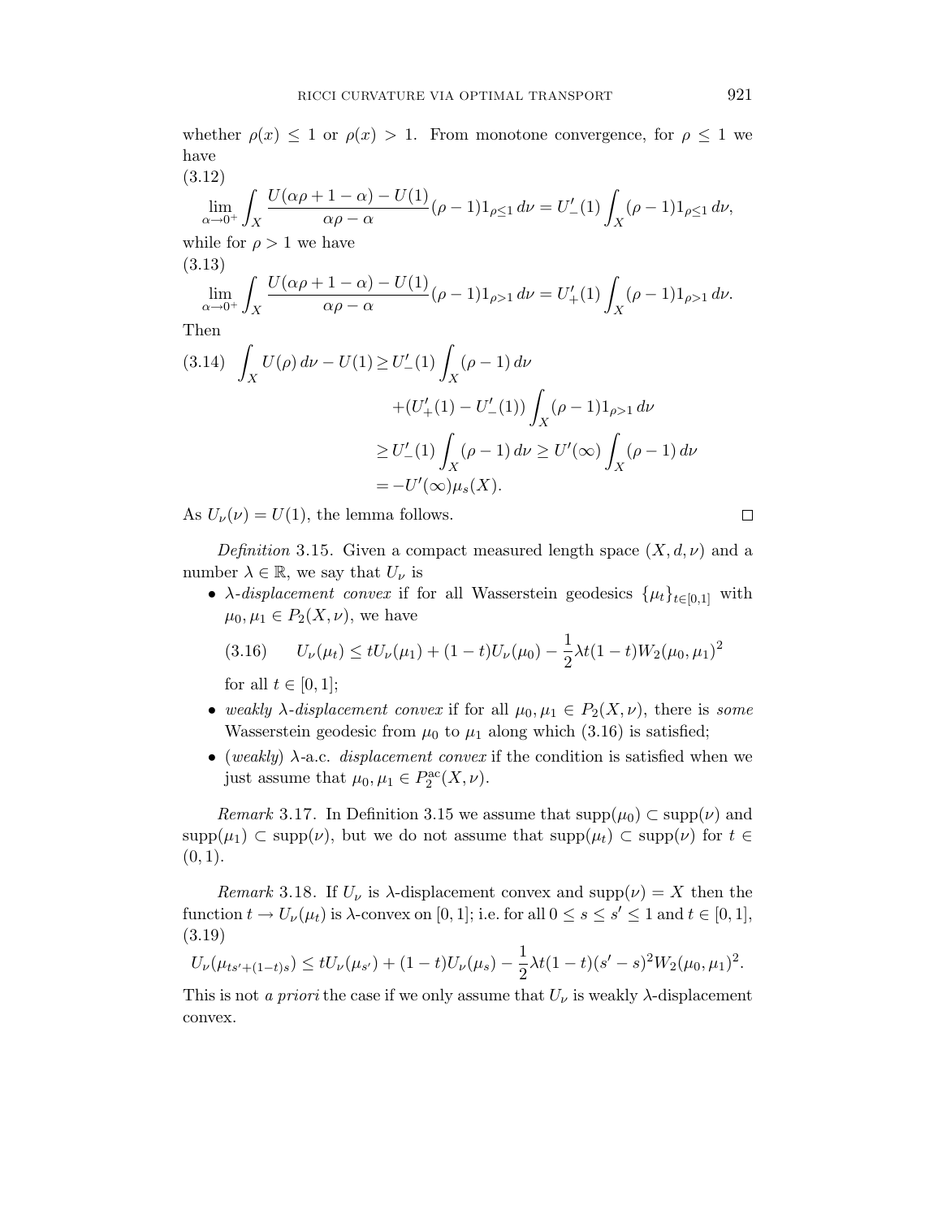whether $\rho(x) \le 1$ or $\rho(x) > 1$. From monotone convergence, for $\rho \le 1$ we have

(3.12)
$$\lim_{\alpha \to 0^+} \int_X \frac{U(\alpha\rho + 1 - \alpha) - U(1)}{\alpha\rho - \alpha} (\rho - 1) 1_{\rho \le 1} \, d\nu = U'_-(1) \int_X (\rho - 1) 1_{\rho \le 1} \, d\nu,$$

while for $\rho > 1$ we have

(3.13)
$$\lim_{\alpha \to 0^+} \int_X \frac{U(\alpha\rho + 1 - \alpha) - U(1)}{\alpha\rho - \alpha} (\rho - 1) 1_{\rho > 1} \, d\nu = U'_+(1) \int_X (\rho - 1) 1_{\rho > 1} \, d\nu.$$

Then

$$\begin{aligned}
(3.14) \quad \int_X U(\rho) \, d\nu - U(1) &\ge U'_-(1) \int_X (\rho - 1) \, d\nu \\
&\quad + (U'_+(1) - U'_-(1)) \int_X (\rho - 1) 1_{\rho > 1} \, d\nu \\
&\ge U'_-(1) \int_X (\rho - 1) \, d\nu \ge U'(\infty) \int_X (\rho - 1) \, d\nu \\
&= -U'(\infty) \mu_s(X).
\end{aligned}$$

As $U_\nu(\nu) = U(1)$, the lemma follows. $\square$

*Definition* 3.15. Given a compact measured length space $(X, d, \nu)$ and a number $\lambda \in \mathbb{R}$, we say that $U_\nu$ is

- $\lambda$-*displacement convex* if for all Wasserstein geodesics $\{\mu_t\}_{t \in [0,1]}$ with $\mu_0, \mu_1 \in P_2(X, \nu)$, we have

  $$(3.16) \qquad U_\nu(\mu_t) \le t U_\nu(\mu_1) + (1 - t) U_\nu(\mu_0) - \frac{1}{2} \lambda t (1 - t) W_2(\mu_0, \mu_1)^2$$

  for all $t \in [0, 1]$;
- *weakly* $\lambda$-*displacement convex* if for all $\mu_0, \mu_1 \in P_2(X, \nu)$, there is *some* Wasserstein geodesic from $\mu_0$ to $\mu_1$ along which (3.16) is satisfied;
- (*weakly*) $\lambda$-a.c. *displacement convex* if the condition is satisfied when we just assume that $\mu_0, \mu_1 \in P_2^{\mathrm{ac}}(X, \nu)$.

*Remark* 3.17. In Definition 3.15 we assume that $\mathrm{supp}(\mu_0) \subset \mathrm{supp}(\nu)$ and $\mathrm{supp}(\mu_1) \subset \mathrm{supp}(\nu)$, but we do not assume that $\mathrm{supp}(\mu_t) \subset \mathrm{supp}(\nu)$ for $t \in (0, 1)$.

*Remark* 3.18. If $U_\nu$ is $\lambda$-displacement convex and $\mathrm{supp}(\nu) = X$ then the function $t \to U_\nu(\mu_t)$ is $\lambda$-convex on $[0, 1]$; i.e. for all $0 \le s \le s' \le 1$ and $t \in [0, 1]$,

(3.19)
$$U_\nu(\mu_{ts' + (1-t)s}) \le t U_\nu(\mu_{s'}) + (1 - t) U_\nu(\mu_s) - \frac{1}{2} \lambda t (1 - t)(s' - s)^2 W_2(\mu_0, \mu_1)^2.$$

This is not *a priori* the case if we only assume that $U_\nu$ is weakly $\lambda$-displacement convex.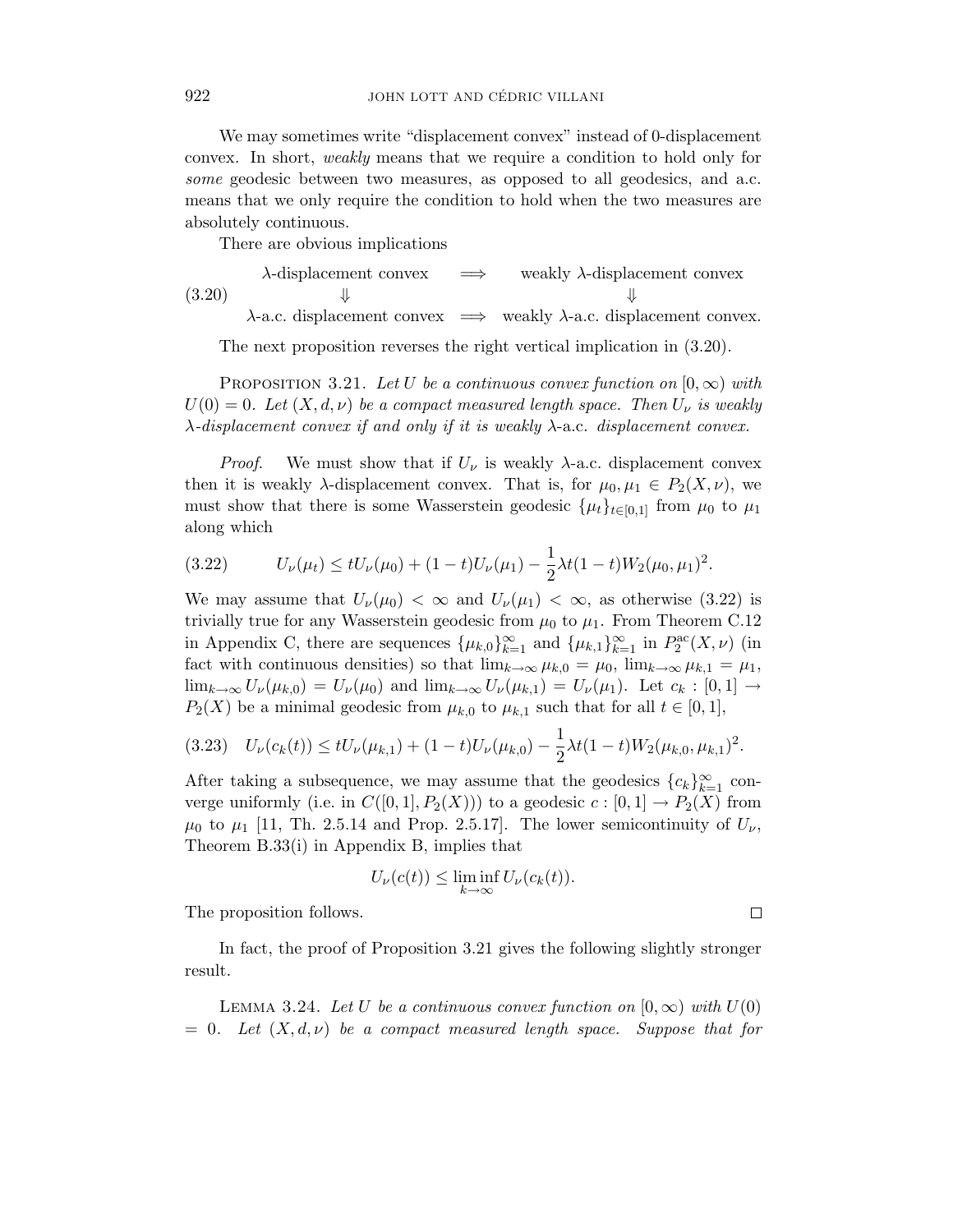We may sometimes write "displacement convex" instead of 0-displacement convex. In short, *weakly* means that we require a condition to hold only for *some* geodesic between two measures, as opposed to all geodesics, and a.c. means that we only require the condition to hold when the two measures are absolutely continuous.

There are obvious implications

$$\begin{array}{ccc} \lambda\text{-displacement convex} & \Longrightarrow & \text{weakly } \lambda\text{-displacement convex} \\ \Downarrow & & \Downarrow \\ \lambda\text{-a.c. displacement convex} & \Longrightarrow & \text{weakly } \lambda\text{-a.c. displacement convex.} \end{array} \tag{3.20}$$

The next proposition reverses the right vertical implication in (3.20).

Proposition 3.21. *Let $U$ be a continuous convex function on $[0,\infty)$ with $U(0) = 0$. Let $(X, d, \nu)$ be a compact measured length space. Then $U_\nu$ is weakly $\lambda$-displacement convex if and only if it is weakly $\lambda$-*a.c. *displacement convex.*

*Proof.* We must show that if $U_\nu$ is weakly $\lambda$-a.c. displacement convex then it is weakly $\lambda$-displacement convex. That is, for $\mu_0, \mu_1 \in P_2(X, \nu)$, we must show that there is some Wasserstein geodesic $\{\mu_t\}_{t\in[0,1]}$ from $\mu_0$ to $\mu_1$ along which

$$U_\nu(\mu_t) \leq tU_\nu(\mu_0) + (1-t)U_\nu(\mu_1) - \frac{1}{2}\lambda t(1-t)W_2(\mu_0, \mu_1)^2. \tag{3.22}$$

We may assume that $U_\nu(\mu_0) < \infty$ and $U_\nu(\mu_1) < \infty$, as otherwise (3.22) is trivially true for any Wasserstein geodesic from $\mu_0$ to $\mu_1$. From Theorem C.12 in Appendix C, there are sequences $\{\mu_{k,0}\}_{k=1}^\infty$ and $\{\mu_{k,1}\}_{k=1}^\infty$ in $P_2^{\mathrm{ac}}(X,\nu)$ (in fact with continuous densities) so that $\lim_{k\to\infty}\mu_{k,0} = \mu_0$, $\lim_{k\to\infty}\mu_{k,1} = \mu_1$, $\lim_{k\to\infty} U_\nu(\mu_{k,0}) = U_\nu(\mu_0)$ and $\lim_{k\to\infty} U_\nu(\mu_{k,1}) = U_\nu(\mu_1)$. Let $c_k : [0,1] \to P_2(X)$ be a minimal geodesic from $\mu_{k,0}$ to $\mu_{k,1}$ such that for all $t \in [0,1]$,

$$U_\nu(c_k(t)) \leq tU_\nu(\mu_{k,1}) + (1-t)U_\nu(\mu_{k,0}) - \frac{1}{2}\lambda t(1-t)W_2(\mu_{k,0}, \mu_{k,1})^2. \tag{3.23}$$

After taking a subsequence, we may assume that the geodesics $\{c_k\}_{k=1}^\infty$ converge uniformly (i.e. in $C([0,1], P_2(X))$) to a geodesic $c : [0,1] \to P_2(X)$ from $\mu_0$ to $\mu_1$ [11, Th. 2.5.14 and Prop. 2.5.17]. The lower semicontinuity of $U_\nu$, Theorem B.33(i) in Appendix B, implies that

$$U_\nu(c(t)) \leq \liminf_{k\to\infty} U_\nu(c_k(t)).$$

The proposition follows. □

In fact, the proof of Proposition 3.21 gives the following slightly stronger result.

Lemma 3.24. *Let $U$ be a continuous convex function on $[0,\infty)$ with $U(0) = 0$. Let $(X, d, \nu)$ be a compact measured length space. Suppose that for*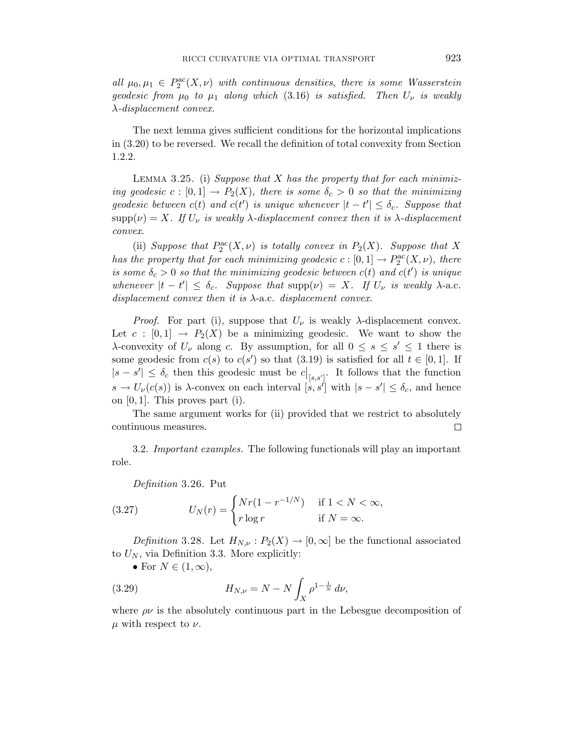*all $\mu_0, \mu_1 \in P_2^{\mathrm{ac}}(X, \nu)$ with continuous densities, there is some Wasserstein geodesic from $\mu_0$ to $\mu_1$ along which (3.16) is satisfied. Then $U_\nu$ is weakly $\lambda$-displacement convex.*

The next lemma gives sufficient conditions for the horizontal implications in (3.20) to be reversed. We recall the definition of total convexity from Section 1.2.2.

Lemma 3.25. (i) *Suppose that $X$ has the property that for each minimizing geodesic $c : [0,1] \to P_2(X)$, there is some $\delta_c > 0$ so that the minimizing geodesic between $c(t)$ and $c(t')$ is unique whenever $|t - t'| \leq \delta_c$. Suppose that $\mathrm{supp}(\nu) = X$. If $U_\nu$ is weakly $\lambda$-displacement convex then it is $\lambda$-displacement convex.*

(ii) *Suppose that $P_2^{\mathrm{ac}}(X, \nu)$ is totally convex in $P_2(X)$. Suppose that $X$ has the property that for each minimizing geodesic $c : [0,1] \to P_2^{\mathrm{ac}}(X, \nu)$, there is some $\delta_c > 0$ so that the minimizing geodesic between $c(t)$ and $c(t')$ is unique whenever $|t - t'| \leq \delta_c$. Suppose that $\mathrm{supp}(\nu) = X$. If $U_\nu$ is weakly $\lambda$-a.c. displacement convex then it is $\lambda$-a.c. displacement convex.*

*Proof.* For part (i), suppose that $U_\nu$ is weakly $\lambda$-displacement convex. Let $c : [0,1] \to P_2(X)$ be a minimizing geodesic. We want to show the $\lambda$-convexity of $U_\nu$ along $c$. By assumption, for all $0 \leq s \leq s' \leq 1$ there is some geodesic from $c(s)$ to $c(s')$ so that (3.19) is satisfied for all $t \in [0,1]$. If $|s - s'| \leq \delta_c$ then this geodesic must be $c\big|_{[s,s']}$. It follows that the function $s \to U_\nu(c(s))$ is $\lambda$-convex on each interval $[s, s']$ with $|s - s'| \leq \delta_c$, and hence on $[0,1]$. This proves part (i).

The same argument works for (ii) provided that we restrict to absolutely continuous measures. $\square$

3.2. *Important examples.* The following functionals will play an important role.

*Definition* 3.26. Put

$$U_N(r) = \begin{cases} Nr(1 - r^{-1/N}) & \text{if } 1 < N < \infty, \\ r \log r & \text{if } N = \infty. \end{cases} \tag{3.27}$$

*Definition* 3.28. Let $H_{N,\nu} : P_2(X) \to [0, \infty]$ be the functional associated to $U_N$, via Definition 3.3. More explicitly:

- For $N \in (1, \infty)$,

$$H_{N,\nu} = N - N \int_X \rho^{1 - \frac{1}{N}} \, d\nu, \tag{3.29}$$

where $\rho\nu$ is the absolutely continuous part in the Lebesgue decomposition of $\mu$ with respect to $\nu$.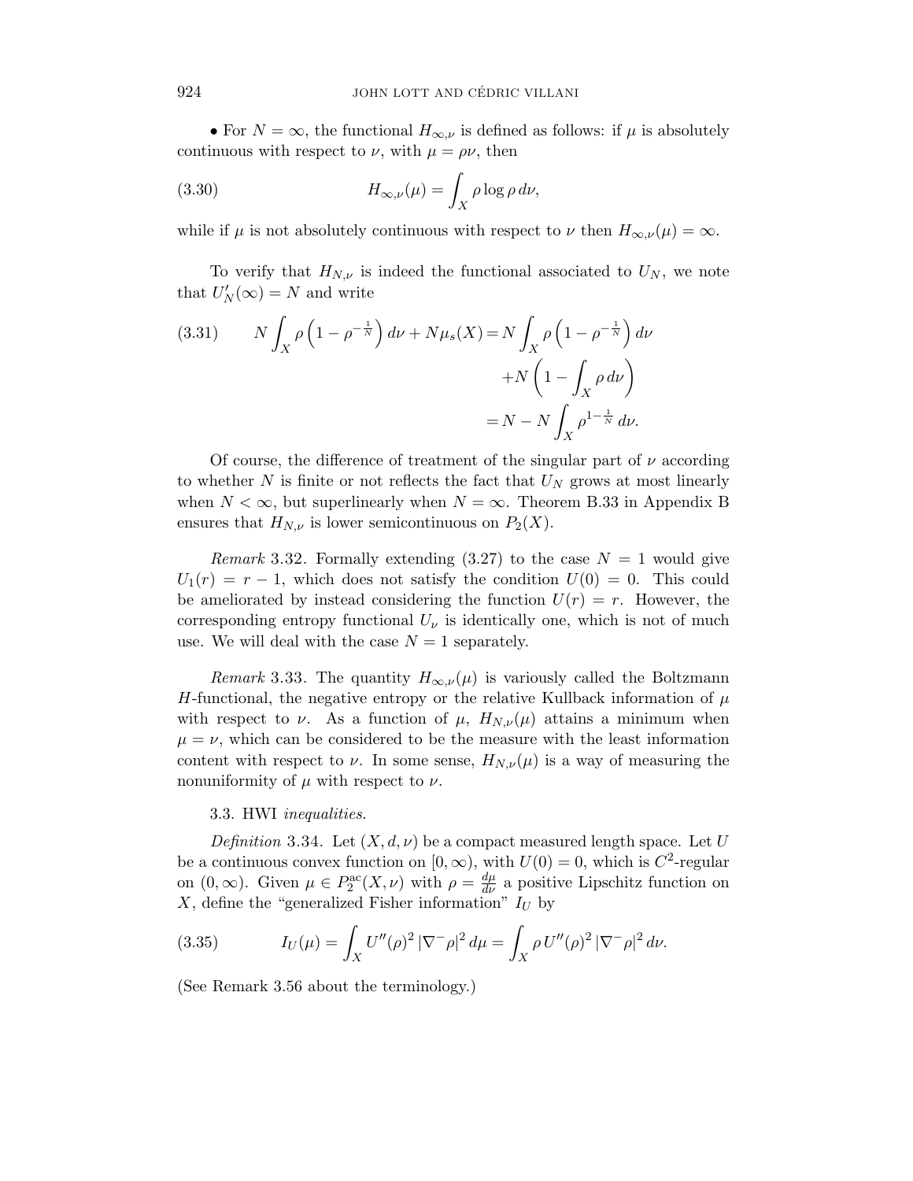• For $N = \infty$, the functional $H_{\infty,\nu}$ is defined as follows: if $\mu$ is absolutely continuous with respect to $\nu$, with $\mu = \rho\nu$, then

$$H_{\infty,\nu}(\mu) = \int_X \rho \log \rho \, d\nu, \tag{3.30}$$

while if $\mu$ is not absolutely continuous with respect to $\nu$ then $H_{\infty,\nu}(\mu) = \infty$.

To verify that $H_{N,\nu}$ is indeed the functional associated to $U_N$, we note that $U_N'(\infty) = N$ and write

$$\begin{aligned} N \int_X \rho \left(1 - \rho^{-\frac{1}{N}}\right) d\nu + N\mu_s(X) &= N \int_X \rho \left(1 - \rho^{-\frac{1}{N}}\right) d\nu \\ &\quad + N\left(1 - \int_X \rho \, d\nu\right) \\ &= N - N \int_X \rho^{1-\frac{1}{N}} \, d\nu. \end{aligned} \tag{3.31}$$

Of course, the difference of treatment of the singular part of $\nu$ according to whether $N$ is finite or not reflects the fact that $U_N$ grows at most linearly when $N < \infty$, but superlinearly when $N = \infty$. Theorem B.33 in Appendix B ensures that $H_{N,\nu}$ is lower semicontinuous on $P_2(X)$.

*Remark* 3.32. Formally extending (3.27) to the case $N = 1$ would give $U_1(r) = r - 1$, which does not satisfy the condition $U(0) = 0$. This could be ameliorated by instead considering the function $U(r) = r$. However, the corresponding entropy functional $U_\nu$ is identically one, which is not of much use. We will deal with the case $N = 1$ separately.

*Remark* 3.33. The quantity $H_{\infty,\nu}(\mu)$ is variously called the Boltzmann $H$-functional, the negative entropy or the relative Kullback information of $\mu$ with respect to $\nu$. As a function of $\mu$, $H_{N,\nu}(\mu)$ attains a minimum when $\mu = \nu$, which can be considered to be the measure with the least information content with respect to $\nu$. In some sense, $H_{N,\nu}(\mu)$ is a way of measuring the nonuniformity of $\mu$ with respect to $\nu$.

### 3.3. HWI *inequalities.*

*Definition* 3.34. Let $(X, d, \nu)$ be a compact measured length space. Let $U$ be a continuous convex function on $[0, \infty)$, with $U(0) = 0$, which is $C^2$-regular on $(0, \infty)$. Given $\mu \in P_2^{\mathrm{ac}}(X, \nu)$ with $\rho = \frac{d\mu}{d\nu}$ a positive Lipschitz function on $X$, define the "generalized Fisher information" $I_U$ by

$$I_U(\mu) = \int_X U''(\rho)^2 \, |\nabla^- \rho|^2 \, d\mu = \int_X \rho \, U''(\rho)^2 \, |\nabla^- \rho|^2 \, d\nu. \tag{3.35}$$

(See Remark 3.56 about the terminology.)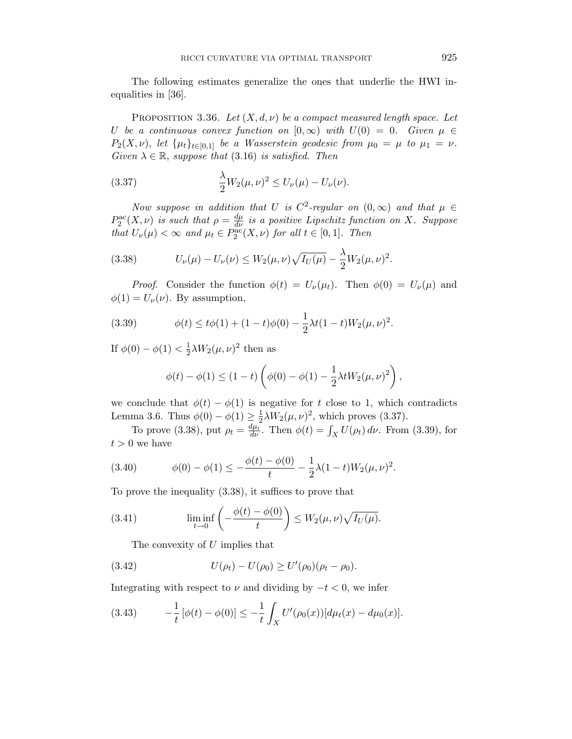The following estimates generalize the ones that underlie the HWI inequalities in [36].

PROPOSITION 3.36. *Let $(X, d, \nu)$ be a compact measured length space. Let $U$ be a continuous convex function on $[0, \infty)$ with $U(0) = 0$. Given $\mu \in P_2(X, \nu)$, let $\{\mu_t\}_{t \in [0,1]}$ be a Wasserstein geodesic from $\mu_0 = \mu$ to $\mu_1 = \nu$. Given $\lambda \in \mathbb{R}$, suppose that* (3.16) *is satisfied. Then*

$$\frac{\lambda}{2} W_2(\mu, \nu)^2 \leq U_\nu(\mu) - U_\nu(\nu). \tag{3.37}$$

*Now suppose in addition that $U$ is $C^2$-regular on $(0, \infty)$ and that $\mu \in P_2^{\mathrm{ac}}(X, \nu)$ is such that $\rho = \frac{d\mu}{d\nu}$ is a positive Lipschitz function on $X$. Suppose that $U_\nu(\mu) < \infty$ and $\mu_t \in P_2^{\mathrm{ac}}(X, \nu)$ for all $t \in [0, 1]$. Then*

$$U_\nu(\mu) - U_\nu(\nu) \leq W_2(\mu, \nu) \sqrt{I_U(\mu)} - \frac{\lambda}{2} W_2(\mu, \nu)^2. \tag{3.38}$$

*Proof.* Consider the function $\phi(t) = U_\nu(\mu_t)$. Then $\phi(0) = U_\nu(\mu)$ and $\phi(1) = U_\nu(\nu)$. By assumption,

$$\phi(t) \leq t\phi(1) + (1 - t)\phi(0) - \frac{1}{2}\lambda t(1 - t) W_2(\mu, \nu)^2. \tag{3.39}$$

If $\phi(0) - \phi(1) < \frac{1}{2}\lambda W_2(\mu, \nu)^2$ then as

$$\phi(t) - \phi(1) \leq (1 - t) \left( \phi(0) - \phi(1) - \frac{1}{2}\lambda t W_2(\mu, \nu)^2 \right),$$

we conclude that $\phi(t) - \phi(1)$ is negative for $t$ close to 1, which contradicts Lemma 3.6. Thus $\phi(0) - \phi(1) \geq \frac{1}{2}\lambda W_2(\mu, \nu)^2$, which proves (3.37).

To prove (3.38), put $\rho_t = \frac{d\mu_t}{d\nu}$. Then $\phi(t) = \int_X U(\rho_t) \, d\nu$. From (3.39), for $t > 0$ we have

$$\phi(0) - \phi(1) \leq -\frac{\phi(t) - \phi(0)}{t} - \frac{1}{2}\lambda(1 - t) W_2(\mu, \nu)^2. \tag{3.40}$$

To prove the inequality (3.38), it suffices to prove that

$$\liminf_{t \to 0} \left( -\frac{\phi(t) - \phi(0)}{t} \right) \leq W_2(\mu, \nu) \sqrt{I_U(\mu)}. \tag{3.41}$$

The convexity of $U$ implies that

$$U(\rho_t) - U(\rho_0) \geq U'(\rho_0)(\rho_t - \rho_0). \tag{3.42}$$

Integrating with respect to $\nu$ and dividing by $-t < 0$, we infer

$$-\frac{1}{t} \left[ \phi(t) - \phi(0) \right] \leq -\frac{1}{t} \int_X U'(\rho_0(x)) [d\mu_t(x) - d\mu_0(x)]. \tag{3.43}$$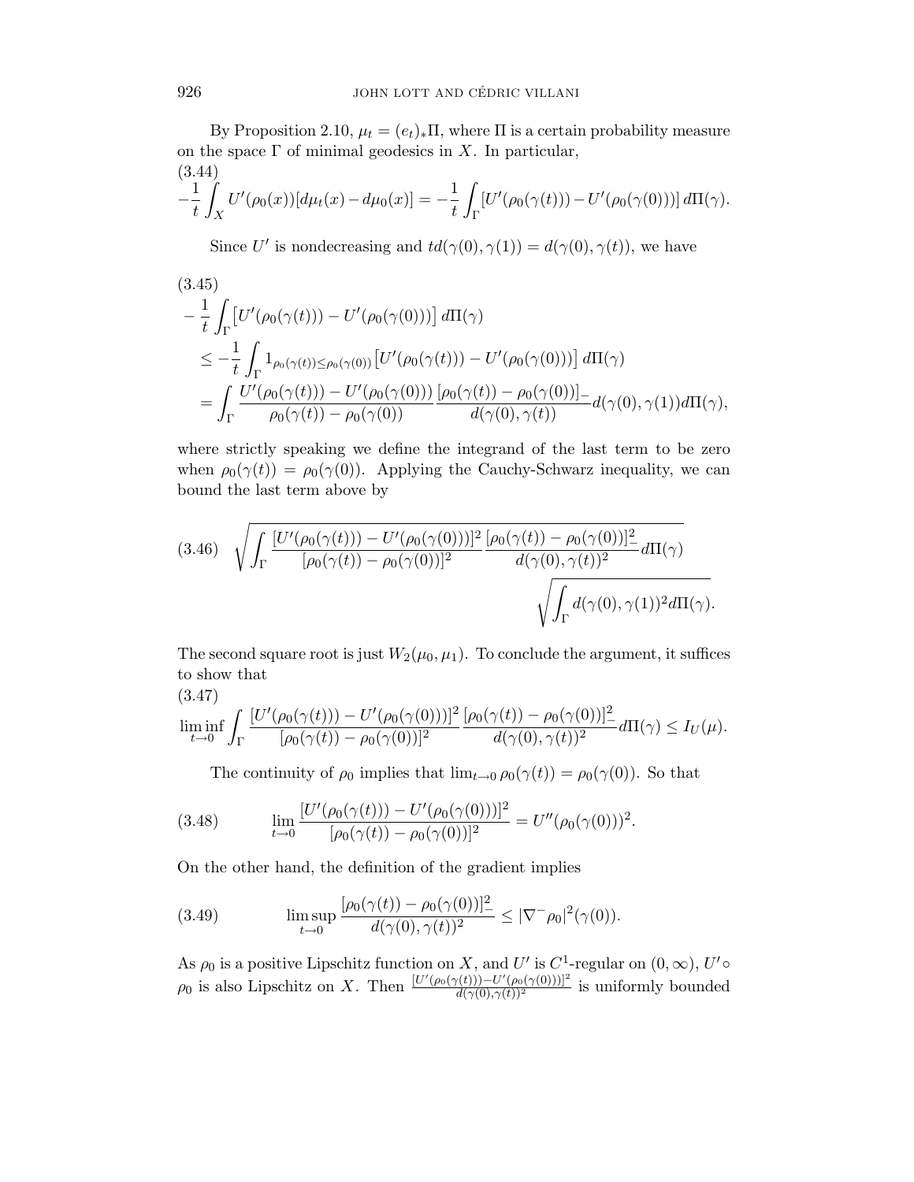By Proposition 2.10, $\mu_t = (e_t)_* \Pi$, where $\Pi$ is a certain probability measure on the space $\Gamma$ of minimal geodesics in $X$. In particular,

$$-\frac{1}{t} \int_X U'(\rho_0(x))[d\mu_t(x) - d\mu_0(x)] = -\frac{1}{t} \int_\Gamma [U'(\rho_0(\gamma(t))) - U'(\rho_0(\gamma(0)))]\, d\Pi(\gamma). \tag{3.44}$$

Since $U'$ is nondecreasing and $t d(\gamma(0), \gamma(1)) = d(\gamma(0), \gamma(t))$, we have

$$\begin{aligned}
&-\frac{1}{t} \int_\Gamma \big[U'(\rho_0(\gamma(t))) - U'(\rho_0(\gamma(0)))\big]\, d\Pi(\gamma) \\
&\quad \leq -\frac{1}{t} \int_\Gamma 1_{\rho_0(\gamma(t)) \leq \rho_0(\gamma(0))} \big[U'(\rho_0(\gamma(t))) - U'(\rho_0(\gamma(0)))\big]\, d\Pi(\gamma) \\
&\quad = \int_\Gamma \frac{U'(\rho_0(\gamma(t))) - U'(\rho_0(\gamma(0)))}{\rho_0(\gamma(t)) - \rho_0(\gamma(0))} \frac{[\rho_0(\gamma(t)) - \rho_0(\gamma(0))]_-}{d(\gamma(0), \gamma(t))} d(\gamma(0), \gamma(1)) d\Pi(\gamma),
\end{aligned} \tag{3.45}$$

where strictly speaking we define the integrand of the last term to be zero when $\rho_0(\gamma(t)) = \rho_0(\gamma(0))$. Applying the Cauchy-Schwarz inequality, we can bound the last term above by

$$\sqrt{\int_\Gamma \frac{[U'(\rho_0(\gamma(t))) - U'(\rho_0(\gamma(0)))]^2}{[\rho_0(\gamma(t)) - \rho_0(\gamma(0))]^2} \frac{[\rho_0(\gamma(t)) - \rho_0(\gamma(0))]_-^2}{d(\gamma(0), \gamma(t))^2} d\Pi(\gamma)} \sqrt{\int_\Gamma d(\gamma(0), \gamma(1))^2 d\Pi(\gamma)}. \tag{3.46}$$

The second square root is just $W_2(\mu_0, \mu_1)$. To conclude the argument, it suffices to show that

$$\liminf_{t \to 0} \int_\Gamma \frac{[U'(\rho_0(\gamma(t))) - U'(\rho_0(\gamma(0)))]^2}{[\rho_0(\gamma(t)) - \rho_0(\gamma(0))]^2} \frac{[\rho_0(\gamma(t)) - \rho_0(\gamma(0))]_-^2}{d(\gamma(0), \gamma(t))^2} d\Pi(\gamma) \leq I_U(\mu). \tag{3.47}$$

The continuity of $\rho_0$ implies that $\lim_{t \to 0} \rho_0(\gamma(t)) = \rho_0(\gamma(0))$. So that

$$\lim_{t \to 0} \frac{[U'(\rho_0(\gamma(t))) - U'(\rho_0(\gamma(0)))]^2}{[\rho_0(\gamma(t)) - \rho_0(\gamma(0))]^2} = U''(\rho_0(\gamma(0)))^2. \tag{3.48}$$

On the other hand, the definition of the gradient implies

$$\limsup_{t \to 0} \frac{[\rho_0(\gamma(t)) - \rho_0(\gamma(0))]_-^2}{d(\gamma(0), \gamma(t))^2} \leq |\nabla^- \rho_0|^2(\gamma(0)). \tag{3.49}$$

As $\rho_0$ is a positive Lipschitz function on $X$, and $U'$ is $C^1$-regular on $(0, \infty)$, $U' \circ \rho_0$ is also Lipschitz on $X$. Then $\frac{[U'(\rho_0(\gamma(t))) - U'(\rho_0(\gamma(0)))]^2}{d(\gamma(0), \gamma(t))^2}$ is uniformly bounded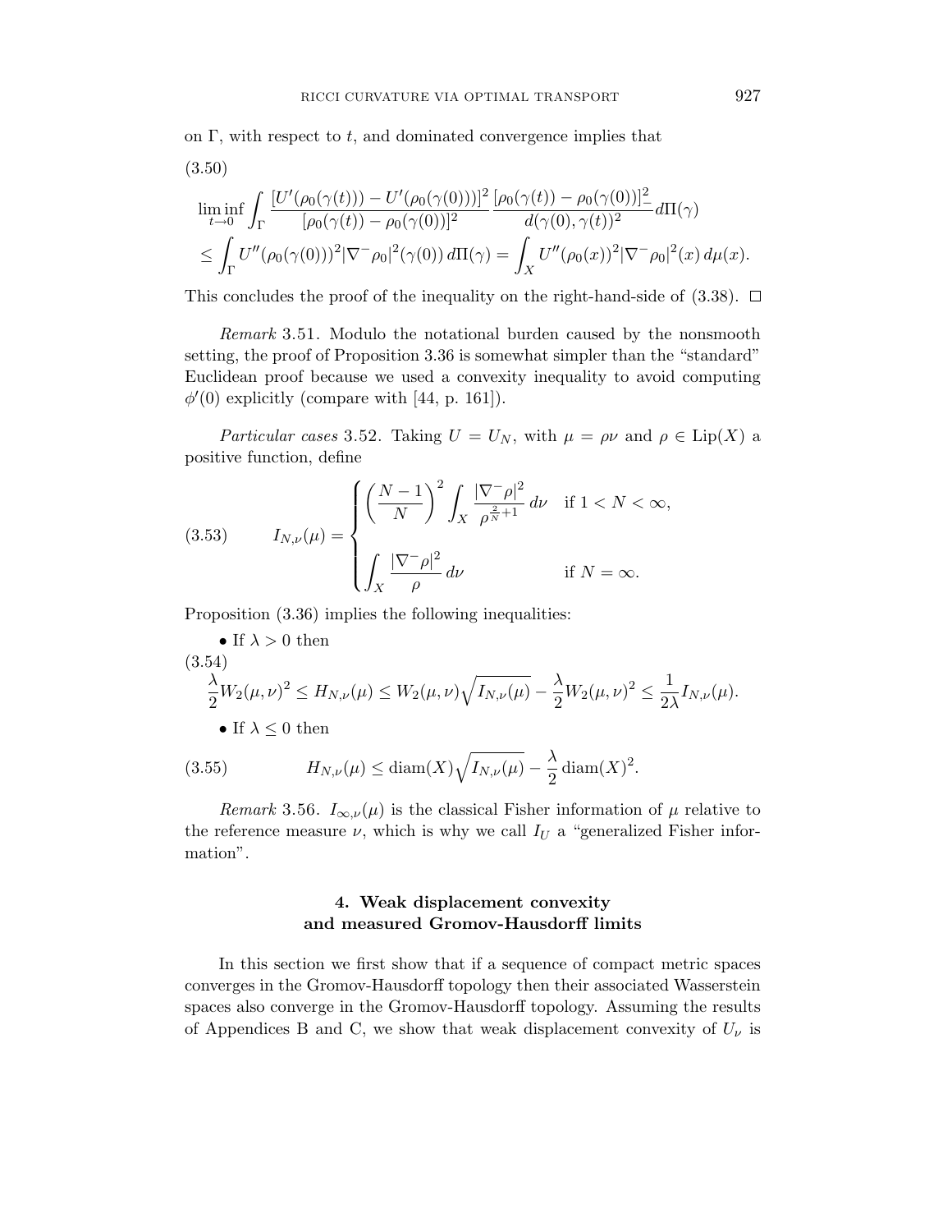on $\Gamma$, with respect to $t$, and dominated convergence implies that

(3.50)

$$\begin{aligned}
&\liminf_{t\to 0} \int_\Gamma \frac{[U'(\rho_0(\gamma(t))) - U'(\rho_0(\gamma(0)))]^2}{[\rho_0(\gamma(t)) - \rho_0(\gamma(0))]^2} \frac{[\rho_0(\gamma(t)) - \rho_0(\gamma(0))]_-^2}{d(\gamma(0),\gamma(t))^2} d\Pi(\gamma) \\
&\leq \int_\Gamma U''(\rho_0(\gamma(0)))^2 |\nabla^-\rho_0|^2(\gamma(0))\, d\Pi(\gamma) = \int_X U''(\rho_0(x))^2 |\nabla^-\rho_0|^2(x)\, d\mu(x).
\end{aligned}$$

This concludes the proof of the inequality on the right-hand-side of (3.38). □

*Remark* 3.51. Modulo the notational burden caused by the nonsmooth setting, the proof of Proposition 3.36 is somewhat simpler than the "standard" Euclidean proof because we used a convexity inequality to avoid computing $\phi'(0)$ explicitly (compare with [44, p. 161]).

*Particular cases* 3.52. Taking $U = U_N$, with $\mu = \rho\nu$ and $\rho \in \mathrm{Lip}(X)$ a positive function, define

$$I_{N,\nu}(\mu) = \begin{cases} \left(\dfrac{N-1}{N}\right)^2 \displaystyle\int_X \frac{|\nabla^-\rho|^2}{\rho^{\frac{2}{N}+1}}\, d\nu & \text{if } 1 < N < \infty, \\[2ex] \displaystyle\int_X \frac{|\nabla^-\rho|^2}{\rho}\, d\nu & \text{if } N = \infty. \end{cases} \tag{3.53}$$

Proposition (3.36) implies the following inequalities:

- If $\lambda > 0$ then

(3.54)

$$\frac{\lambda}{2} W_2(\mu,\nu)^2 \leq H_{N,\nu}(\mu) \leq W_2(\mu,\nu)\sqrt{I_{N,\nu}(\mu)} - \frac{\lambda}{2} W_2(\mu,\nu)^2 \leq \frac{1}{2\lambda} I_{N,\nu}(\mu).$$

- If $\lambda \leq 0$ then

$$H_{N,\nu}(\mu) \leq \mathrm{diam}(X)\sqrt{I_{N,\nu}(\mu)} - \frac{\lambda}{2}\,\mathrm{diam}(X)^2. \tag{3.55}$$

*Remark* 3.56. $I_{\infty,\nu}(\mu)$ is the classical Fisher information of $\mu$ relative to the reference measure $\nu$, which is why we call $I_U$ a "generalized Fisher information".

## 4. Weak displacement convexity and measured Gromov-Hausdorff limits

In this section we first show that if a sequence of compact metric spaces converges in the Gromov-Hausdorff topology then their associated Wasserstein spaces also converge in the Gromov-Hausdorff topology. Assuming the results of Appendices B and C, we show that weak displacement convexity of $U_\nu$ is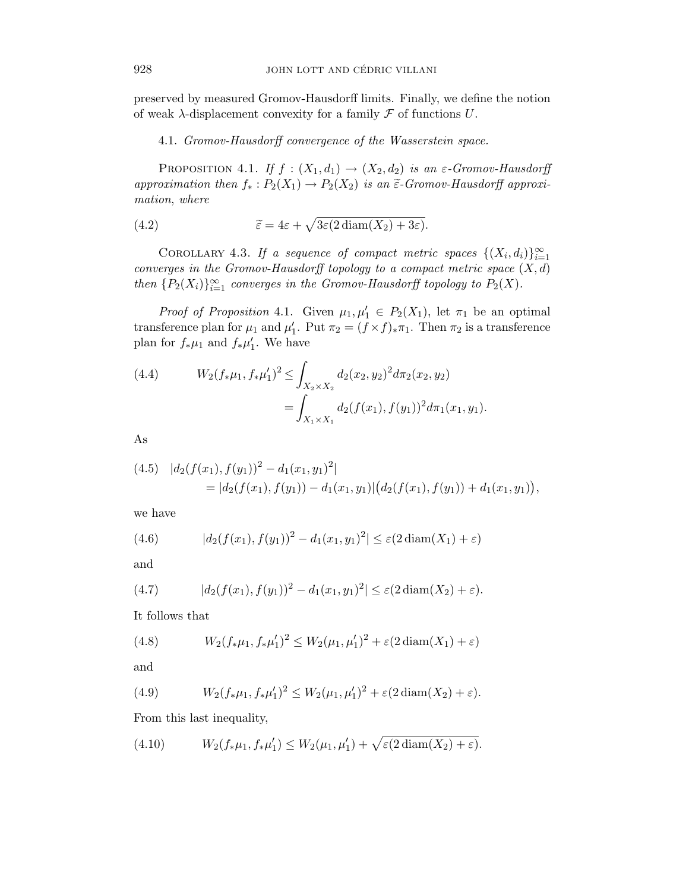preserved by measured Gromov-Hausdorff limits. Finally, we define the notion of weak $\lambda$-displacement convexity for a family $\mathcal{F}$ of functions $U$.

### 4.1. *Gromov-Hausdorff convergence of the Wasserstein space.*

PROPOSITION 4.1. *If $f : (X_1, d_1) \to (X_2, d_2)$ is an $\varepsilon$-Gromov-Hausdorff approximation then $f_* : P_2(X_1) \to P_2(X_2)$ is an $\widetilde{\varepsilon}$-Gromov-Hausdorff approximation, where*

$$\widetilde{\varepsilon} = 4\varepsilon + \sqrt{3\varepsilon(2\operatorname{diam}(X_2) + 3\varepsilon)}. \tag{4.2}$$

COROLLARY 4.3. *If a sequence of compact metric spaces $\{(X_i, d_i)\}_{i=1}^{\infty}$ converges in the Gromov-Hausdorff topology to a compact metric space $(X, d)$ then $\{P_2(X_i)\}_{i=1}^{\infty}$ converges in the Gromov-Hausdorff topology to $P_2(X)$.*

*Proof of Proposition* 4.1. Given $\mu_1, \mu_1' \in P_2(X_1)$, let $\pi_1$ be an optimal transference plan for $\mu_1$ and $\mu_1'$. Put $\pi_2 = (f \times f)_* \pi_1$. Then $\pi_2$ is a transference plan for $f_*\mu_1$ and $f_*\mu_1'$. We have

$$\begin{aligned} W_2(f_*\mu_1, f_*\mu_1')^2 &\leq \int_{X_2 \times X_2} d_2(x_2, y_2)^2 d\pi_2(x_2, y_2) \\ &= \int_{X_1 \times X_1} d_2(f(x_1), f(y_1))^2 d\pi_1(x_1, y_1). \end{aligned} \tag{4.4}$$

As

$$\begin{aligned} &|d_2(f(x_1), f(y_1))^2 - d_1(x_1, y_1)^2| \\ &\qquad = |d_2(f(x_1), f(y_1)) - d_1(x_1, y_1)| \big( d_2(f(x_1), f(y_1)) + d_1(x_1, y_1) \big), \end{aligned} \tag{4.5}$$

we have

$$|d_2(f(x_1), f(y_1))^2 - d_1(x_1, y_1)^2| \leq \varepsilon(2\operatorname{diam}(X_1) + \varepsilon) \tag{4.6}$$

and

$$|d_2(f(x_1), f(y_1))^2 - d_1(x_1, y_1)^2| \leq \varepsilon(2\operatorname{diam}(X_2) + \varepsilon). \tag{4.7}$$

It follows that

$$W_2(f_*\mu_1, f_*\mu_1')^2 \leq W_2(\mu_1, \mu_1')^2 + \varepsilon(2\operatorname{diam}(X_1) + \varepsilon) \tag{4.8}$$

and

$$W_2(f_*\mu_1, f_*\mu_1')^2 \leq W_2(\mu_1, \mu_1')^2 + \varepsilon(2\operatorname{diam}(X_2) + \varepsilon). \tag{4.9}$$

From this last inequality,

$$W_2(f_*\mu_1, f_*\mu_1') \leq W_2(\mu_1, \mu_1') + \sqrt{\varepsilon(2\operatorname{diam}(X_2) + \varepsilon)}. \tag{4.10}$$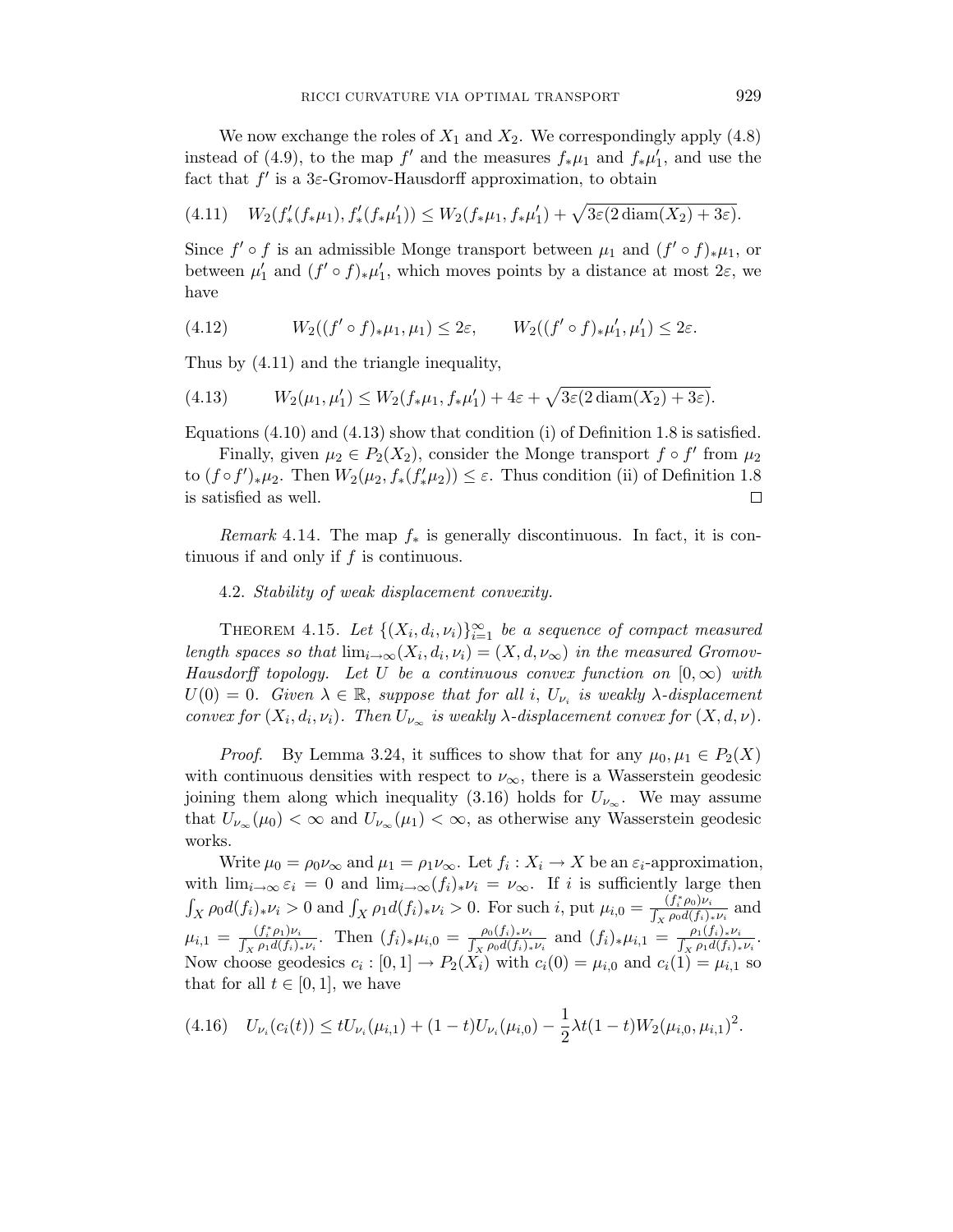We now exchange the roles of $X_1$ and $X_2$. We correspondingly apply (4.8) instead of (4.9), to the map $f'$ and the measures $f_*\mu_1$ and $f_*\mu_1'$, and use the fact that $f'$ is a $3\varepsilon$-Gromov-Hausdorff approximation, to obtain

$$W_2(f'_*(f_*\mu_1), f'_*(f_*\mu_1')) \leq W_2(f_*\mu_1, f_*\mu_1') + \sqrt{3\varepsilon(2\operatorname{diam}(X_2) + 3\varepsilon)}. \tag{4.11}$$

Since $f' \circ f$ is an admissible Monge transport between $\mu_1$ and $(f' \circ f)_*\mu_1$, or between $\mu_1'$ and $(f' \circ f)_*\mu_1'$, which moves points by a distance at most $2\varepsilon$, we have

$$W_2((f' \circ f)_*\mu_1, \mu_1) \leq 2\varepsilon, \qquad W_2((f' \circ f)_*\mu_1', \mu_1') \leq 2\varepsilon. \tag{4.12}$$

Thus by (4.11) and the triangle inequality,

$$W_2(\mu_1, \mu_1') \leq W_2(f_*\mu_1, f_*\mu_1') + 4\varepsilon + \sqrt{3\varepsilon(2\operatorname{diam}(X_2) + 3\varepsilon)}. \tag{4.13}$$

Equations (4.10) and (4.13) show that condition (i) of Definition 1.8 is satisfied.

Finally, given $\mu_2 \in P_2(X_2)$, consider the Monge transport $f \circ f'$ from $\mu_2$ to $(f \circ f')_*\mu_2$. Then $W_2(\mu_2, f_*(f'_*\mu_2)) \leq \varepsilon$. Thus condition (ii) of Definition 1.8 is satisfied as well. □

*Remark* 4.14. The map $f_*$ is generally discontinuous. In fact, it is continuous if and only if $f$ is continuous.

4.2. *Stability of weak displacement convexity.*

THEOREM 4.15. *Let $\{(X_i, d_i, \nu_i)\}_{i=1}^\infty$ be a sequence of compact measured length spaces so that $\lim_{i\to\infty}(X_i, d_i, \nu_i) = (X, d, \nu_\infty)$ in the measured Gromov-Hausdorff topology. Let $U$ be a continuous convex function on $[0, \infty)$ with $U(0) = 0$. Given $\lambda \in \mathbb{R}$, suppose that for all $i$, $U_{\nu_i}$ is weakly $\lambda$-displacement convex for $(X_i, d_i, \nu_i)$. Then $U_{\nu_\infty}$ is weakly $\lambda$-displacement convex for $(X, d, \nu)$.*

*Proof.* By Lemma 3.24, it suffices to show that for any $\mu_0, \mu_1 \in P_2(X)$ with continuous densities with respect to $\nu_\infty$, there is a Wasserstein geodesic joining them along which inequality (3.16) holds for $U_{\nu_\infty}$. We may assume that $U_{\nu_\infty}(\mu_0) < \infty$ and $U_{\nu_\infty}(\mu_1) < \infty$, as otherwise any Wasserstein geodesic works.

Write $\mu_0 = \rho_0\nu_\infty$ and $\mu_1 = \rho_1\nu_\infty$. Let $f_i : X_i \to X$ be an $\varepsilon_i$-approximation, with $\lim_{i\to\infty}\varepsilon_i = 0$ and $\lim_{i\to\infty}(f_i)_*\nu_i = \nu_\infty$. If $i$ is sufficiently large then $\int_X \rho_0 d(f_i)_*\nu_i > 0$ and $\int_X \rho_1 d(f_i)_*\nu_i > 0$. For such $i$, put $\mu_{i,0} = \frac{(f_i^*\rho_0)\nu_i}{\int_X \rho_0 d(f_i)_*\nu_i}$ and $\mu_{i,1} = \frac{(f_i^*\rho_1)\nu_i}{\int_X \rho_1 d(f_i)_*\nu_i}$. Then $(f_i)_*\mu_{i,0} = \frac{\rho_0 (f_i)_*\nu_i}{\int_X \rho_0 d(f_i)_*\nu_i}$ and $(f_i)_*\mu_{i,1} = \frac{\rho_1 (f_i)_*\nu_i}{\int_X \rho_1 d(f_i)_*\nu_i}$. Now choose geodesics $c_i : [0,1] \to P_2(X_i)$ with $c_i(0) = \mu_{i,0}$ and $c_i(1) = \mu_{i,1}$ so that for all $t \in [0,1]$, we have

$$U_{\nu_i}(c_i(t)) \leq tU_{\nu_i}(\mu_{i,1}) + (1-t)U_{\nu_i}(\mu_{i,0}) - \frac{1}{2}\lambda t(1-t)W_2(\mu_{i,0}, \mu_{i,1})^2. \tag{4.16}$$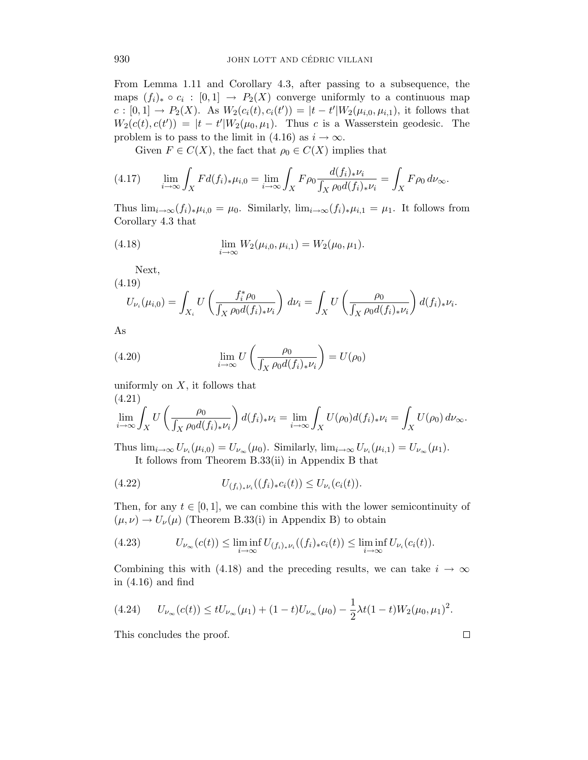From Lemma 1.11 and Corollary 4.3, after passing to a subsequence, the maps $(f_i)_* \circ c_i : [0,1] \to P_2(X)$ converge uniformly to a continuous map $c : [0,1] \to P_2(X)$. As $W_2(c_i(t), c_i(t')) = |t - t'| W_2(\mu_{i,0}, \mu_{i,1})$, it follows that $W_2(c(t), c(t')) = |t - t'| W_2(\mu_0, \mu_1)$. Thus $c$ is a Wasserstein geodesic. The problem is to pass to the limit in (4.16) as $i \to \infty$.

Given $F \in C(X)$, the fact that $\rho_0 \in C(X)$ implies that

$$\lim_{i \to \infty} \int_X F \, d(f_i)_* \mu_{i,0} = \lim_{i \to \infty} \int_X F \rho_0 \frac{d(f_i)_* \nu_i}{\int_X \rho_0 d(f_i)_* \nu_i} = \int_X F \rho_0 \, d\nu_\infty. \tag{4.17}$$

Thus $\lim_{i \to \infty} (f_i)_* \mu_{i,0} = \mu_0$. Similarly, $\lim_{i \to \infty} (f_i)_* \mu_{i,1} = \mu_1$. It follows from Corollary 4.3 that

$$\lim_{i \to \infty} W_2(\mu_{i,0}, \mu_{i,1}) = W_2(\mu_0, \mu_1). \tag{4.18}$$

Next,

$$U_{\nu_i}(\mu_{i,0}) = \int_{X_i} U\left( \frac{f_i^* \rho_0}{\int_X \rho_0 d(f_i)_* \nu_i} \right) d\nu_i = \int_X U\left( \frac{\rho_0}{\int_X \rho_0 d(f_i)_* \nu_i} \right) d(f_i)_* \nu_i. \tag{4.19}$$

As

$$\lim_{i \to \infty} U\left( \frac{\rho_0}{\int_X \rho_0 d(f_i)_* \nu_i} \right) = U(\rho_0) \tag{4.20}$$

uniformly on $X$, it follows that

$$\lim_{i \to \infty} \int_X U\left( \frac{\rho_0}{\int_X \rho_0 d(f_i)_* \nu_i} \right) d(f_i)_* \nu_i = \lim_{i \to \infty} \int_X U(\rho_0) d(f_i)_* \nu_i = \int_X U(\rho_0) \, d\nu_\infty. \tag{4.21}$$

Thus $\lim_{i \to \infty} U_{\nu_i}(\mu_{i,0}) = U_{\nu_\infty}(\mu_0)$. Similarly, $\lim_{i \to \infty} U_{\nu_i}(\mu_{i,1}) = U_{\nu_\infty}(\mu_1)$.

It follows from Theorem B.33(ii) in Appendix B that

$$U_{(f_i)_* \nu_i}((f_i)_* c_i(t)) \leq U_{\nu_i}(c_i(t)). \tag{4.22}$$

Then, for any $t \in [0,1]$, we can combine this with the lower semicontinuity of $(\mu, \nu) \to U_\nu(\mu)$ (Theorem B.33(i) in Appendix B) to obtain

$$U_{\nu_\infty}(c(t)) \leq \liminf_{i \to \infty} U_{(f_i)_* \nu_i}((f_i)_* c_i(t)) \leq \liminf_{i \to \infty} U_{\nu_i}(c_i(t)). \tag{4.23}$$

Combining this with (4.18) and the preceding results, we can take $i \to \infty$ in (4.16) and find

$$U_{\nu_\infty}(c(t)) \leq t U_{\nu_\infty}(\mu_1) + (1-t) U_{\nu_\infty}(\mu_0) - \frac{1}{2} \lambda t (1-t) W_2(\mu_0, \mu_1)^2. \tag{4.24}$$

This concludes the proof. $\square$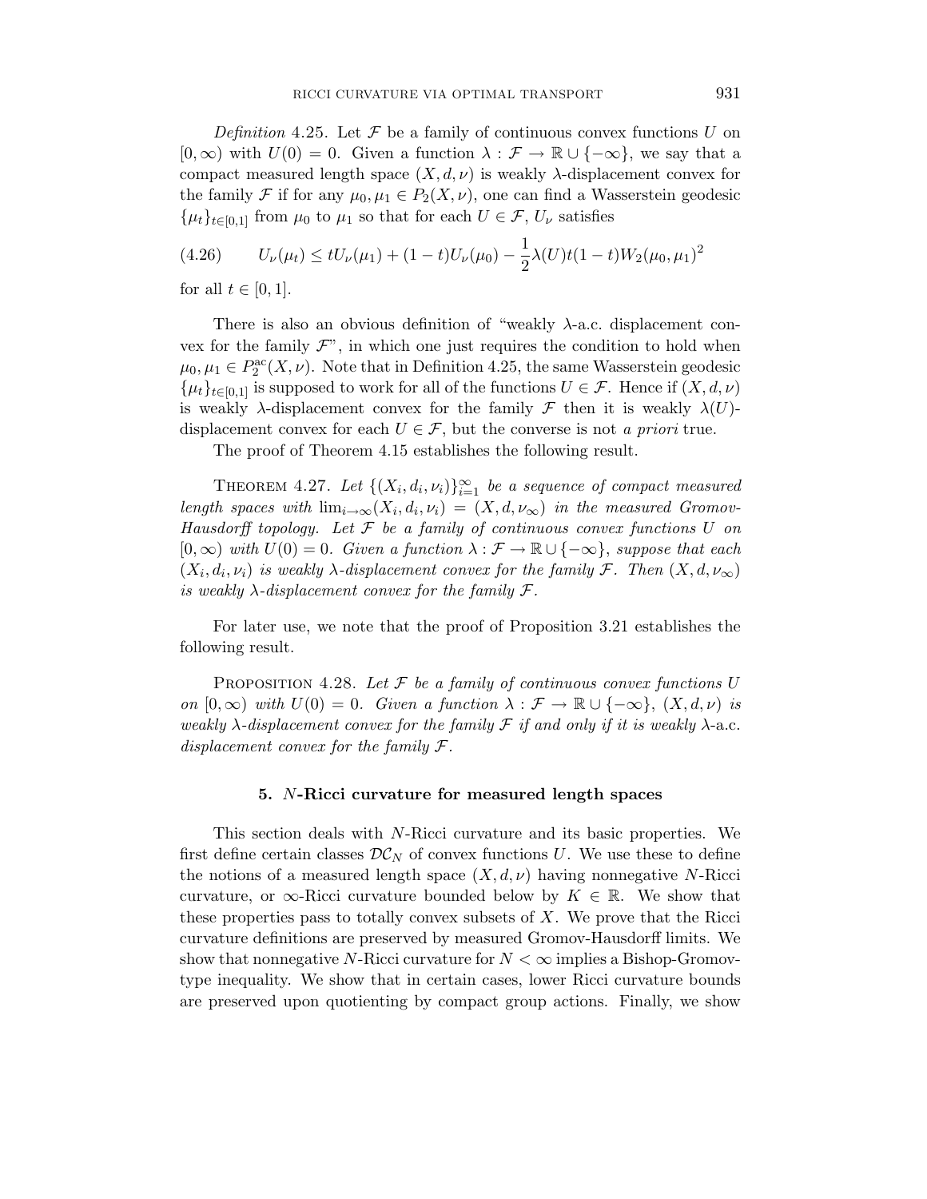*Definition* 4.25. Let $\mathcal{F}$ be a family of continuous convex functions $U$ on $[0, \infty)$ with $U(0) = 0$. Given a function $\lambda : \mathcal{F} \to \mathbb{R} \cup \{-\infty\}$, we say that a compact measured length space $(X, d, \nu)$ is weakly $\lambda$-displacement convex for the family $\mathcal{F}$ if for any $\mu_0, \mu_1 \in P_2(X, \nu)$, one can find a Wasserstein geodesic $\{\mu_t\}_{t \in [0,1]}$ from $\mu_0$ to $\mu_1$ so that for each $U \in \mathcal{F}$, $U_\nu$ satisfies

$$
U_\nu(\mu_t) \leq t U_\nu(\mu_1) + (1-t) U_\nu(\mu_0) - \frac{1}{2} \lambda(U) t(1-t) W_2(\mu_0, \mu_1)^2 \tag{4.26}
$$

for all $t \in [0, 1]$.

There is also an obvious definition of "weakly $\lambda$-a.c. displacement convex for the family $\mathcal{F}$", in which one just requires the condition to hold when $\mu_0, \mu_1 \in P_2^{\mathrm{ac}}(X, \nu)$. Note that in Definition 4.25, the same Wasserstein geodesic $\{\mu_t\}_{t \in [0,1]}$ is supposed to work for all of the functions $U \in \mathcal{F}$. Hence if $(X, d, \nu)$ is weakly $\lambda$-displacement convex for the family $\mathcal{F}$ then it is weakly $\lambda(U)$-displacement convex for each $U \in \mathcal{F}$, but the converse is not *a priori* true.

The proof of Theorem 4.15 establishes the following result.

THEOREM 4.27. *Let $\{(X_i, d_i, \nu_i)\}_{i=1}^\infty$ be a sequence of compact measured length spaces with $\lim_{i \to \infty}(X_i, d_i, \nu_i) = (X, d, \nu_\infty)$ in the measured Gromov-Hausdorff topology. Let $\mathcal{F}$ be a family of continuous convex functions $U$ on $[0, \infty)$ with $U(0) = 0$. Given a function $\lambda : \mathcal{F} \to \mathbb{R} \cup \{-\infty\}$, suppose that each $(X_i, d_i, \nu_i)$ is weakly $\lambda$-displacement convex for the family $\mathcal{F}$. Then $(X, d, \nu_\infty)$ is weakly $\lambda$-displacement convex for the family $\mathcal{F}$.*

For later use, we note that the proof of Proposition 3.21 establishes the following result.

PROPOSITION 4.28. *Let $\mathcal{F}$ be a family of continuous convex functions $U$ on $[0, \infty)$ with $U(0) = 0$. Given a function $\lambda : \mathcal{F} \to \mathbb{R} \cup \{-\infty\}$, $(X, d, \nu)$ is weakly $\lambda$-displacement convex for the family $\mathcal{F}$ if and only if it is weakly $\lambda$-*a.c. *displacement convex for the family $\mathcal{F}$.*

## 5. $N$-Ricci curvature for measured length spaces

This section deals with $N$-Ricci curvature and its basic properties. We first define certain classes $\mathcal{DC}_N$ of convex functions $U$. We use these to define the notions of a measured length space $(X, d, \nu)$ having nonnegative $N$-Ricci curvature, or $\infty$-Ricci curvature bounded below by $K \in \mathbb{R}$. We show that these properties pass to totally convex subsets of $X$. We prove that the Ricci curvature definitions are preserved by measured Gromov-Hausdorff limits. We show that nonnegative $N$-Ricci curvature for $N < \infty$ implies a Bishop-Gromov-type inequality. We show that in certain cases, lower Ricci curvature bounds are preserved upon quotienting by compact group actions. Finally, we show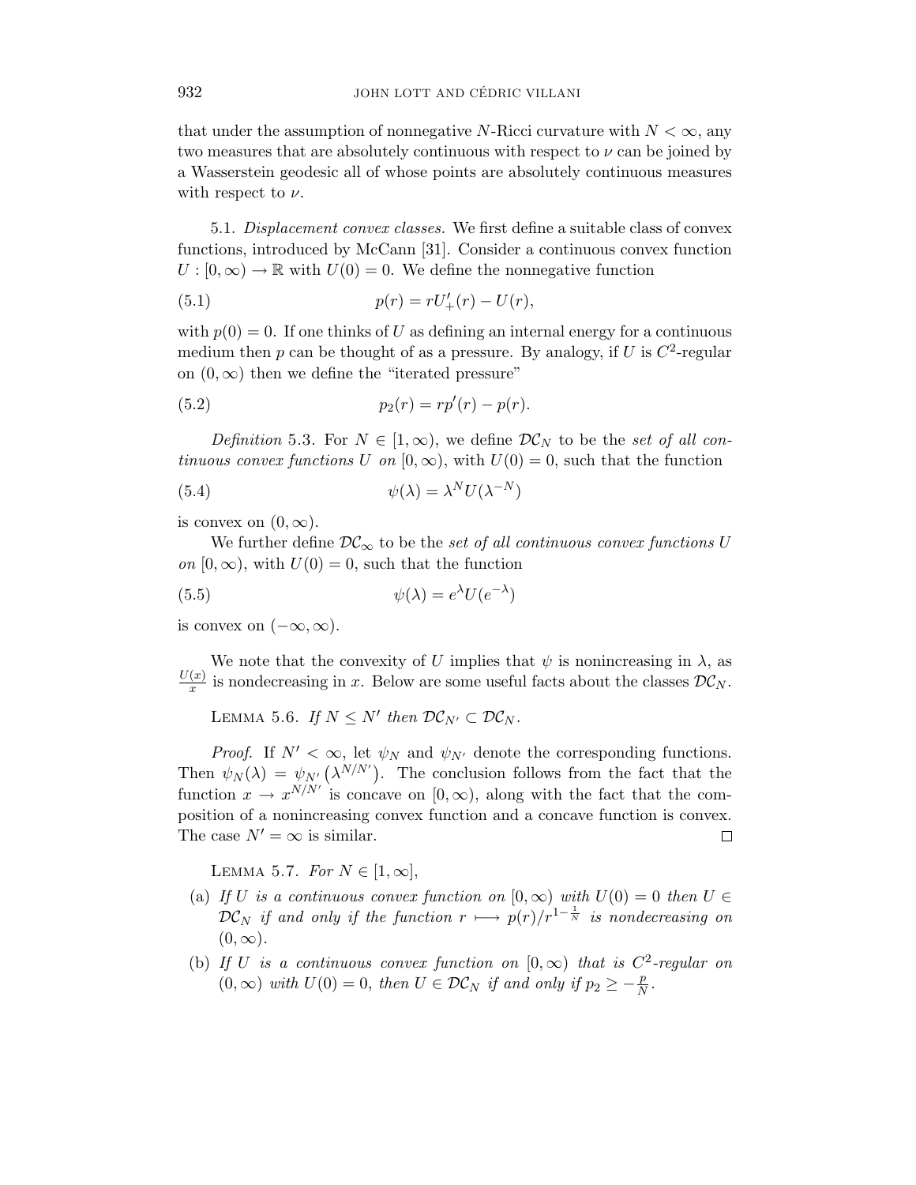that under the assumption of nonnegative $N$-Ricci curvature with $N < \infty$, any two measures that are absolutely continuous with respect to $\nu$ can be joined by a Wasserstein geodesic all of whose points are absolutely continuous measures with respect to $\nu$.

5.1. *Displacement convex classes.* We first define a suitable class of convex functions, introduced by McCann [31]. Consider a continuous convex function $U : [0, \infty) \to \mathbb{R}$ with $U(0) = 0$. We define the nonnegative function

$$p(r) = rU'_+(r) - U(r), \tag{5.1}$$

with $p(0) = 0$. If one thinks of $U$ as defining an internal energy for a continuous medium then $p$ can be thought of as a pressure. By analogy, if $U$ is $C^2$-regular on $(0, \infty)$ then we define the "iterated pressure"

$$p_2(r) = rp'(r) - p(r). \tag{5.2}$$

*Definition* 5.3. For $N \in [1, \infty)$, we define $\mathcal{DC}_N$ to be the *set of all continuous convex functions $U$ on* $[0, \infty)$, with $U(0) = 0$, such that the function

$$\psi(\lambda) = \lambda^N U(\lambda^{-N}) \tag{5.4}$$

is convex on $(0, \infty)$.

We further define $\mathcal{DC}_\infty$ to be the *set of all continuous convex functions $U$ on* $[0, \infty)$, with $U(0) = 0$, such that the function

$$\psi(\lambda) = e^\lambda U(e^{-\lambda}) \tag{5.5}$$

is convex on $(-\infty, \infty)$.

We note that the convexity of $U$ implies that $\psi$ is nonincreasing in $\lambda$, as $\frac{U(x)}{x}$ is nondecreasing in $x$. Below are some useful facts about the classes $\mathcal{DC}_N$.

Lemma 5.6. *If $N \le N'$ then $\mathcal{DC}_{N'} \subset \mathcal{DC}_N$.*

*Proof.* If $N' < \infty$, let $\psi_N$ and $\psi_{N'}$ denote the corresponding functions. Then $\psi_N(\lambda) = \psi_{N'}\left(\lambda^{N/N'}\right)$. The conclusion follows from the fact that the function $x \to x^{N/N'}$ is concave on $[0, \infty)$, along with the fact that the composition of a nonincreasing convex function and a concave function is convex. The case $N' = \infty$ is similar. $\square$

Lemma 5.7. *For $N \in [1, \infty]$,*

- (a) *If $U$ is a continuous convex function on $[0, \infty)$ with $U(0) = 0$ then $U \in \mathcal{DC}_N$ if and only if the function $r \longmapsto p(r)/r^{1-\frac{1}{N}}$ is nondecreasing on $(0, \infty)$.*
- (b) *If $U$ is a continuous convex function on $[0, \infty)$ that is $C^2$-regular on $(0, \infty)$ with $U(0) = 0$, then $U \in \mathcal{DC}_N$ if and only if $p_2 \ge -\frac{p}{N}$.*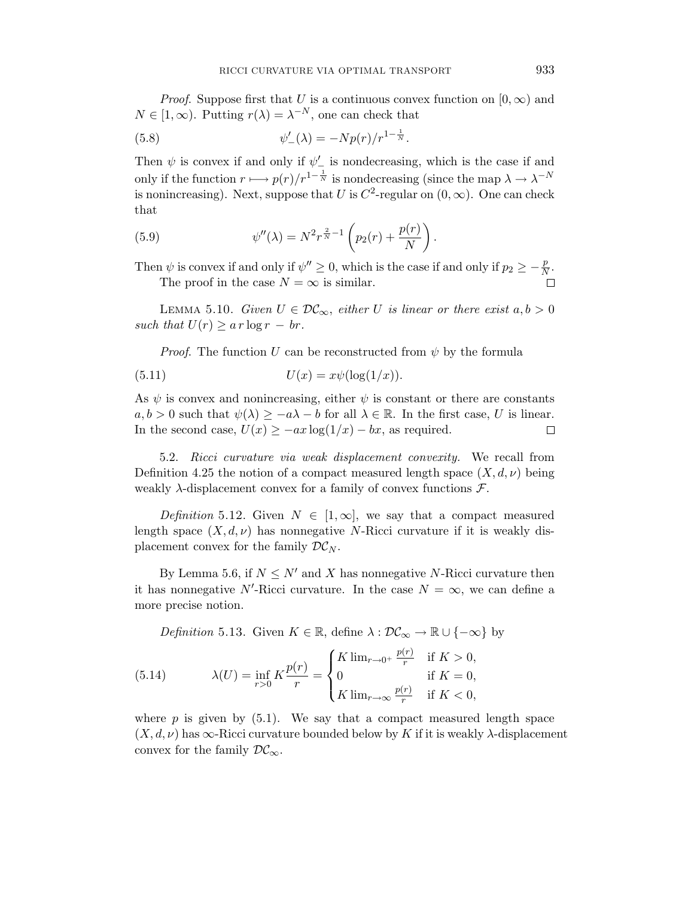*Proof.* Suppose first that $U$ is a continuous convex function on $[0, \infty)$ and $N \in [1, \infty)$. Putting $r(\lambda) = \lambda^{-N}$, one can check that

$$\psi'_-(\lambda) = -Np(r)/r^{1-\frac{1}{N}}. \tag{5.8}$$

Then $\psi$ is convex if and only if $\psi'_-$ is nondecreasing, which is the case if and only if the function $r \longmapsto p(r)/r^{1-\frac{1}{N}}$ is nondecreasing (since the map $\lambda \to \lambda^{-N}$ is nonincreasing). Next, suppose that $U$ is $C^2$-regular on $(0, \infty)$. One can check that

$$\psi''(\lambda) = N^2 r^{\frac{2}{N}-1} \left( p_2(r) + \frac{p(r)}{N} \right). \tag{5.9}$$

Then $\psi$ is convex if and only if $\psi'' \geq 0$, which is the case if and only if $p_2 \geq -\frac{p}{N}$.

The proof in the case $N = \infty$ is similar. $\square$

Lemma 5.10. *Given $U \in \mathcal{DC}_\infty$, either $U$ is linear or there exist $a, b > 0$ such that $U(r) \geq a\, r \log r \,-\, br$.*

*Proof.* The function $U$ can be reconstructed from $\psi$ by the formula

$$U(x) = x\psi(\log(1/x)). \tag{5.11}$$

As $\psi$ is convex and nonincreasing, either $\psi$ is constant or there are constants $a, b > 0$ such that $\psi(\lambda) \geq -a\lambda - b$ for all $\lambda \in \mathbb{R}$. In the first case, $U$ is linear. In the second case, $U(x) \geq -ax \log(1/x) - bx$, as required. $\square$

5.2. *Ricci curvature via weak displacement convexity.* We recall from Definition 4.25 the notion of a compact measured length space $(X, d, \nu)$ being weakly $\lambda$-displacement convex for a family of convex functions $\mathcal{F}$.

*Definition* 5.12. Given $N \in [1, \infty]$, we say that a compact measured length space $(X, d, \nu)$ has nonnegative $N$-Ricci curvature if it is weakly displacement convex for the family $\mathcal{DC}_N$.

By Lemma 5.6, if $N \leq N'$ and $X$ has nonnegative $N$-Ricci curvature then it has nonnegative $N'$-Ricci curvature. In the case $N = \infty$, we can define a more precise notion.

*Definition* 5.13. Given $K \in \mathbb{R}$, define $\lambda : \mathcal{DC}_\infty \to \mathbb{R} \cup \{-\infty\}$ by

$$\lambda(U) = \inf_{r>0} K \frac{p(r)}{r} = \begin{cases} K \lim_{r \to 0^+} \frac{p(r)}{r} & \text{if } K > 0, \\ 0 & \text{if } K = 0, \\ K \lim_{r \to \infty} \frac{p(r)}{r} & \text{if } K < 0, \end{cases} \tag{5.14}$$

where $p$ is given by (5.1). We say that a compact measured length space $(X, d, \nu)$ has $\infty$-Ricci curvature bounded below by $K$ if it is weakly $\lambda$-displacement convex for the family $\mathcal{DC}_\infty$.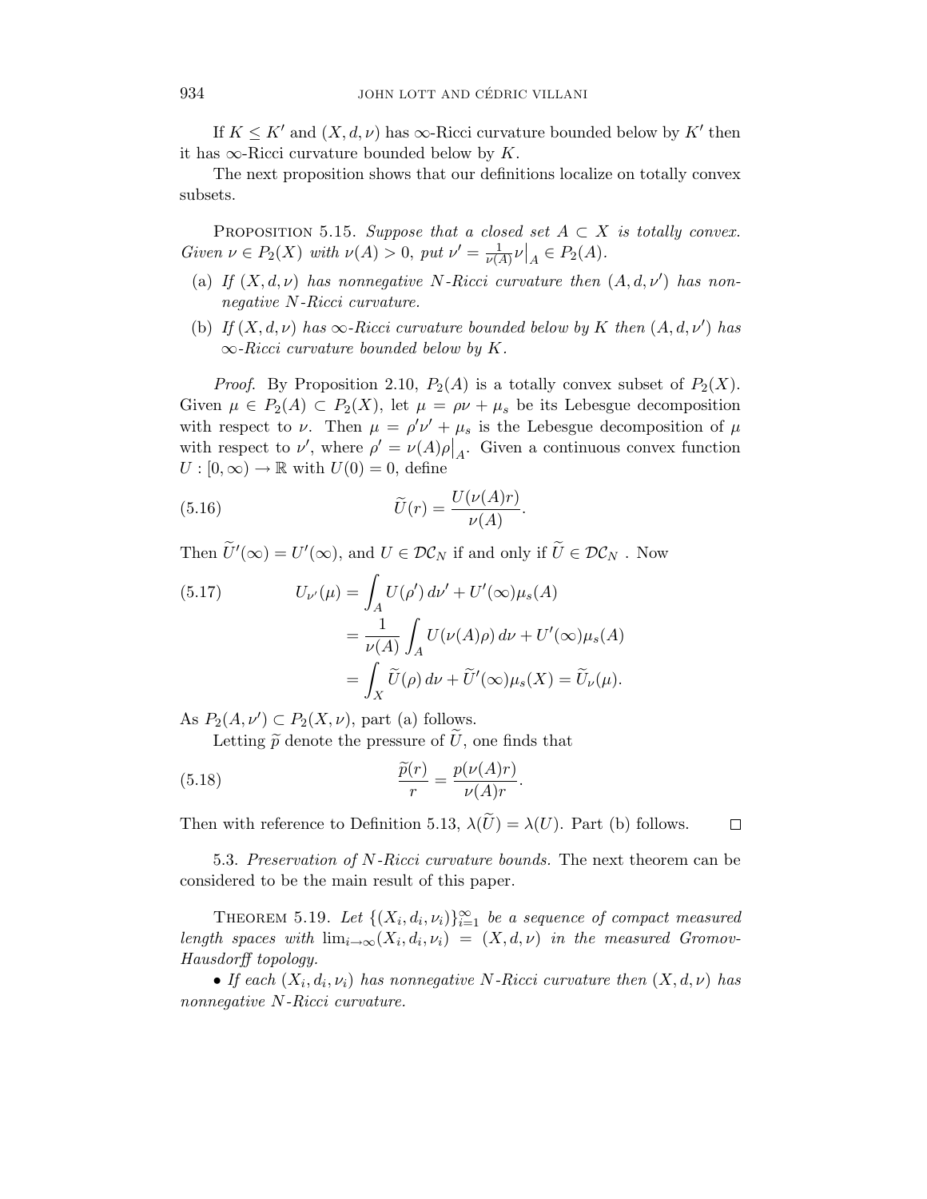If $K \leq K'$ and $(X, d, \nu)$ has $\infty$-Ricci curvature bounded below by $K'$ then it has $\infty$-Ricci curvature bounded below by $K$.

The next proposition shows that our definitions localize on totally convex subsets.

Proposition 5.15. *Suppose that a closed set $A \subset X$ is totally convex. Given $\nu \in P_2(X)$ with $\nu(A) > 0$, put $\nu' = \frac{1}{\nu(A)} \nu\big|_A \in P_2(A)$.*

(a) *If $(X, d, \nu)$ has nonnegative $N$-Ricci curvature then $(A, d, \nu')$ has nonnegative $N$-Ricci curvature.*

(b) *If $(X, d, \nu)$ has $\infty$-Ricci curvature bounded below by $K$ then $(A, d, \nu')$ has $\infty$-Ricci curvature bounded below by $K$.*

*Proof.* By Proposition 2.10, $P_2(A)$ is a totally convex subset of $P_2(X)$. Given $\mu \in P_2(A) \subset P_2(X)$, let $\mu = \rho\nu + \mu_s$ be its Lebesgue decomposition with respect to $\nu$. Then $\mu = \rho'\nu' + \mu_s$ is the Lebesgue decomposition of $\mu$ with respect to $\nu'$, where $\rho' = \nu(A)\rho\big|_A$. Given a continuous convex function $U : [0, \infty) \to \mathbb{R}$ with $U(0) = 0$, define

$$\widetilde{U}(r) = \frac{U(\nu(A)r)}{\nu(A)}. \tag{5.16}$$

Then $\widetilde{U}'(\infty) = U'(\infty)$, and $U \in \mathcal{DC}_N$ if and only if $\widetilde{U} \in \mathcal{DC}_N$ . Now

$$\begin{aligned} U_{\nu'}(\mu) &= \int_A U(\rho')\, d\nu' + U'(\infty)\mu_s(A) \\ &= \frac{1}{\nu(A)} \int_A U(\nu(A)\rho)\, d\nu + U'(\infty)\mu_s(A) \\ &= \int_X \widetilde{U}(\rho)\, d\nu + \widetilde{U}'(\infty)\mu_s(X) = \widetilde{U}_\nu(\mu). \end{aligned} \tag{5.17}$$

As $P_2(A, \nu') \subset P_2(X, \nu)$, part (a) follows.

Letting $\widetilde{p}$ denote the pressure of $\widetilde{U}$, one finds that

$$\frac{\widetilde{p}(r)}{r} = \frac{p(\nu(A)r)}{\nu(A)r}. \tag{5.18}$$

Then with reference to Definition 5.13, $\lambda(\widetilde{U}) = \lambda(U)$. Part (b) follows. $\square$

5.3. *Preservation of $N$-Ricci curvature bounds.* The next theorem can be considered to be the main result of this paper.

Theorem 5.19. *Let $\{(X_i, d_i, \nu_i)\}_{i=1}^\infty$ be a sequence of compact measured length spaces with $\lim_{i\to\infty}(X_i, d_i, \nu_i) = (X, d, \nu)$ in the measured Gromov-Hausdorff topology.*

- *If each $(X_i, d_i, \nu_i)$ has nonnegative $N$-Ricci curvature then $(X, d, \nu)$ has nonnegative $N$-Ricci curvature.*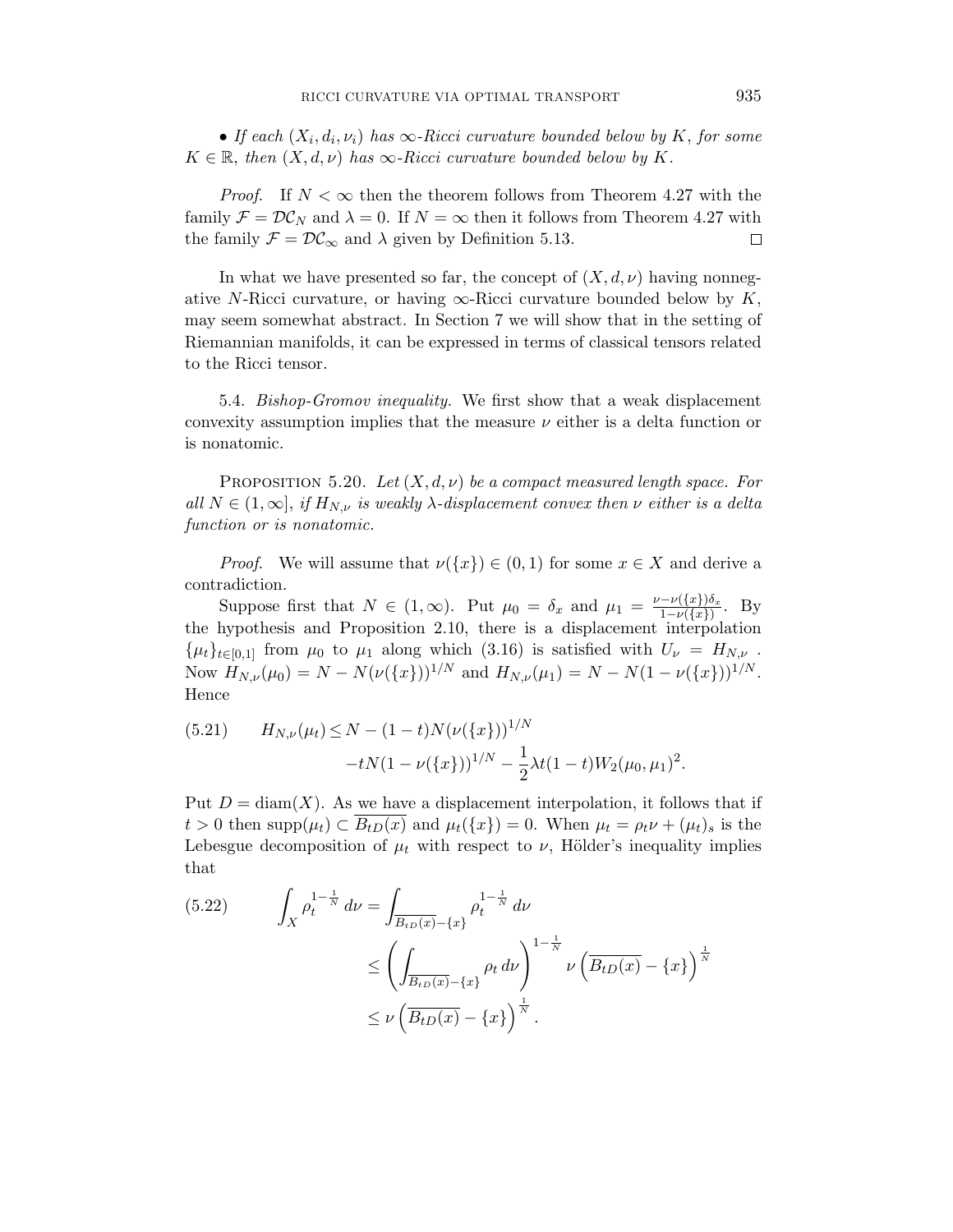• *If each $(X_i, d_i, \nu_i)$ has $\infty$-Ricci curvature bounded below by $K$, for some $K \in \mathbb{R}$, then $(X, d, \nu)$ has $\infty$-Ricci curvature bounded below by $K$.*

*Proof.* If $N < \infty$ then the theorem follows from Theorem 4.27 with the family $\mathcal{F} = \mathcal{DC}_N$ and $\lambda = 0$. If $N = \infty$ then it follows from Theorem 4.27 with the family $\mathcal{F} = \mathcal{DC}_\infty$ and $\lambda$ given by Definition 5.13. $\square$

In what we have presented so far, the concept of $(X, d, \nu)$ having nonnegative $N$-Ricci curvature, or having $\infty$-Ricci curvature bounded below by $K$, may seem somewhat abstract. In Section 7 we will show that in the setting of Riemannian manifolds, it can be expressed in terms of classical tensors related to the Ricci tensor.

5.4. *Bishop-Gromov inequality.* We first show that a weak displacement convexity assumption implies that the measure $\nu$ either is a delta function or is nonatomic.

Proposition 5.20. *Let $(X, d, \nu)$ be a compact measured length space. For all $N \in (1, \infty]$, if $H_{N,\nu}$ is weakly $\lambda$-displacement convex then $\nu$ either is a delta function or is nonatomic.*

*Proof.* We will assume that $\nu(\{x\}) \in (0, 1)$ for some $x \in X$ and derive a contradiction.

Suppose first that $N \in (1, \infty)$. Put $\mu_0 = \delta_x$ and $\mu_1 = \frac{\nu - \nu(\{x\})\delta_x}{1 - \nu(\{x\})}$. By the hypothesis and Proposition 2.10, there is a displacement interpolation $\{\mu_t\}_{t \in [0,1]}$ from $\mu_0$ to $\mu_1$ along which (3.16) is satisfied with $U_\nu = H_{N,\nu}$. Now $H_{N,\nu}(\mu_0) = N - N(\nu(\{x\}))^{1/N}$ and $H_{N,\nu}(\mu_1) = N - N(1 - \nu(\{x\}))^{1/N}$. Hence

$$
\begin{aligned}
(5.21) \qquad H_{N,\nu}(\mu_t) \leq & \; N - (1-t)N(\nu(\{x\}))^{1/N} \\
& - tN(1 - \nu(\{x\}))^{1/N} - \frac{1}{2}\lambda t(1-t) W_2(\mu_0, \mu_1)^2.
\end{aligned}
$$

Put $D = \operatorname{diam}(X)$. As we have a displacement interpolation, it follows that if $t > 0$ then $\operatorname{supp}(\mu_t) \subset \overline{B_{tD}(x)}$ and $\mu_t(\{x\}) = 0$. When $\mu_t = \rho_t \nu + (\mu_t)_s$ is the Lebesgue decomposition of $\mu_t$ with respect to $\nu$, Hölder's inequality implies that

$$
\begin{aligned}
(5.22) \qquad \int_X \rho_t^{1 - \frac{1}{N}} \, d\nu &= \int_{\overline{B_{tD}(x)} - \{x\}} \rho_t^{1 - \frac{1}{N}} \, d\nu \\
&\leq \left( \int_{\overline{B_{tD}(x)} - \{x\}} \rho_t \, d\nu \right)^{1 - \frac{1}{N}} \nu\left( \overline{B_{tD}(x)} - \{x\} \right)^{\frac{1}{N}} \\
&\leq \nu\left( \overline{B_{tD}(x)} - \{x\} \right)^{\frac{1}{N}}.
\end{aligned}
$$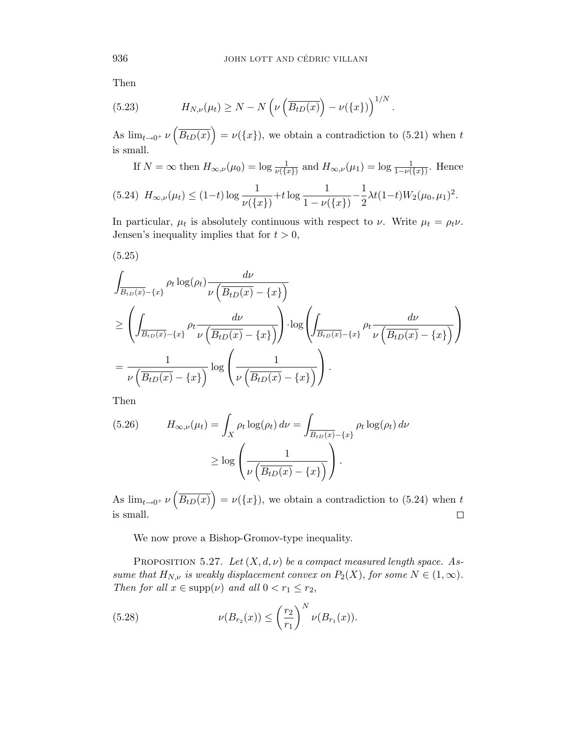Then

$$H_{N,\nu}(\mu_t) \geq N - N\left(\nu\left(\overline{B_{tD}(x)}\right) - \nu(\{x\})\right)^{1/N}. \tag{5.23}$$

As $\lim_{t\to 0^+} \nu\left(\overline{B_{tD}(x)}\right) = \nu(\{x\})$, we obtain a contradiction to (5.21) when $t$ is small.

If $N = \infty$ then $H_{\infty,\nu}(\mu_0) = \log \frac{1}{\nu(\{x\})}$ and $H_{\infty,\nu}(\mu_1) = \log \frac{1}{1-\nu(\{x\})}$. Hence

$$H_{\infty,\nu}(\mu_t) \leq (1-t)\log\frac{1}{\nu(\{x\})} + t\log\frac{1}{1-\nu(\{x\})} - \frac{1}{2}\lambda t(1-t) W_2(\mu_0,\mu_1)^2. \tag{5.24}$$

In particular, $\mu_t$ is absolutely continuous with respect to $\nu$. Write $\mu_t = \rho_t \nu$. Jensen's inequality implies that for $t > 0$,

(5.25)

$$\begin{aligned}
&\int_{\overline{B_{tD}(x)}-\{x\}} \rho_t \log(\rho_t) \frac{d\nu}{\nu\left(\overline{B_{tD}(x)}-\{x\}\right)} \\
&\geq \left(\int_{\overline{B_{tD}(x)}-\{x\}} \rho_t \frac{d\nu}{\nu\left(\overline{B_{tD}(x)}-\{x\}\right)}\right) \cdot \log\left(\int_{\overline{B_{tD}(x)}-\{x\}} \rho_t \frac{d\nu}{\nu\left(\overline{B_{tD}(x)}-\{x\}\right)}\right) \\
&= \frac{1}{\nu\left(\overline{B_{tD}(x)}-\{x\}\right)} \log\left(\frac{1}{\nu\left(\overline{B_{tD}(x)}-\{x\}\right)}\right).
\end{aligned}$$

Then

$$\begin{aligned}
H_{\infty,\nu}(\mu_t) &= \int_X \rho_t \log(\rho_t)\, d\nu = \int_{\overline{B_{tD}(x)}-\{x\}} \rho_t \log(\rho_t)\, d\nu \\
&\geq \log\left(\frac{1}{\nu\left(\overline{B_{tD}(x)}-\{x\}\right)}\right).
\end{aligned} \tag{5.26}$$

As $\lim_{t\to 0^+} \nu\left(\overline{B_{tD}(x)}\right) = \nu(\{x\})$, we obtain a contradiction to (5.24) when $t$ is small. ∎

We now prove a Bishop-Gromov-type inequality.

**Proposition 5.27.** *Let $(X, d, \nu)$ be a compact measured length space. Assume that $H_{N,\nu}$ is weakly displacement convex on $P_2(X)$, for some $N \in (1,\infty)$. Then for all $x \in \operatorname{supp}(\nu)$ and all $0 < r_1 \leq r_2$,*

$$\nu(B_{r_2}(x)) \leq \left(\frac{r_2}{r_1}\right)^N \nu(B_{r_1}(x)). \tag{5.28}$$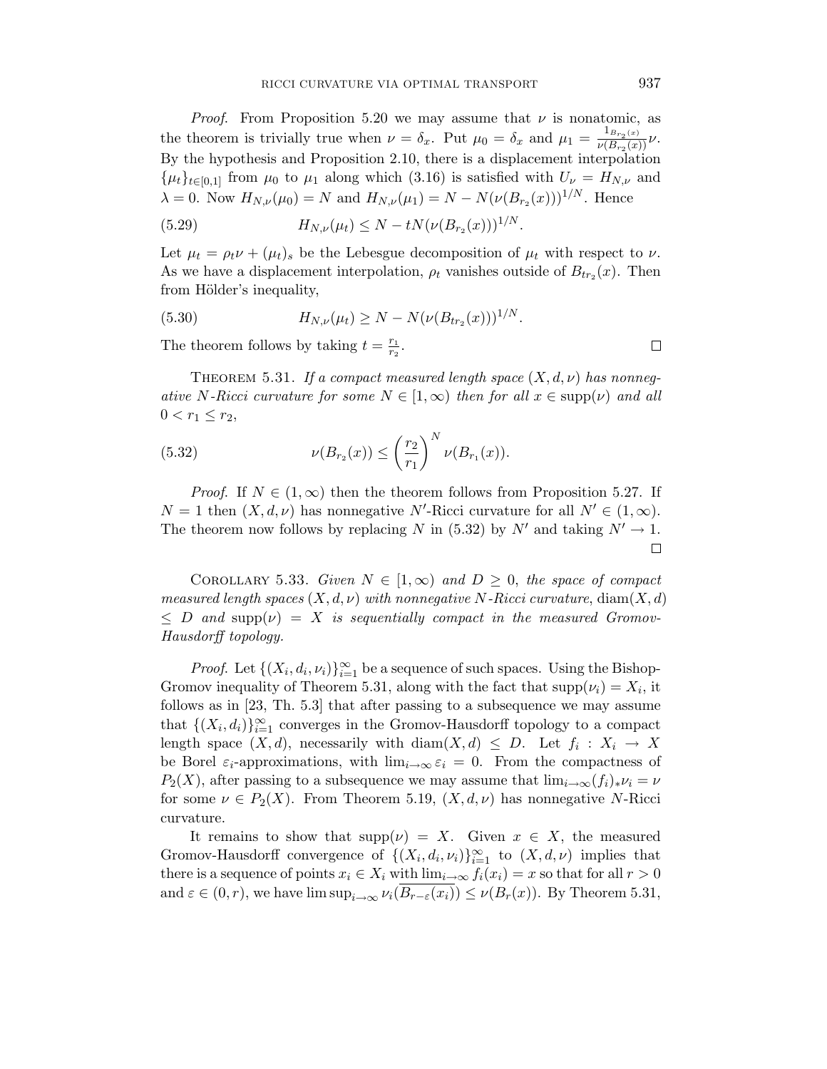*Proof.* From Proposition 5.20 we may assume that $\nu$ is nonatomic, as the theorem is trivially true when $\nu = \delta_x$. Put $\mu_0 = \delta_x$ and $\mu_1 = \frac{1_{B_{r_2}(x)}}{\nu(B_{r_2}(x))}\nu$. By the hypothesis and Proposition 2.10, there is a displacement interpolation $\{\mu_t\}_{t\in[0,1]}$ from $\mu_0$ to $\mu_1$ along which (3.16) is satisfied with $U_\nu = H_{N,\nu}$ and $\lambda = 0$. Now $H_{N,\nu}(\mu_0) = N$ and $H_{N,\nu}(\mu_1) = N - N(\nu(B_{r_2}(x)))^{1/N}$. Hence

$$H_{N,\nu}(\mu_t) \leq N - tN(\nu(B_{r_2}(x)))^{1/N}. \tag{5.29}$$

Let $\mu_t = \rho_t\nu + (\mu_t)_s$ be the Lebesgue decomposition of $\mu_t$ with respect to $\nu$. As we have a displacement interpolation, $\rho_t$ vanishes outside of $B_{tr_2}(x)$. Then from Hölder's inequality,

$$H_{N,\nu}(\mu_t) \geq N - N(\nu(B_{tr_2}(x)))^{1/N}. \tag{5.30}$$

The theorem follows by taking $t = \frac{r_1}{r_2}$. $\square$

Theorem 5.31. *If a compact measured length space $(X, d, \nu)$ has nonnegative $N$-Ricci curvature for some $N \in [1,\infty)$ then for all $x \in \mathrm{supp}(\nu)$ and all $0 < r_1 \leq r_2$,*

$$\nu(B_{r_2}(x)) \leq \left(\frac{r_2}{r_1}\right)^N \nu(B_{r_1}(x)). \tag{5.32}$$

*Proof.* If $N \in (1,\infty)$ then the theorem follows from Proposition 5.27. If $N = 1$ then $(X, d, \nu)$ has nonnegative $N'$-Ricci curvature for all $N' \in (1,\infty)$. The theorem now follows by replacing $N$ in (5.32) by $N'$ and taking $N' \to 1$. $\square$

Corollary 5.33. *Given $N \in [1,\infty)$ and $D \geq 0$, the space of compact measured length spaces $(X, d, \nu)$ with nonnegative $N$-Ricci curvature, $\mathrm{diam}(X, d) \leq D$ and $\mathrm{supp}(\nu) = X$ is sequentially compact in the measured Gromov-Hausdorff topology.*

*Proof.* Let $\{(X_i, d_i, \nu_i)\}_{i=1}^\infty$ be a sequence of such spaces. Using the Bishop-Gromov inequality of Theorem 5.31, along with the fact that $\mathrm{supp}(\nu_i) = X_i$, it follows as in [23, Th. 5.3] that after passing to a subsequence we may assume that $\{(X_i, d_i)\}_{i=1}^\infty$ converges in the Gromov-Hausdorff topology to a compact length space $(X, d)$, necessarily with $\mathrm{diam}(X, d) \leq D$. Let $f_i : X_i \to X$ be Borel $\varepsilon_i$-approximations, with $\lim_{i\to\infty} \varepsilon_i = 0$. From the compactness of $P_2(X)$, after passing to a subsequence we may assume that $\lim_{i\to\infty}(f_i)_*\nu_i = \nu$ for some $\nu \in P_2(X)$. From Theorem 5.19, $(X, d, \nu)$ has nonnegative $N$-Ricci curvature.

It remains to show that $\mathrm{supp}(\nu) = X$. Given $x \in X$, the measured Gromov-Hausdorff convergence of $\{(X_i, d_i, \nu_i)\}_{i=1}^\infty$ to $(X, d, \nu)$ implies that there is a sequence of points $x_i \in X_i$ with $\lim_{i\to\infty} f_i(x_i) = x$ so that for all $r > 0$ and $\varepsilon \in (0, r)$, we have $\limsup_{i\to\infty} \nu_i(\overline{B_{r-\varepsilon}(x_i)}) \leq \nu(B_r(x))$. By Theorem 5.31,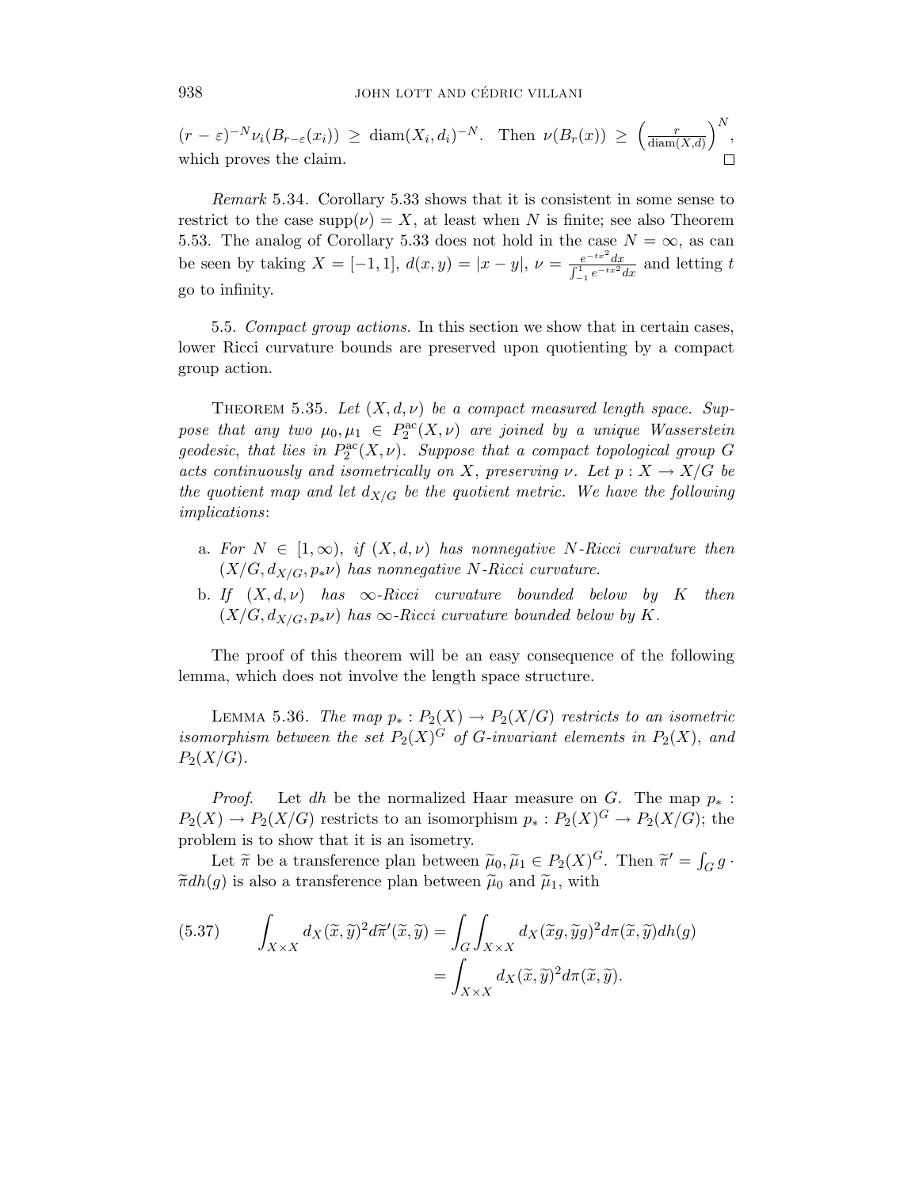$(r-\varepsilon)^{-N}\nu_i(B_{r-\varepsilon}(x_i)) \geq \operatorname{diam}(X_i,d_i)^{-N}$. Then $\nu(B_r(x)) \geq \left(\frac{r}{\operatorname{diam}(X,d)}\right)^N$, which proves the claim. $\square$

*Remark* 5.34. Corollary 5.33 shows that it is consistent in some sense to restrict to the case $\operatorname{supp}(\nu) = X$, at least when $N$ is finite; see also Theorem 5.53. The analog of Corollary 5.33 does not hold in the case $N = \infty$, as can be seen by taking $X = [-1,1]$, $d(x,y) = |x-y|$, $\nu = \frac{e^{-tx^2}dx}{\int_{-1}^1 e^{-tx^2}dx}$ and letting $t$ go to infinity.

5.5. *Compact group actions.* In this section we show that in certain cases, lower Ricci curvature bounds are preserved upon quotienting by a compact group action.

THEOREM 5.35. *Let $(X,d,\nu)$ be a compact measured length space. Suppose that any two $\mu_0, \mu_1 \in P_2^{\mathrm{ac}}(X,\nu)$ are joined by a unique Wasserstein geodesic, that lies in $P_2^{\mathrm{ac}}(X,\nu)$. Suppose that a compact topological group $G$ acts continuously and isometrically on $X$, preserving $\nu$. Let $p : X \to X/G$ be the quotient map and let $d_{X/G}$ be the quotient metric. We have the following implications*:

a. *For $N \in [1,\infty)$, if $(X,d,\nu)$ has nonnegative $N$-Ricci curvature then $(X/G, d_{X/G}, p_*\nu)$ has nonnegative $N$-Ricci curvature.*
b. *If $(X,d,\nu)$ has $\infty$-Ricci curvature bounded below by $K$ then $(X/G, d_{X/G}, p_*\nu)$ has $\infty$-Ricci curvature bounded below by $K$.*

The proof of this theorem will be an easy consequence of the following lemma, which does not involve the length space structure.

LEMMA 5.36. *The map $p_* : P_2(X) \to P_2(X/G)$ restricts to an isometric isomorphism between the set $P_2(X)^G$ of $G$-invariant elements in $P_2(X)$, and $P_2(X/G)$.*

*Proof.* Let $dh$ be the normalized Haar measure on $G$. The map $p_* : P_2(X) \to P_2(X/G)$ restricts to an isomorphism $p_* : P_2(X)^G \to P_2(X/G)$; the problem is to show that it is an isometry.

Let $\widetilde{\pi}$ be a transference plan between $\widetilde{\mu}_0, \widetilde{\mu}_1 \in P_2(X)^G$. Then $\widetilde{\pi}' = \int_G g \cdot \widetilde{\pi} dh(g)$ is also a transference plan between $\widetilde{\mu}_0$ and $\widetilde{\mu}_1$, with

$$\int_{X\times X} d_X(\widetilde{x},\widetilde{y})^2 d\widetilde{\pi}'(\widetilde{x},\widetilde{y}) = \int_G \int_{X\times X} d_X(\widetilde{x}g,\widetilde{y}g)^2 d\pi(\widetilde{x},\widetilde{y}) dh(g) \tag{5.37}$$
$$= \int_{X\times X} d_X(\widetilde{x},\widetilde{y})^2 d\pi(\widetilde{x},\widetilde{y}).$$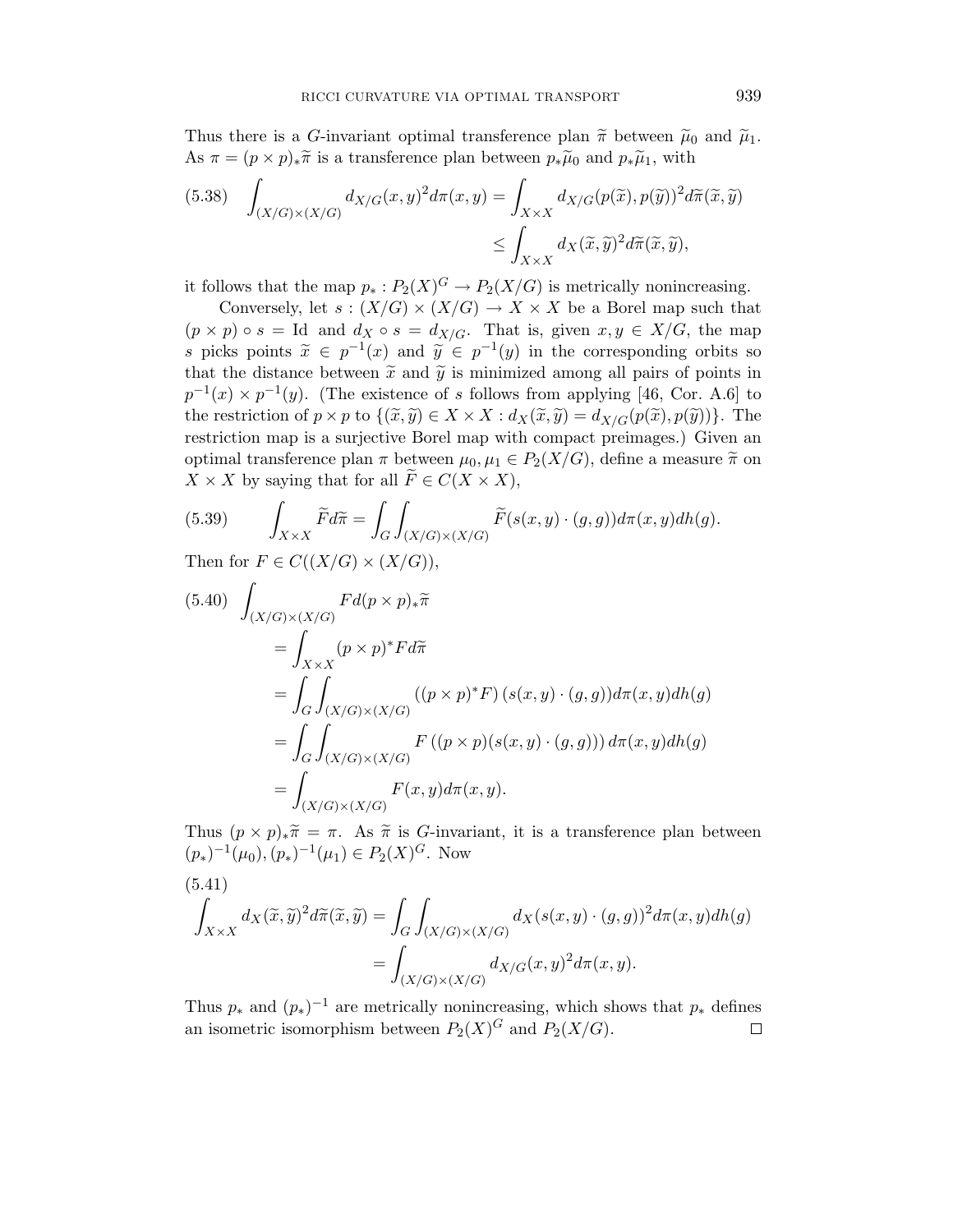Thus there is a $G$-invariant optimal transference plan $\widetilde{\pi}$ between $\widetilde{\mu}_0$ and $\widetilde{\mu}_1$. As $\pi = (p \times p)_* \widetilde{\pi}$ is a transference plan between $p_* \widetilde{\mu}_0$ and $p_* \widetilde{\mu}_1$, with

$$
(5.38) \quad \int_{(X/G)\times(X/G)} d_{X/G}(x,y)^2 d\pi(x,y) = \int_{X\times X} d_{X/G}(p(\widetilde{x}), p(\widetilde{y}))^2 d\widetilde{\pi}(\widetilde{x},\widetilde{y}) \leq \int_{X\times X} d_X(\widetilde{x},\widetilde{y})^2 d\widetilde{\pi}(\widetilde{x},\widetilde{y}),
$$

it follows that the map $p_* : P_2(X)^G \to P_2(X/G)$ is metrically nonincreasing.

Conversely, let $s : (X/G) \times (X/G) \to X \times X$ be a Borel map such that $(p \times p) \circ s = \mathrm{Id}$ and $d_X \circ s = d_{X/G}$. That is, given $x, y \in X/G$, the map $s$ picks points $\widetilde{x} \in p^{-1}(x)$ and $\widetilde{y} \in p^{-1}(y)$ in the corresponding orbits so that the distance between $\widetilde{x}$ and $\widetilde{y}$ is minimized among all pairs of points in $p^{-1}(x) \times p^{-1}(y)$. (The existence of $s$ follows from applying [46, Cor. A.6] to the restriction of $p \times p$ to $\{(\widetilde{x},\widetilde{y}) \in X \times X : d_X(\widetilde{x},\widetilde{y}) = d_{X/G}(p(\widetilde{x}), p(\widetilde{y}))\}$. The restriction map is a surjective Borel map with compact preimages.) Given an optimal transference plan $\pi$ between $\mu_0, \mu_1 \in P_2(X/G)$, define a measure $\widetilde{\pi}$ on $X \times X$ by saying that for all $\widetilde{F} \in C(X \times X)$,

$$
(5.39) \qquad \int_{X\times X} \widetilde{F} d\widetilde{\pi} = \int_G \int_{(X/G)\times(X/G)} \widetilde{F}(s(x,y)\cdot(g,g)) d\pi(x,y) dh(g).
$$

Then for $F \in C((X/G) \times (X/G))$,

$$
\begin{aligned}
(5.40) \quad \int_{(X/G)\times(X/G)} F d(p\times p)_* \widetilde{\pi}
&= \int_{X\times X} (p\times p)^* F d\widetilde{\pi} \\
&= \int_G \int_{(X/G)\times(X/G)} \left((p\times p)^* F\right)(s(x,y)\cdot(g,g)) d\pi(x,y) dh(g) \\
&= \int_G \int_{(X/G)\times(X/G)} F\left((p\times p)(s(x,y)\cdot(g,g))\right) d\pi(x,y) dh(g) \\
&= \int_{(X/G)\times(X/G)} F(x,y) d\pi(x,y).
\end{aligned}
$$

Thus $(p \times p)_* \widetilde{\pi} = \pi$. As $\widetilde{\pi}$ is $G$-invariant, it is a transference plan between $(p_*)^{-1}(\mu_0), (p_*)^{-1}(\mu_1) \in P_2(X)^G$. Now

$$
\begin{aligned}
(5.41) \quad \int_{X\times X} d_X(\widetilde{x},\widetilde{y})^2 d\widetilde{\pi}(\widetilde{x},\widetilde{y}) &= \int_G \int_{(X/G)\times(X/G)} d_X(s(x,y)\cdot(g,g))^2 d\pi(x,y) dh(g) \\
&= \int_{(X/G)\times(X/G)} d_{X/G}(x,y)^2 d\pi(x,y).
\end{aligned}
$$

Thus $p_*$ and $(p_*)^{-1}$ are metrically nonincreasing, which shows that $p_*$ defines an isometric isomorphism between $P_2(X)^G$ and $P_2(X/G)$. $\square$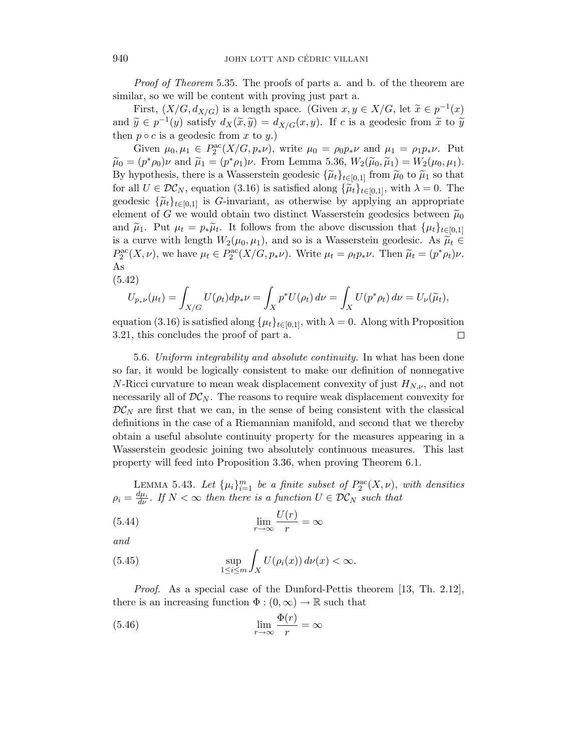*Proof of Theorem* 5.35. The proofs of parts a. and b. of the theorem are similar, so we will be content with proving just part a.

First, $(X/G, d_{X/G})$ is a length space. (Given $x, y \in X/G$, let $\widetilde{x} \in p^{-1}(x)$ and $\widetilde{y} \in p^{-1}(y)$ satisfy $d_X(\widetilde{x}, \widetilde{y}) = d_{X/G}(x, y)$. If $c$ is a geodesic from $\widetilde{x}$ to $\widetilde{y}$ then $p \circ c$ is a geodesic from $x$ to $y$.)

Given $\mu_0, \mu_1 \in P_2^{\mathrm{ac}}(X/G, p_*\nu)$, write $\mu_0 = \rho_0 p_*\nu$ and $\mu_1 = \rho_1 p_*\nu$. Put $\widetilde{\mu}_0 = (p^*\rho_0)\nu$ and $\widetilde{\mu}_1 = (p^*\rho_1)\nu$. From Lemma 5.36, $W_2(\widetilde{\mu}_0, \widetilde{\mu}_1) = W_2(\mu_0, \mu_1)$. By hypothesis, there is a Wasserstein geodesic $\{\widetilde{\mu}_t\}_{t\in[0,1]}$ from $\widetilde{\mu}_0$ to $\widetilde{\mu}_1$ so that for all $U \in \mathcal{DC}_N$, equation (3.16) is satisfied along $\{\widetilde{\mu}_t\}_{t\in[0,1]}$, with $\lambda = 0$. The geodesic $\{\widetilde{\mu}_t\}_{t\in[0,1]}$ is $G$-invariant, as otherwise by applying an appropriate element of $G$ we would obtain two distinct Wasserstein geodesics between $\widetilde{\mu}_0$ and $\widetilde{\mu}_1$. Put $\mu_t = p_*\widetilde{\mu}_t$. It follows from the above discussion that $\{\mu_t\}_{t\in[0,1]}$ is a curve with length $W_2(\mu_0, \mu_1)$, and so is a Wasserstein geodesic. As $\widetilde{\mu}_t \in P_2^{\mathrm{ac}}(X, \nu)$, we have $\mu_t \in P_2^{\mathrm{ac}}(X/G, p_*\nu)$. Write $\mu_t = \rho_t p_*\nu$. Then $\widetilde{\mu}_t = (p^*\rho_t)\nu$. As

(5.42)
$$U_{p_*\nu}(\mu_t) = \int_{X/G} U(\rho_t) dp_*\nu = \int_X p^*U(\rho_t)\, d\nu = \int_X U(p^*\rho_t)\, d\nu = U_\nu(\widetilde{\mu}_t),$$

equation (3.16) is satisfied along $\{\mu_t\}_{t\in[0,1]}$, with $\lambda = 0$. Along with Proposition 3.21, this concludes the proof of part a. $\square$

5.6. *Uniform integrability and absolute continuity.* In what has been done so far, it would be logically consistent to make our definition of nonnegative $N$-Ricci curvature to mean weak displacement convexity of just $H_{N,\nu}$, and not necessarily all of $\mathcal{DC}_N$. The reasons to require weak displacement convexity for $\mathcal{DC}_N$ are first that we can, in the sense of being consistent with the classical definitions in the case of a Riemannian manifold, and second that we thereby obtain a useful absolute continuity property for the measures appearing in a Wasserstein geodesic joining two absolutely continuous measures. This last property will feed into Proposition 3.36, when proving Theorem 6.1.

Lemma 5.43. *Let $\{\mu_i\}_{i=1}^m$ be a finite subset of $P_2^{\mathrm{ac}}(X, \nu)$, with densities $\rho_i = \frac{d\mu_i}{d\nu}$. If $N < \infty$ then there is a function $U \in \mathcal{DC}_N$ such that*

$$\lim_{r\to\infty} \frac{U(r)}{r} = \infty \tag{5.44}$$

*and*

$$\sup_{1\le i\le m} \int_X U(\rho_i(x))\, d\nu(x) < \infty. \tag{5.45}$$

*Proof.* As a special case of the Dunford-Pettis theorem [13, Th. 2.12], there is an increasing function $\Phi : (0, \infty) \to \mathbb{R}$ such that

$$\lim_{r\to\infty} \frac{\Phi(r)}{r} = \infty \tag{5.46}$$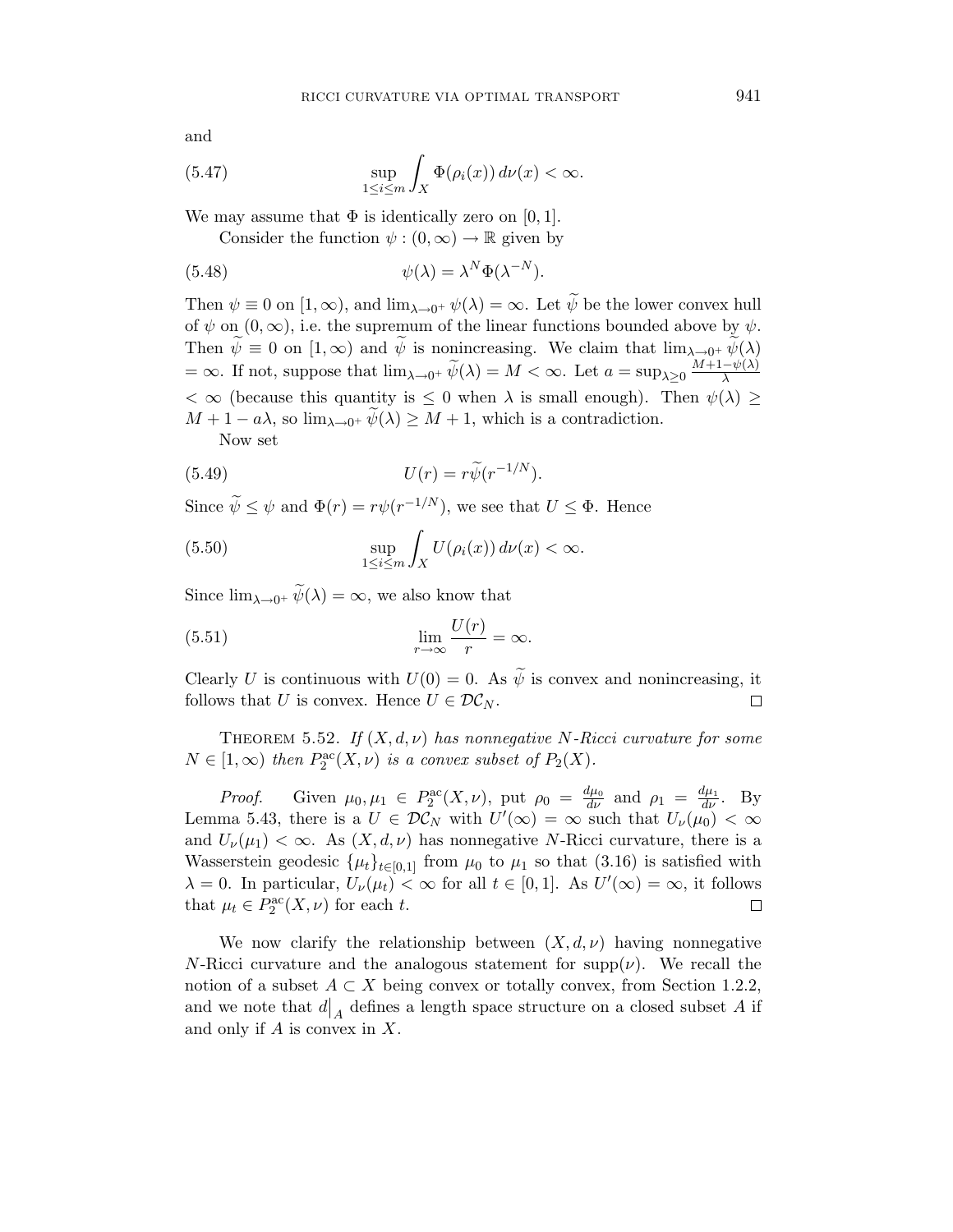and

$$\sup_{1 \le i \le m} \int_X \Phi(\rho_i(x))\, d\nu(x) < \infty. \tag{5.47}$$

We may assume that $\Phi$ is identically zero on $[0, 1]$.

Consider the function $\psi : (0, \infty) \to \mathbb{R}$ given by

$$\psi(\lambda) = \lambda^N \Phi(\lambda^{-N}). \tag{5.48}$$

Then $\psi \equiv 0$ on $[1, \infty)$, and $\lim_{\lambda \to 0^+} \psi(\lambda) = \infty$. Let $\widetilde{\psi}$ be the lower convex hull of $\psi$ on $(0, \infty)$, i.e. the supremum of the linear functions bounded above by $\psi$. Then $\widetilde{\psi} \equiv 0$ on $[1, \infty)$ and $\widetilde{\psi}$ is nonincreasing. We claim that $\lim_{\lambda \to 0^+} \widetilde{\psi}(\lambda) = \infty$. If not, suppose that $\lim_{\lambda \to 0^+} \widetilde{\psi}(\lambda) = M < \infty$. Let $a = \sup_{\lambda \ge 0} \frac{M + 1 - \psi(\lambda)}{\lambda} < \infty$ (because this quantity is $\le 0$ when $\lambda$ is small enough). Then $\psi(\lambda) \ge M + 1 - a\lambda$, so $\lim_{\lambda \to 0^+} \widetilde{\psi}(\lambda) \ge M + 1$, which is a contradiction.

Now set

$$U(r) = r \widetilde{\psi}(r^{-1/N}). \tag{5.49}$$

Since $\widetilde{\psi} \le \psi$ and $\Phi(r) = r\psi(r^{-1/N})$, we see that $U \le \Phi$. Hence

$$\sup_{1 \le i \le m} \int_X U(\rho_i(x))\, d\nu(x) < \infty. \tag{5.50}$$

Since $\lim_{\lambda \to 0^+} \widetilde{\psi}(\lambda) = \infty$, we also know that

$$\lim_{r \to \infty} \frac{U(r)}{r} = \infty. \tag{5.51}$$

Clearly $U$ is continuous with $U(0) = 0$. As $\widetilde{\psi}$ is convex and nonincreasing, it follows that $U$ is convex. Hence $U \in \mathcal{DC}_N$. $\square$

**Theorem 5.52.** *If $(X, d, \nu)$ has nonnegative $N$-Ricci curvature for some $N \in [1, \infty)$ then $P_2^{\mathrm{ac}}(X, \nu)$ is a convex subset of $P_2(X)$.*

*Proof.* Given $\mu_0, \mu_1 \in P_2^{\mathrm{ac}}(X, \nu)$, put $\rho_0 = \frac{d\mu_0}{d\nu}$ and $\rho_1 = \frac{d\mu_1}{d\nu}$. By Lemma 5.43, there is a $U \in \mathcal{DC}_N$ with $U'(\infty) = \infty$ such that $U_\nu(\mu_0) < \infty$ and $U_\nu(\mu_1) < \infty$. As $(X, d, \nu)$ has nonnegative $N$-Ricci curvature, there is a Wasserstein geodesic $\{\mu_t\}_{t \in [0,1]}$ from $\mu_0$ to $\mu_1$ so that (3.16) is satisfied with $\lambda = 0$. In particular, $U_\nu(\mu_t) < \infty$ for all $t \in [0, 1]$. As $U'(\infty) = \infty$, it follows that $\mu_t \in P_2^{\mathrm{ac}}(X, \nu)$ for each $t$. $\square$

We now clarify the relationship between $(X, d, \nu)$ having nonnegative $N$-Ricci curvature and the analogous statement for $\mathrm{supp}(\nu)$. We recall the notion of a subset $A \subset X$ being convex or totally convex, from Section 1.2.2, and we note that $d\big|_A$ defines a length space structure on a closed subset $A$ if and only if $A$ is convex in $X$.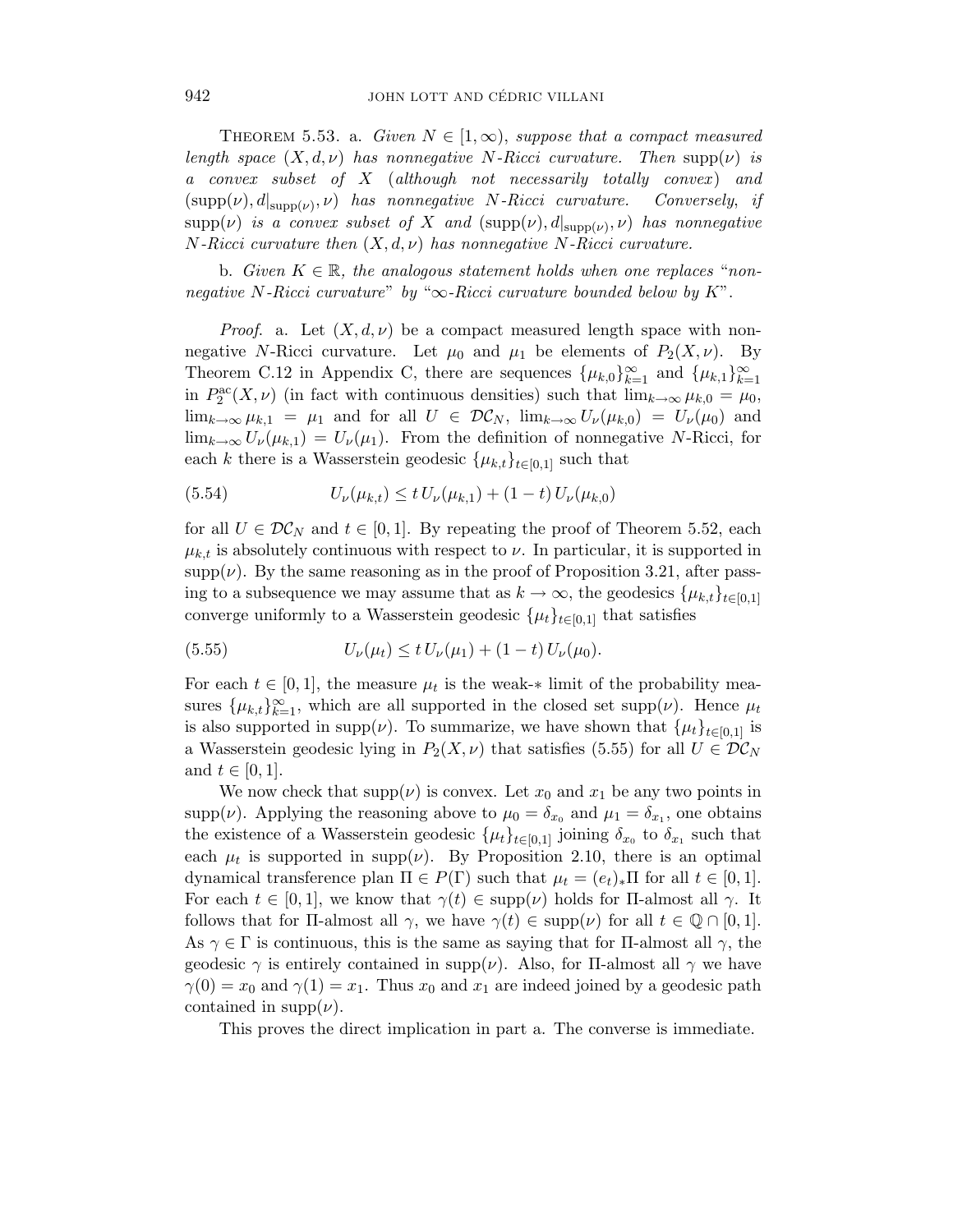Theorem 5.53. a. *Given $N \in [1, \infty)$, suppose that a compact measured length space $(X, d, \nu)$ has nonnegative $N$-Ricci curvature. Then* $\mathrm{supp}(\nu)$ *is a convex subset of $X$ (although not necessarily totally convex) and* $(\mathrm{supp}(\nu), d|_{\mathrm{supp}(\nu)}, \nu)$ *has nonnegative $N$-Ricci curvature. Conversely, if* $\mathrm{supp}(\nu)$ *is a convex subset of $X$ and* $(\mathrm{supp}(\nu), d|_{\mathrm{supp}(\nu)}, \nu)$ *has nonnegative $N$-Ricci curvature then $(X, d, \nu)$ has nonnegative $N$-Ricci curvature.*

b. *Given $K \in \mathbb{R}$, the analogous statement holds when one replaces "nonnegative $N$-Ricci curvature" by "$\infty$-Ricci curvature bounded below by $K$".*

*Proof.* a. Let $(X, d, \nu)$ be a compact measured length space with nonnegative $N$-Ricci curvature. Let $\mu_0$ and $\mu_1$ be elements of $P_2(X, \nu)$. By Theorem C.12 in Appendix C, there are sequences $\{\mu_{k,0}\}_{k=1}^\infty$ and $\{\mu_{k,1}\}_{k=1}^\infty$ in $P_2^{\mathrm{ac}}(X, \nu)$ (in fact with continuous densities) such that $\lim_{k\to\infty} \mu_{k,0} = \mu_0$, $\lim_{k\to\infty} \mu_{k,1} = \mu_1$ and for all $U \in \mathcal{DC}_N$, $\lim_{k\to\infty} U_\nu(\mu_{k,0}) = U_\nu(\mu_0)$ and $\lim_{k\to\infty} U_\nu(\mu_{k,1}) = U_\nu(\mu_1)$. From the definition of nonnegative $N$-Ricci, for each $k$ there is a Wasserstein geodesic $\{\mu_{k,t}\}_{t\in[0,1]}$ such that

$$U_\nu(\mu_{k,t}) \le t\, U_\nu(\mu_{k,1}) + (1-t)\, U_\nu(\mu_{k,0}) \tag{5.54}$$

for all $U \in \mathcal{DC}_N$ and $t \in [0,1]$. By repeating the proof of Theorem 5.52, each $\mu_{k,t}$ is absolutely continuous with respect to $\nu$. In particular, it is supported in $\mathrm{supp}(\nu)$. By the same reasoning as in the proof of Proposition 3.21, after passing to a subsequence we may assume that as $k \to \infty$, the geodesics $\{\mu_{k,t}\}_{t\in[0,1]}$ converge uniformly to a Wasserstein geodesic $\{\mu_t\}_{t\in[0,1]}$ that satisfies

$$U_\nu(\mu_t) \le t\, U_\nu(\mu_1) + (1-t)\, U_\nu(\mu_0). \tag{5.55}$$

For each $t \in [0,1]$, the measure $\mu_t$ is the weak-$*$ limit of the probability measures $\{\mu_{k,t}\}_{k=1}^\infty$, which are all supported in the closed set $\mathrm{supp}(\nu)$. Hence $\mu_t$ is also supported in $\mathrm{supp}(\nu)$. To summarize, we have shown that $\{\mu_t\}_{t\in[0,1]}$ is a Wasserstein geodesic lying in $P_2(X, \nu)$ that satisfies (5.55) for all $U \in \mathcal{DC}_N$ and $t \in [0,1]$.

We now check that $\mathrm{supp}(\nu)$ is convex. Let $x_0$ and $x_1$ be any two points in $\mathrm{supp}(\nu)$. Applying the reasoning above to $\mu_0 = \delta_{x_0}$ and $\mu_1 = \delta_{x_1}$, one obtains the existence of a Wasserstein geodesic $\{\mu_t\}_{t\in[0,1]}$ joining $\delta_{x_0}$ to $\delta_{x_1}$ such that each $\mu_t$ is supported in $\mathrm{supp}(\nu)$. By Proposition 2.10, there is an optimal dynamical transference plan $\Pi \in P(\Gamma)$ such that $\mu_t = (e_t)_*\Pi$ for all $t \in [0,1]$. For each $t \in [0,1]$, we know that $\gamma(t) \in \mathrm{supp}(\nu)$ holds for $\Pi$-almost all $\gamma$. It follows that for $\Pi$-almost all $\gamma$, we have $\gamma(t) \in \mathrm{supp}(\nu)$ for all $t \in \mathbb{Q} \cap [0,1]$. As $\gamma \in \Gamma$ is continuous, this is the same as saying that for $\Pi$-almost all $\gamma$, the geodesic $\gamma$ is entirely contained in $\mathrm{supp}(\nu)$. Also, for $\Pi$-almost all $\gamma$ we have $\gamma(0) = x_0$ and $\gamma(1) = x_1$. Thus $x_0$ and $x_1$ are indeed joined by a geodesic path contained in $\mathrm{supp}(\nu)$.

This proves the direct implication in part a. The converse is immediate.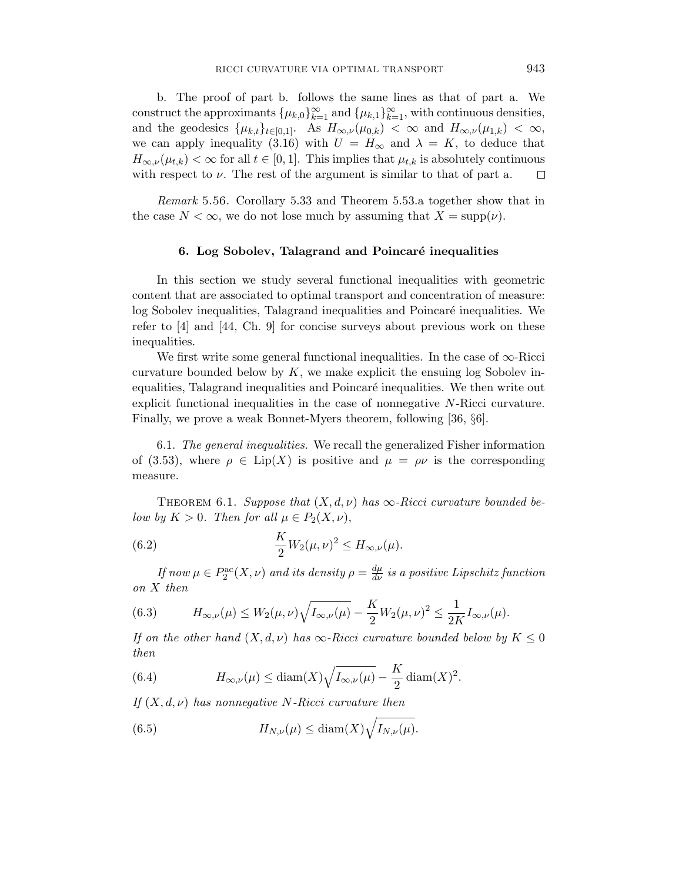b. The proof of part b. follows the same lines as that of part a. We construct the approximants $\{\mu_{k,0}\}_{k=1}^{\infty}$ and $\{\mu_{k,1}\}_{k=1}^{\infty}$, with continuous densities, and the geodesics $\{\mu_{k,t}\}_{t\in[0,1]}$. As $H_{\infty,\nu}(\mu_{0,k}) < \infty$ and $H_{\infty,\nu}(\mu_{1,k}) < \infty$, we can apply inequality (3.16) with $U = H_\infty$ and $\lambda = K$, to deduce that $H_{\infty,\nu}(\mu_{t,k}) < \infty$ for all $t \in [0,1]$. This implies that $\mu_{t,k}$ is absolutely continuous with respect to $\nu$. The rest of the argument is similar to that of part a. □

*Remark* 5.56. Corollary 5.33 and Theorem 5.53.a together show that in the case $N < \infty$, we do not lose much by assuming that $X = \mathrm{supp}(\nu)$.

## 6. Log Sobolev, Talagrand and Poincaré inequalities

In this section we study several functional inequalities with geometric content that are associated to optimal transport and concentration of measure: log Sobolev inequalities, Talagrand inequalities and Poincaré inequalities. We refer to [4] and [44, Ch. 9] for concise surveys about previous work on these inequalities.

We first write some general functional inequalities. In the case of $\infty$-Ricci curvature bounded below by $K$, we make explicit the ensuing log Sobolev inequalities, Talagrand inequalities and Poincaré inequalities. We then write out explicit functional inequalities in the case of nonnegative $N$-Ricci curvature. Finally, we prove a weak Bonnet-Myers theorem, following [36, §6].

6.1. *The general inequalities.* We recall the generalized Fisher information of (3.53), where $\rho \in \mathrm{Lip}(X)$ is positive and $\mu = \rho\nu$ is the corresponding measure.

THEOREM 6.1. *Suppose that $(X, d, \nu)$ has $\infty$-Ricci curvature bounded below by $K > 0$. Then for all $\mu \in P_2(X, \nu)$,*

$$\frac{K}{2} W_2(\mu, \nu)^2 \leq H_{\infty,\nu}(\mu). \tag{6.2}$$

*If now $\mu \in P_2^{\mathrm{ac}}(X, \nu)$ and its density $\rho = \frac{d\mu}{d\nu}$ is a positive Lipschitz function on $X$ then*

$$H_{\infty,\nu}(\mu) \leq W_2(\mu, \nu)\sqrt{I_{\infty,\nu}(\mu)} - \frac{K}{2} W_2(\mu, \nu)^2 \leq \frac{1}{2K} I_{\infty,\nu}(\mu). \tag{6.3}$$

*If on the other hand $(X, d, \nu)$ has $\infty$-Ricci curvature bounded below by $K \leq 0$ then*

$$H_{\infty,\nu}(\mu) \leq \mathrm{diam}(X)\sqrt{I_{\infty,\nu}(\mu)} - \frac{K}{2}\,\mathrm{diam}(X)^2. \tag{6.4}$$

*If $(X, d, \nu)$ has nonnegative $N$-Ricci curvature then*

$$H_{N,\nu}(\mu) \leq \mathrm{diam}(X)\sqrt{I_{N,\nu}(\mu)}. \tag{6.5}$$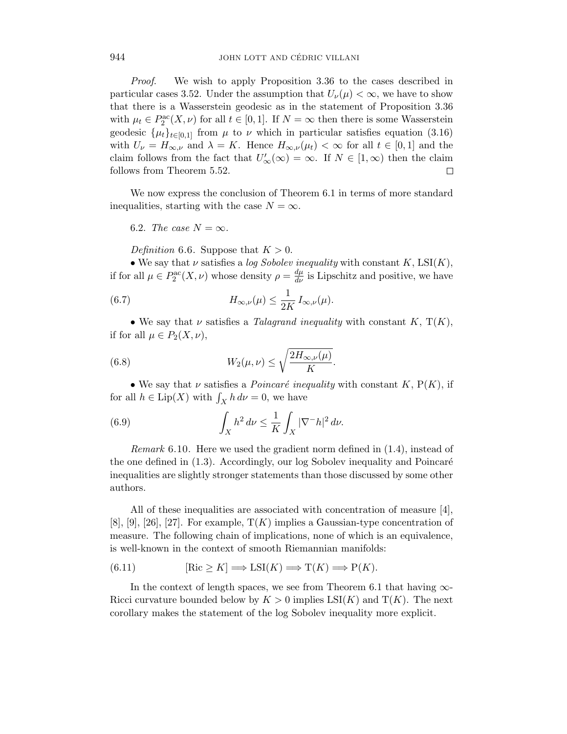*Proof.* We wish to apply Proposition 3.36 to the cases described in particular cases 3.52. Under the assumption that $U_\nu(\mu) < \infty$, we have to show that there is a Wasserstein geodesic as in the statement of Proposition 3.36 with $\mu_t \in P_2^{\mathrm{ac}}(X, \nu)$ for all $t \in [0,1]$. If $N = \infty$ then there is some Wasserstein geodesic $\{\mu_t\}_{t\in[0,1]}$ from $\mu$ to $\nu$ which in particular satisfies equation (3.16) with $U_\nu = H_{\infty,\nu}$ and $\lambda = K$. Hence $H_{\infty,\nu}(\mu_t) < \infty$ for all $t \in [0,1]$ and the claim follows from the fact that $U'_\infty(\infty) = \infty$. If $N \in [1, \infty)$ then the claim follows from Theorem 5.52. □

We now express the conclusion of Theorem 6.1 in terms of more standard inequalities, starting with the case $N = \infty$.

6.2. *The case* $N = \infty$.

*Definition* 6.6. Suppose that $K > 0$.

- We say that $\nu$ satisfies a *log Sobolev inequality* with constant $K$, $\mathrm{LSI}(K)$, if for all $\mu \in P_2^{\mathrm{ac}}(X, \nu)$ whose density $\rho = \frac{d\mu}{d\nu}$ is Lipschitz and positive, we have

$$H_{\infty,\nu}(\mu) \le \frac{1}{2K}\, I_{\infty,\nu}(\mu). \tag{6.7}$$

- We say that $\nu$ satisfies a *Talagrand inequality* with constant $K$, $\mathrm{T}(K)$, if for all $\mu \in P_2(X, \nu)$,

$$W_2(\mu, \nu) \le \sqrt{\frac{2H_{\infty,\nu}(\mu)}{K}}. \tag{6.8}$$

- We say that $\nu$ satisfies a *Poincaré inequality* with constant $K$, $\mathrm{P}(K)$, if for all $h \in \mathrm{Lip}(X)$ with $\int_X h\, d\nu = 0$, we have

$$\int_X h^2\, d\nu \le \frac{1}{K} \int_X |\nabla^- h|^2\, d\nu. \tag{6.9}$$

*Remark* 6.10. Here we used the gradient norm defined in (1.4), instead of the one defined in (1.3). Accordingly, our log Sobolev inequality and Poincaré inequalities are slightly stronger statements than those discussed by some other authors.

All of these inequalities are associated with concentration of measure [4], [8], [9], [26], [27]. For example, $\mathrm{T}(K)$ implies a Gaussian-type concentration of measure. The following chain of implications, none of which is an equivalence, is well-known in the context of smooth Riemannian manifolds:

$$[\mathrm{Ric} \ge K] \Longrightarrow \mathrm{LSI}(K) \Longrightarrow \mathrm{T}(K) \Longrightarrow \mathrm{P}(K). \tag{6.11}$$

In the context of length spaces, we see from Theorem 6.1 that having $\infty$-Ricci curvature bounded below by $K > 0$ implies $\mathrm{LSI}(K)$ and $\mathrm{T}(K)$. The next corollary makes the statement of the log Sobolev inequality more explicit.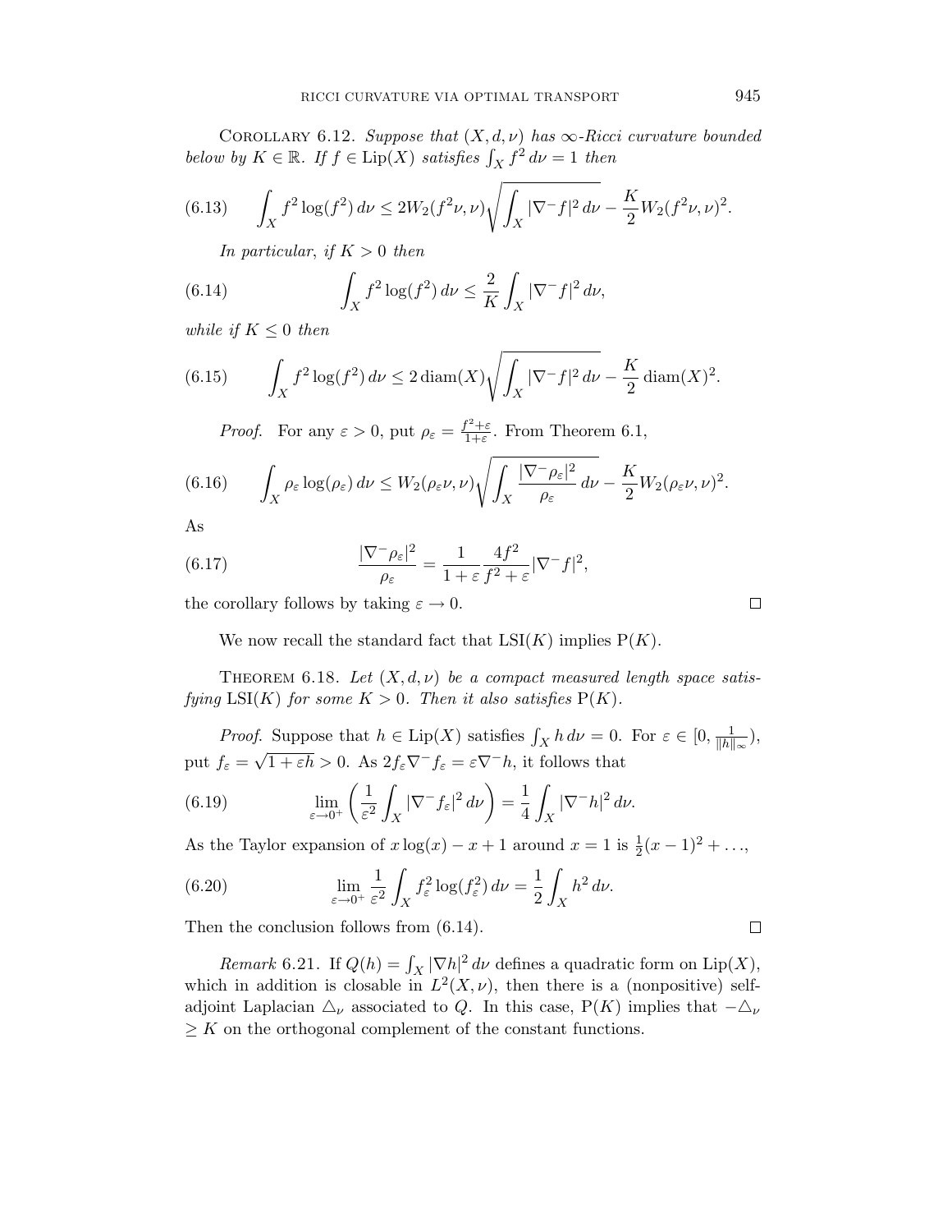COROLLARY 6.12. *Suppose that $(X, d, \nu)$ has $\infty$-Ricci curvature bounded below by $K \in \mathbb{R}$. If $f \in \mathrm{Lip}(X)$ satisfies $\int_X f^2 \, d\nu = 1$ then*

$$\int_X f^2 \log(f^2) \, d\nu \leq 2W_2(f^2\nu, \nu) \sqrt{\int_X |\nabla^- f|^2 \, d\nu} - \frac{K}{2} W_2(f^2\nu, \nu)^2. \tag{6.13}$$

*In particular, if $K > 0$ then*

$$\int_X f^2 \log(f^2) \, d\nu \leq \frac{2}{K} \int_X |\nabla^- f|^2 \, d\nu, \tag{6.14}$$

*while if $K \leq 0$ then*

$$\int_X f^2 \log(f^2) \, d\nu \leq 2 \operatorname{diam}(X) \sqrt{\int_X |\nabla^- f|^2 \, d\nu} - \frac{K}{2} \operatorname{diam}(X)^2. \tag{6.15}$$

*Proof.* For any $\varepsilon > 0$, put $\rho_\varepsilon = \frac{f^2 + \varepsilon}{1 + \varepsilon}$. From Theorem 6.1,

$$\int_X \rho_\varepsilon \log(\rho_\varepsilon) \, d\nu \leq W_2(\rho_\varepsilon \nu, \nu) \sqrt{\int_X \frac{|\nabla^- \rho_\varepsilon|^2}{\rho_\varepsilon} \, d\nu} - \frac{K}{2} W_2(\rho_\varepsilon \nu, \nu)^2. \tag{6.16}$$

As

$$\frac{|\nabla^- \rho_\varepsilon|^2}{\rho_\varepsilon} = \frac{1}{1+\varepsilon} \frac{4f^2}{f^2 + \varepsilon} |\nabla^- f|^2, \tag{6.17}$$

the corollary follows by taking $\varepsilon \to 0$. $\square$

We now recall the standard fact that $\mathrm{LSI}(K)$ implies $\mathrm{P}(K)$.

THEOREM 6.18. *Let $(X, d, \nu)$ be a compact measured length space satisfying $\mathrm{LSI}(K)$ for some $K > 0$. Then it also satisfies $\mathrm{P}(K)$.*

*Proof.* Suppose that $h \in \mathrm{Lip}(X)$ satisfies $\int_X h \, d\nu = 0$. For $\varepsilon \in [0, \frac{1}{\|h\|_\infty})$, put $f_\varepsilon = \sqrt{1 + \varepsilon h} > 0$. As $2 f_\varepsilon \nabla^- f_\varepsilon = \varepsilon \nabla^- h$, it follows that

$$\lim_{\varepsilon \to 0^+} \left( \frac{1}{\varepsilon^2} \int_X |\nabla^- f_\varepsilon|^2 \, d\nu \right) = \frac{1}{4} \int_X |\nabla^- h|^2 \, d\nu. \tag{6.19}$$

As the Taylor expansion of $x \log(x) - x + 1$ around $x = 1$ is $\frac{1}{2}(x-1)^2 + \ldots$,

$$\lim_{\varepsilon \to 0^+} \frac{1}{\varepsilon^2} \int_X f_\varepsilon^2 \log(f_\varepsilon^2) \, d\nu = \frac{1}{2} \int_X h^2 \, d\nu. \tag{6.20}$$

Then the conclusion follows from (6.14). $\square$

*Remark* 6.21. If $Q(h) = \int_X |\nabla h|^2 \, d\nu$ defines a quadratic form on $\mathrm{Lip}(X)$, which in addition is closable in $L^2(X, \nu)$, then there is a (nonpositive) self-adjoint Laplacian $\triangle_\nu$ associated to $Q$. In this case, $\mathrm{P}(K)$ implies that $-\triangle_\nu \geq K$ on the orthogonal complement of the constant functions.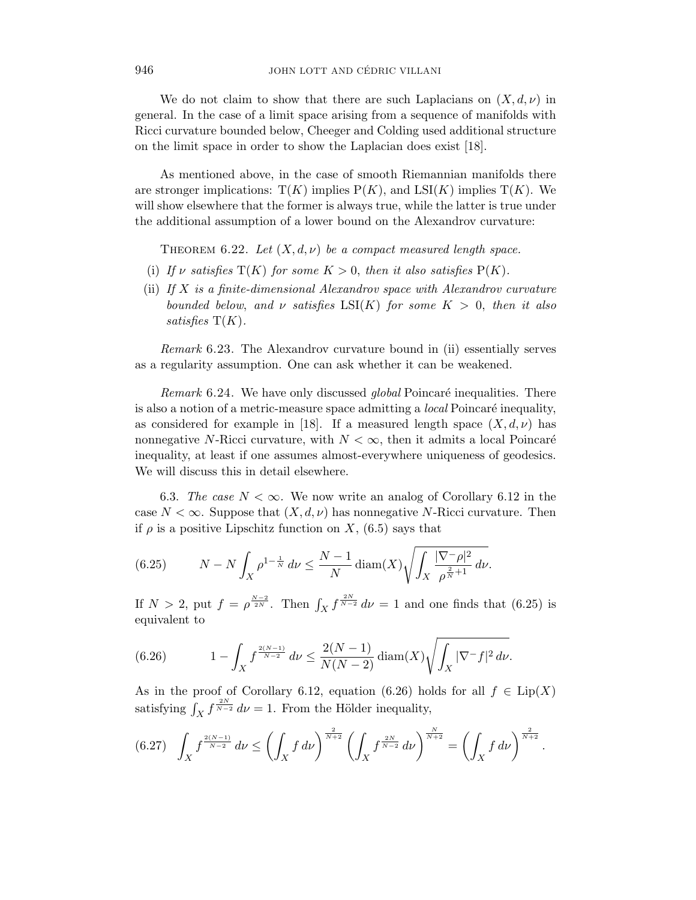We do not claim to show that there are such Laplacians on $(X, d, \nu)$ in general. In the case of a limit space arising from a sequence of manifolds with Ricci curvature bounded below, Cheeger and Colding used additional structure on the limit space in order to show the Laplacian does exist [18].

As mentioned above, in the case of smooth Riemannian manifolds there are stronger implications: $\mathrm{T}(K)$ implies $\mathrm{P}(K)$, and $\mathrm{LSI}(K)$ implies $\mathrm{T}(K)$. We will show elsewhere that the former is always true, while the latter is true under the additional assumption of a lower bound on the Alexandrov curvature:

Theorem 6.22. *Let $(X, d, \nu)$ be a compact measured length space.*

(i) *If $\nu$ satisfies $\mathrm{T}(K)$ for some $K > 0$, then it also satisfies $\mathrm{P}(K)$.*

(ii) *If $X$ is a finite-dimensional Alexandrov space with Alexandrov curvature bounded below, and $\nu$ satisfies $\mathrm{LSI}(K)$ for some $K > 0$, then it also satisfies $\mathrm{T}(K)$.*

*Remark* 6.23. The Alexandrov curvature bound in (ii) essentially serves as a regularity assumption. One can ask whether it can be weakened.

*Remark* 6.24. We have only discussed *global* Poincaré inequalities. There is also a notion of a metric-measure space admitting a *local* Poincaré inequality, as considered for example in [18]. If a measured length space $(X, d, \nu)$ has nonnegative $N$-Ricci curvature, with $N < \infty$, then it admits a local Poincaré inequality, at least if one assumes almost-everywhere uniqueness of geodesics. We will discuss this in detail elsewhere.

6.3. *The case $N < \infty$.* We now write an analog of Corollary 6.12 in the case $N < \infty$. Suppose that $(X, d, \nu)$ has nonnegative $N$-Ricci curvature. Then if $\rho$ is a positive Lipschitz function on $X$, (6.5) says that

$$N - N \int_X \rho^{1-\frac{1}{N}} \, d\nu \leq \frac{N-1}{N} \, \mathrm{diam}(X) \sqrt{\int_X \frac{|\nabla^- \rho|^2}{\rho^{\frac{2}{N}+1}} \, d\nu}. \tag{6.25}$$

If $N > 2$, put $f = \rho^{\frac{N-2}{2N}}$. Then $\int_X f^{\frac{2N}{N-2}} \, d\nu = 1$ and one finds that (6.25) is equivalent to

$$1 - \int_X f^{\frac{2(N-1)}{N-2}} \, d\nu \leq \frac{2(N-1)}{N(N-2)} \, \mathrm{diam}(X) \sqrt{\int_X |\nabla^- f|^2 \, d\nu}. \tag{6.26}$$

As in the proof of Corollary 6.12, equation (6.26) holds for all $f \in \mathrm{Lip}(X)$ satisfying $\int_X f^{\frac{2N}{N-2}} \, d\nu = 1$. From the Hölder inequality,

$$\int_X f^{\frac{2(N-1)}{N-2}} \, d\nu \leq \left( \int_X f \, d\nu \right)^{\frac{2}{N+2}} \left( \int_X f^{\frac{2N}{N-2}} \, d\nu \right)^{\frac{N}{N+2}} = \left( \int_X f \, d\nu \right)^{\frac{2}{N+2}}. \tag{6.27}$$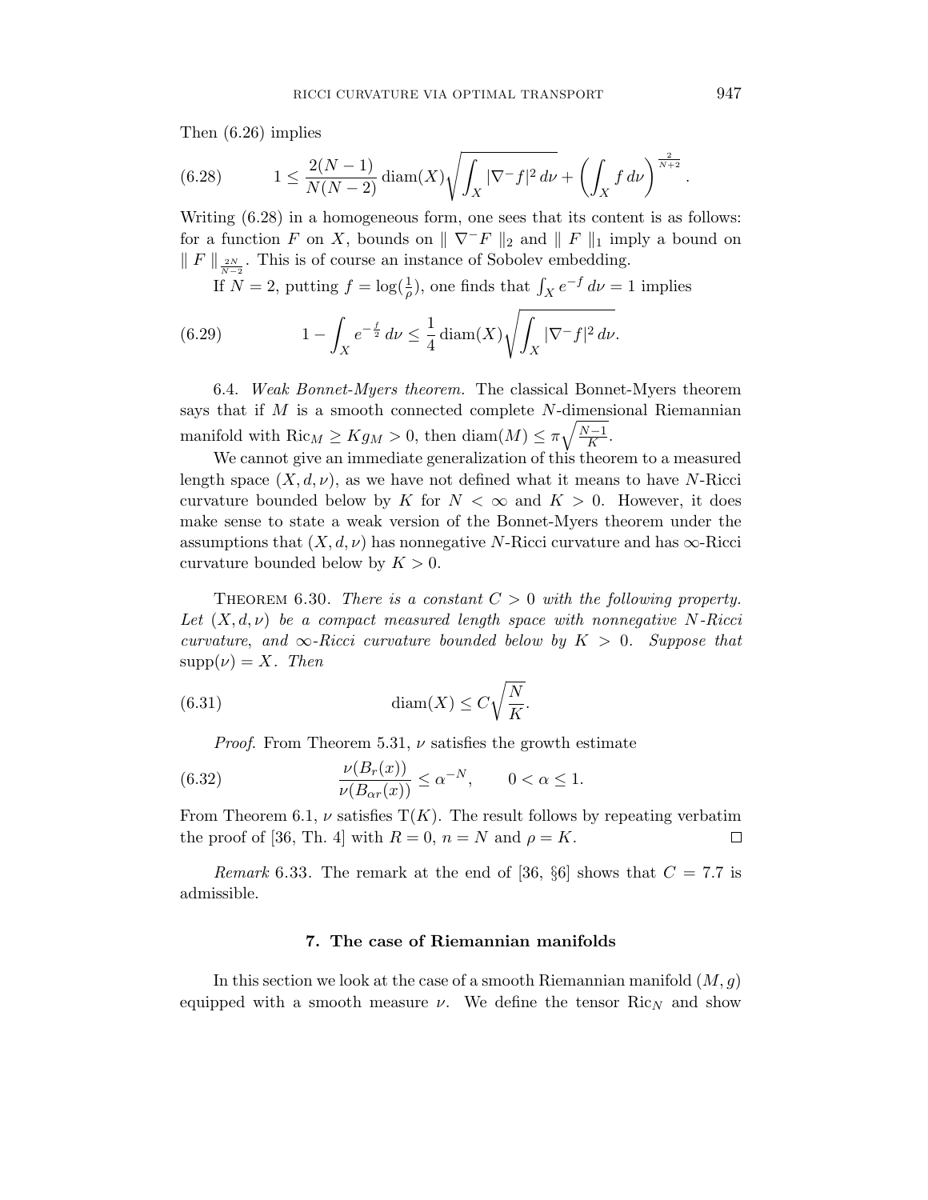Then (6.26) implies

$$1 \leq \frac{2(N-1)}{N(N-2)} \operatorname{diam}(X) \sqrt{\int_X |\nabla^- f|^2 \, d\nu} + \left( \int_X f \, d\nu \right)^{\frac{2}{N+2}}. \tag{6.28}$$

Writing (6.28) in a homogeneous form, one sees that its content is as follows: for a function $F$ on $X$, bounds on $\| \nabla^- F \|_2$ and $\| F \|_1$ imply a bound on $\| F \|_{\frac{2N}{N-2}}$. This is of course an instance of Sobolev embedding.

If $N = 2$, putting $f = \log(\frac{1}{\rho})$, one finds that $\int_X e^{-f} \, d\nu = 1$ implies

$$1 - \int_X e^{-\frac{f}{2}} \, d\nu \leq \frac{1}{4} \operatorname{diam}(X) \sqrt{\int_X |\nabla^- f|^2 \, d\nu}. \tag{6.29}$$

6.4. *Weak Bonnet-Myers theorem.* The classical Bonnet-Myers theorem says that if $M$ is a smooth connected complete $N$-dimensional Riemannian manifold with $\mathrm{Ric}_M \geq K g_M > 0$, then $\operatorname{diam}(M) \leq \pi \sqrt{\frac{N-1}{K}}$.

We cannot give an immediate generalization of this theorem to a measured length space $(X, d, \nu)$, as we have not defined what it means to have $N$-Ricci curvature bounded below by $K$ for $N < \infty$ and $K > 0$. However, it does make sense to state a weak version of the Bonnet-Myers theorem under the assumptions that $(X, d, \nu)$ has nonnegative $N$-Ricci curvature and has $\infty$-Ricci curvature bounded below by $K > 0$.

Theorem 6.30. *There is a constant $C > 0$ with the following property. Let $(X, d, \nu)$ be a compact measured length space with nonnegative $N$-Ricci curvature, and $\infty$-Ricci curvature bounded below by $K > 0$. Suppose that $\operatorname{supp}(\nu) = X$. Then*

$$\operatorname{diam}(X) \leq C \sqrt{\frac{N}{K}}. \tag{6.31}$$

*Proof.* From Theorem 5.31, $\nu$ satisfies the growth estimate

$$\frac{\nu(B_r(x))}{\nu(B_{\alpha r}(x))} \leq \alpha^{-N}, \qquad 0 < \alpha \leq 1. \tag{6.32}$$

From Theorem 6.1, $\nu$ satisfies $\mathrm{T}(K)$. The result follows by repeating verbatim the proof of [36, Th. 4] with $R = 0$, $n = N$ and $\rho = K$. $\square$

*Remark* 6.33. The remark at the end of [36, §6] shows that $C = 7.7$ is admissible.

## 7. The case of Riemannian manifolds

In this section we look at the case of a smooth Riemannian manifold $(M, g)$ equipped with a smooth measure $\nu$. We define the tensor $\mathrm{Ric}_N$ and show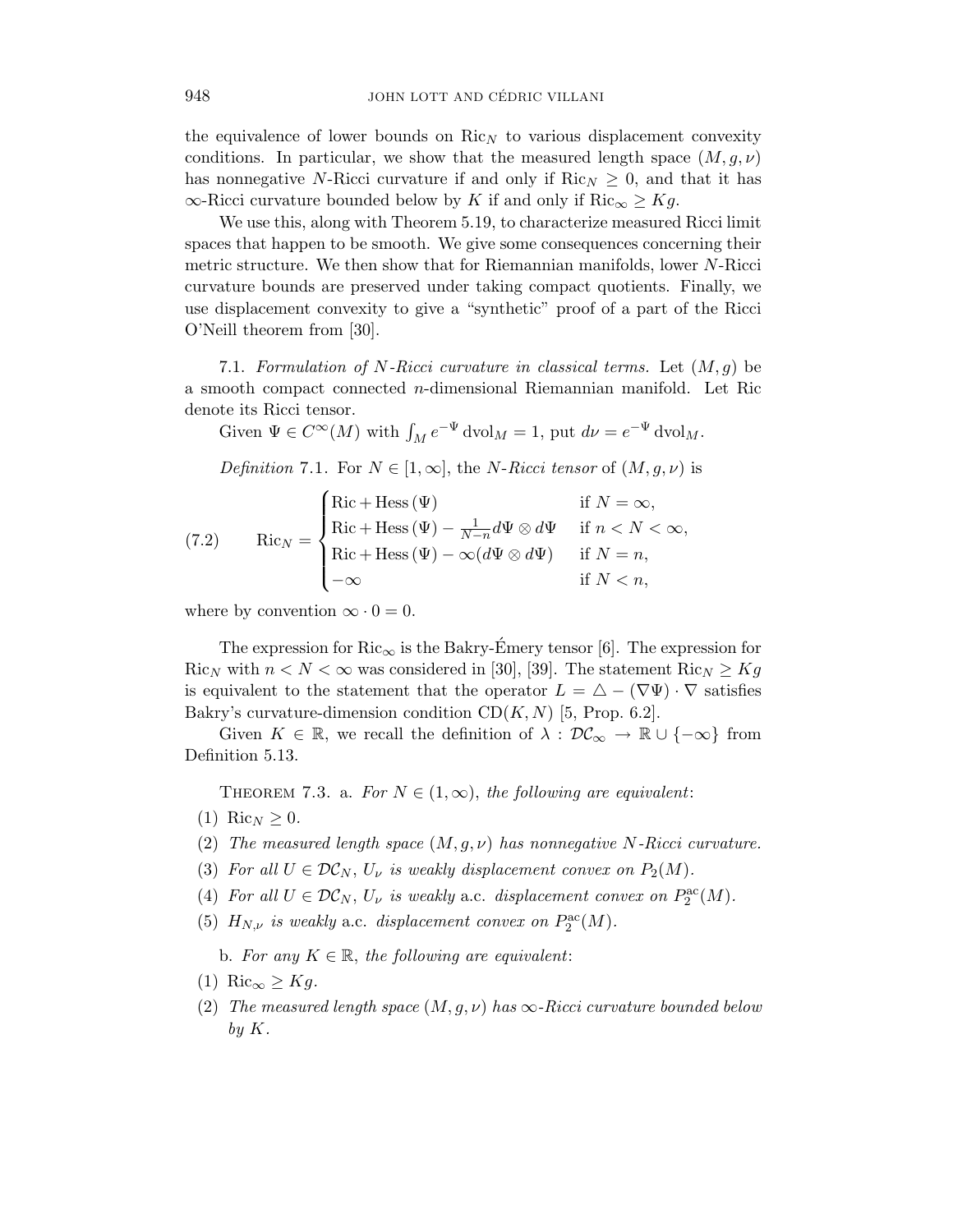the equivalence of lower bounds on $\mathrm{Ric}_N$ to various displacement convexity conditions. In particular, we show that the measured length space $(M, g, \nu)$ has nonnegative $N$-Ricci curvature if and only if $\mathrm{Ric}_N \geq 0$, and that it has $\infty$-Ricci curvature bounded below by $K$ if and only if $\mathrm{Ric}_\infty \geq Kg$.

We use this, along with Theorem 5.19, to characterize measured Ricci limit spaces that happen to be smooth. We give some consequences concerning their metric structure. We then show that for Riemannian manifolds, lower $N$-Ricci curvature bounds are preserved under taking compact quotients. Finally, we use displacement convexity to give a "synthetic" proof of a part of the Ricci O'Neill theorem from [30].

7.1. *Formulation of $N$-Ricci curvature in classical terms.* Let $(M, g)$ be a smooth compact connected $n$-dimensional Riemannian manifold. Let Ric denote its Ricci tensor.

Given $\Psi \in C^\infty(M)$ with $\int_M e^{-\Psi}\, \mathrm{dvol}_M = 1$, put $d\nu = e^{-\Psi}\, \mathrm{dvol}_M$.

*Definition* 7.1. For $N \in [1, \infty]$, the *$N$-Ricci tensor* of $(M, g, \nu)$ is

$$
(7.2) \qquad \mathrm{Ric}_N = \begin{cases} \mathrm{Ric} + \mathrm{Hess}\,(\Psi) & \text{if } N = \infty, \\ \mathrm{Ric} + \mathrm{Hess}\,(\Psi) - \frac{1}{N-n} d\Psi \otimes d\Psi & \text{if } n < N < \infty, \\ \mathrm{Ric} + \mathrm{Hess}\,(\Psi) - \infty (d\Psi \otimes d\Psi) & \text{if } N = n, \\ -\infty & \text{if } N < n, \end{cases}
$$

where by convention $\infty \cdot 0 = 0$.

The expression for $\mathrm{Ric}_\infty$ is the Bakry-Émery tensor [6]. The expression for $\mathrm{Ric}_N$ with $n < N < \infty$ was considered in [30], [39]. The statement $\mathrm{Ric}_N \geq Kg$ is equivalent to the statement that the operator $L = \triangle - (\nabla \Psi) \cdot \nabla$ satisfies Bakry's curvature-dimension condition $\mathrm{CD}(K, N)$ [5, Prop. 6.2].

Given $K \in \mathbb{R}$, we recall the definition of $\lambda : \mathcal{DC}_\infty \to \mathbb{R} \cup \{-\infty\}$ from Definition 5.13.

Theorem 7.3. a. *For $N \in (1, \infty)$, the following are equivalent*:

(1) $\mathrm{Ric}_N \geq 0$.

(2) *The measured length space $(M, g, \nu)$ has nonnegative $N$-Ricci curvature.*

(3) *For all $U \in \mathcal{DC}_N$, $U_\nu$ is weakly displacement convex on $P_2(M)$.*

(4) *For all $U \in \mathcal{DC}_N$, $U_\nu$ is weakly* a.c. *displacement convex on $P_2^{\mathrm{ac}}(M)$.*

(5) *$H_{N,\nu}$ is weakly* a.c. *displacement convex on $P_2^{\mathrm{ac}}(M)$.*

b. *For any $K \in \mathbb{R}$, the following are equivalent*:

(1) $\mathrm{Ric}_\infty \geq Kg$.

(2) *The measured length space $(M, g, \nu)$ has $\infty$-Ricci curvature bounded below by $K$.*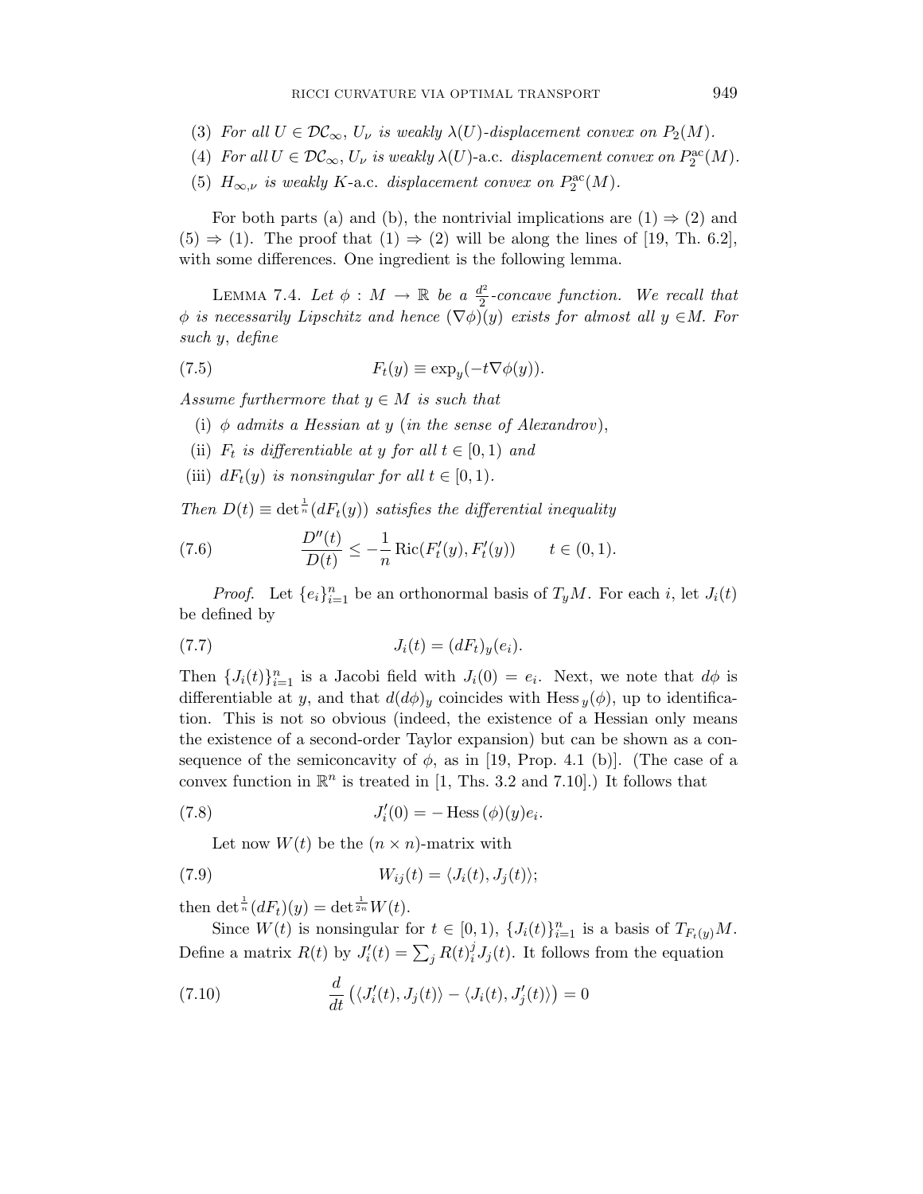(3) *For all* $U \in \mathcal{DC}_\infty$, $U_\nu$ *is weakly* $\lambda(U)$*-displacement convex on* $P_2(M)$.

(4) *For all* $U \in \mathcal{DC}_\infty$, $U_\nu$ *is weakly* $\lambda(U)$-a.c. *displacement convex on* $P_2^{\mathrm{ac}}(M)$.

(5) $H_{\infty,\nu}$ *is weakly* $K$-a.c. *displacement convex on* $P_2^{\mathrm{ac}}(M)$.

For both parts (a) and (b), the nontrivial implications are (1) $\Rightarrow$ (2) and (5) $\Rightarrow$ (1). The proof that (1) $\Rightarrow$ (2) will be along the lines of [19, Th. 6.2], with some differences. One ingredient is the following lemma.

Lemma 7.4. *Let* $\phi : M \to \mathbb{R}$ *be a* $\frac{d^2}{2}$*-concave function. We recall that* $\phi$ *is necessarily Lipschitz and hence* $(\nabla\phi)(y)$ *exists for almost all* $y \in M$. *For such* $y$, *define*

$$F_t(y) \equiv \exp_y(-t\nabla\phi(y)). \tag{7.5}$$

*Assume furthermore that* $y \in M$ *is such that*

(i) $\phi$ *admits a Hessian at* $y$ *(in the sense of Alexandrov)*,

(ii) $F_t$ *is differentiable at* $y$ *for all* $t \in [0, 1)$ *and*

(iii) $dF_t(y)$ *is nonsingular for all* $t \in [0, 1)$.

*Then* $D(t) \equiv \det^{\frac{1}{n}}(dF_t(y))$ *satisfies the differential inequality*

$$\frac{D''(t)}{D(t)} \leq -\frac{1}{n}\operatorname{Ric}(F_t'(y), F_t'(y)) \qquad t \in (0, 1). \tag{7.6}$$

*Proof.* Let $\{e_i\}_{i=1}^n$ be an orthonormal basis of $T_yM$. For each $i$, let $J_i(t)$ be defined by

$$J_i(t) = (dF_t)_y(e_i). \tag{7.7}$$

Then $\{J_i(t)\}_{i=1}^n$ is a Jacobi field with $J_i(0) = e_i$. Next, we note that $d\phi$ is differentiable at $y$, and that $d(d\phi)_y$ coincides with $\operatorname{Hess}_y(\phi)$, up to identification. This is not so obvious (indeed, the existence of a Hessian only means the existence of a second-order Taylor expansion) but can be shown as a consequence of the semiconcavity of $\phi$, as in [19, Prop. 4.1 (b)]. (The case of a convex function in $\mathbb{R}^n$ is treated in [1, Ths. 3.2 and 7.10].) It follows that

$$J_i'(0) = -\operatorname{Hess}(\phi)(y)e_i. \tag{7.8}$$

Let now $W(t)$ be the $(n \times n)$-matrix with

$$W_{ij}(t) = \langle J_i(t), J_j(t)\rangle; \tag{7.9}$$

then $\det^{\frac{1}{n}}(dF_t)(y) = \det^{\frac{1}{2n}} W(t)$.

Since $W(t)$ is nonsingular for $t \in [0, 1)$, $\{J_i(t)\}_{i=1}^n$ is a basis of $T_{F_t(y)}M$. Define a matrix $R(t)$ by $J_i'(t) = \sum_j R(t)_i^j J_j(t)$. It follows from the equation

$$\frac{d}{dt}\left(\langle J_i'(t), J_j(t)\rangle - \langle J_i(t), J_j'(t)\rangle\right) = 0 \tag{7.10}$$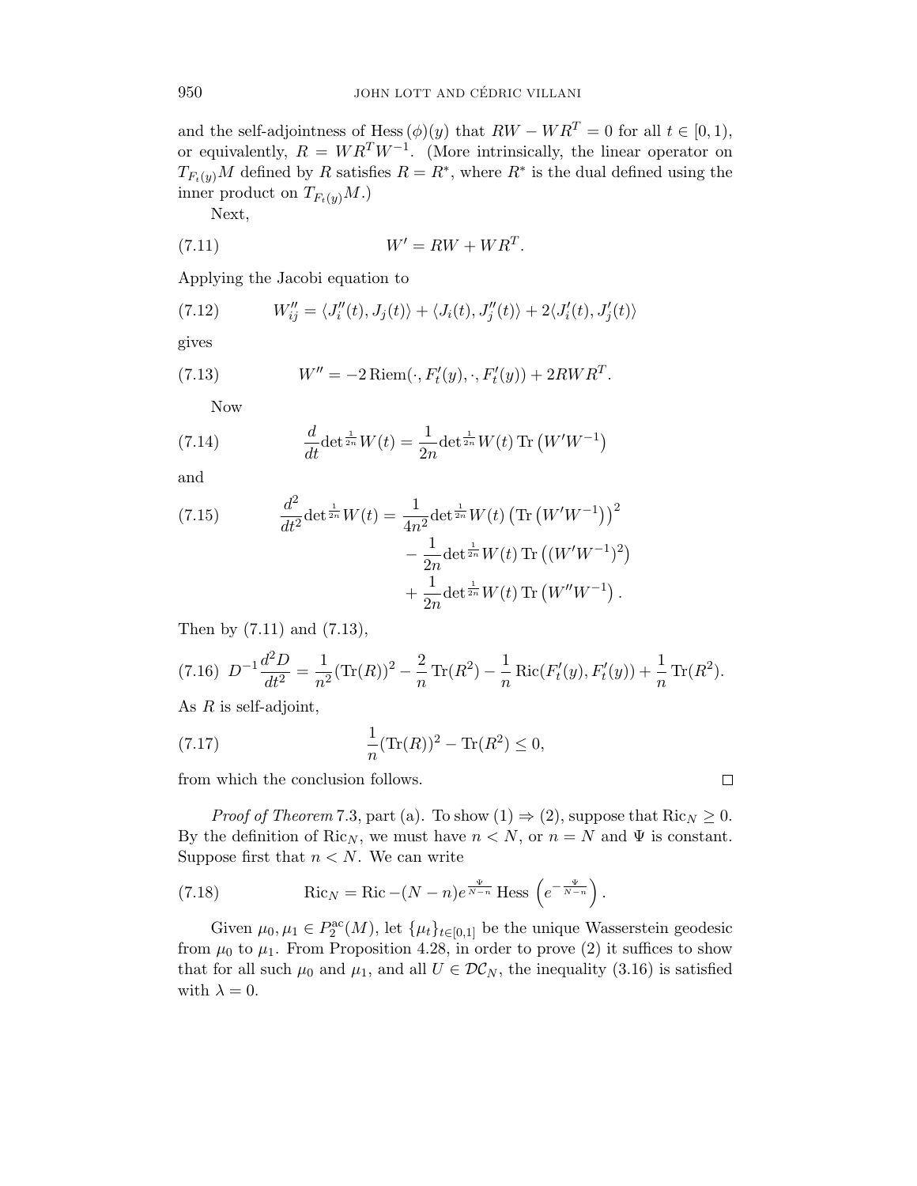and the self-adjointness of $\mathrm{Hess}\,(\phi)(y)$ that $RW - WR^T = 0$ for all $t \in [0, 1)$, or equivalently, $R = WR^TW^{-1}$. (More intrinsically, the linear operator on $T_{F_t(y)}M$ defined by $R$ satisfies $R = R^*$, where $R^*$ is the dual defined using the inner product on $T_{F_t(y)}M$.)

Next,

$$W' = RW + WR^T. \tag{7.11}$$

Applying the Jacobi equation to

$$W''_{ij} = \langle J''_i(t), J_j(t)\rangle + \langle J_i(t), J''_j(t)\rangle + 2\langle J'_i(t), J'_j(t)\rangle \tag{7.12}$$

gives

$$W'' = -2\,\mathrm{Riem}(\cdot, F'_t(y), \cdot, F'_t(y)) + 2RWR^T. \tag{7.13}$$

Now

$$\frac{d}{dt}\det^{\frac{1}{2n}} W(t) = \frac{1}{2n}\det^{\frac{1}{2n}} W(t)\,\mathrm{Tr}\left(W'W^{-1}\right) \tag{7.14}$$

and

$$\begin{aligned}\frac{d^2}{dt^2}\det^{\frac{1}{2n}} W(t) = \;& \frac{1}{4n^2}\det^{\frac{1}{2n}} W(t)\left(\mathrm{Tr}\left(W'W^{-1}\right)\right)^2 \\ & - \frac{1}{2n}\det^{\frac{1}{2n}} W(t)\,\mathrm{Tr}\left((W'W^{-1})^2\right) \\ & + \frac{1}{2n}\det^{\frac{1}{2n}} W(t)\,\mathrm{Tr}\left(W''W^{-1}\right).\end{aligned} \tag{7.15}$$

Then by (7.11) and (7.13),

$$D^{-1}\frac{d^2D}{dt^2} = \frac{1}{n^2}(\mathrm{Tr}(R))^2 - \frac{2}{n}\,\mathrm{Tr}(R^2) - \frac{1}{n}\,\mathrm{Ric}(F'_t(y), F'_t(y)) + \frac{1}{n}\,\mathrm{Tr}(R^2). \tag{7.16}$$

As $R$ is self-adjoint,

$$\frac{1}{n}(\mathrm{Tr}(R))^2 - \mathrm{Tr}(R^2) \leq 0, \tag{7.17}$$

from which the conclusion follows. $\square$

*Proof of Theorem* 7.3, part (a). To show (1) $\Rightarrow$ (2), suppose that $\mathrm{Ric}_N \geq 0$. By the definition of $\mathrm{Ric}_N$, we must have $n < N$, or $n = N$ and $\Psi$ is constant. Suppose first that $n < N$. We can write

$$\mathrm{Ric}_N = \mathrm{Ric} - (N - n)e^{\frac{\Psi}{N-n}}\,\mathrm{Hess}\left(e^{-\frac{\Psi}{N-n}}\right). \tag{7.18}$$

Given $\mu_0, \mu_1 \in P_2^{\mathrm{ac}}(M)$, let $\{\mu_t\}_{t\in[0,1]}$ be the unique Wasserstein geodesic from $\mu_0$ to $\mu_1$. From Proposition 4.28, in order to prove (2) it suffices to show that for all such $\mu_0$ and $\mu_1$, and all $U \in \mathcal{DC}_N$, the inequality (3.16) is satisfied with $\lambda = 0$.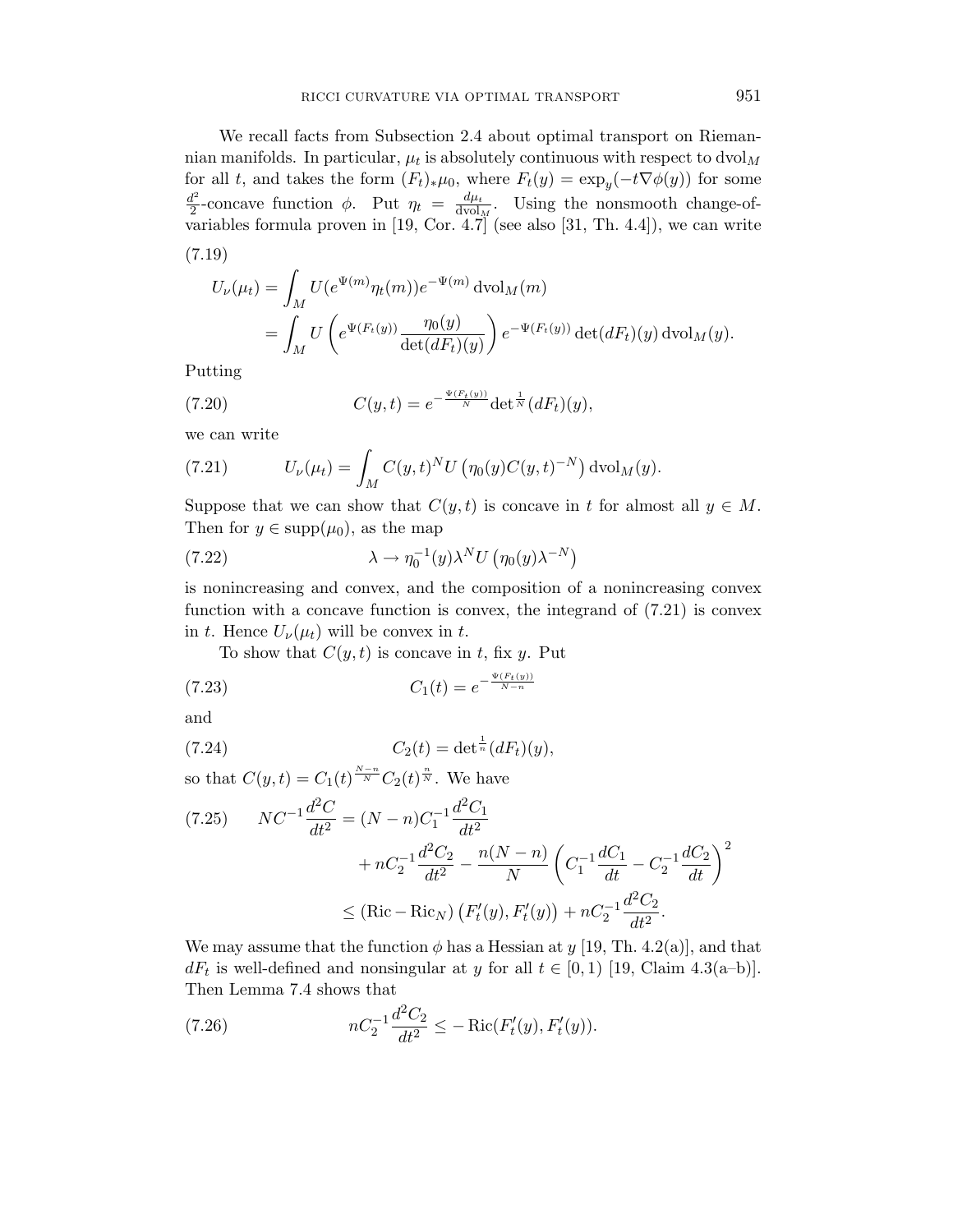We recall facts from Subsection 2.4 about optimal transport on Riemannian manifolds. In particular, $\mu_t$ is absolutely continuous with respect to $\mathrm{dvol}_M$ for all $t$, and takes the form $(F_t)_* \mu_0$, where $F_t(y) = \exp_y(-t\nabla\phi(y))$ for some $\frac{d^2}{2}$-concave function $\phi$. Put $\eta_t = \frac{d\mu_t}{\mathrm{dvol}_M}$. Using the nonsmooth change-of-variables formula proven in [19, Cor. 4.7] (see also [31, Th. 4.4]), we can write

(7.19)

$$
\begin{aligned}
U_\nu(\mu_t) &= \int_M U(e^{\Psi(m)}\eta_t(m))e^{-\Psi(m)} \, \mathrm{dvol}_M(m) \\
&= \int_M U\left(e^{\Psi(F_t(y))}\frac{\eta_0(y)}{\det(dF_t)(y)}\right) e^{-\Psi(F_t(y))} \det(dF_t)(y) \, \mathrm{dvol}_M(y).
\end{aligned}
$$

Putting

$$
C(y,t) = e^{-\frac{\Psi(F_t(y))}{N}} \det{}^{\frac{1}{N}}(dF_t)(y), \tag{7.20}
$$

we can write

$$
U_\nu(\mu_t) = \int_M C(y,t)^N U\left(\eta_0(y) C(y,t)^{-N}\right) \mathrm{dvol}_M(y). \tag{7.21}
$$

Suppose that we can show that $C(y,t)$ is concave in $t$ for almost all $y \in M$. Then for $y \in \mathrm{supp}(\mu_0)$, as the map

$$
\lambda \to \eta_0^{-1}(y) \lambda^N U\left(\eta_0(y)\lambda^{-N}\right) \tag{7.22}
$$

is nonincreasing and convex, and the composition of a nonincreasing convex function with a concave function is convex, the integrand of (7.21) is convex in $t$. Hence $U_\nu(\mu_t)$ will be convex in $t$.

To show that $C(y,t)$ is concave in $t$, fix $y$. Put

$$
C_1(t) = e^{-\frac{\Psi(F_t(y))}{N-n}} \tag{7.23}
$$

and

$$
C_2(t) = \det{}^{\frac{1}{n}}(dF_t)(y), \tag{7.24}
$$

so that $C(y,t) = C_1(t)^{\frac{N-n}{N}} C_2(t)^{\frac{n}{N}}$. We have

$$
\begin{aligned}
N C^{-1}\frac{d^2 C}{dt^2} &= (N-n) C_1^{-1} \frac{d^2 C_1}{dt^2} \\
&\quad + n C_2^{-1}\frac{d^2 C_2}{dt^2} - \frac{n(N-n)}{N}\left(C_1^{-1}\frac{dC_1}{dt} - C_2^{-1}\frac{dC_2}{dt}\right)^2 \\
&\leq \left(\mathrm{Ric} - \mathrm{Ric}_N\right)\left(F_t'(y), F_t'(y)\right) + n C_2^{-1}\frac{d^2 C_2}{dt^2}.
\end{aligned} \tag{7.25}
$$

We may assume that the function $\phi$ has a Hessian at $y$ [19, Th. 4.2(a)], and that $dF_t$ is well-defined and nonsingular at $y$ for all $t \in [0,1)$ [19, Claim 4.3(a–b)]. Then Lemma 7.4 shows that

$$
n C_2^{-1}\frac{d^2 C_2}{dt^2} \leq -\mathrm{Ric}(F_t'(y), F_t'(y)). \tag{7.26}
$$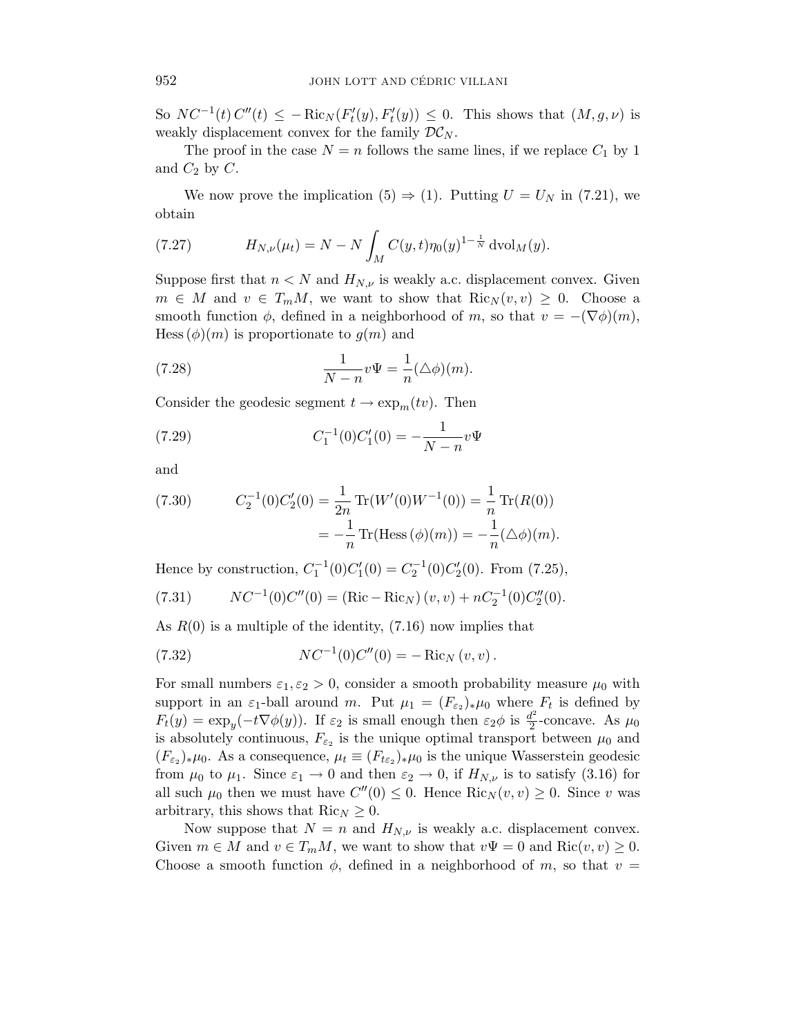So $NC^{-1}(t)\, C''(t) \leq -\operatorname{Ric}_N(F_t'(y), F_t'(y)) \leq 0$. This shows that $(M, g, \nu)$ is weakly displacement convex for the family $\mathcal{DC}_N$.

The proof in the case $N = n$ follows the same lines, if we replace $C_1$ by 1 and $C_2$ by $C$.

We now prove the implication (5) $\Rightarrow$ (1). Putting $U = U_N$ in (7.21), we obtain

$$H_{N,\nu}(\mu_t) = N - N \int_M C(y,t) \eta_0(y)^{1-\frac{1}{N}} \operatorname{dvol}_M(y). \tag{7.27}$$

Suppose first that $n < N$ and $H_{N,\nu}$ is weakly a.c. displacement convex. Given $m \in M$ and $v \in T_m M$, we want to show that $\operatorname{Ric}_N(v,v) \geq 0$. Choose a smooth function $\phi$, defined in a neighborhood of $m$, so that $v = -(\nabla \phi)(m)$, $\operatorname{Hess}(\phi)(m)$ is proportionate to $g(m)$ and

$$\frac{1}{N-n} v\Psi = \frac{1}{n} (\triangle \phi)(m). \tag{7.28}$$

Consider the geodesic segment $t \to \exp_m(tv)$. Then

$$C_1^{-1}(0) C_1'(0) = -\frac{1}{N-n} v\Psi \tag{7.29}$$

and

$$\begin{aligned} C_2^{-1}(0) C_2'(0) &= \frac{1}{2n} \operatorname{Tr}(W'(0) W^{-1}(0)) = \frac{1}{n} \operatorname{Tr}(R(0)) \\ &= -\frac{1}{n} \operatorname{Tr}(\operatorname{Hess}(\phi)(m)) = -\frac{1}{n} (\triangle \phi)(m). \end{aligned} \tag{7.30}$$

Hence by construction, $C_1^{-1}(0) C_1'(0) = C_2^{-1}(0) C_2'(0)$. From (7.25),

$$NC^{-1}(0) C''(0) = (\operatorname{Ric} - \operatorname{Ric}_N)(v,v) + nC_2^{-1}(0) C_2''(0). \tag{7.31}$$

As $R(0)$ is a multiple of the identity, (7.16) now implies that

$$NC^{-1}(0) C''(0) = -\operatorname{Ric}_N(v,v). \tag{7.32}$$

For small numbers $\varepsilon_1, \varepsilon_2 > 0$, consider a smooth probability measure $\mu_0$ with support in an $\varepsilon_1$-ball around $m$. Put $\mu_1 = (F_{\varepsilon_2})_* \mu_0$ where $F_t$ is defined by $F_t(y) = \exp_y(-t \nabla \phi(y))$. If $\varepsilon_2$ is small enough then $\varepsilon_2 \phi$ is $\frac{d^2}{2}$-concave. As $\mu_0$ is absolutely continuous, $F_{\varepsilon_2}$ is the unique optimal transport between $\mu_0$ and $(F_{\varepsilon_2})_* \mu_0$. As a consequence, $\mu_t \equiv (F_{t\varepsilon_2})_* \mu_0$ is the unique Wasserstein geodesic from $\mu_0$ to $\mu_1$. Since $\varepsilon_1 \to 0$ and then $\varepsilon_2 \to 0$, if $H_{N,\nu}$ is to satisfy (3.16) for all such $\mu_0$ then we must have $C''(0) \leq 0$. Hence $\operatorname{Ric}_N(v,v) \geq 0$. Since $v$ was arbitrary, this shows that $\operatorname{Ric}_N \geq 0$.

Now suppose that $N = n$ and $H_{N,\nu}$ is weakly a.c. displacement convex. Given $m \in M$ and $v \in T_m M$, we want to show that $v\Psi = 0$ and $\operatorname{Ric}(v,v) \geq 0$. Choose a smooth function $\phi$, defined in a neighborhood of $m$, so that $v =$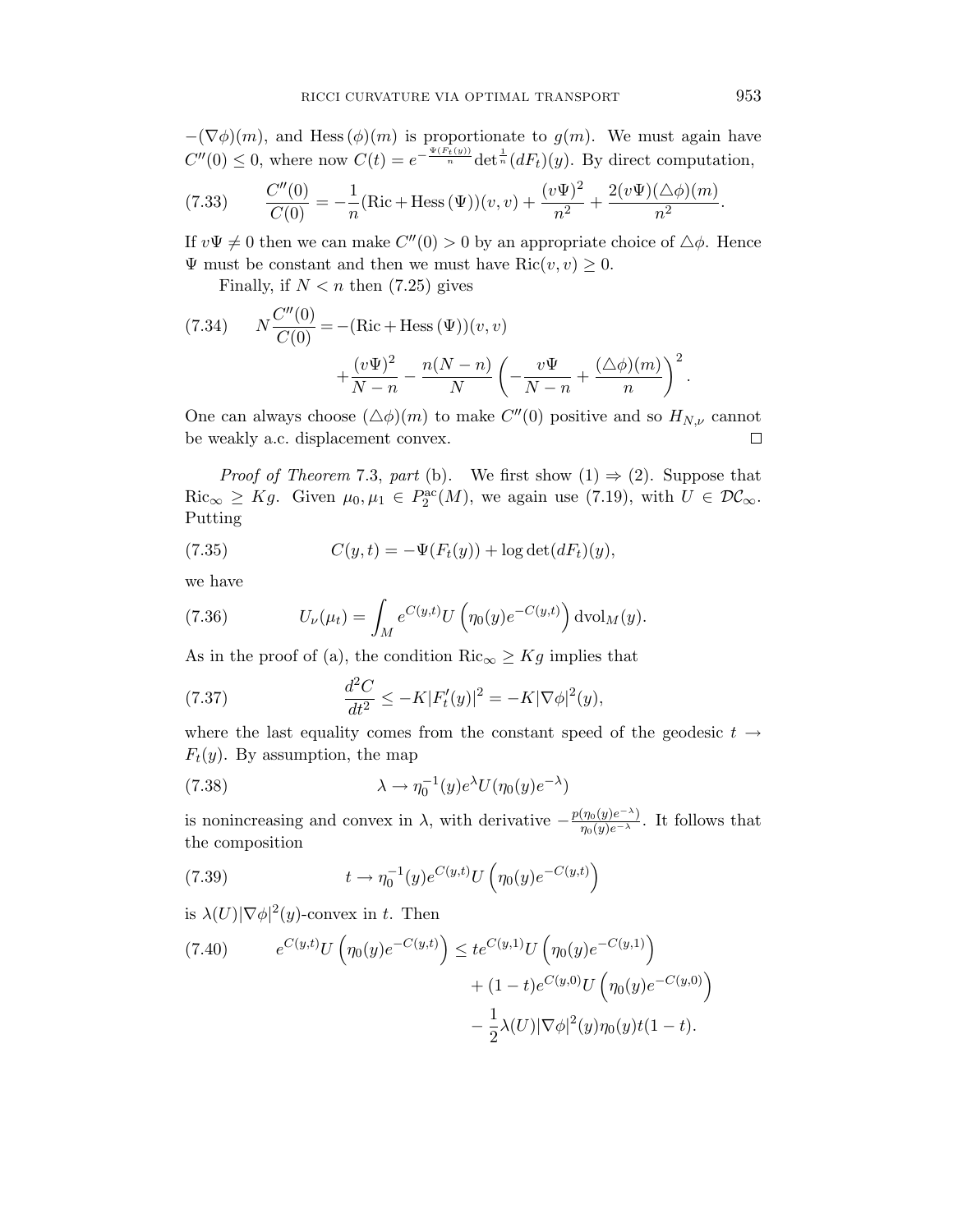$-(\nabla\phi)(m)$, and $\mathrm{Hess}\,(\phi)(m)$ is proportionate to $g(m)$. We must again have $C''(0) \le 0$, where now $C(t) = e^{-\frac{\Psi(F_t(y))}{n}} \det^{\frac{1}{n}}(dF_t)(y)$. By direct computation,

$$\frac{C''(0)}{C(0)} = -\frac{1}{n}(\mathrm{Ric} + \mathrm{Hess}\,(\Psi))(v,v) + \frac{(v\Psi)^2}{n^2} + \frac{2(v\Psi)(\triangle\phi)(m)}{n^2}. \tag{7.33}$$

If $v\Psi \neq 0$ then we can make $C''(0) > 0$ by an appropriate choice of $\triangle\phi$. Hence $\Psi$ must be constant and then we must have $\mathrm{Ric}(v,v) \ge 0$.

Finally, if $N < n$ then (7.25) gives

$$N\frac{C''(0)}{C(0)} = -(\mathrm{Ric} + \mathrm{Hess}\,(\Psi))(v,v) + \frac{(v\Psi)^2}{N-n} - \frac{n(N-n)}{N}\left(-\frac{v\Psi}{N-n} + \frac{(\triangle\phi)(m)}{n}\right)^2. \tag{7.34}$$

One can always choose $(\triangle\phi)(m)$ to make $C''(0)$ positive and so $H_{N,\nu}$ cannot be weakly a.c. displacement convex. $\square$

*Proof of Theorem* 7.3, *part* (b). We first show (1) $\Rightarrow$ (2). Suppose that $\mathrm{Ric}_\infty \ge Kg$. Given $\mu_0, \mu_1 \in P_2^{\mathrm{ac}}(M)$, we again use (7.19), with $U \in \mathcal{DC}_\infty$. Putting

$$C(y,t) = -\Psi(F_t(y)) + \log\det(dF_t)(y), \tag{7.35}$$

we have

$$U_\nu(\mu_t) = \int_M e^{C(y,t)} U\left(\eta_0(y)e^{-C(y,t)}\right) \mathrm{dvol}_M(y). \tag{7.36}$$

As in the proof of (a), the condition $\mathrm{Ric}_\infty \ge Kg$ implies that

$$\frac{d^2C}{dt^2} \le -K|F_t'(y)|^2 = -K|\nabla\phi|^2(y), \tag{7.37}$$

where the last equality comes from the constant speed of the geodesic $t \to F_t(y)$. By assumption, the map

$$\lambda \to \eta_0^{-1}(y)e^{\lambda}U(\eta_0(y)e^{-\lambda}) \tag{7.38}$$

is nonincreasing and convex in $\lambda$, with derivative $-\frac{p(\eta_0(y)e^{-\lambda})}{\eta_0(y)e^{-\lambda}}$. It follows that the composition

$$t \to \eta_0^{-1}(y)e^{C(y,t)}U\left(\eta_0(y)e^{-C(y,t)}\right) \tag{7.39}$$

is $\lambda(U)|\nabla\phi|^2(y)$-convex in $t$. Then

$$\begin{aligned} e^{C(y,t)}U\left(\eta_0(y)e^{-C(y,t)}\right) \le\; & te^{C(y,1)}U\left(\eta_0(y)e^{-C(y,1)}\right) \\ & + (1-t)e^{C(y,0)}U\left(\eta_0(y)e^{-C(y,0)}\right) \\ & - \frac{1}{2}\lambda(U)|\nabla\phi|^2(y)\eta_0(y)t(1-t). \end{aligned} \tag{7.40}$$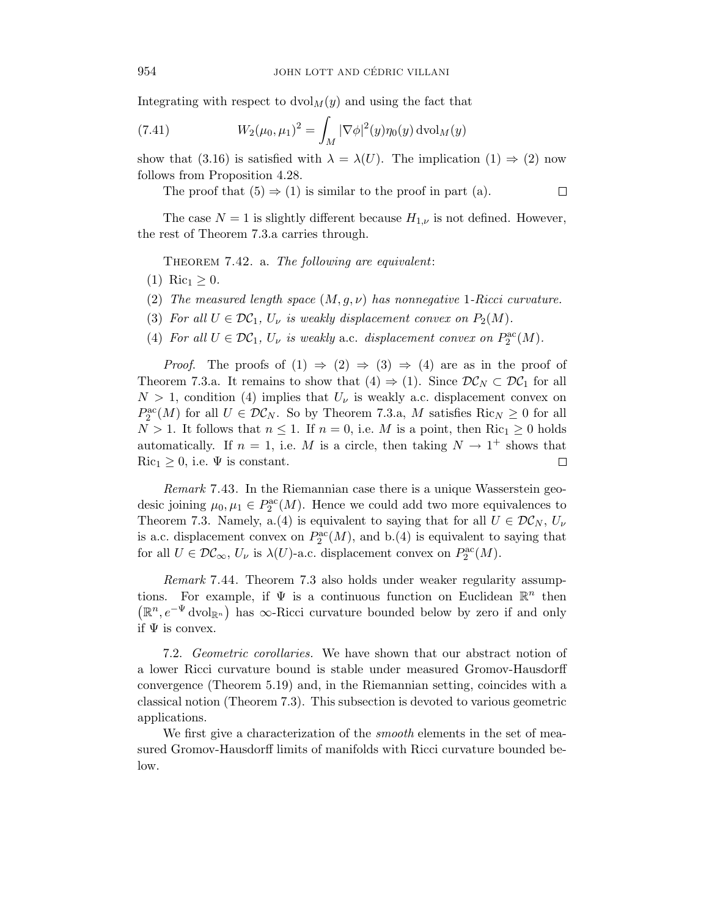Integrating with respect to $\mathrm{dvol}_M(y)$ and using the fact that

$$W_2(\mu_0, \mu_1)^2 = \int_M |\nabla \phi|^2(y) \eta_0(y) \, \mathrm{dvol}_M(y) \tag{7.41}$$

show that (3.16) is satisfied with $\lambda = \lambda(U)$. The implication (1) $\Rightarrow$ (2) now follows from Proposition 4.28.

The proof that (5) $\Rightarrow$ (1) is similar to the proof in part (a). □

The case $N = 1$ is slightly different because $H_{1,\nu}$ is not defined. However, the rest of Theorem 7.3.a carries through.

Theorem 7.42. a. *The following are equivalent*:

(1) $\mathrm{Ric}_1 \geq 0$.

(2) *The measured length space* $(M, g, \nu)$ *has nonnegative* 1*-Ricci curvature.*

(3) *For all* $U \in \mathcal{DC}_1$, $U_\nu$ *is weakly displacement convex on* $P_2(M)$.

(4) *For all* $U \in \mathcal{DC}_1$, $U_\nu$ *is weakly* a.c. *displacement convex on* $P_2^{\mathrm{ac}}(M)$.

*Proof.* The proofs of (1) $\Rightarrow$ (2) $\Rightarrow$ (3) $\Rightarrow$ (4) are as in the proof of Theorem 7.3.a. It remains to show that (4) $\Rightarrow$ (1). Since $\mathcal{DC}_N \subset \mathcal{DC}_1$ for all $N > 1$, condition (4) implies that $U_\nu$ is weakly a.c. displacement convex on $P_2^{\mathrm{ac}}(M)$ for all $U \in \mathcal{DC}_N$. So by Theorem 7.3.a, $M$ satisfies $\mathrm{Ric}_N \geq 0$ for all $N > 1$. It follows that $n \leq 1$. If $n = 0$, i.e. $M$ is a point, then $\mathrm{Ric}_1 \geq 0$ holds automatically. If $n = 1$, i.e. $M$ is a circle, then taking $N \to 1^+$ shows that $\mathrm{Ric}_1 \geq 0$, i.e. $\Psi$ is constant. □

*Remark* 7.43. In the Riemannian case there is a unique Wasserstein geodesic joining $\mu_0, \mu_1 \in P_2^{\mathrm{ac}}(M)$. Hence we could add two more equivalences to Theorem 7.3. Namely, a.(4) is equivalent to saying that for all $U \in \mathcal{DC}_N$, $U_\nu$ is a.c. displacement convex on $P_2^{\mathrm{ac}}(M)$, and b.(4) is equivalent to saying that for all $U \in \mathcal{DC}_\infty$, $U_\nu$ is $\lambda(U)$-a.c. displacement convex on $P_2^{\mathrm{ac}}(M)$.

*Remark* 7.44. Theorem 7.3 also holds under weaker regularity assumptions. For example, if $\Psi$ is a continuous function on Euclidean $\mathbb{R}^n$ then $\left(\mathbb{R}^n, e^{-\Psi} \, \mathrm{dvol}_{\mathbb{R}^n}\right)$ has $\infty$-Ricci curvature bounded below by zero if and only if $\Psi$ is convex.

7.2. *Geometric corollaries.* We have shown that our abstract notion of a lower Ricci curvature bound is stable under measured Gromov-Hausdorff convergence (Theorem 5.19) and, in the Riemannian setting, coincides with a classical notion (Theorem 7.3). This subsection is devoted to various geometric applications.

We first give a characterization of the *smooth* elements in the set of measured Gromov-Hausdorff limits of manifolds with Ricci curvature bounded below.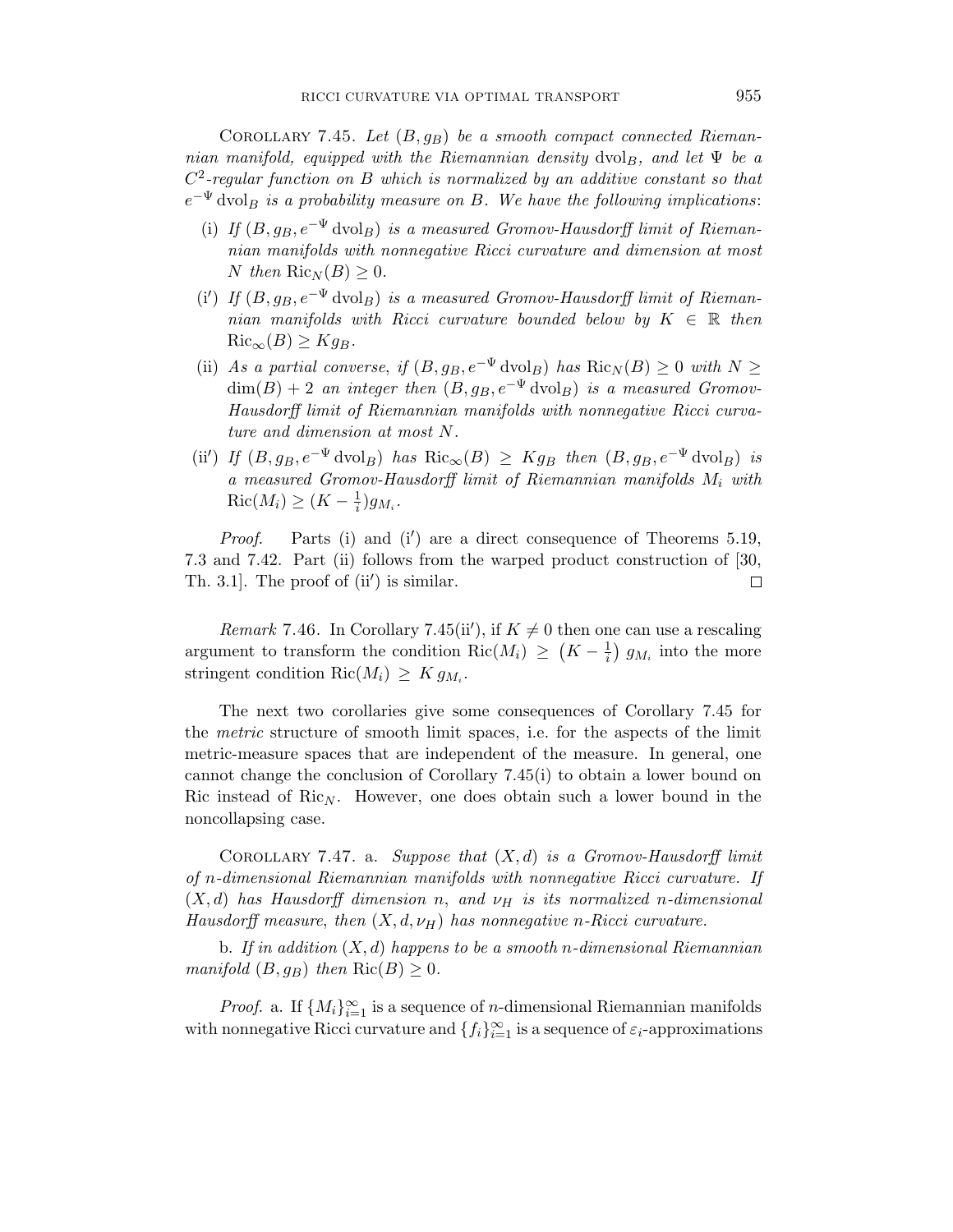Corollary 7.45. *Let $(B, g_B)$ be a smooth compact connected Riemannian manifold, equipped with the Riemannian density $\mathrm{dvol}_B$, and let $\Psi$ be a $C^2$-regular function on $B$ which is normalized by an additive constant so that $e^{-\Psi}\,\mathrm{dvol}_B$ is a probability measure on $B$. We have the following implications*:

- (i) *If $(B, g_B, e^{-\Psi}\,\mathrm{dvol}_B)$ is a measured Gromov-Hausdorff limit of Riemannian manifolds with nonnegative Ricci curvature and dimension at most $N$ then $\mathrm{Ric}_N(B) \geq 0$.*
- (i′) *If $(B, g_B, e^{-\Psi}\,\mathrm{dvol}_B)$ is a measured Gromov-Hausdorff limit of Riemannian manifolds with Ricci curvature bounded below by $K \in \mathbb{R}$ then $\mathrm{Ric}_\infty(B) \geq K g_B$.*
- (ii) *As a partial converse, if $(B, g_B, e^{-\Psi}\,\mathrm{dvol}_B)$ has $\mathrm{Ric}_N(B) \geq 0$ with $N \geq \dim(B) + 2$ an integer then $(B, g_B, e^{-\Psi}\,\mathrm{dvol}_B)$ is a measured Gromov-Hausdorff limit of Riemannian manifolds with nonnegative Ricci curvature and dimension at most $N$.*
- (ii′) *If $(B, g_B, e^{-\Psi}\,\mathrm{dvol}_B)$ has $\mathrm{Ric}_\infty(B) \geq K g_B$ then $(B, g_B, e^{-\Psi}\,\mathrm{dvol}_B)$ is a measured Gromov-Hausdorff limit of Riemannian manifolds $M_i$ with $\mathrm{Ric}(M_i) \geq (K - \frac{1}{i}) g_{M_i}$.*

*Proof.* Parts (i) and (i′) are a direct consequence of Theorems 5.19, 7.3 and 7.42. Part (ii) follows from the warped product construction of [30, Th. 3.1]. The proof of (ii′) is similar. □

*Remark* 7.46. In Corollary 7.45(ii′), if $K \neq 0$ then one can use a rescaling argument to transform the condition $\mathrm{Ric}(M_i) \geq \left(K - \frac{1}{i}\right) g_{M_i}$ into the more stringent condition $\mathrm{Ric}(M_i) \geq K\, g_{M_i}$.

The next two corollaries give some consequences of Corollary 7.45 for the *metric* structure of smooth limit spaces, i.e. for the aspects of the limit metric-measure spaces that are independent of the measure. In general, one cannot change the conclusion of Corollary 7.45(i) to obtain a lower bound on Ric instead of $\mathrm{Ric}_N$. However, one does obtain such a lower bound in the noncollapsing case.

Corollary 7.47. a. *Suppose that $(X, d)$ is a Gromov-Hausdorff limit of $n$-dimensional Riemannian manifolds with nonnegative Ricci curvature. If $(X, d)$ has Hausdorff dimension $n$, and $\nu_H$ is its normalized $n$-dimensional Hausdorff measure, then $(X, d, \nu_H)$ has nonnegative $n$-Ricci curvature.*

b. *If in addition $(X, d)$ happens to be a smooth $n$-dimensional Riemannian manifold $(B, g_B)$ then $\mathrm{Ric}(B) \geq 0$.*

*Proof.* a. If $\{M_i\}_{i=1}^\infty$ is a sequence of $n$-dimensional Riemannian manifolds with nonnegative Ricci curvature and $\{f_i\}_{i=1}^\infty$ is a sequence of $\varepsilon_i$-approximations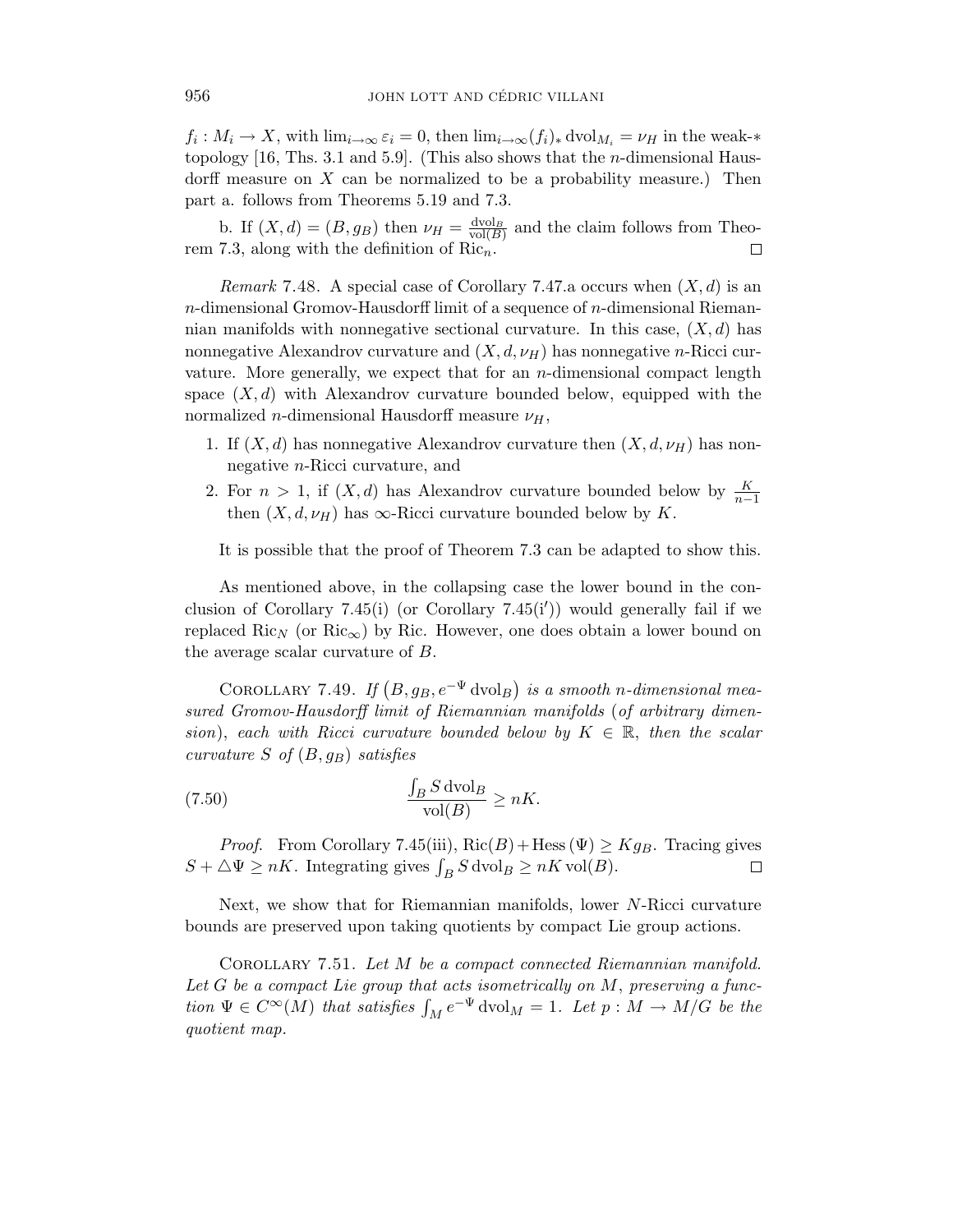$f_i : M_i \to X$, with $\lim_{i\to\infty} \varepsilon_i = 0$, then $\lim_{i\to\infty}(f_i)_* \operatorname{dvol}_{M_i} = \nu_H$ in the weak-$*$ topology [16, Ths. 3.1 and 5.9]. (This also shows that the $n$-dimensional Hausdorff measure on $X$ can be normalized to be a probability measure.) Then part a. follows from Theorems 5.19 and 7.3.

b. If $(X, d) = (B, g_B)$ then $\nu_H = \frac{\operatorname{dvol}_B}{\operatorname{vol}(B)}$ and the claim follows from Theorem 7.3, along with the definition of $\operatorname{Ric}_n$. $\square$

*Remark* 7.48. A special case of Corollary 7.47.a occurs when $(X, d)$ is an $n$-dimensional Gromov-Hausdorff limit of a sequence of $n$-dimensional Riemannian manifolds with nonnegative sectional curvature. In this case, $(X, d)$ has nonnegative Alexandrov curvature and $(X, d, \nu_H)$ has nonnegative $n$-Ricci curvature. More generally, we expect that for an $n$-dimensional compact length space $(X, d)$ with Alexandrov curvature bounded below, equipped with the normalized $n$-dimensional Hausdorff measure $\nu_H$,

1. If $(X, d)$ has nonnegative Alexandrov curvature then $(X, d, \nu_H)$ has nonnegative $n$-Ricci curvature, and
2. For $n > 1$, if $(X, d)$ has Alexandrov curvature bounded below by $\frac{K}{n-1}$ then $(X, d, \nu_H)$ has $\infty$-Ricci curvature bounded below by $K$.

It is possible that the proof of Theorem 7.3 can be adapted to show this.

As mentioned above, in the collapsing case the lower bound in the conclusion of Corollary 7.45(i) (or Corollary 7.45(i′)) would generally fail if we replaced $\operatorname{Ric}_N$ (or $\operatorname{Ric}_\infty$) by Ric. However, one does obtain a lower bound on the average scalar curvature of $B$.

Corollary 7.49. *If $\left(B, g_B, e^{-\Psi} \operatorname{dvol}_B\right)$ is a smooth $n$-dimensional measured Gromov-Hausdorff limit of Riemannian manifolds (of arbitrary dimension), each with Ricci curvature bounded below by $K \in \mathbb{R}$, then the scalar curvature $S$ of $(B, g_B)$ satisfies*

$$\frac{\int_B S \operatorname{dvol}_B}{\operatorname{vol}(B)} \geq nK. \tag{7.50}$$

*Proof.* From Corollary 7.45(iii), $\operatorname{Ric}(B) + \operatorname{Hess}(\Psi) \geq K g_B$. Tracing gives $S + \triangle\Psi \geq nK$. Integrating gives $\int_B S \operatorname{dvol}_B \geq nK \operatorname{vol}(B)$. $\square$

Next, we show that for Riemannian manifolds, lower $N$-Ricci curvature bounds are preserved upon taking quotients by compact Lie group actions.

Corollary 7.51. *Let $M$ be a compact connected Riemannian manifold. Let $G$ be a compact Lie group that acts isometrically on $M$, preserving a function $\Psi \in C^\infty(M)$ that satisfies $\int_M e^{-\Psi} \operatorname{dvol}_M = 1$. Let $p : M \to M/G$ be the quotient map.*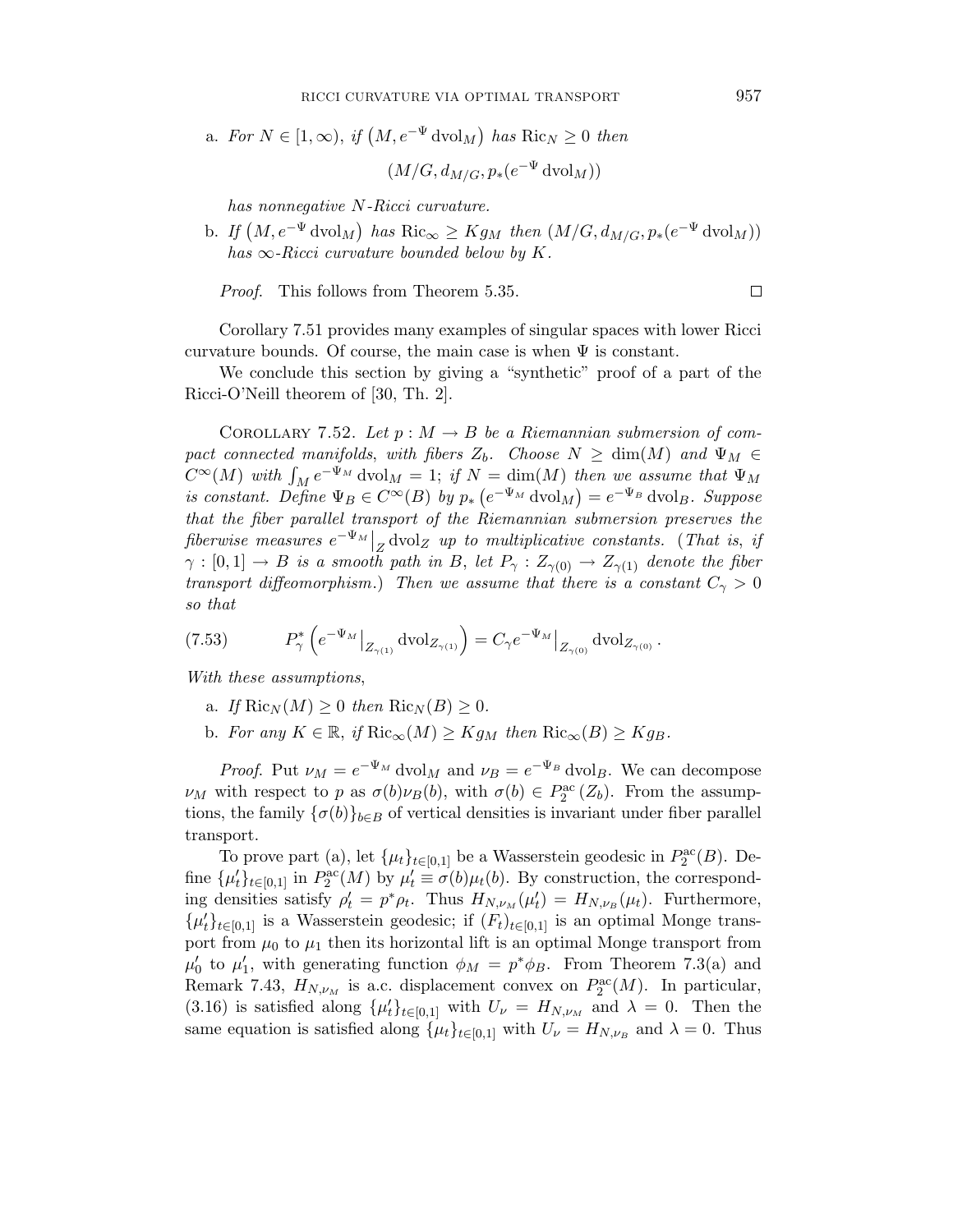a. *For $N \in [1, \infty)$, if $\left(M, e^{-\Psi} \, \mathrm{dvol}_M\right)$ has $\mathrm{Ric}_N \geq 0$ then*

$$(M/G, d_{M/G}, p_*(e^{-\Psi} \, \mathrm{dvol}_M))$$

*has nonnegative $N$-Ricci curvature.*

b. *If $\left(M, e^{-\Psi} \, \mathrm{dvol}_M\right)$ has $\mathrm{Ric}_\infty \geq K g_M$ then $(M/G, d_{M/G}, p_*(e^{-\Psi} \, \mathrm{dvol}_M))$ has $\infty$-Ricci curvature bounded below by $K$.*

*Proof.* This follows from Theorem 5.35. □

Corollary 7.51 provides many examples of singular spaces with lower Ricci curvature bounds. Of course, the main case is when $\Psi$ is constant.

We conclude this section by giving a "synthetic" proof of a part of the Ricci-O'Neill theorem of [30, Th. 2].

COROLLARY 7.52. *Let $p : M \to B$ be a Riemannian submersion of compact connected manifolds, with fibers $Z_b$. Choose $N \geq \dim(M)$ and $\Psi_M \in C^\infty(M)$ with $\int_M e^{-\Psi_M} \, \mathrm{dvol}_M = 1$; if $N = \dim(M)$ then we assume that $\Psi_M$ is constant. Define $\Psi_B \in C^\infty(B)$ by $p_*\left(e^{-\Psi_M} \, \mathrm{dvol}_M\right) = e^{-\Psi_B} \, \mathrm{dvol}_B$. Suppose that the fiber parallel transport of the Riemannian submersion preserves the fiberwise measures $e^{-\Psi_M}\big|_Z \mathrm{dvol}_Z$ up to multiplicative constants.* (*That is, if $\gamma : [0,1] \to B$ is a smooth path in $B$, let $P_\gamma : Z_{\gamma(0)} \to Z_{\gamma(1)}$ denote the fiber transport diffeomorphism.*) *Then we assume that there is a constant $C_\gamma > 0$ so that*

$$P_\gamma^* \left( e^{-\Psi_M}\big|_{Z_{\gamma(1)}} \mathrm{dvol}_{Z_{\gamma(1)}} \right) = C_\gamma e^{-\Psi_M}\big|_{Z_{\gamma(0)}} \mathrm{dvol}_{Z_{\gamma(0)}} . \tag{7.53}$$

*With these assumptions,*

a. *If $\mathrm{Ric}_N(M) \geq 0$ then $\mathrm{Ric}_N(B) \geq 0$.*

b. *For any $K \in \mathbb{R}$, if $\mathrm{Ric}_\infty(M) \geq K g_M$ then $\mathrm{Ric}_\infty(B) \geq K g_B$.*

*Proof.* Put $\nu_M = e^{-\Psi_M} \, \mathrm{dvol}_M$ and $\nu_B = e^{-\Psi_B} \, \mathrm{dvol}_B$. We can decompose $\nu_M$ with respect to $p$ as $\sigma(b) \nu_B(b)$, with $\sigma(b) \in P_2^{\mathrm{ac}}(Z_b)$. From the assumptions, the family $\{\sigma(b)\}_{b \in B}$ of vertical densities is invariant under fiber parallel transport.

To prove part (a), let $\{\mu_t\}_{t \in [0,1]}$ be a Wasserstein geodesic in $P_2^{\mathrm{ac}}(B)$. Define $\{\mu_t'\}_{t \in [0,1]}$ in $P_2^{\mathrm{ac}}(M)$ by $\mu_t' \equiv \sigma(b) \mu_t(b)$. By construction, the corresponding densities satisfy $\rho_t' = p^* \rho_t$. Thus $H_{N, \nu_M}(\mu_t') = H_{N, \nu_B}(\mu_t)$. Furthermore, $\{\mu_t'\}_{t \in [0,1]}$ is a Wasserstein geodesic; if $(F_t)_{t \in [0,1]}$ is an optimal Monge transport from $\mu_0$ to $\mu_1$ then its horizontal lift is an optimal Monge transport from $\mu_0'$ to $\mu_1'$, with generating function $\phi_M = p^* \phi_B$. From Theorem 7.3(a) and Remark 7.43, $H_{N, \nu_M}$ is a.c. displacement convex on $P_2^{\mathrm{ac}}(M)$. In particular, (3.16) is satisfied along $\{\mu_t'\}_{t \in [0,1]}$ with $U_\nu = H_{N, \nu_M}$ and $\lambda = 0$. Then the same equation is satisfied along $\{\mu_t\}_{t \in [0,1]}$ with $U_\nu = H_{N, \nu_B}$ and $\lambda = 0$. Thus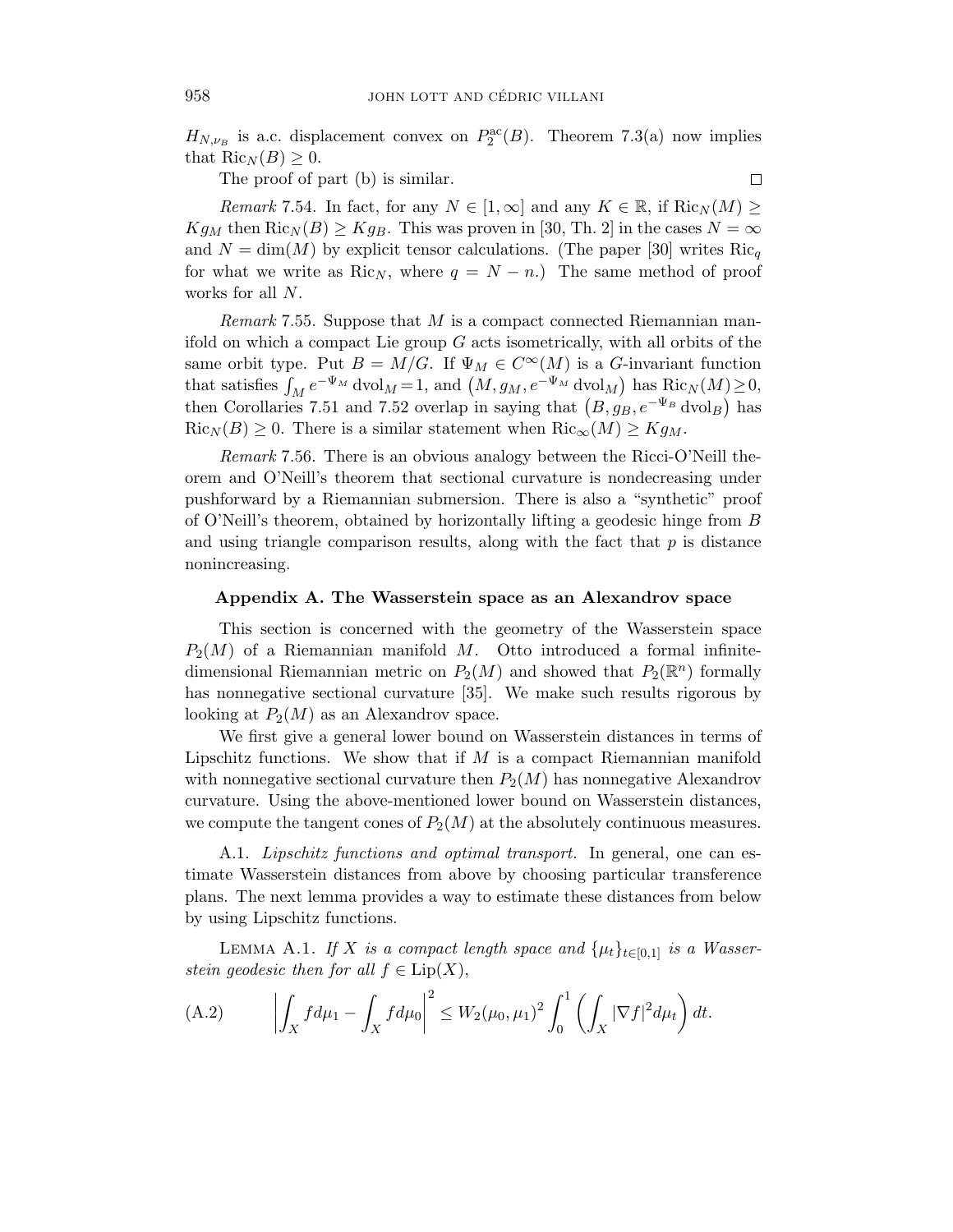$H_{N,\nu_B}$ is a.c. displacement convex on $P_2^{\mathrm{ac}}(B)$. Theorem 7.3(a) now implies that $\mathrm{Ric}_N(B) \geq 0$.

The proof of part (b) is similar. ∎

*Remark* 7.54. In fact, for any $N \in [1, \infty]$ and any $K \in \mathbb{R}$, if $\mathrm{Ric}_N(M) \geq K g_M$ then $\mathrm{Ric}_N(B) \geq K g_B$. This was proven in [30, Th. 2] in the cases $N = \infty$ and $N = \dim(M)$ by explicit tensor calculations. (The paper [30] writes $\mathrm{Ric}_q$ for what we write as $\mathrm{Ric}_N$, where $q = N - n$.) The same method of proof works for all $N$.

*Remark* 7.55. Suppose that $M$ is a compact connected Riemannian manifold on which a compact Lie group $G$ acts isometrically, with all orbits of the same orbit type. Put $B = M/G$. If $\Psi_M \in C^\infty(M)$ is a $G$-invariant function that satisfies $\int_M e^{-\Psi_M} \, \mathrm{dvol}_M = 1$, and $\left(M, g_M, e^{-\Psi_M} \, \mathrm{dvol}_M\right)$ has $\mathrm{Ric}_N(M) \geq 0$, then Corollaries 7.51 and 7.52 overlap in saying that $\left(B, g_B, e^{-\Psi_B} \, \mathrm{dvol}_B\right)$ has $\mathrm{Ric}_N(B) \geq 0$. There is a similar statement when $\mathrm{Ric}_\infty(M) \geq K g_M$.

*Remark* 7.56. There is an obvious analogy between the Ricci-O'Neill theorem and O'Neill's theorem that sectional curvature is nondecreasing under pushforward by a Riemannian submersion. There is also a "synthetic" proof of O'Neill's theorem, obtained by horizontally lifting a geodesic hinge from $B$ and using triangle comparison results, along with the fact that $p$ is distance nonincreasing.

## Appendix A. The Wasserstein space as an Alexandrov space

This section is concerned with the geometry of the Wasserstein space $P_2(M)$ of a Riemannian manifold $M$. Otto introduced a formal infinite-dimensional Riemannian metric on $P_2(M)$ and showed that $P_2(\mathbb{R}^n)$ formally has nonnegative sectional curvature [35]. We make such results rigorous by looking at $P_2(M)$ as an Alexandrov space.

We first give a general lower bound on Wasserstein distances in terms of Lipschitz functions. We show that if $M$ is a compact Riemannian manifold with nonnegative sectional curvature then $P_2(M)$ has nonnegative Alexandrov curvature. Using the above-mentioned lower bound on Wasserstein distances, we compute the tangent cones of $P_2(M)$ at the absolutely continuous measures.

A.1. *Lipschitz functions and optimal transport.* In general, one can estimate Wasserstein distances from above by choosing particular transference plans. The next lemma provides a way to estimate these distances from below by using Lipschitz functions.

LEMMA A.1. *If $X$ is a compact length space and $\{\mu_t\}_{t \in [0,1]}$ is a Wasserstein geodesic then for all $f \in \mathrm{Lip}(X)$,*

$$\left| \int_X f d\mu_1 - \int_X f d\mu_0 \right|^2 \leq W_2(\mu_0, \mu_1)^2 \int_0^1 \left( \int_X |\nabla f|^2 d\mu_t \right) dt. \tag{A.2}$$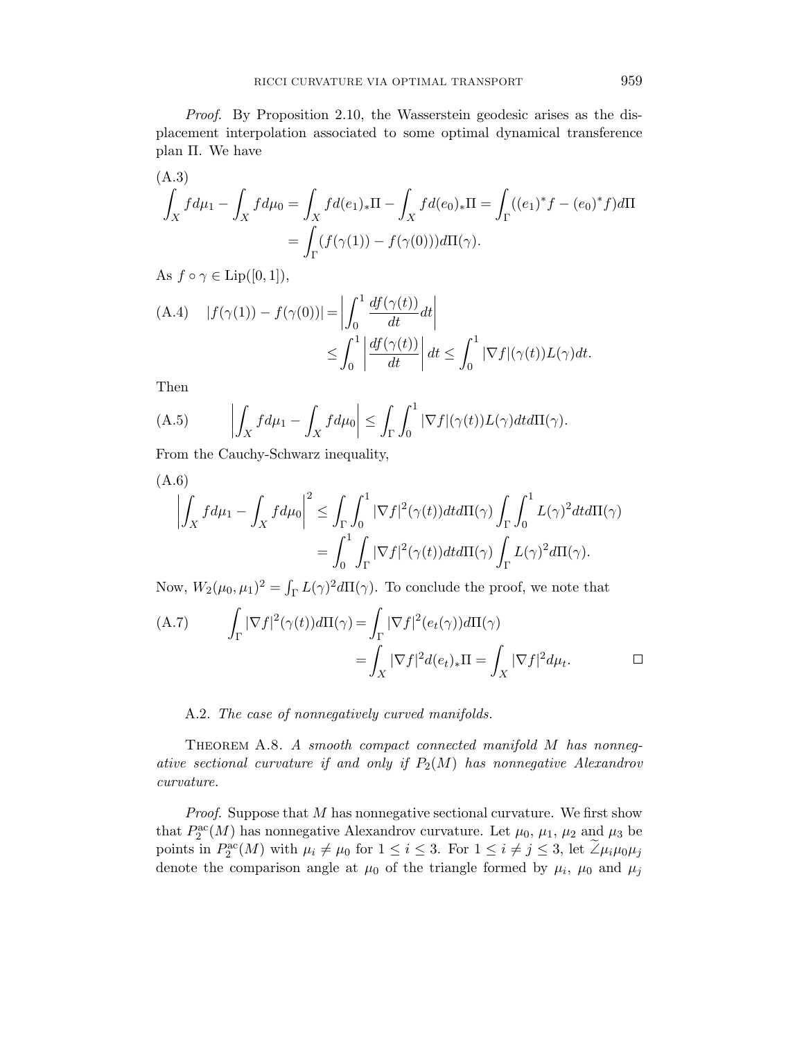*Proof.* By Proposition 2.10, the Wasserstein geodesic arises as the displacement interpolation associated to some optimal dynamical transference plan $\Pi$. We have

$$
\begin{aligned}
\text{(A.3)} \quad \int_X f d\mu_1 - \int_X f d\mu_0 &= \int_X f d(e_1)_*\Pi - \int_X f d(e_0)_*\Pi = \int_\Gamma ((e_1)^* f - (e_0)^* f) d\Pi \\
&= \int_\Gamma (f(\gamma(1)) - f(\gamma(0))) d\Pi(\gamma).
\end{aligned}
$$

As $f \circ \gamma \in \mathrm{Lip}([0,1])$,

$$
\begin{aligned}
\text{(A.4)} \quad |f(\gamma(1)) - f(\gamma(0))| &= \left| \int_0^1 \frac{df(\gamma(t))}{dt} dt \right| \\
&\leq \int_0^1 \left| \frac{df(\gamma(t))}{dt} \right| dt \leq \int_0^1 |\nabla f|(\gamma(t)) L(\gamma) dt.
\end{aligned}
$$

Then

$$
\text{(A.5)} \qquad \left| \int_X f d\mu_1 - \int_X f d\mu_0 \right| \leq \int_\Gamma \int_0^1 |\nabla f|(\gamma(t)) L(\gamma) dt d\Pi(\gamma).
$$

From the Cauchy-Schwarz inequality,

$$
\begin{aligned}
\text{(A.6)} \quad \left| \int_X f d\mu_1 - \int_X f d\mu_0 \right|^2 &\leq \int_\Gamma \int_0^1 |\nabla f|^2(\gamma(t)) dt d\Pi(\gamma) \int_\Gamma \int_0^1 L(\gamma)^2 dt d\Pi(\gamma) \\
&= \int_0^1 \int_\Gamma |\nabla f|^2(\gamma(t)) dt d\Pi(\gamma) \int_\Gamma L(\gamma)^2 d\Pi(\gamma).
\end{aligned}
$$

Now, $W_2(\mu_0, \mu_1)^2 = \int_\Gamma L(\gamma)^2 d\Pi(\gamma)$. To conclude the proof, we note that

$$
\begin{aligned}
\text{(A.7)} \qquad \int_\Gamma |\nabla f|^2(\gamma(t)) d\Pi(\gamma) &= \int_\Gamma |\nabla f|^2(e_t(\gamma)) d\Pi(\gamma) \\
&= \int_X |\nabla f|^2 d(e_t)_*\Pi = \int_X |\nabla f|^2 d\mu_t.
\end{aligned}
$$

$\square$

A.2. *The case of nonnegatively curved manifolds.*

Theorem A.8. *A smooth compact connected manifold $M$ has nonnegative sectional curvature if and only if $P_2(M)$ has nonnegative Alexandrov curvature.*

*Proof.* Suppose that $M$ has nonnegative sectional curvature. We first show that $P_2^{\mathrm{ac}}(M)$ has nonnegative Alexandrov curvature. Let $\mu_0$, $\mu_1$, $\mu_2$ and $\mu_3$ be points in $P_2^{\mathrm{ac}}(M)$ with $\mu_i \neq \mu_0$ for $1 \leq i \leq 3$. For $1 \leq i \neq j \leq 3$, let $\widetilde{\angle}\mu_i\mu_0\mu_j$ denote the comparison angle at $\mu_0$ of the triangle formed by $\mu_i$, $\mu_0$ and $\mu_j$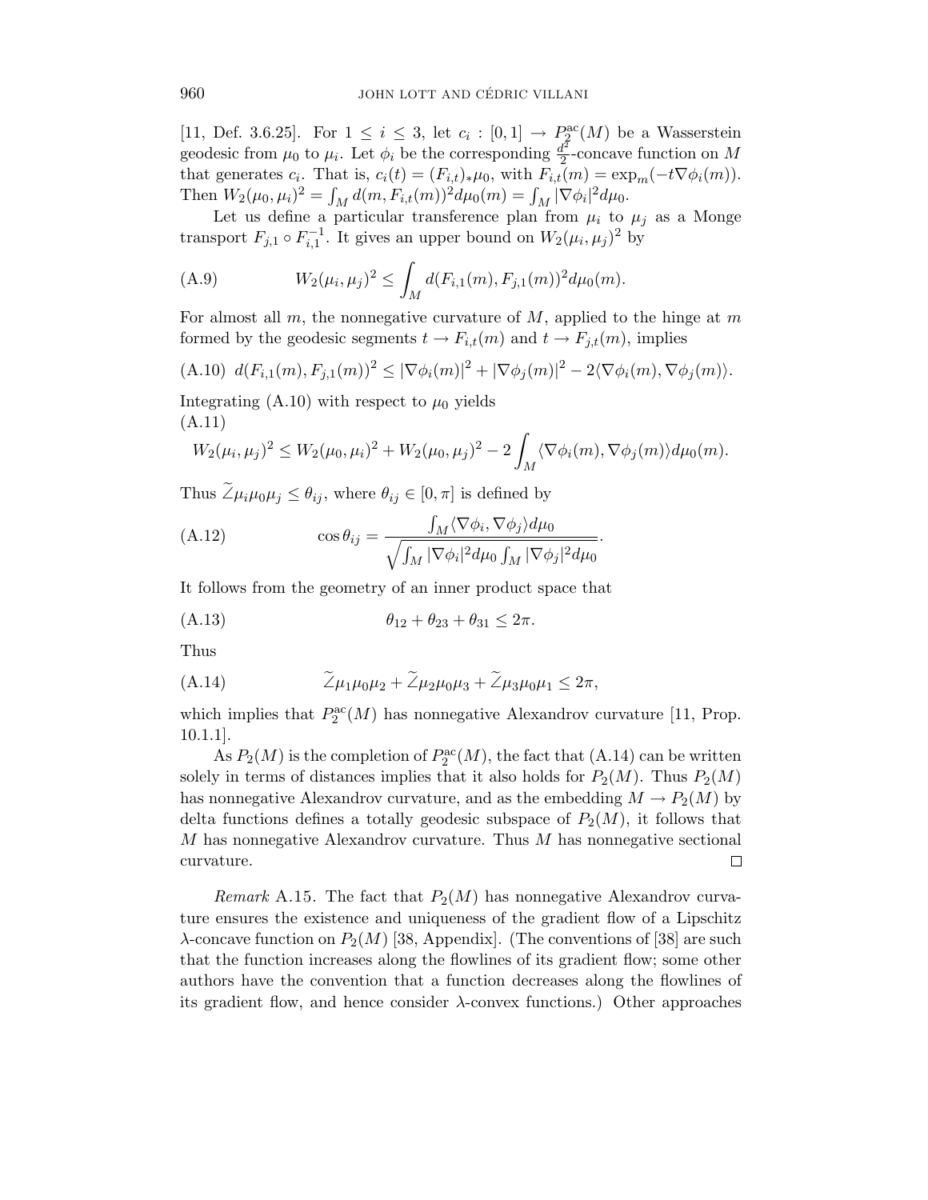[11, Def. 3.6.25]. For $1 \leq i \leq 3$, let $c_i : [0,1] \rightarrow P_2^{\mathrm{ac}}(M)$ be a Wasserstein geodesic from $\mu_0$ to $\mu_i$. Let $\phi_i$ be the corresponding $\frac{d^2}{2}$-concave function on $M$ that generates $c_i$. That is, $c_i(t) = (F_{i,t})_* \mu_0$, with $F_{i,t}(m) = \exp_m(-t \nabla \phi_i(m))$. Then $W_2(\mu_0, \mu_i)^2 = \int_M d(m, F_{i,t}(m))^2 d\mu_0(m) = \int_M |\nabla \phi_i|^2 d\mu_0$.

Let us define a particular transference plan from $\mu_i$ to $\mu_j$ as a Monge transport $F_{j,1} \circ F_{i,1}^{-1}$. It gives an upper bound on $W_2(\mu_i, \mu_j)^2$ by

$$
W_2(\mu_i, \mu_j)^2 \leq \int_M d(F_{i,1}(m), F_{j,1}(m))^2 d\mu_0(m). \tag{A.9}
$$

For almost all $m$, the nonnegative curvature of $M$, applied to the hinge at $m$ formed by the geodesic segments $t \rightarrow F_{i,t}(m)$ and $t \rightarrow F_{j,t}(m)$, implies

$$
d(F_{i,1}(m), F_{j,1}(m))^2 \leq |\nabla \phi_i(m)|^2 + |\nabla \phi_j(m)|^2 - 2 \langle \nabla \phi_i(m), \nabla \phi_j(m) \rangle. \tag{A.10}
$$

Integrating (A.10) with respect to $\mu_0$ yields

$$
W_2(\mu_i, \mu_j)^2 \leq W_2(\mu_0, \mu_i)^2 + W_2(\mu_0, \mu_j)^2 - 2 \int_M \langle \nabla \phi_i(m), \nabla \phi_j(m) \rangle d\mu_0(m). \tag{A.11}
$$

Thus $\widetilde{\angle} \mu_i \mu_0 \mu_j \leq \theta_{ij}$, where $\theta_{ij} \in [0, \pi]$ is defined by

$$
\cos \theta_{ij} = \frac{\int_M \langle \nabla \phi_i, \nabla \phi_j \rangle d\mu_0}{\sqrt{\int_M |\nabla \phi_i|^2 d\mu_0 \int_M |\nabla \phi_j|^2 d\mu_0}}. \tag{A.12}
$$

It follows from the geometry of an inner product space that

$$
\theta_{12} + \theta_{23} + \theta_{31} \leq 2\pi. \tag{A.13}
$$

Thus

$$
\widetilde{\angle} \mu_1 \mu_0 \mu_2 + \widetilde{\angle} \mu_2 \mu_0 \mu_3 + \widetilde{\angle} \mu_3 \mu_0 \mu_1 \leq 2\pi, \tag{A.14}
$$

which implies that $P_2^{\mathrm{ac}}(M)$ has nonnegative Alexandrov curvature [11, Prop. 10.1.1].

As $P_2(M)$ is the completion of $P_2^{\mathrm{ac}}(M)$, the fact that (A.14) can be written solely in terms of distances implies that it also holds for $P_2(M)$. Thus $P_2(M)$ has nonnegative Alexandrov curvature, and as the embedding $M \rightarrow P_2(M)$ by delta functions defines a totally geodesic subspace of $P_2(M)$, it follows that $M$ has nonnegative Alexandrov curvature. Thus $M$ has nonnegative sectional curvature. □

*Remark* A.15. The fact that $P_2(M)$ has nonnegative Alexandrov curvature ensures the existence and uniqueness of the gradient flow of a Lipschitz $\lambda$-concave function on $P_2(M)$ [38, Appendix]. (The conventions of [38] are such that the function increases along the flowlines of its gradient flow; some other authors have the convention that a function decreases along the flowlines of its gradient flow, and hence consider $\lambda$-convex functions.) Other approaches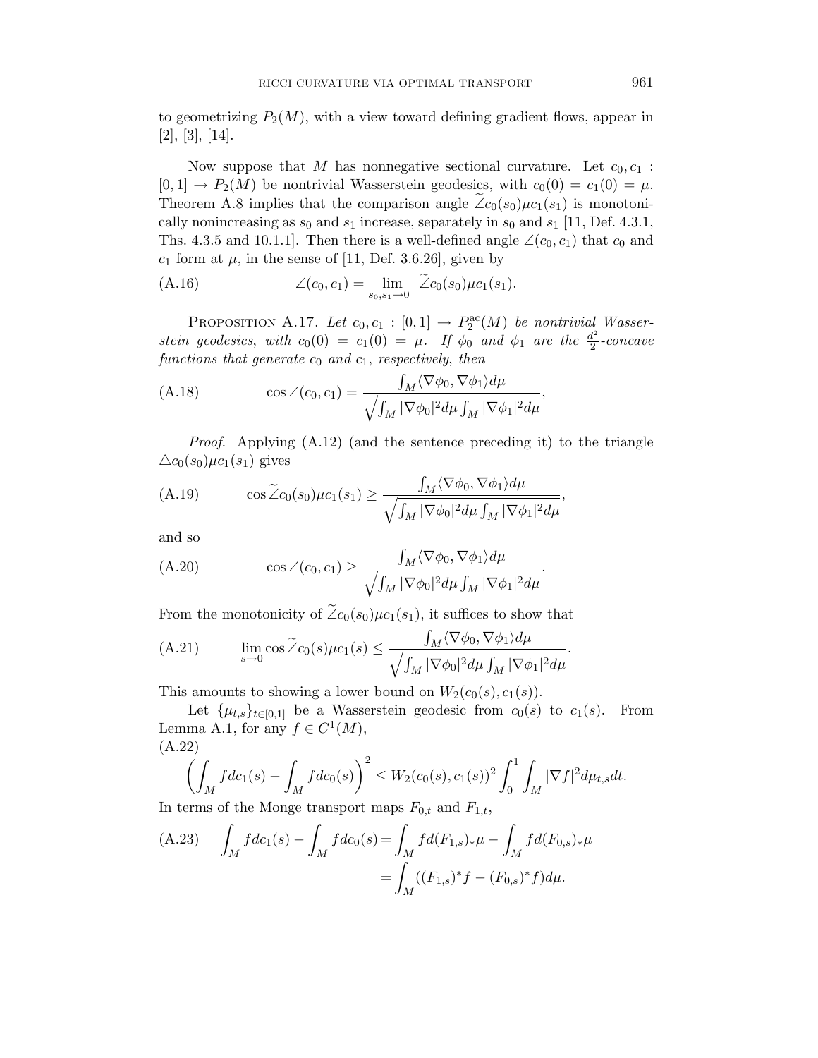to geometrizing $P_2(M)$, with a view toward defining gradient flows, appear in [2], [3], [14].

Now suppose that $M$ has nonnegative sectional curvature. Let $c_0, c_1 : [0,1] \to P_2(M)$ be nontrivial Wasserstein geodesics, with $c_0(0) = c_1(0) = \mu$. Theorem A.8 implies that the comparison angle $\widetilde{\angle} c_0(s_0)\mu c_1(s_1)$ is monotonically nonincreasing as $s_0$ and $s_1$ increase, separately in $s_0$ and $s_1$ [11, Def. 4.3.1, Ths. 4.3.5 and 10.1.1]. Then there is a well-defined angle $\angle(c_0, c_1)$ that $c_0$ and $c_1$ form at $\mu$, in the sense of [11, Def. 3.6.26], given by

$$\angle(c_0, c_1) = \lim_{s_0, s_1 \to 0^+} \widetilde{\angle} c_0(s_0)\mu c_1(s_1). \tag{A.16}$$

Proposition A.17. *Let $c_0, c_1 : [0,1] \to P_2^{\mathrm{ac}}(M)$ be nontrivial Wasserstein geodesics, with $c_0(0) = c_1(0) = \mu$. If $\phi_0$ and $\phi_1$ are the $\frac{d^2}{2}$-concave functions that generate $c_0$ and $c_1$, respectively, then*

$$\cos \angle(c_0, c_1) = \frac{\int_M \langle \nabla \phi_0, \nabla \phi_1 \rangle d\mu}{\sqrt{\int_M |\nabla \phi_0|^2 d\mu \int_M |\nabla \phi_1|^2 d\mu}}, \tag{A.18}$$

*Proof.* Applying (A.12) (and the sentence preceding it) to the triangle $\triangle c_0(s_0)\mu c_1(s_1)$ gives

$$\cos \widetilde{\angle} c_0(s_0)\mu c_1(s_1) \geq \frac{\int_M \langle \nabla \phi_0, \nabla \phi_1 \rangle d\mu}{\sqrt{\int_M |\nabla \phi_0|^2 d\mu \int_M |\nabla \phi_1|^2 d\mu}}, \tag{A.19}$$

and so

$$\cos \angle(c_0, c_1) \geq \frac{\int_M \langle \nabla \phi_0, \nabla \phi_1 \rangle d\mu}{\sqrt{\int_M |\nabla \phi_0|^2 d\mu \int_M |\nabla \phi_1|^2 d\mu}}. \tag{A.20}$$

From the monotonicity of $\widetilde{\angle} c_0(s_0)\mu c_1(s_1)$, it suffices to show that

$$\lim_{s \to 0} \cos \widetilde{\angle} c_0(s)\mu c_1(s) \leq \frac{\int_M \langle \nabla \phi_0, \nabla \phi_1 \rangle d\mu}{\sqrt{\int_M |\nabla \phi_0|^2 d\mu \int_M |\nabla \phi_1|^2 d\mu}}. \tag{A.21}$$

This amounts to showing a lower bound on $W_2(c_0(s), c_1(s))$.

Let $\{\mu_{t,s}\}_{t \in [0,1]}$ be a Wasserstein geodesic from $c_0(s)$ to $c_1(s)$. From Lemma A.1, for any $f \in C^1(M)$,

$$\left( \int_M f dc_1(s) - \int_M f dc_0(s) \right)^2 \leq W_2(c_0(s), c_1(s))^2 \int_0^1 \int_M |\nabla f|^2 d\mu_{t,s} dt. \tag{A.22}$$

In terms of the Monge transport maps $F_{0,t}$ and $F_{1,t}$,

$$\begin{aligned} \int_M f dc_1(s) - \int_M f dc_0(s) &= \int_M f d(F_{1,s})_* \mu - \int_M f d(F_{0,s})_* \mu \\ &= \int_M ((F_{1,s})^* f - (F_{0,s})^* f) d\mu. \end{aligned} \tag{A.23}$$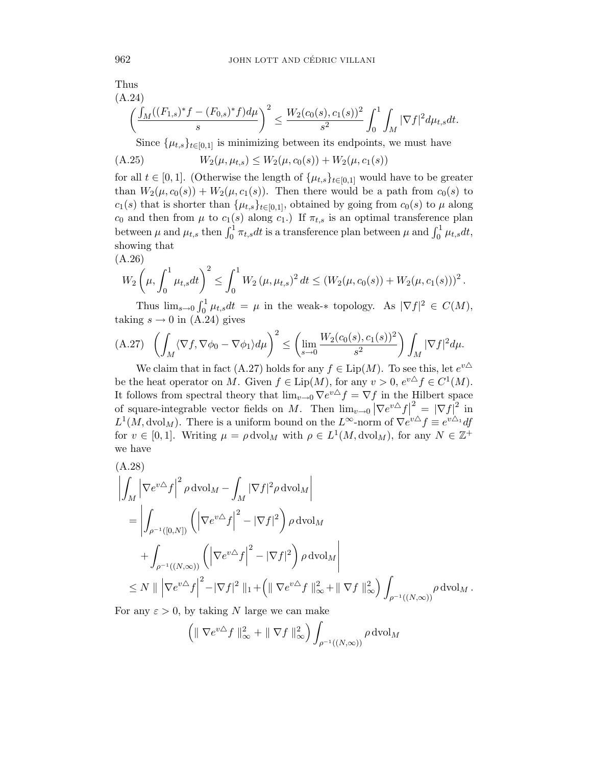Thus

(A.24)

$$\left( \frac{\int_M ((F_{1,s})^* f - (F_{0,s})^* f) d\mu}{s} \right)^2 \leq \frac{W_2(c_0(s), c_1(s))^2}{s^2} \int_0^1 \int_M |\nabla f|^2 d\mu_{t,s} dt.$$

Since $\{\mu_{t,s}\}_{t \in [0,1]}$ is minimizing between its endpoints, we must have

(A.25)
$$W_2(\mu, \mu_{t,s}) \leq W_2(\mu, c_0(s)) + W_2(\mu, c_1(s))$$

for all $t \in [0,1]$. (Otherwise the length of $\{\mu_{t,s}\}_{t \in [0,1]}$ would have to be greater than $W_2(\mu, c_0(s)) + W_2(\mu, c_1(s))$. Then there would be a path from $c_0(s)$ to $c_1(s)$ that is shorter than $\{\mu_{t,s}\}_{t \in [0,1]}$, obtained by going from $c_0(s)$ to $\mu$ along $c_0$ and then from $\mu$ to $c_1(s)$ along $c_1$.) If $\pi_{t,s}$ is an optimal transference plan between $\mu$ and $\mu_{t,s}$ then $\int_0^1 \pi_{t,s} dt$ is a transference plan between $\mu$ and $\int_0^1 \mu_{t,s} dt$, showing that

(A.26)

$$W_2 \left( \mu, \int_0^1 \mu_{t,s} dt \right)^2 \leq \int_0^1 W_2 \left( \mu, \mu_{t,s} \right)^2 dt \leq \left( W_2(\mu, c_0(s)) + W_2(\mu, c_1(s)) \right)^2.$$

Thus $\lim_{s \to 0} \int_0^1 \mu_{t,s} dt = \mu$ in the weak-$*$ topology. As $|\nabla f|^2 \in C(M)$, taking $s \to 0$ in (A.24) gives

(A.27)
$$\left( \int_M \langle \nabla f, \nabla \phi_0 - \nabla \phi_1 \rangle d\mu \right)^2 \leq \left( \lim_{s \to 0} \frac{W_2(c_0(s), c_1(s))^2}{s^2} \right) \int_M |\nabla f|^2 d\mu.$$

We claim that in fact (A.27) holds for any $f \in \mathrm{Lip}(M)$. To see this, let $e^{v\triangle}$ be the heat operator on $M$. Given $f \in \mathrm{Lip}(M)$, for any $v > 0$, $e^{v\triangle} f \in C^1(M)$. It follows from spectral theory that $\lim_{v \to 0} \nabla e^{v\triangle} f = \nabla f$ in the Hilbert space of square-integrable vector fields on $M$. Then $\lim_{v \to 0} \left| \nabla e^{v\triangle} f \right|^2 = |\nabla f|^2$ in $L^1(M, \mathrm{dvol}_M)$. There is a uniform bound on the $L^\infty$-norm of $\nabla e^{v\triangle} f \equiv e^{v\triangle_1} df$ for $v \in [0,1]$. Writing $\mu = \rho \, \mathrm{dvol}_M$ with $\rho \in L^1(M, \mathrm{dvol}_M)$, for any $N \in \mathbb{Z}^+$ we have

(A.28)

$$\begin{aligned}
&\left| \int_M \left| \nabla e^{v\triangle} f \right|^2 \rho \, \mathrm{dvol}_M - \int_M |\nabla f|^2 \rho \, \mathrm{dvol}_M \right| \\
&= \left| \int_{\rho^{-1}([0,N])} \left( \left| \nabla e^{v\triangle} f \right|^2 - |\nabla f|^2 \right) \rho \, \mathrm{dvol}_M \right. \\
&\quad \left. + \int_{\rho^{-1}((N,\infty))} \left( \left| \nabla e^{v\triangle} f \right|^2 - |\nabla f|^2 \right) \rho \, \mathrm{dvol}_M \right| \\
&\leq N \parallel \left| \nabla e^{v\triangle} f \right|^2 - |\nabla f|^2 \parallel_1 + \left( \parallel \nabla e^{v\triangle} f \parallel_\infty^2 + \parallel \nabla f \parallel_\infty^2 \right) \int_{\rho^{-1}((N,\infty))} \rho \, \mathrm{dvol}_M .
\end{aligned}$$

For any $\varepsilon > 0$, by taking $N$ large we can make

$$\left( \parallel \nabla e^{v\triangle} f \parallel_\infty^2 + \parallel \nabla f \parallel_\infty^2 \right) \int_{\rho^{-1}((N,\infty))} \rho \, \mathrm{dvol}_M$$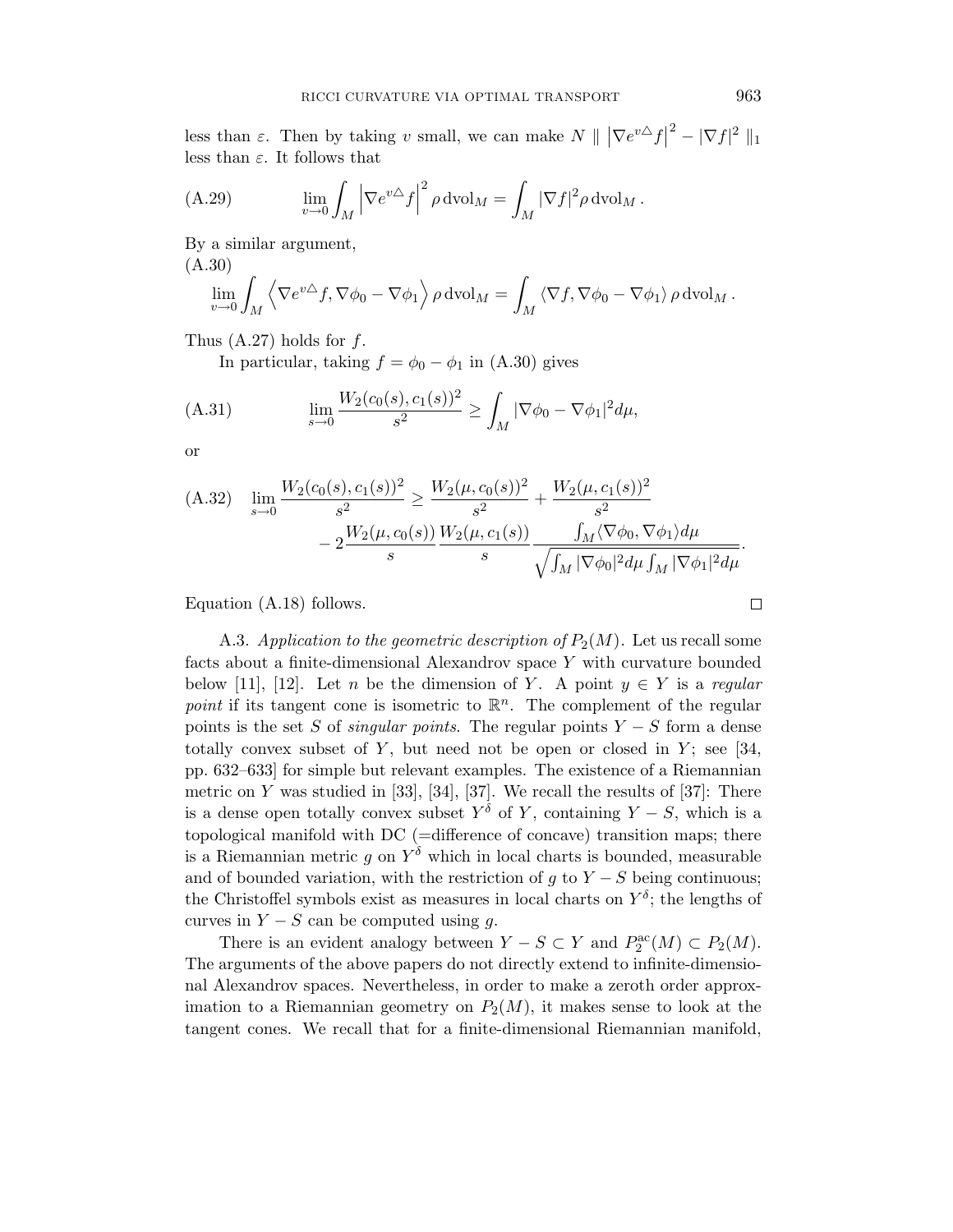less than $\varepsilon$. Then by taking $v$ small, we can make $N \parallel \left|\nabla e^{v\triangle} f\right|^2 - |\nabla f|^2 \parallel_1$ less than $\varepsilon$. It follows that

$$\lim_{v\to 0} \int_M \left|\nabla e^{v\triangle} f\right|^2 \rho \, \mathrm{dvol}_M = \int_M |\nabla f|^2 \rho \, \mathrm{dvol}_M \,. \tag{A.29}$$

By a similar argument,

$$\lim_{v\to 0} \int_M \left\langle \nabla e^{v\triangle} f, \nabla \phi_0 - \nabla \phi_1 \right\rangle \rho \, \mathrm{dvol}_M = \int_M \langle \nabla f, \nabla \phi_0 - \nabla \phi_1 \rangle \, \rho \, \mathrm{dvol}_M \,. \tag{A.30}$$

Thus (A.27) holds for $f$.

In particular, taking $f = \phi_0 - \phi_1$ in (A.30) gives

$$\lim_{s\to 0} \frac{W_2(c_0(s), c_1(s))^2}{s^2} \geq \int_M |\nabla \phi_0 - \nabla \phi_1|^2 d\mu, \tag{A.31}$$

or

$$\begin{aligned} \lim_{s\to 0} \frac{W_2(c_0(s), c_1(s))^2}{s^2} \geq \frac{W_2(\mu, c_0(s))^2}{s^2} + \frac{W_2(\mu, c_1(s))^2}{s^2} \\ - 2 \frac{W_2(\mu, c_0(s))}{s} \frac{W_2(\mu, c_1(s))}{s} \frac{\int_M \langle \nabla \phi_0, \nabla \phi_1 \rangle d\mu}{\sqrt{\int_M |\nabla \phi_0|^2 d\mu \int_M |\nabla \phi_1|^2 d\mu}}. \end{aligned} \tag{A.32}$$

Equation (A.18) follows. ∎

A.3. *Application to the geometric description of $P_2(M)$.* Let us recall some facts about a finite-dimensional Alexandrov space $Y$ with curvature bounded below [11], [12]. Let $n$ be the dimension of $Y$. A point $y \in Y$ is a *regular point* if its tangent cone is isometric to $\mathbb{R}^n$. The complement of the regular points is the set $S$ of *singular points*. The regular points $Y - S$ form a dense totally convex subset of $Y$, but need not be open or closed in $Y$; see [34, pp. 632–633] for simple but relevant examples. The existence of a Riemannian metric on $Y$ was studied in [33], [34], [37]. We recall the results of [37]: There is a dense open totally convex subset $Y^\delta$ of $Y$, containing $Y - S$, which is a topological manifold with DC (=difference of concave) transition maps; there is a Riemannian metric $g$ on $Y^\delta$ which in local charts is bounded, measurable and of bounded variation, with the restriction of $g$ to $Y - S$ being continuous; the Christoffel symbols exist as measures in local charts on $Y^\delta$; the lengths of curves in $Y - S$ can be computed using $g$.

There is an evident analogy between $Y - S \subset Y$ and $P_2^{\mathrm{ac}}(M) \subset P_2(M)$. The arguments of the above papers do not directly extend to infinite-dimensional Alexandrov spaces. Nevertheless, in order to make a zeroth order approximation to a Riemannian geometry on $P_2(M)$, it makes sense to look at the tangent cones. We recall that for a finite-dimensional Riemannian manifold,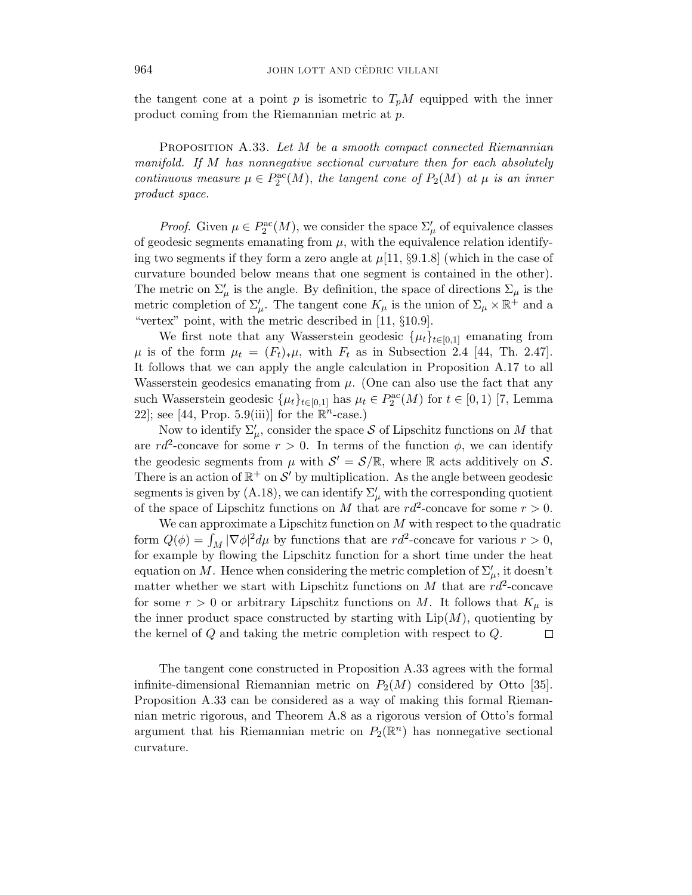the tangent cone at a point $p$ is isometric to $T_pM$ equipped with the inner product coming from the Riemannian metric at $p$.

Proposition A.33. *Let $M$ be a smooth compact connected Riemannian manifold. If $M$ has nonnegative sectional curvature then for each absolutely continuous measure $\mu \in P_2^{\mathrm{ac}}(M)$, the tangent cone of $P_2(M)$ at $\mu$ is an inner product space.*

*Proof.* Given $\mu \in P_2^{\mathrm{ac}}(M)$, we consider the space $\Sigma'_\mu$ of equivalence classes of geodesic segments emanating from $\mu$, with the equivalence relation identifying two segments if they form a zero angle at $\mu$[11, §9.1.8] (which in the case of curvature bounded below means that one segment is contained in the other). The metric on $\Sigma'_\mu$ is the angle. By definition, the space of directions $\Sigma_\mu$ is the metric completion of $\Sigma'_\mu$. The tangent cone $K_\mu$ is the union of $\Sigma_\mu \times \mathbb{R}^+$ and a "vertex" point, with the metric described in [11, §10.9].

We first note that any Wasserstein geodesic $\{\mu_t\}_{t\in[0,1]}$ emanating from $\mu$ is of the form $\mu_t = (F_t)_*\mu$, with $F_t$ as in Subsection 2.4 [44, Th. 2.47]. It follows that we can apply the angle calculation in Proposition A.17 to all Wasserstein geodesics emanating from $\mu$. (One can also use the fact that any such Wasserstein geodesic $\{\mu_t\}_{t\in[0,1]}$ has $\mu_t \in P_2^{\mathrm{ac}}(M)$ for $t \in [0, 1)$ [7, Lemma 22]; see [44, Prop. 5.9(iii)] for the $\mathbb{R}^n$-case.)

Now to identify $\Sigma'_\mu$, consider the space $\mathcal{S}$ of Lipschitz functions on $M$ that are $rd^2$-concave for some $r > 0$. In terms of the function $\phi$, we can identify the geodesic segments from $\mu$ with $\mathcal{S}' = \mathcal{S}/\mathbb{R}$, where $\mathbb{R}$ acts additively on $\mathcal{S}$. There is an action of $\mathbb{R}^+$ on $\mathcal{S}'$ by multiplication. As the angle between geodesic segments is given by (A.18), we can identify $\Sigma'_\mu$ with the corresponding quotient of the space of Lipschitz functions on $M$ that are $rd^2$-concave for some $r > 0$.

We can approximate a Lipschitz function on $M$ with respect to the quadratic form $Q(\phi) = \int_M |\nabla\phi|^2 d\mu$ by functions that are $rd^2$-concave for various $r > 0$, for example by flowing the Lipschitz function for a short time under the heat equation on $M$. Hence when considering the metric completion of $\Sigma'_\mu$, it doesn't matter whether we start with Lipschitz functions on $M$ that are $rd^2$-concave for some $r > 0$ or arbitrary Lipschitz functions on $M$. It follows that $K_\mu$ is the inner product space constructed by starting with $\mathrm{Lip}(M)$, quotienting by the kernel of $Q$ and taking the metric completion with respect to $Q$. □

The tangent cone constructed in Proposition A.33 agrees with the formal infinite-dimensional Riemannian metric on $P_2(M)$ considered by Otto [35]. Proposition A.33 can be considered as a way of making this formal Riemannian metric rigorous, and Theorem A.8 as a rigorous version of Otto's formal argument that his Riemannian metric on $P_2(\mathbb{R}^n)$ has nonnegative sectional curvature.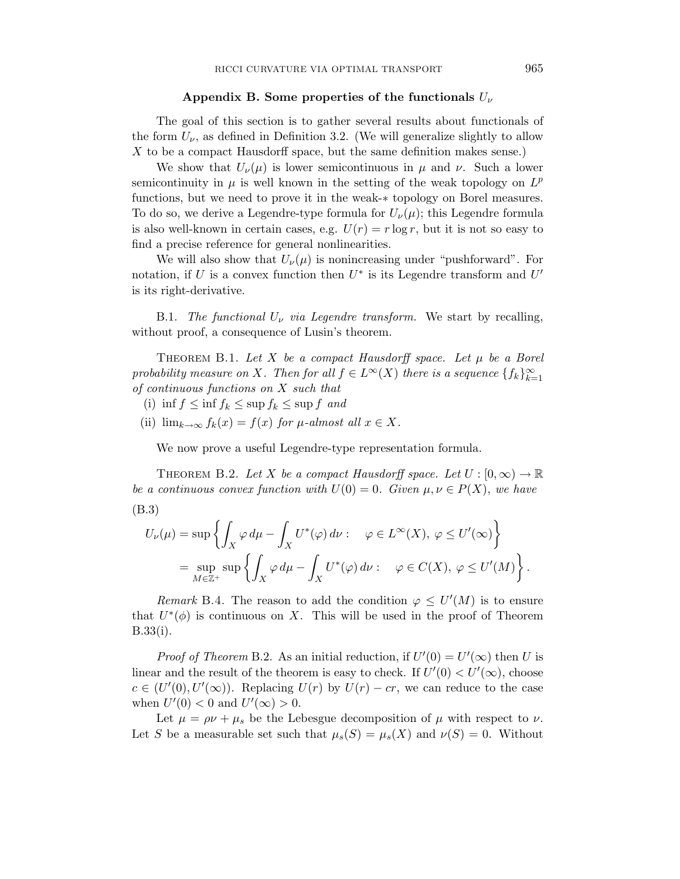## Appendix B. Some properties of the functionals $U_\nu$

The goal of this section is to gather several results about functionals of the form $U_\nu$, as defined in Definition 3.2. (We will generalize slightly to allow $X$ to be a compact Hausdorff space, but the same definition makes sense.)

We show that $U_\nu(\mu)$ is lower semicontinuous in $\mu$ and $\nu$. Such a lower semicontinuity in $\mu$ is well known in the setting of the weak topology on $L^p$ functions, but we need to prove it in the weak-$*$ topology on Borel measures. To do so, we derive a Legendre-type formula for $U_\nu(\mu)$; this Legendre formula is also well-known in certain cases, e.g. $U(r) = r \log r$, but it is not so easy to find a precise reference for general nonlinearities.

We will also show that $U_\nu(\mu)$ is nonincreasing under "pushforward". For notation, if $U$ is a convex function then $U^*$ is its Legendre transform and $U'$ is its right-derivative.

B.1. *The functional $U_\nu$ via Legendre transform.* We start by recalling, without proof, a consequence of Lusin's theorem.

Theorem B.1. *Let $X$ be a compact Hausdorff space. Let $\mu$ be a Borel probability measure on $X$. Then for all $f \in L^\infty(X)$ there is a sequence $\{f_k\}_{k=1}^\infty$ of continuous functions on $X$ such that*

(i) $\inf f \leq \inf f_k \leq \sup f_k \leq \sup f$ *and*

(ii) $\lim_{k\to\infty} f_k(x) = f(x)$ *for $\mu$-almost all $x \in X$.*

We now prove a useful Legendre-type representation formula.

Theorem B.2. *Let $X$ be a compact Hausdorff space. Let $U : [0, \infty) \to \mathbb{R}$ be a continuous convex function with $U(0) = 0$. Given $\mu, \nu \in P(X)$, we have*

(B.3)

$$
\begin{aligned}
U_\nu(\mu) &= \sup \left\{ \int_X \varphi \, d\mu - \int_X U^*(\varphi) \, d\nu : \quad \varphi \in L^\infty(X),\ \varphi \leq U'(\infty) \right\} \\
&= \sup_{M \in \mathbb{Z}^+} \sup \left\{ \int_X \varphi \, d\mu - \int_X U^*(\varphi) \, d\nu : \quad \varphi \in C(X),\ \varphi \leq U'(M) \right\}.
\end{aligned}
$$

*Remark* B.4. The reason to add the condition $\varphi \leq U'(M)$ is to ensure that $U^*(\phi)$ is continuous on $X$. This will be used in the proof of Theorem B.33(i).

*Proof of Theorem* B.2. As an initial reduction, if $U'(0) = U'(\infty)$ then $U$ is linear and the result of the theorem is easy to check. If $U'(0) < U'(\infty)$, choose $c \in (U'(0), U'(\infty))$. Replacing $U(r)$ by $U(r) - cr$, we can reduce to the case when $U'(0) < 0$ and $U'(\infty) > 0$.

Let $\mu = \rho\nu + \mu_s$ be the Lebesgue decomposition of $\mu$ with respect to $\nu$. Let $S$ be a measurable set such that $\mu_s(S) = \mu_s(X)$ and $\nu(S) = 0$. Without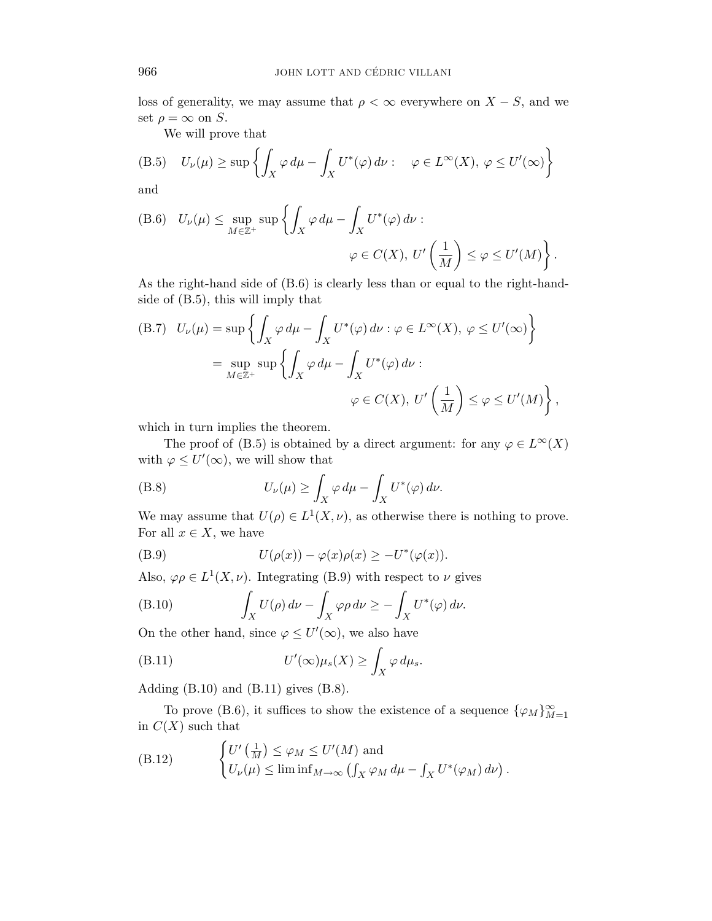loss of generality, we may assume that $\rho < \infty$ everywhere on $X - S$, and we set $\rho = \infty$ on $S$.

We will prove that

$$
\text{(B.5)} \quad U_\nu(\mu) \geq \sup \left\{ \int_X \varphi \, d\mu - \int_X U^*(\varphi) \, d\nu : \quad \varphi \in L^\infty(X), \ \varphi \leq U'(\infty) \right\}
$$

and

$$
\text{(B.6)} \quad U_\nu(\mu) \leq \sup_{M \in \mathbb{Z}^+} \sup \left\{ \int_X \varphi \, d\mu - \int_X U^*(\varphi) \, d\nu : \varphi \in C(X), \ U'\left(\frac{1}{M}\right) \leq \varphi \leq U'(M) \right\}.
$$

As the right-hand side of (B.6) is clearly less than or equal to the right-hand-side of (B.5), this will imply that

$$
\begin{aligned}
\text{(B.7)} \quad U_\nu(\mu) &= \sup \left\{ \int_X \varphi \, d\mu - \int_X U^*(\varphi) \, d\nu : \varphi \in L^\infty(X), \ \varphi \leq U'(\infty) \right\} \\
&= \sup_{M \in \mathbb{Z}^+} \sup \left\{ \int_X \varphi \, d\mu - \int_X U^*(\varphi) \, d\nu : \varphi \in C(X), \ U'\left(\frac{1}{M}\right) \leq \varphi \leq U'(M) \right\},
\end{aligned}
$$

which in turn implies the theorem.

The proof of (B.5) is obtained by a direct argument: for any $\varphi \in L^\infty(X)$ with $\varphi \leq U'(\infty)$, we will show that

$$
\text{(B.8)} \qquad U_\nu(\mu) \geq \int_X \varphi \, d\mu - \int_X U^*(\varphi) \, d\nu.
$$

We may assume that $U(\rho) \in L^1(X, \nu)$, as otherwise there is nothing to prove. For all $x \in X$, we have

$$
\text{(B.9)} \qquad U(\rho(x)) - \varphi(x)\rho(x) \geq -U^*(\varphi(x)).
$$

Also, $\varphi\rho \in L^1(X, \nu)$. Integrating (B.9) with respect to $\nu$ gives

$$
\text{(B.10)} \qquad \int_X U(\rho) \, d\nu - \int_X \varphi\rho \, d\nu \geq -\int_X U^*(\varphi) \, d\nu.
$$

On the other hand, since $\varphi \leq U'(\infty)$, we also have

$$
\text{(B.11)} \qquad U'(\infty)\mu_s(X) \geq \int_X \varphi \, d\mu_s.
$$

Adding (B.10) and (B.11) gives (B.8).

To prove (B.6), it suffices to show the existence of a sequence $\{\varphi_M\}_{M=1}^\infty$ in $C(X)$ such that

$$
\text{(B.12)} \qquad \begin{cases} U'\left(\frac{1}{M}\right) \leq \varphi_M \leq U'(M) \text{ and} \\ U_\nu(\mu) \leq \liminf_{M \to \infty} \left( \int_X \varphi_M \, d\mu - \int_X U^*(\varphi_M) \, d\nu \right). \end{cases}
$$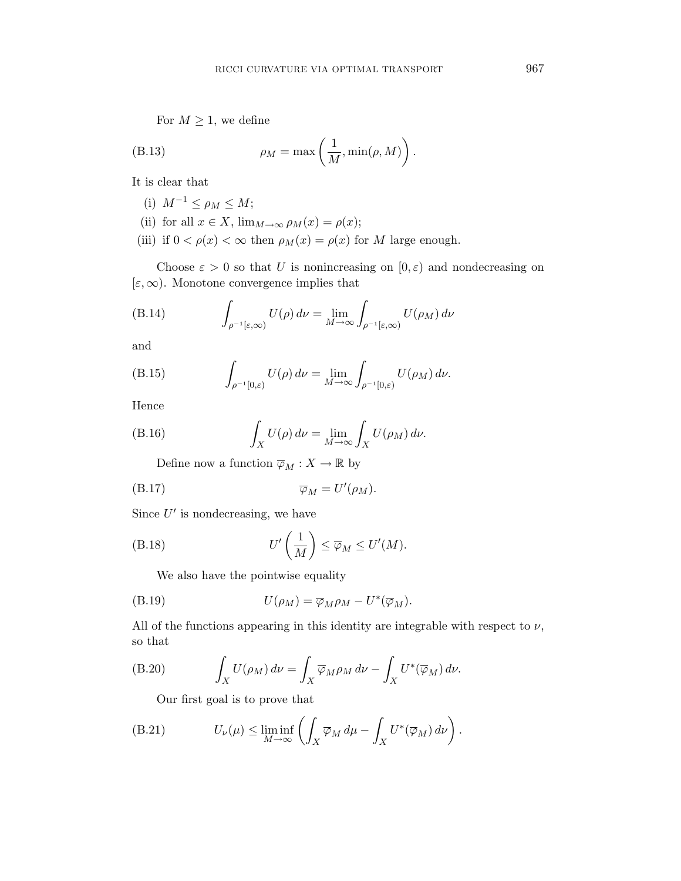For $M \geq 1$, we define

$$\rho_M = \max\left(\frac{1}{M}, \min(\rho, M)\right). \tag{B.13}$$

It is clear that

(i) $M^{-1} \leq \rho_M \leq M$;

(ii) for all $x \in X$, $\lim_{M\to\infty} \rho_M(x) = \rho(x)$;

(iii) if $0 < \rho(x) < \infty$ then $\rho_M(x) = \rho(x)$ for $M$ large enough.

Choose $\varepsilon > 0$ so that $U$ is nonincreasing on $[0, \varepsilon)$ and nondecreasing on $[\varepsilon, \infty)$. Monotone convergence implies that

$$\int_{\rho^{-1}[\varepsilon,\infty)} U(\rho)\, d\nu = \lim_{M\to\infty} \int_{\rho^{-1}[\varepsilon,\infty)} U(\rho_M)\, d\nu \tag{B.14}$$

and

$$\int_{\rho^{-1}[0,\varepsilon)} U(\rho)\, d\nu = \lim_{M\to\infty} \int_{\rho^{-1}[0,\varepsilon)} U(\rho_M)\, d\nu. \tag{B.15}$$

Hence

$$\int_X U(\rho)\, d\nu = \lim_{M\to\infty} \int_X U(\rho_M)\, d\nu. \tag{B.16}$$

Define now a function $\overline{\varphi}_M : X \to \mathbb{R}$ by

$$\overline{\varphi}_M = U'(\rho_M). \tag{B.17}$$

Since $U'$ is nondecreasing, we have

$$U'\left(\frac{1}{M}\right) \leq \overline{\varphi}_M \leq U'(M). \tag{B.18}$$

We also have the pointwise equality

$$U(\rho_M) = \overline{\varphi}_M \rho_M - U^*(\overline{\varphi}_M). \tag{B.19}$$

All of the functions appearing in this identity are integrable with respect to $\nu$, so that

$$\int_X U(\rho_M)\, d\nu = \int_X \overline{\varphi}_M \rho_M\, d\nu - \int_X U^*(\overline{\varphi}_M)\, d\nu. \tag{B.20}$$

Our first goal is to prove that

$$U_\nu(\mu) \leq \liminf_{M\to\infty} \left( \int_X \overline{\varphi}_M\, d\mu - \int_X U^*(\overline{\varphi}_M)\, d\nu \right). \tag{B.21}$$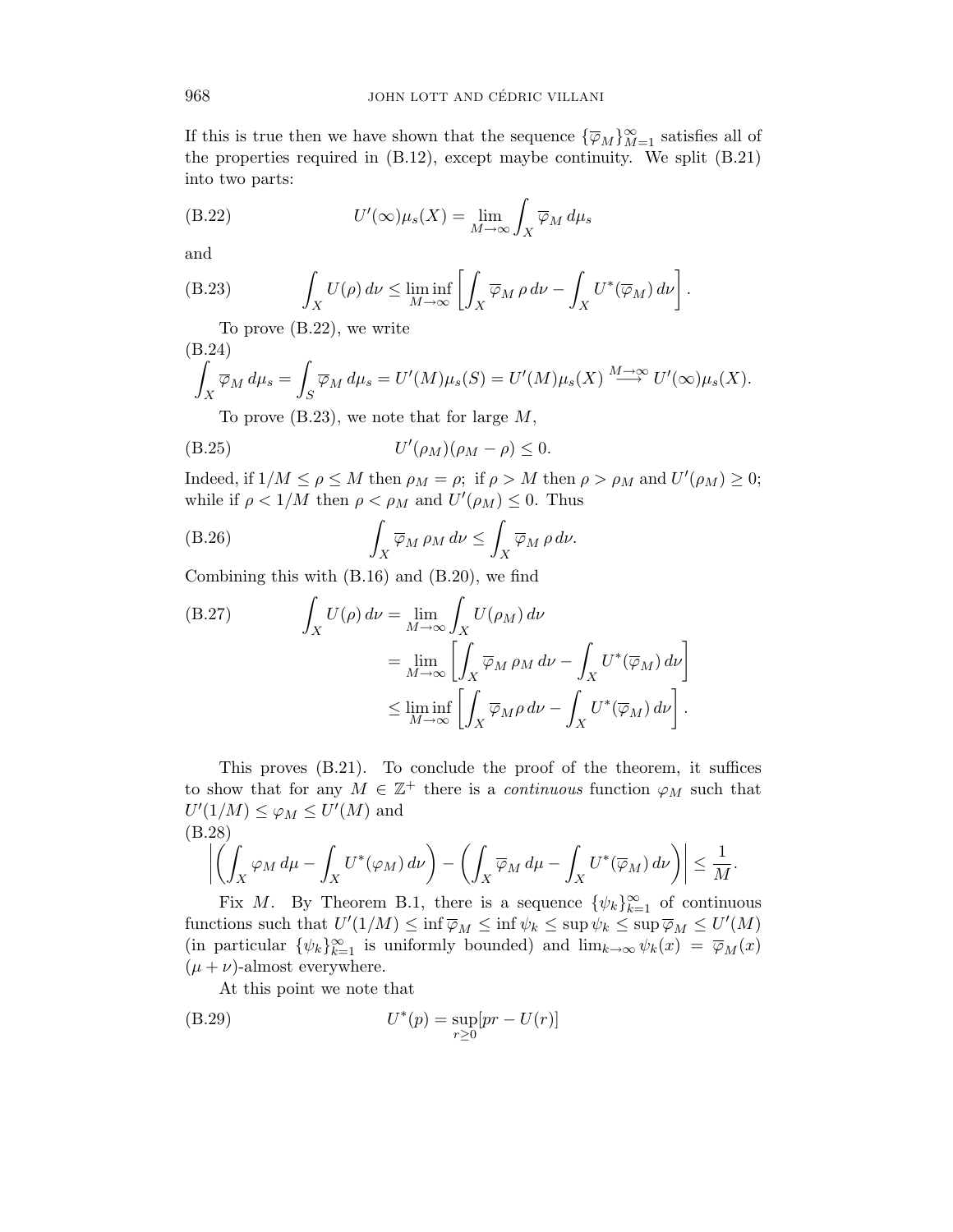If this is true then we have shown that the sequence $\{\overline{\varphi}_M\}_{M=1}^\infty$ satisfies all of the properties required in (B.12), except maybe continuity. We split (B.21) into two parts:

$$U'(\infty)\mu_s(X) = \lim_{M\to\infty} \int_X \overline{\varphi}_M \, d\mu_s \tag{B.22}$$

and

$$\int_X U(\rho)\, d\nu \le \liminf_{M\to\infty} \left[ \int_X \overline{\varphi}_M \, \rho \, d\nu - \int_X U^*(\overline{\varphi}_M)\, d\nu \right]. \tag{B.23}$$

To prove (B.22), we write

$$\int_X \overline{\varphi}_M \, d\mu_s = \int_S \overline{\varphi}_M \, d\mu_s = U'(M)\mu_s(S) = U'(M)\mu_s(X) \overset{M\to\infty}{\longrightarrow} U'(\infty)\mu_s(X). \tag{B.24}$$

To prove (B.23), we note that for large $M$,

$$U'(\rho_M)(\rho_M - \rho) \le 0. \tag{B.25}$$

Indeed, if $1/M \le \rho \le M$ then $\rho_M = \rho$; if $\rho > M$ then $\rho > \rho_M$ and $U'(\rho_M) \ge 0$; while if $\rho < 1/M$ then $\rho < \rho_M$ and $U'(\rho_M) \le 0$. Thus

$$\int_X \overline{\varphi}_M \, \rho_M \, d\nu \le \int_X \overline{\varphi}_M \, \rho \, d\nu. \tag{B.26}$$

Combining this with (B.16) and (B.20), we find

$$\begin{aligned}
\int_X U(\rho)\, d\nu &= \lim_{M\to\infty} \int_X U(\rho_M)\, d\nu \\
&= \lim_{M\to\infty} \left[ \int_X \overline{\varphi}_M \, \rho_M \, d\nu - \int_X U^*(\overline{\varphi}_M)\, d\nu \right] \\
&\le \liminf_{M\to\infty} \left[ \int_X \overline{\varphi}_M \rho \, d\nu - \int_X U^*(\overline{\varphi}_M)\, d\nu \right].
\end{aligned} \tag{B.27}$$

This proves (B.21). To conclude the proof of the theorem, it suffices to show that for any $M \in \mathbb{Z}^+$ there is a *continuous* function $\varphi_M$ such that $U'(1/M) \le \varphi_M \le U'(M)$ and

$$\left| \left( \int_X \varphi_M \, d\mu - \int_X U^*(\varphi_M)\, d\nu \right) - \left( \int_X \overline{\varphi}_M \, d\mu - \int_X U^*(\overline{\varphi}_M)\, d\nu \right) \right| \le \frac{1}{M}. \tag{B.28}$$

Fix $M$. By Theorem B.1, there is a sequence $\{\psi_k\}_{k=1}^\infty$ of continuous functions such that $U'(1/M) \le \inf \overline{\varphi}_M \le \inf \psi_k \le \sup \psi_k \le \sup \overline{\varphi}_M \le U'(M)$ (in particular $\{\psi_k\}_{k=1}^\infty$ is uniformly bounded) and $\lim_{k\to\infty} \psi_k(x) = \overline{\varphi}_M(x)$ $(\mu+\nu)$-almost everywhere.

At this point we note that

$$U^*(p) = \sup_{r\ge 0} [pr - U(r)] \tag{B.29}$$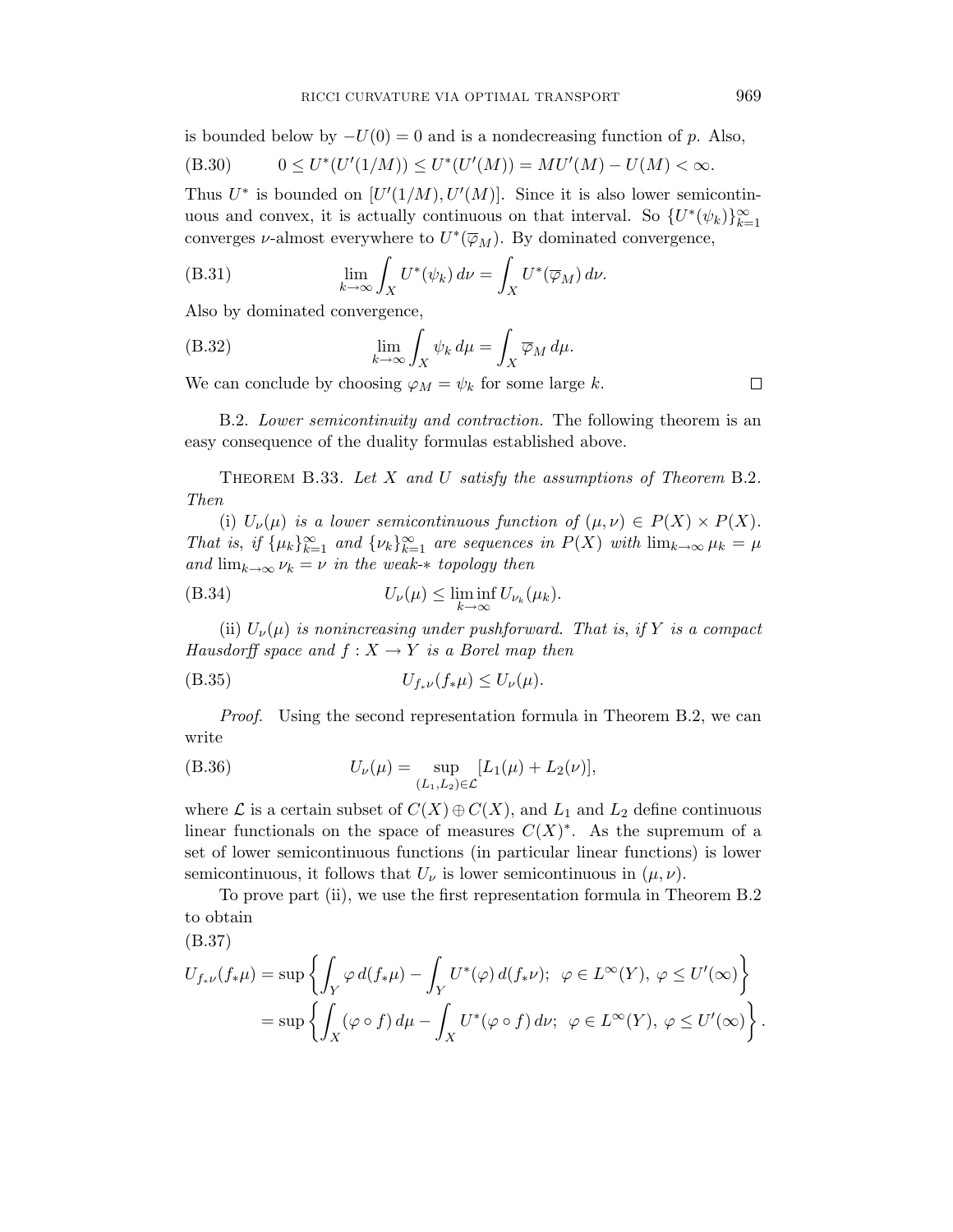is bounded below by $-U(0) = 0$ and is a nondecreasing function of $p$. Also,

$$0 \leq U^*(U'(1/M)) \leq U^*(U'(M)) = MU'(M) - U(M) < \infty. \tag{B.30}$$

Thus $U^*$ is bounded on $[U'(1/M), U'(M)]$. Since it is also lower semicontinuous and convex, it is actually continuous on that interval. So $\{U^*(\psi_k)\}_{k=1}^\infty$ converges $\nu$-almost everywhere to $U^*(\overline{\varphi}_M)$. By dominated convergence,

$$\lim_{k\to\infty} \int_X U^*(\psi_k)\, d\nu = \int_X U^*(\overline{\varphi}_M)\, d\nu. \tag{B.31}$$

Also by dominated convergence,

$$\lim_{k\to\infty} \int_X \psi_k\, d\mu = \int_X \overline{\varphi}_M\, d\mu. \tag{B.32}$$

We can conclude by choosing $\varphi_M = \psi_k$ for some large $k$. □

B.2. *Lower semicontinuity and contraction.* The following theorem is an easy consequence of the duality formulas established above.

THEOREM B.33. *Let $X$ and $U$ satisfy the assumptions of Theorem* B.2. *Then*

(i) *$U_\nu(\mu)$ is a lower semicontinuous function of $(\mu, \nu) \in P(X) \times P(X)$. That is, if $\{\mu_k\}_{k=1}^\infty$ and $\{\nu_k\}_{k=1}^\infty$ are sequences in $P(X)$ with $\lim_{k\to\infty} \mu_k = \mu$ and $\lim_{k\to\infty} \nu_k = \nu$ in the weak-$*$ topology then*

$$U_\nu(\mu) \leq \liminf_{k\to\infty} U_{\nu_k}(\mu_k). \tag{B.34}$$

(ii) *$U_\nu(\mu)$ is nonincreasing under pushforward. That is, if $Y$ is a compact Hausdorff space and $f : X \to Y$ is a Borel map then*

$$U_{f_*\nu}(f_*\mu) \leq U_\nu(\mu). \tag{B.35}$$

*Proof.* Using the second representation formula in Theorem B.2, we can write

$$U_\nu(\mu) = \sup_{(L_1, L_2)\in\mathcal{L}} [L_1(\mu) + L_2(\nu)], \tag{B.36}$$

where $\mathcal{L}$ is a certain subset of $C(X) \oplus C(X)$, and $L_1$ and $L_2$ define continuous linear functionals on the space of measures $C(X)^*$. As the supremum of a set of lower semicontinuous functions (in particular linear functions) is lower semicontinuous, it follows that $U_\nu$ is lower semicontinuous in $(\mu, \nu)$.

To prove part (ii), we use the first representation formula in Theorem B.2 to obtain

$$\begin{aligned} U_{f_*\nu}(f_*\mu) &= \sup\left\{ \int_Y \varphi\, d(f_*\mu) - \int_Y U^*(\varphi)\, d(f_*\nu);\ \ \varphi \in L^\infty(Y),\ \varphi \leq U'(\infty) \right\} \\ &= \sup\left\{ \int_X (\varphi \circ f)\, d\mu - \int_X U^*(\varphi \circ f)\, d\nu;\ \ \varphi \in L^\infty(Y),\ \varphi \leq U'(\infty) \right\}. \end{aligned} \tag{B.37}$$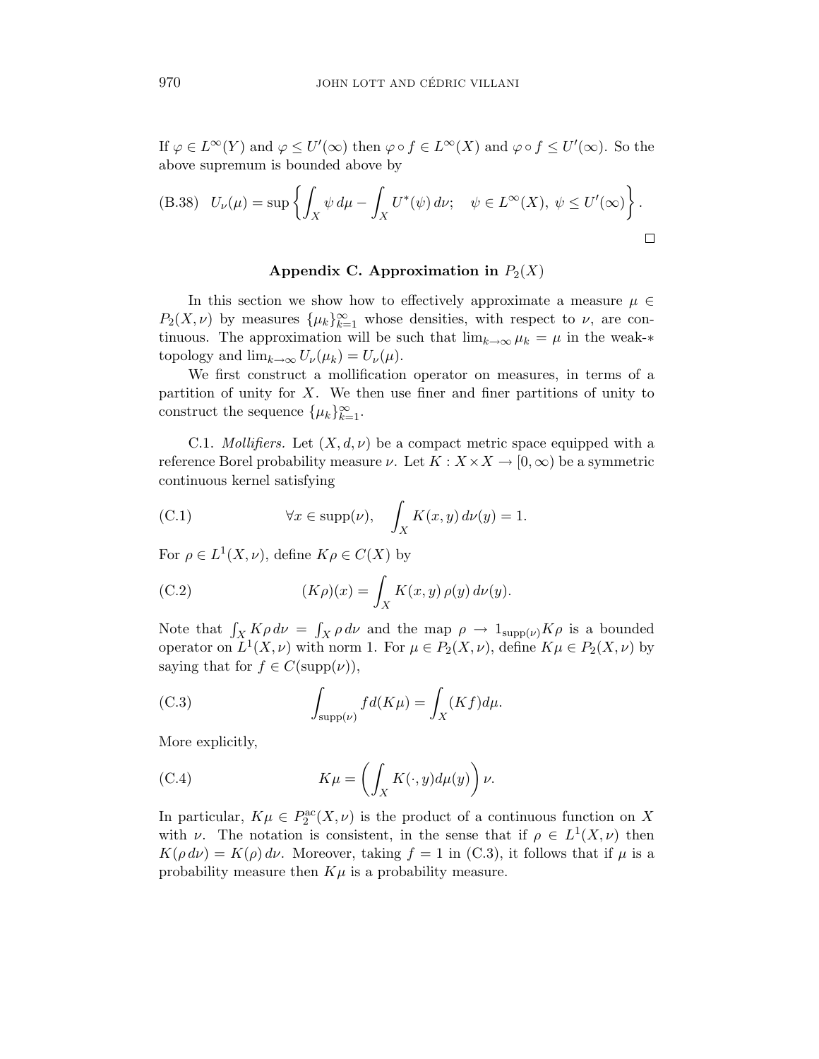If $\varphi \in L^\infty(Y)$ and $\varphi \leq U'(\infty)$ then $\varphi \circ f \in L^\infty(X)$ and $\varphi \circ f \leq U'(\infty)$. So the above supremum is bounded above by

$$U_\nu(\mu) = \sup \left\{ \int_X \psi \, d\mu - \int_X U^*(\psi) \, d\nu; \quad \psi \in L^\infty(X), \ \psi \leq U'(\infty) \right\}. \tag{B.38}$$

$\square$

## Appendix C. Approximation in $P_2(X)$

In this section we show how to effectively approximate a measure $\mu \in P_2(X, \nu)$ by measures $\{\mu_k\}_{k=1}^\infty$ whose densities, with respect to $\nu$, are continuous. The approximation will be such that $\lim_{k\to\infty} \mu_k = \mu$ in the weak-$*$ topology and $\lim_{k\to\infty} U_\nu(\mu_k) = U_\nu(\mu)$.

We first construct a mollification operator on measures, in terms of a partition of unity for $X$. We then use finer and finer partitions of unity to construct the sequence $\{\mu_k\}_{k=1}^\infty$.

C.1. *Mollifiers.* Let $(X, d, \nu)$ be a compact metric space equipped with a reference Borel probability measure $\nu$. Let $K : X \times X \to [0, \infty)$ be a symmetric continuous kernel satisfying

$$\forall x \in \operatorname{supp}(\nu), \quad \int_X K(x, y) \, d\nu(y) = 1. \tag{C.1}$$

For $\rho \in L^1(X, \nu)$, define $K\rho \in C(X)$ by

$$(K\rho)(x) = \int_X K(x, y) \, \rho(y) \, d\nu(y). \tag{C.2}$$

Note that $\int_X K\rho \, d\nu = \int_X \rho \, d\nu$ and the map $\rho \to 1_{\operatorname{supp}(\nu)} K\rho$ is a bounded operator on $L^1(X, \nu)$ with norm 1. For $\mu \in P_2(X, \nu)$, define $K\mu \in P_2(X, \nu)$ by saying that for $f \in C(\operatorname{supp}(\nu))$,

$$\int_{\operatorname{supp}(\nu)} f d(K\mu) = \int_X (Kf) d\mu. \tag{C.3}$$

More explicitly,

$$K\mu = \left( \int_X K(\cdot, y) d\mu(y) \right) \nu. \tag{C.4}$$

In particular, $K\mu \in P_2^{\mathrm{ac}}(X, \nu)$ is the product of a continuous function on $X$ with $\nu$. The notation is consistent, in the sense that if $\rho \in L^1(X, \nu)$ then $K(\rho \, d\nu) = K(\rho) \, d\nu$. Moreover, taking $f = 1$ in (C.3), it follows that if $\mu$ is a probability measure then $K\mu$ is a probability measure.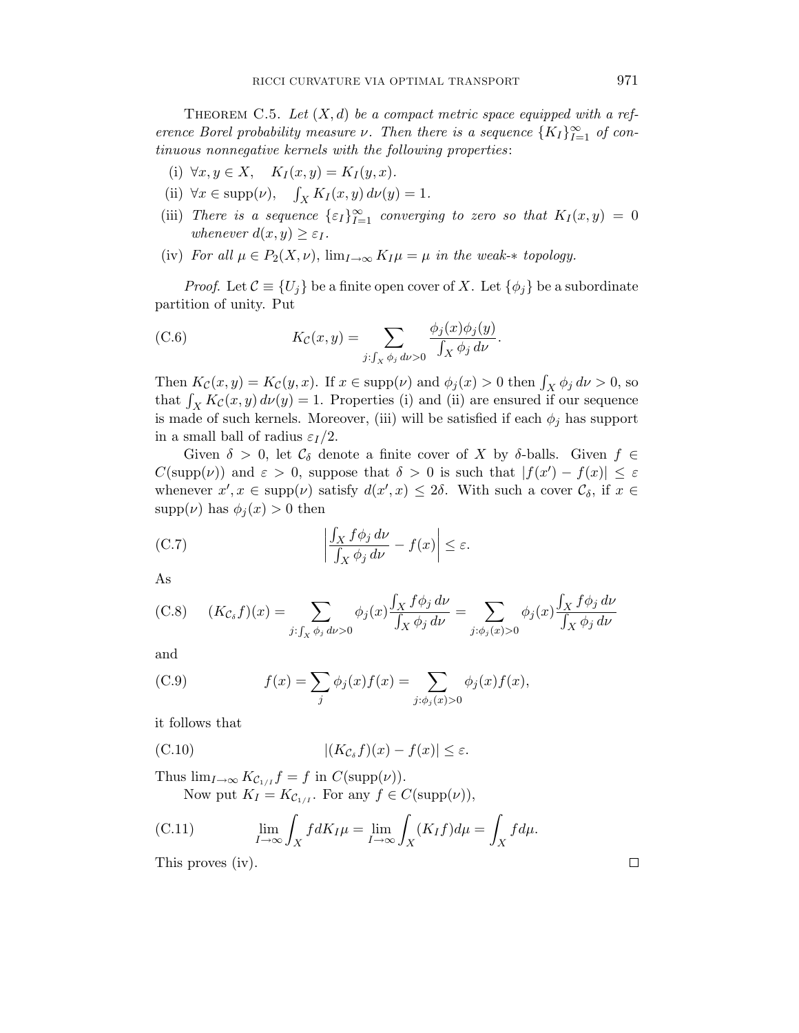THEOREM C.5. *Let $(X, d)$ be a compact metric space equipped with a reference Borel probability measure $\nu$. Then there is a sequence $\{K_I\}_{I=1}^{\infty}$ of continuous nonnegative kernels with the following properties*:

(i) $\forall x, y \in X, \quad K_I(x, y) = K_I(y, x)$.

(ii) $\forall x \in \mathrm{supp}(\nu), \quad \int_X K_I(x, y)\, d\nu(y) = 1$.

(iii) *There is a sequence $\{\varepsilon_I\}_{I=1}^{\infty}$ converging to zero so that $K_I(x, y) = 0$ whenever $d(x, y) \geq \varepsilon_I$.*

(iv) *For all $\mu \in P_2(X, \nu)$, $\lim_{I\to\infty} K_I \mu = \mu$ in the weak-$*$ topology.*

*Proof.* Let $\mathcal{C} \equiv \{U_j\}$ be a finite open cover of $X$. Let $\{\phi_j\}$ be a subordinate partition of unity. Put

$$K_{\mathcal{C}}(x, y) = \sum_{j:\int_X \phi_j \, d\nu > 0} \frac{\phi_j(x)\phi_j(y)}{\int_X \phi_j \, d\nu}. \tag{C.6}$$

Then $K_{\mathcal{C}}(x, y) = K_{\mathcal{C}}(y, x)$. If $x \in \mathrm{supp}(\nu)$ and $\phi_j(x) > 0$ then $\int_X \phi_j \, d\nu > 0$, so that $\int_X K_{\mathcal{C}}(x, y)\, d\nu(y) = 1$. Properties (i) and (ii) are ensured if our sequence is made of such kernels. Moreover, (iii) will be satisfied if each $\phi_j$ has support in a small ball of radius $\varepsilon_I/2$.

Given $\delta > 0$, let $\mathcal{C}_\delta$ denote a finite cover of $X$ by $\delta$-balls. Given $f \in C(\mathrm{supp}(\nu))$ and $\varepsilon > 0$, suppose that $\delta > 0$ is such that $|f(x') - f(x)| \leq \varepsilon$ whenever $x', x \in \mathrm{supp}(\nu)$ satisfy $d(x', x) \leq 2\delta$. With such a cover $\mathcal{C}_\delta$, if $x \in \mathrm{supp}(\nu)$ has $\phi_j(x) > 0$ then

$$\left| \frac{\int_X f \phi_j \, d\nu}{\int_X \phi_j \, d\nu} - f(x) \right| \leq \varepsilon. \tag{C.7}$$

As

$$(K_{\mathcal{C}_\delta} f)(x) = \sum_{j:\int_X \phi_j \, d\nu > 0} \phi_j(x) \frac{\int_X f\phi_j \, d\nu}{\int_X \phi_j \, d\nu} = \sum_{j:\phi_j(x) > 0} \phi_j(x) \frac{\int_X f\phi_j \, d\nu}{\int_X \phi_j \, d\nu} \tag{C.8}$$

and

$$f(x) = \sum_j \phi_j(x) f(x) = \sum_{j:\phi_j(x)>0} \phi_j(x) f(x), \tag{C.9}$$

it follows that

$$|(K_{\mathcal{C}_\delta} f)(x) - f(x)| \leq \varepsilon. \tag{C.10}$$

Thus $\lim_{I\to\infty} K_{\mathcal{C}_{1/I}} f = f$ in $C(\mathrm{supp}(\nu))$.

Now put $K_I = K_{\mathcal{C}_{1/I}}$. For any $f \in C(\mathrm{supp}(\nu))$,

$$\lim_{I\to\infty} \int_X f dK_I \mu = \lim_{I\to\infty} \int_X (K_I f) d\mu = \int_X f d\mu. \tag{C.11}$$

This proves (iv). $\square$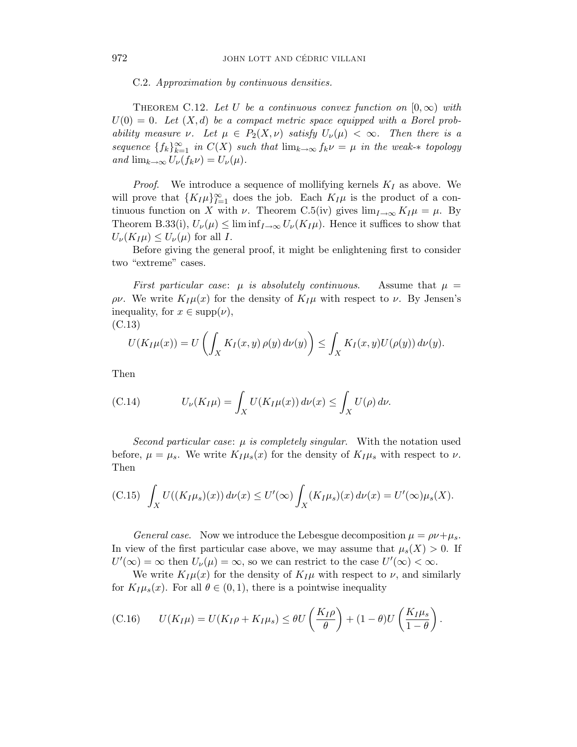C.2. *Approximation by continuous densities.*

THEOREM C.12. *Let $U$ be a continuous convex function on $[0, \infty)$ with $U(0) = 0$. Let $(X, d)$ be a compact metric space equipped with a Borel probability measure $\nu$. Let $\mu \in P_2(X, \nu)$ satisfy $U_\nu(\mu) < \infty$. Then there is a sequence $\{f_k\}_{k=1}^\infty$ in $C(X)$ such that $\lim_{k\to\infty} f_k \nu = \mu$ in the weak-$*$ topology and $\lim_{k\to\infty} U_\nu(f_k \nu) = U_\nu(\mu)$.*

*Proof.* We introduce a sequence of mollifying kernels $K_I$ as above. We will prove that $\{K_I \mu\}_{I=1}^\infty$ does the job. Each $K_I \mu$ is the product of a continuous function on $X$ with $\nu$. Theorem C.5(iv) gives $\lim_{I\to\infty} K_I \mu = \mu$. By Theorem B.33(i), $U_\nu(\mu) \leq \liminf_{I\to\infty} U_\nu(K_I \mu)$. Hence it suffices to show that $U_\nu(K_I \mu) \leq U_\nu(\mu)$ for all $I$.

Before giving the general proof, it might be enlightening first to consider two "extreme" cases.

*First particular case*: *$\mu$ is absolutely continuous.* Assume that $\mu = \rho\nu$. We write $K_I \mu(x)$ for the density of $K_I \mu$ with respect to $\nu$. By Jensen's inequality, for $x \in \operatorname{supp}(\nu)$,

(C.13)
$$U(K_I \mu(x)) = U\left(\int_X K_I(x, y)\, \rho(y)\, d\nu(y)\right) \leq \int_X K_I(x, y) U(\rho(y))\, d\nu(y).$$

Then

$$U_\nu(K_I \mu) = \int_X U(K_I \mu(x))\, d\nu(x) \leq \int_X U(\rho)\, d\nu. \tag{C.14}$$

*Second particular case*: *$\mu$ is completely singular.* With the notation used before, $\mu = \mu_s$. We write $K_I \mu_s(x)$ for the density of $K_I \mu_s$ with respect to $\nu$. Then

$$\int_X U((K_I \mu_s)(x))\, d\nu(x) \leq U'(\infty) \int_X (K_I \mu_s)(x)\, d\nu(x) = U'(\infty) \mu_s(X). \tag{C.15}$$

*General case.* Now we introduce the Lebesgue decomposition $\mu = \rho\nu + \mu_s$. In view of the first particular case above, we may assume that $\mu_s(X) > 0$. If $U'(\infty) = \infty$ then $U_\nu(\mu) = \infty$, so we can restrict to the case $U'(\infty) < \infty$.

We write $K_I \mu(x)$ for the density of $K_I \mu$ with respect to $\nu$, and similarly for $K_I \mu_s(x)$. For all $\theta \in (0, 1)$, there is a pointwise inequality

$$U(K_I \mu) = U(K_I \rho + K_I \mu_s) \leq \theta U\left(\frac{K_I \rho}{\theta}\right) + (1 - \theta) U\left(\frac{K_I \mu_s}{1 - \theta}\right). \tag{C.16}$$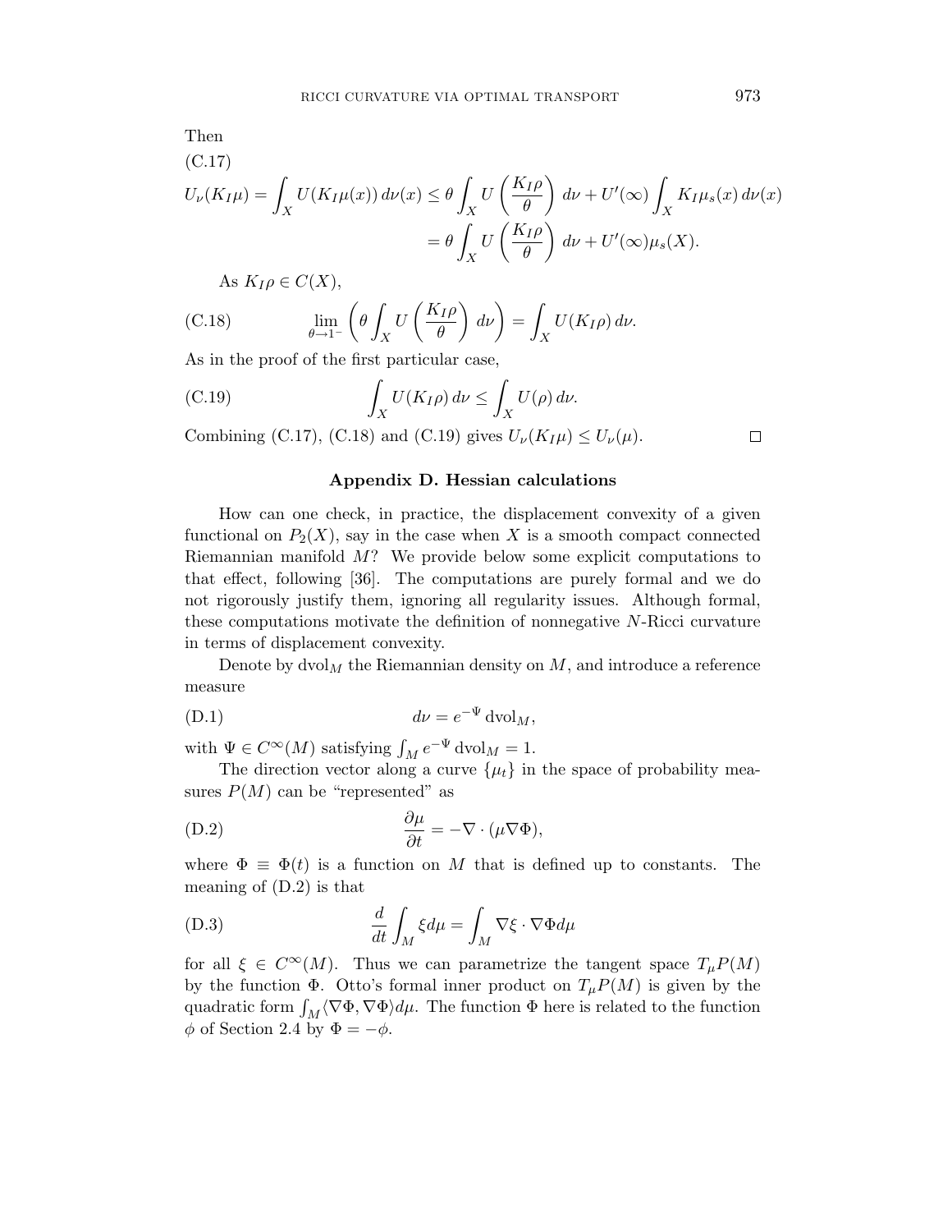Then

(C.17)

$$U_\nu(K_I\mu) = \int_X U(K_I\mu(x))\, d\nu(x) \le \theta \int_X U\left(\frac{K_I\rho}{\theta}\right)\, d\nu + U'(\infty)\int_X K_I\mu_s(x)\, d\nu(x)$$

$$= \theta \int_X U\left(\frac{K_I\rho}{\theta}\right)\, d\nu + U'(\infty)\mu_s(X).$$

As $K_I\rho \in C(X)$,

$$\lim_{\theta\to 1^-}\left(\theta \int_X U\left(\frac{K_I\rho}{\theta}\right)\, d\nu\right) = \int_X U(K_I\rho)\, d\nu. \tag{C.18}$$

As in the proof of the first particular case,

$$\int_X U(K_I\rho)\, d\nu \le \int_X U(\rho)\, d\nu. \tag{C.19}$$

Combining (C.17), (C.18) and (C.19) gives $U_\nu(K_I\mu) \le U_\nu(\mu)$. □

## Appendix D. Hessian calculations

How can one check, in practice, the displacement convexity of a given functional on $P_2(X)$, say in the case when $X$ is a smooth compact connected Riemannian manifold $M$? We provide below some explicit computations to that effect, following [36]. The computations are purely formal and we do not rigorously justify them, ignoring all regularity issues. Although formal, these computations motivate the definition of nonnegative $N$-Ricci curvature in terms of displacement convexity.

Denote by $\mathrm{dvol}_M$ the Riemannian density on $M$, and introduce a reference measure

$$d\nu = e^{-\Psi}\,\mathrm{dvol}_M, \tag{D.1}$$

with $\Psi \in C^\infty(M)$ satisfying $\int_M e^{-\Psi}\,\mathrm{dvol}_M = 1$.

The direction vector along a curve $\{\mu_t\}$ in the space of probability measures $P(M)$ can be "represented" as

$$\frac{\partial \mu}{\partial t} = -\nabla\cdot(\mu\nabla\Phi), \tag{D.2}$$

where $\Phi \equiv \Phi(t)$ is a function on $M$ that is defined up to constants. The meaning of (D.2) is that

$$\frac{d}{dt}\int_M \xi d\mu = \int_M \nabla\xi\cdot\nabla\Phi d\mu \tag{D.3}$$

for all $\xi \in C^\infty(M)$. Thus we can parametrize the tangent space $T_\mu P(M)$ by the function $\Phi$. Otto's formal inner product on $T_\mu P(M)$ is given by the quadratic form $\int_M \langle\nabla\Phi,\nabla\Phi\rangle d\mu$. The function $\Phi$ here is related to the function $\phi$ of Section 2.4 by $\Phi = -\phi$.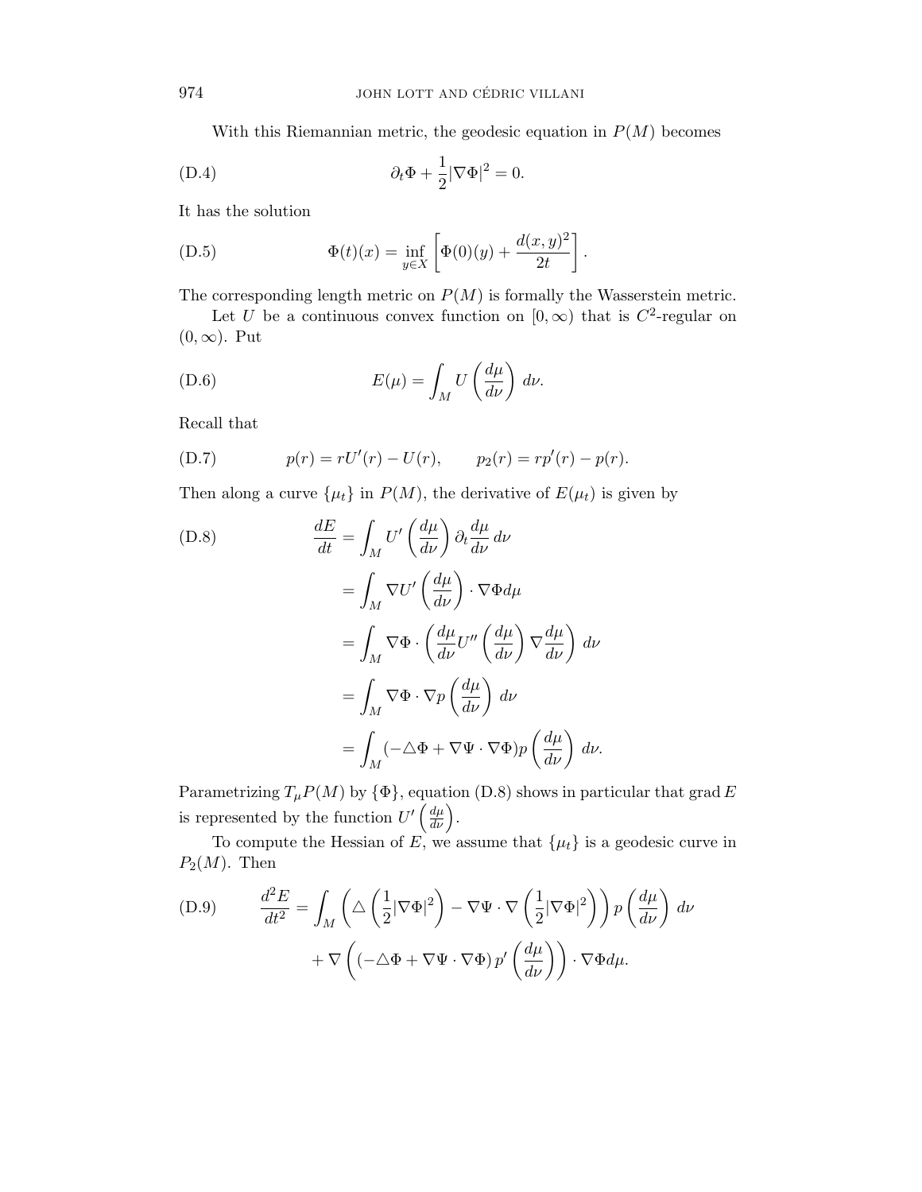With this Riemannian metric, the geodesic equation in $P(M)$ becomes

$$\partial_t \Phi + \frac{1}{2}|\nabla \Phi|^2 = 0. \tag{D.4}$$

It has the solution

$$\Phi(t)(x) = \inf_{y \in X} \left[ \Phi(0)(y) + \frac{d(x,y)^2}{2t} \right]. \tag{D.5}$$

The corresponding length metric on $P(M)$ is formally the Wasserstein metric.

Let $U$ be a continuous convex function on $[0, \infty)$ that is $C^2$-regular on $(0, \infty)$. Put

$$E(\mu) = \int_M U\left(\frac{d\mu}{d\nu}\right) \, d\nu. \tag{D.6}$$

Recall that

$$p(r) = rU'(r) - U(r), \qquad p_2(r) = rp'(r) - p(r). \tag{D.7}$$

Then along a curve $\{\mu_t\}$ in $P(M)$, the derivative of $E(\mu_t)$ is given by

$$\begin{aligned}
\frac{dE}{dt} &= \int_M U'\left(\frac{d\mu}{d\nu}\right) \partial_t \frac{d\mu}{d\nu} \, d\nu \\
&= \int_M \nabla U'\left(\frac{d\mu}{d\nu}\right) \cdot \nabla \Phi d\mu \\
&= \int_M \nabla \Phi \cdot \left(\frac{d\mu}{d\nu} U''\left(\frac{d\mu}{d\nu}\right) \nabla \frac{d\mu}{d\nu}\right) \, d\nu \\
&= \int_M \nabla \Phi \cdot \nabla p\left(\frac{d\mu}{d\nu}\right) \, d\nu \\
&= \int_M (-\triangle \Phi + \nabla \Psi \cdot \nabla \Phi) p\left(\frac{d\mu}{d\nu}\right) \, d\nu.
\end{aligned} \tag{D.8}$$

Parametrizing $T_\mu P(M)$ by $\{\Phi\}$, equation (D.8) shows in particular that $\operatorname{grad} E$ is represented by the function $U'\left(\frac{d\mu}{d\nu}\right)$.

To compute the Hessian of $E$, we assume that $\{\mu_t\}$ is a geodesic curve in $P_2(M)$. Then

$$\begin{aligned}
\frac{d^2 E}{dt^2} = &\int_M \left( \triangle \left(\frac{1}{2}|\nabla \Phi|^2\right) - \nabla \Psi \cdot \nabla \left(\frac{1}{2}|\nabla \Phi|^2\right) \right) p\left(\frac{d\mu}{d\nu}\right) \, d\nu \\
&+ \nabla \left( (-\triangle \Phi + \nabla \Psi \cdot \nabla \Phi) \, p'\left(\frac{d\mu}{d\nu}\right) \right) \cdot \nabla \Phi d\mu.
\end{aligned} \tag{D.9}$$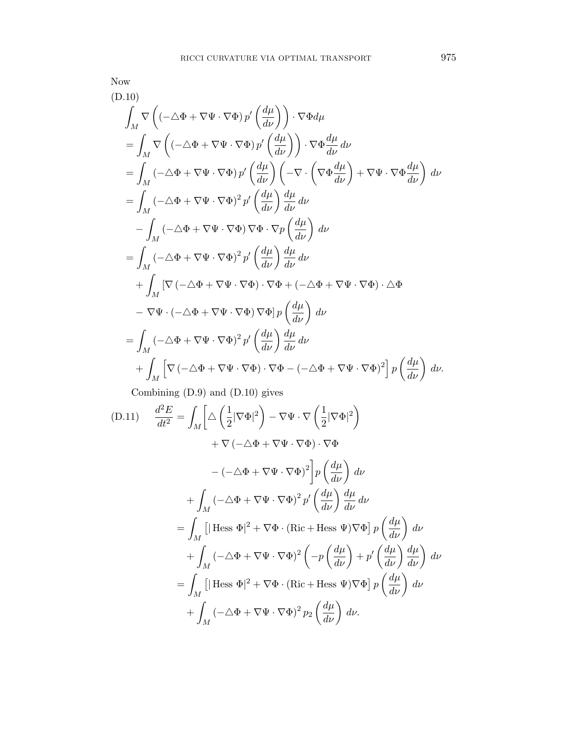Now

(D.10)

$$
\begin{aligned}
&\int_M \nabla \left( \left(-\triangle \Phi + \nabla \Psi \cdot \nabla \Phi\right) p' \left( \frac{d\mu}{d\nu} \right) \right) \cdot \nabla \Phi d\mu \\
&= \int_M \nabla \left( \left(-\triangle \Phi + \nabla \Psi \cdot \nabla \Phi\right) p' \left( \frac{d\mu}{d\nu} \right) \right) \cdot \nabla \Phi \frac{d\mu}{d\nu} \, d\nu \\
&= \int_M \left(-\triangle \Phi + \nabla \Psi \cdot \nabla \Phi\right) p' \left( \frac{d\mu}{d\nu} \right) \left( -\nabla \cdot \left( \nabla \Phi \frac{d\mu}{d\nu} \right) + \nabla \Psi \cdot \nabla \Phi \frac{d\mu}{d\nu} \right) \, d\nu \\
&= \int_M \left(-\triangle \Phi + \nabla \Psi \cdot \nabla \Phi\right)^2 p' \left( \frac{d\mu}{d\nu} \right) \frac{d\mu}{d\nu} \, d\nu \\
&\quad - \int_M \left(-\triangle \Phi + \nabla \Psi \cdot \nabla \Phi\right) \nabla \Phi \cdot \nabla p \left( \frac{d\mu}{d\nu} \right) \, d\nu \\
&= \int_M \left(-\triangle \Phi + \nabla \Psi \cdot \nabla \Phi\right)^2 p' \left( \frac{d\mu}{d\nu} \right) \frac{d\mu}{d\nu} \, d\nu \\
&\quad + \int_M \left[ \nabla \left(-\triangle \Phi + \nabla \Psi \cdot \nabla \Phi\right) \cdot \nabla \Phi + \left(-\triangle \Phi + \nabla \Psi \cdot \nabla \Phi\right) \cdot \triangle \Phi \right. \\
&\quad \left. - \nabla \Psi \cdot \left(-\triangle \Phi + \nabla \Psi \cdot \nabla \Phi\right) \nabla \Phi \right] p \left( \frac{d\mu}{d\nu} \right) \, d\nu \\
&= \int_M \left(-\triangle \Phi + \nabla \Psi \cdot \nabla \Phi\right)^2 p' \left( \frac{d\mu}{d\nu} \right) \frac{d\mu}{d\nu} \, d\nu \\
&\quad + \int_M \left[ \nabla \left(-\triangle \Phi + \nabla \Psi \cdot \nabla \Phi\right) \cdot \nabla \Phi - \left(-\triangle \Phi + \nabla \Psi \cdot \nabla \Phi\right)^2 \right] p \left( \frac{d\mu}{d\nu} \right) \, d\nu.
\end{aligned}
$$

Combining (D.9) and (D.10) gives

$$
\begin{aligned}
\text{(D.11)} \quad \frac{d^2 E}{dt^2} &= \int_M \left[ \triangle \left( \frac{1}{2} |\nabla \Phi|^2 \right) - \nabla \Psi \cdot \nabla \left( \frac{1}{2} |\nabla \Phi|^2 \right) \right. \\
&\qquad + \nabla \left(-\triangle \Phi + \nabla \Psi \cdot \nabla \Phi\right) \cdot \nabla \Phi \\
&\qquad \left. - \left(-\triangle \Phi + \nabla \Psi \cdot \nabla \Phi\right)^2 \right] p \left( \frac{d\mu}{d\nu} \right) \, d\nu \\
&\quad + \int_M \left(-\triangle \Phi + \nabla \Psi \cdot \nabla \Phi\right)^2 p' \left( \frac{d\mu}{d\nu} \right) \frac{d\mu}{d\nu} \, d\nu \\
&= \int_M \left[ |\operatorname{Hess} \Phi|^2 + \nabla \Phi \cdot (\operatorname{Ric} + \operatorname{Hess} \Psi) \nabla \Phi \right] p \left( \frac{d\mu}{d\nu} \right) \, d\nu \\
&\quad + \int_M \left(-\triangle \Phi + \nabla \Psi \cdot \nabla \Phi\right)^2 \left( -p \left( \frac{d\mu}{d\nu} \right) + p' \left( \frac{d\mu}{d\nu} \right) \frac{d\mu}{d\nu} \right) \, d\nu \\
&= \int_M \left[ |\operatorname{Hess} \Phi|^2 + \nabla \Phi \cdot (\operatorname{Ric} + \operatorname{Hess} \Psi) \nabla \Phi \right] p \left( \frac{d\mu}{d\nu} \right) \, d\nu \\
&\quad + \int_M \left(-\triangle \Phi + \nabla \Psi \cdot \nabla \Phi\right)^2 p_2 \left( \frac{d\mu}{d\nu} \right) \, d\nu.
\end{aligned}
$$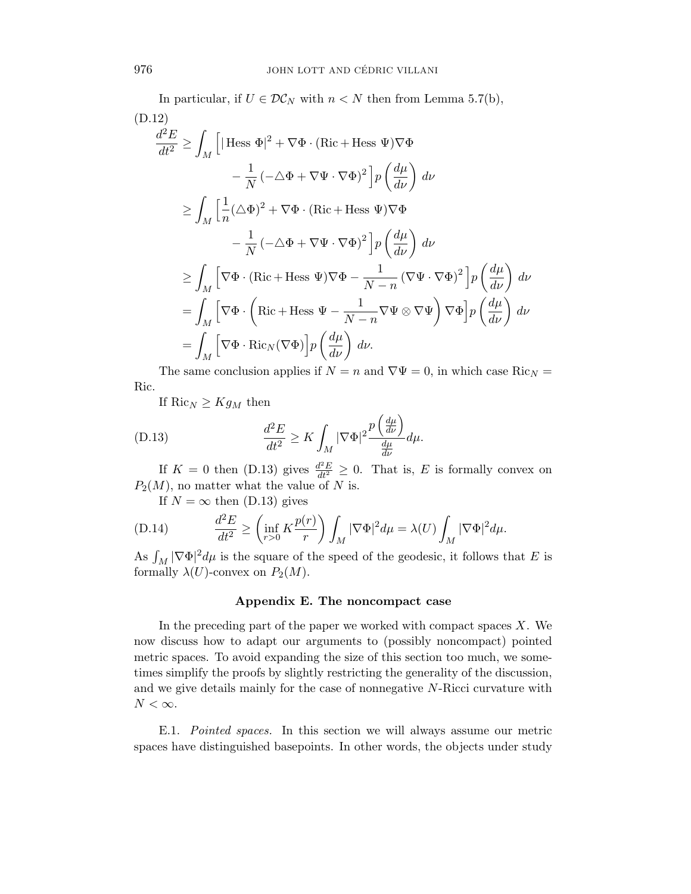In particular, if $U \in \mathcal{DC}_N$ with $n < N$ then from Lemma 5.7(b),

(D.12)

$$
\begin{aligned}
\frac{d^2E}{dt^2} &\geq \int_M \Big[ |\operatorname{Hess} \Phi|^2 + \nabla\Phi \cdot (\operatorname{Ric} + \operatorname{Hess} \Psi)\nabla\Phi \\
&\qquad\qquad - \frac{1}{N}\left(-\triangle\Phi + \nabla\Psi \cdot \nabla\Phi\right)^2 \Big] p\left(\frac{d\mu}{d\nu}\right)\, d\nu \\
&\geq \int_M \Big[ \frac{1}{n}(\triangle\Phi)^2 + \nabla\Phi \cdot (\operatorname{Ric} + \operatorname{Hess} \Psi)\nabla\Phi \\
&\qquad\qquad - \frac{1}{N}\left(-\triangle\Phi + \nabla\Psi \cdot \nabla\Phi\right)^2 \Big] p\left(\frac{d\mu}{d\nu}\right)\, d\nu \\
&\geq \int_M \Big[ \nabla\Phi \cdot (\operatorname{Ric} + \operatorname{Hess} \Psi)\nabla\Phi - \frac{1}{N-n}\left(\nabla\Psi \cdot \nabla\Phi\right)^2 \Big] p\left(\frac{d\mu}{d\nu}\right)\, d\nu \\
&= \int_M \Big[ \nabla\Phi \cdot \left( \operatorname{Ric} + \operatorname{Hess} \Psi - \frac{1}{N-n}\nabla\Psi \otimes \nabla\Psi \right)\nabla\Phi \Big] p\left(\frac{d\mu}{d\nu}\right)\, d\nu \\
&= \int_M \Big[ \nabla\Phi \cdot \operatorname{Ric}_N(\nabla\Phi) \Big] p\left(\frac{d\mu}{d\nu}\right)\, d\nu.
\end{aligned}
$$

The same conclusion applies if $N = n$ and $\nabla\Psi = 0$, in which case $\operatorname{Ric}_N = \operatorname{Ric}$.

If $\operatorname{Ric}_N \geq K g_M$ then

$$
\frac{d^2E}{dt^2} \geq K \int_M |\nabla\Phi|^2 \frac{p\left(\frac{d\mu}{d\nu}\right)}{\frac{d\mu}{d\nu}} d\mu. \tag{D.13}
$$

If $K = 0$ then (D.13) gives $\frac{d^2E}{dt^2} \geq 0$. That is, $E$ is formally convex on $P_2(M)$, no matter what the value of $N$ is.

If $N = \infty$ then (D.13) gives

$$
\frac{d^2E}{dt^2} \geq \left( \inf_{r>0} K \frac{p(r)}{r} \right) \int_M |\nabla\Phi|^2 d\mu = \lambda(U) \int_M |\nabla\Phi|^2 d\mu. \tag{D.14}
$$

As $\int_M |\nabla\Phi|^2 d\mu$ is the square of the speed of the geodesic, it follows that $E$ is formally $\lambda(U)$-convex on $P_2(M)$.

## Appendix E. The noncompact case

In the preceding part of the paper we worked with compact spaces $X$. We now discuss how to adapt our arguments to (possibly noncompact) pointed metric spaces. To avoid expanding the size of this section too much, we sometimes simplify the proofs by slightly restricting the generality of the discussion, and we give details mainly for the case of nonnegative $N$-Ricci curvature with $N < \infty$.

E.1. *Pointed spaces.* In this section we will always assume our metric spaces have distinguished basepoints. In other words, the objects under study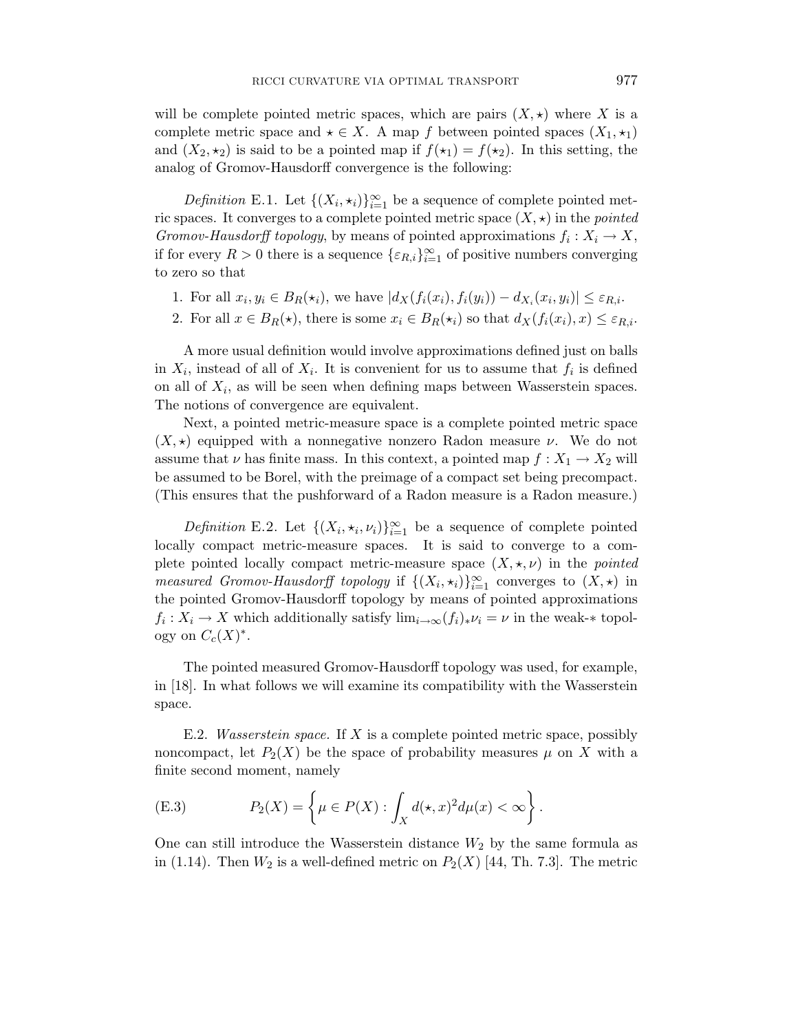will be complete pointed metric spaces, which are pairs $(X, \star)$ where $X$ is a complete metric space and $\star \in X$. A map $f$ between pointed spaces $(X_1, \star_1)$ and $(X_2, \star_2)$ is said to be a pointed map if $f(\star_1) = f(\star_2)$. In this setting, the analog of Gromov-Hausdorff convergence is the following:

*Definition* E.1. Let $\{(X_i, \star_i)\}_{i=1}^{\infty}$ be a sequence of complete pointed metric spaces. It converges to a complete pointed metric space $(X, \star)$ in the *pointed Gromov-Hausdorff topology*, by means of pointed approximations $f_i : X_i \to X$, if for every $R > 0$ there is a sequence $\{\varepsilon_{R,i}\}_{i=1}^{\infty}$ of positive numbers converging to zero so that

1. For all $x_i, y_i \in B_R(\star_i)$, we have $|d_X(f_i(x_i), f_i(y_i)) - d_{X_i}(x_i, y_i)| \leq \varepsilon_{R,i}$.
2. For all $x \in B_R(\star)$, there is some $x_i \in B_R(\star_i)$ so that $d_X(f_i(x_i), x) \leq \varepsilon_{R,i}$.

A more usual definition would involve approximations defined just on balls in $X_i$, instead of all of $X_i$. It is convenient for us to assume that $f_i$ is defined on all of $X_i$, as will be seen when defining maps between Wasserstein spaces. The notions of convergence are equivalent.

Next, a pointed metric-measure space is a complete pointed metric space $(X, \star)$ equipped with a nonnegative nonzero Radon measure $\nu$. We do not assume that $\nu$ has finite mass. In this context, a pointed map $f : X_1 \to X_2$ will be assumed to be Borel, with the preimage of a compact set being precompact. (This ensures that the pushforward of a Radon measure is a Radon measure.)

*Definition* E.2. Let $\{(X_i, \star_i, \nu_i)\}_{i=1}^{\infty}$ be a sequence of complete pointed locally compact metric-measure spaces. It is said to converge to a complete pointed locally compact metric-measure space $(X, \star, \nu)$ in the *pointed measured Gromov-Hausdorff topology* if $\{(X_i, \star_i)\}_{i=1}^{\infty}$ converges to $(X, \star)$ in the pointed Gromov-Hausdorff topology by means of pointed approximations $f_i : X_i \to X$ which additionally satisfy $\lim_{i \to \infty} (f_i)_* \nu_i = \nu$ in the weak-$*$ topology on $C_c(X)^*$.

The pointed measured Gromov-Hausdorff topology was used, for example, in [18]. In what follows we will examine its compatibility with the Wasserstein space.

E.2. *Wasserstein space.* If $X$ is a complete pointed metric space, possibly noncompact, let $P_2(X)$ be the space of probability measures $\mu$ on $X$ with a finite second moment, namely

$$
P_2(X) = \left\{ \mu \in P(X) : \int_X d(\star, x)^2 d\mu(x) < \infty \right\}. \tag{E.3}
$$

One can still introduce the Wasserstein distance $W_2$ by the same formula as in (1.14). Then $W_2$ is a well-defined metric on $P_2(X)$ [44, Th. 7.3]. The metric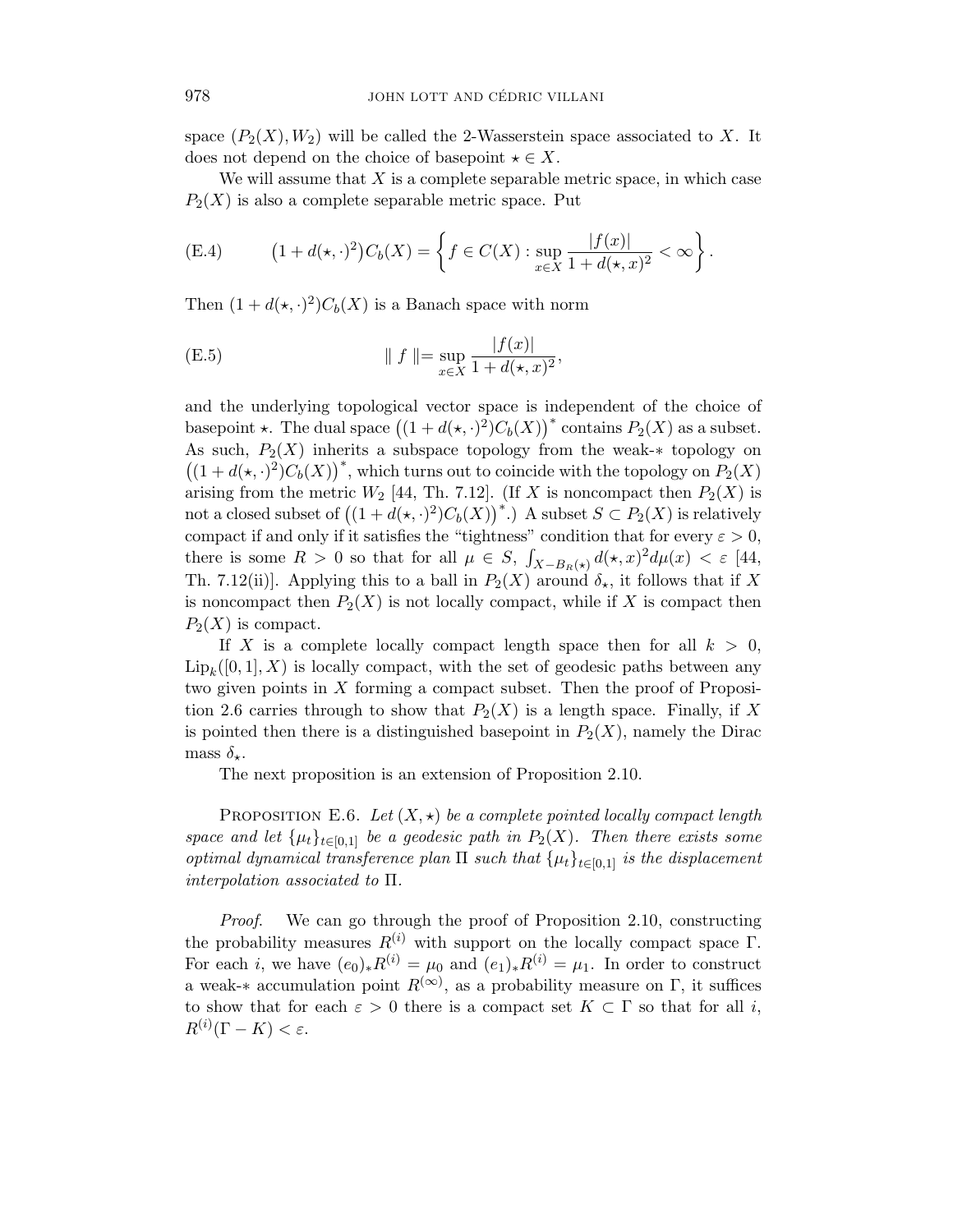space $(P_2(X), W_2)$ will be called the 2-Wasserstein space associated to $X$. It does not depend on the choice of basepoint $\star \in X$.

We will assume that $X$ is a complete separable metric space, in which case $P_2(X)$ is also a complete separable metric space. Put

$$(1 + d(\star, \cdot)^2) C_b(X) = \left\{ f \in C(X) : \sup_{x \in X} \frac{|f(x)|}{1 + d(\star, x)^2} < \infty \right\}. \tag{E.4}$$

Then $(1 + d(\star, \cdot)^2) C_b(X)$ is a Banach space with norm

$$\| f \| = \sup_{x \in X} \frac{|f(x)|}{1 + d(\star, x)^2}, \tag{E.5}$$

and the underlying topological vector space is independent of the choice of basepoint $\star$. The dual space $\left((1 + d(\star, \cdot)^2) C_b(X)\right)^*$ contains $P_2(X)$ as a subset. As such, $P_2(X)$ inherits a subspace topology from the weak-$*$ topology on $\left((1 + d(\star, \cdot)^2) C_b(X)\right)^*$, which turns out to coincide with the topology on $P_2(X)$ arising from the metric $W_2$ [44, Th. 7.12]. (If $X$ is noncompact then $P_2(X)$ is not a closed subset of $\left((1 + d(\star, \cdot)^2) C_b(X)\right)^*$.) A subset $S \subset P_2(X)$ is relatively compact if and only if it satisfies the "tightness" condition that for every $\varepsilon > 0$, there is some $R > 0$ so that for all $\mu \in S$, $\int_{X - B_R(\star)} d(\star, x)^2 d\mu(x) < \varepsilon$ [44, Th. 7.12(ii)]. Applying this to a ball in $P_2(X)$ around $\delta_\star$, it follows that if $X$ is noncompact then $P_2(X)$ is not locally compact, while if $X$ is compact then $P_2(X)$ is compact.

If $X$ is a complete locally compact length space then for all $k > 0$, $\mathrm{Lip}_k([0,1], X)$ is locally compact, with the set of geodesic paths between any two given points in $X$ forming a compact subset. Then the proof of Proposition 2.6 carries through to show that $P_2(X)$ is a length space. Finally, if $X$ is pointed then there is a distinguished basepoint in $P_2(X)$, namely the Dirac mass $\delta_\star$.

The next proposition is an extension of Proposition 2.10.

Proposition E.6. *Let $(X, \star)$ be a complete pointed locally compact length space and let $\{\mu_t\}_{t \in [0,1]}$ be a geodesic path in $P_2(X)$. Then there exists some optimal dynamical transference plan $\Pi$ such that $\{\mu_t\}_{t \in [0,1]}$ is the displacement interpolation associated to $\Pi$.*

*Proof.* We can go through the proof of Proposition 2.10, constructing the probability measures $R^{(i)}$ with support on the locally compact space $\Gamma$. For each $i$, we have $(e_0)_* R^{(i)} = \mu_0$ and $(e_1)_* R^{(i)} = \mu_1$. In order to construct a weak-$*$ accumulation point $R^{(\infty)}$, as a probability measure on $\Gamma$, it suffices to show that for each $\varepsilon > 0$ there is a compact set $K \subset \Gamma$ so that for all $i$, $R^{(i)}(\Gamma - K) < \varepsilon$.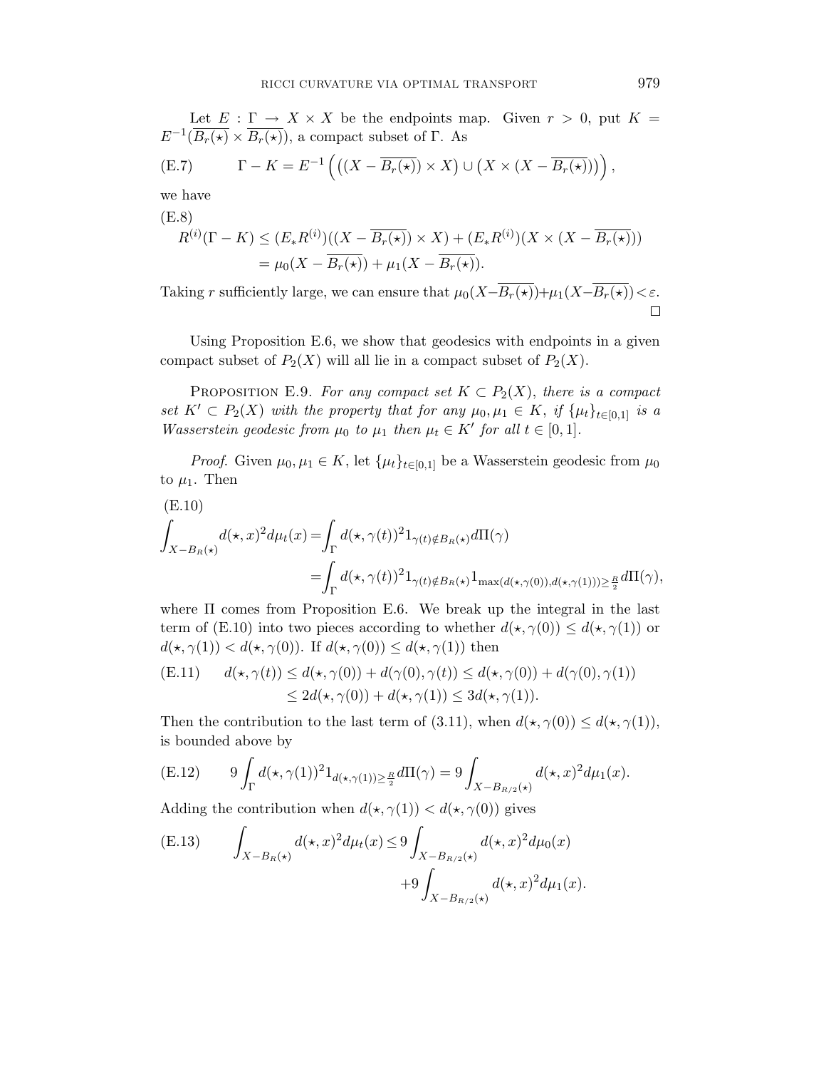Let $E : \Gamma \to X \times X$ be the endpoints map. Given $r > 0$, put $K = E^{-1}(\overline{B_r(\star)} \times \overline{B_r(\star)})$, a compact subset of $\Gamma$. As

$$\Gamma - K = E^{-1}\left( \left( (X - \overline{B_r(\star)}) \times X \right) \cup \left( X \times (X - \overline{B_r(\star)}) \right) \right), \tag{E.7}$$

we have

$$\begin{aligned} R^{(i)}(\Gamma - K) &\le (E_* R^{(i)})((X - \overline{B_r(\star)}) \times X) + (E_* R^{(i)})(X \times (X - \overline{B_r(\star)})) \\ &= \mu_0(X - \overline{B_r(\star)}) + \mu_1(X - \overline{B_r(\star)}). \end{aligned} \tag{E.8}$$

Taking $r$ sufficiently large, we can ensure that $\mu_0(X - \overline{B_r(\star)}) + \mu_1(X - \overline{B_r(\star)}) < \varepsilon$. $\square$

Using Proposition E.6, we show that geodesics with endpoints in a given compact subset of $P_2(X)$ will all lie in a compact subset of $P_2(X)$.

Proposition E.9. *For any compact set $K \subset P_2(X)$, there is a compact set $K' \subset P_2(X)$ with the property that for any $\mu_0, \mu_1 \in K$, if $\{\mu_t\}_{t \in [0,1]}$ is a Wasserstein geodesic from $\mu_0$ to $\mu_1$ then $\mu_t \in K'$ for all $t \in [0, 1]$.*

*Proof.* Given $\mu_0, \mu_1 \in K$, let $\{\mu_t\}_{t \in [0,1]}$ be a Wasserstein geodesic from $\mu_0$ to $\mu_1$. Then

$$\begin{aligned} \int_{X - B_R(\star)} d(\star, x)^2 d\mu_t(x) &= \int_\Gamma d(\star, \gamma(t))^2 1_{\gamma(t) \notin B_R(\star)} d\Pi(\gamma) \\ &= \int_\Gamma d(\star, \gamma(t))^2 1_{\gamma(t) \notin B_R(\star)} 1_{\max(d(\star,\gamma(0)), d(\star,\gamma(1))) \ge \frac{R}{2}} d\Pi(\gamma), \end{aligned} \tag{E.10}$$

where $\Pi$ comes from Proposition E.6. We break up the integral in the last term of (E.10) into two pieces according to whether $d(\star, \gamma(0)) \le d(\star, \gamma(1))$ or $d(\star, \gamma(1)) < d(\star, \gamma(0))$. If $d(\star, \gamma(0)) \le d(\star, \gamma(1))$ then

$$\begin{aligned} d(\star, \gamma(t)) &\le d(\star, \gamma(0)) + d(\gamma(0), \gamma(t)) \le d(\star, \gamma(0)) + d(\gamma(0), \gamma(1)) \\ &\le 2d(\star, \gamma(0)) + d(\star, \gamma(1)) \le 3d(\star, \gamma(1)). \end{aligned} \tag{E.11}$$

Then the contribution to the last term of (3.11), when $d(\star, \gamma(0)) \le d(\star, \gamma(1))$, is bounded above by

$$9 \int_\Gamma d(\star, \gamma(1))^2 1_{d(\star,\gamma(1)) \ge \frac{R}{2}} d\Pi(\gamma) = 9 \int_{X - B_{R/2}(\star)} d(\star, x)^2 d\mu_1(x). \tag{E.12}$$

Adding the contribution when $d(\star, \gamma(1)) < d(\star, \gamma(0))$ gives

$$\begin{aligned} \int_{X - B_R(\star)} d(\star, x)^2 d\mu_t(x) \le\; & 9 \int_{X - B_{R/2}(\star)} d(\star, x)^2 d\mu_0(x) \\ & + 9 \int_{X - B_{R/2}(\star)} d(\star, x)^2 d\mu_1(x). \end{aligned} \tag{E.13}$$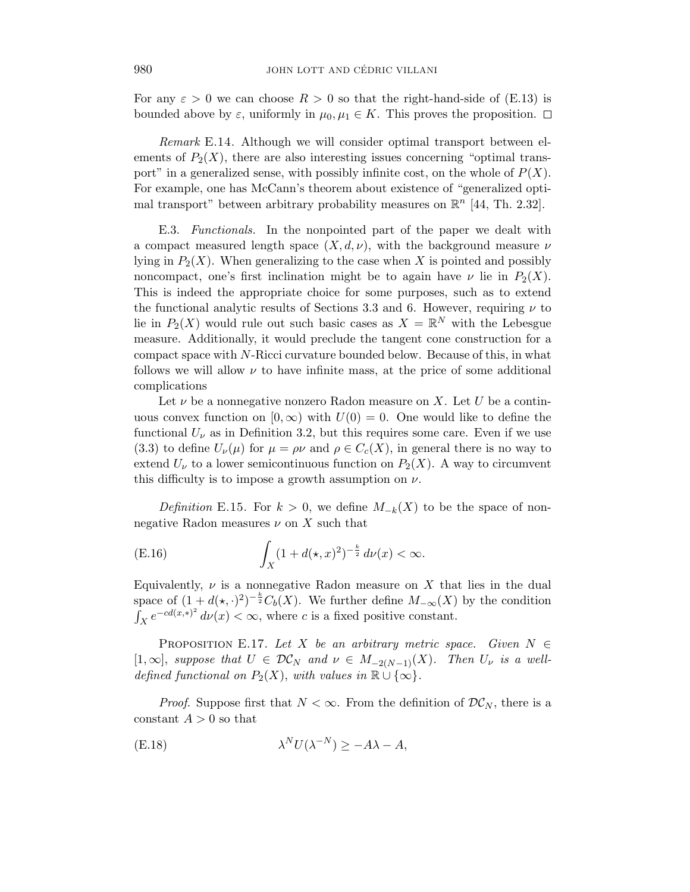For any $\varepsilon > 0$ we can choose $R > 0$ so that the right-hand-side of (E.13) is bounded above by $\varepsilon$, uniformly in $\mu_0, \mu_1 \in K$. This proves the proposition. $\square$

*Remark* E.14. Although we will consider optimal transport between elements of $P_2(X)$, there are also interesting issues concerning "optimal transport" in a generalized sense, with possibly infinite cost, on the whole of $P(X)$. For example, one has McCann's theorem about existence of "generalized optimal transport" between arbitrary probability measures on $\mathbb{R}^n$ [44, Th. 2.32].

E.3. *Functionals.* In the nonpointed part of the paper we dealt with a compact measured length space $(X, d, \nu)$, with the background measure $\nu$ lying in $P_2(X)$. When generalizing to the case when $X$ is pointed and possibly noncompact, one's first inclination might be to again have $\nu$ lie in $P_2(X)$. This is indeed the appropriate choice for some purposes, such as to extend the functional analytic results of Sections 3.3 and 6. However, requiring $\nu$ to lie in $P_2(X)$ would rule out such basic cases as $X = \mathbb{R}^N$ with the Lebesgue measure. Additionally, it would preclude the tangent cone construction for a compact space with $N$-Ricci curvature bounded below. Because of this, in what follows we will allow $\nu$ to have infinite mass, at the price of some additional complications

Let $\nu$ be a nonnegative nonzero Radon measure on $X$. Let $U$ be a continuous convex function on $[0, \infty)$ with $U(0) = 0$. One would like to define the functional $U_\nu$ as in Definition 3.2, but this requires some care. Even if we use (3.3) to define $U_\nu(\mu)$ for $\mu = \rho\nu$ and $\rho \in C_c(X)$, in general there is no way to extend $U_\nu$ to a lower semicontinuous function on $P_2(X)$. A way to circumvent this difficulty is to impose a growth assumption on $\nu$.

*Definition* E.15. For $k > 0$, we define $M_{-k}(X)$ to be the space of nonnegative Radon measures $\nu$ on $X$ such that

$$\int_X (1 + d(\star, x)^2)^{-\frac{k}{2}} \, d\nu(x) < \infty. \tag{E.16}$$

Equivalently, $\nu$ is a nonnegative Radon measure on $X$ that lies in the dual space of $(1 + d(\star, \cdot)^2)^{-\frac{k}{2}} C_b(X)$. We further define $M_{-\infty}(X)$ by the condition $\int_X e^{-cd(x,*)^2} \, d\nu(x) < \infty$, where $c$ is a fixed positive constant.

Proposition E.17. *Let $X$ be an arbitrary metric space. Given $N \in [1, \infty]$, suppose that $U \in \mathcal{DC}_N$ and $\nu \in M_{-2(N-1)}(X)$. Then $U_\nu$ is a well-defined functional on $P_2(X)$, with values in $\mathbb{R} \cup \{\infty\}$.*

*Proof.* Suppose first that $N < \infty$. From the definition of $\mathcal{DC}_N$, there is a constant $A > 0$ so that

$$\lambda^N U(\lambda^{-N}) \geq -A\lambda - A, \tag{E.18}$$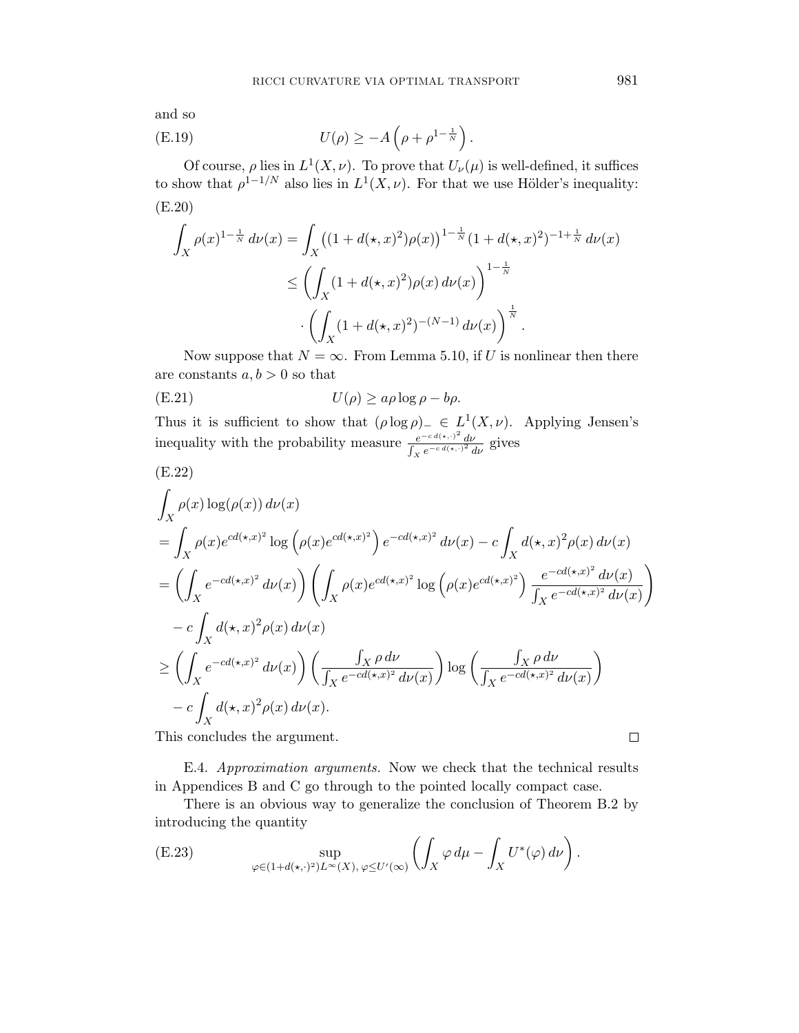and so

$$U(\rho) \geq -A\left(\rho + \rho^{1-\frac{1}{N}}\right). \tag{E.19}$$

Of course, $\rho$ lies in $L^1(X,\nu)$. To prove that $U_\nu(\mu)$ is well-defined, it suffices to show that $\rho^{1-1/N}$ also lies in $L^1(X,\nu)$. For that we use Hölder's inequality:

(E.20)

$$\begin{aligned}
\int_X \rho(x)^{1-\frac{1}{N}}\,d\nu(x) &= \int_X \left((1+d(\star,x)^2)\rho(x)\right)^{1-\frac{1}{N}} (1+d(\star,x)^2)^{-1+\frac{1}{N}}\,d\nu(x) \\
&\leq \left(\int_X (1+d(\star,x)^2)\rho(x)\,d\nu(x)\right)^{1-\frac{1}{N}} \\
&\quad \cdot \left(\int_X (1+d(\star,x)^2)^{-(N-1)}\,d\nu(x)\right)^{\frac{1}{N}}.
\end{aligned}$$

Now suppose that $N=\infty$. From Lemma 5.10, if $U$ is nonlinear then there are constants $a,b>0$ so that

$$U(\rho) \geq a\rho\log\rho - b\rho. \tag{E.21}$$

Thus it is sufficient to show that $(\rho\log\rho)_- \in L^1(X,\nu)$. Applying Jensen's inequality with the probability measure $\frac{e^{-c\,d(\star,\cdot)^2}\,d\nu}{\int_X e^{-c\,d(\star,\cdot)^2}\,d\nu}$ gives

(E.22)

$$\begin{aligned}
&\int_X \rho(x)\log(\rho(x))\,d\nu(x) \\
&= \int_X \rho(x)e^{cd(\star,x)^2}\log\left(\rho(x)e^{cd(\star,x)^2}\right)e^{-cd(\star,x)^2}\,d\nu(x) - c\int_X d(\star,x)^2\rho(x)\,d\nu(x) \\
&= \left(\int_X e^{-cd(\star,x)^2}\,d\nu(x)\right)\left(\int_X \rho(x)e^{cd(\star,x)^2}\log\left(\rho(x)e^{cd(\star,x)^2}\right)\frac{e^{-cd(\star,x)^2}\,d\nu(x)}{\int_X e^{-cd(\star,x)^2}\,d\nu(x)}\right) \\
&\quad - c\int_X d(\star,x)^2\rho(x)\,d\nu(x) \\
&\geq \left(\int_X e^{-cd(\star,x)^2}\,d\nu(x)\right)\left(\frac{\int_X \rho\,d\nu}{\int_X e^{-cd(\star,x)^2}\,d\nu(x)}\right)\log\left(\frac{\int_X \rho\,d\nu}{\int_X e^{-cd(\star,x)^2}\,d\nu(x)}\right) \\
&\quad - c\int_X d(\star,x)^2\rho(x)\,d\nu(x).
\end{aligned}$$

This concludes the argument. $\square$

E.4. *Approximation arguments.* Now we check that the technical results in Appendices B and C go through to the pointed locally compact case.

There is an obvious way to generalize the conclusion of Theorem B.2 by introducing the quantity

$$\sup_{\varphi\in(1+d(\star,\cdot)^2)L^\infty(X),\ \varphi\leq U'(\infty)} \left(\int_X \varphi\,d\mu - \int_X U^*(\varphi)\,d\nu\right). \tag{E.23}$$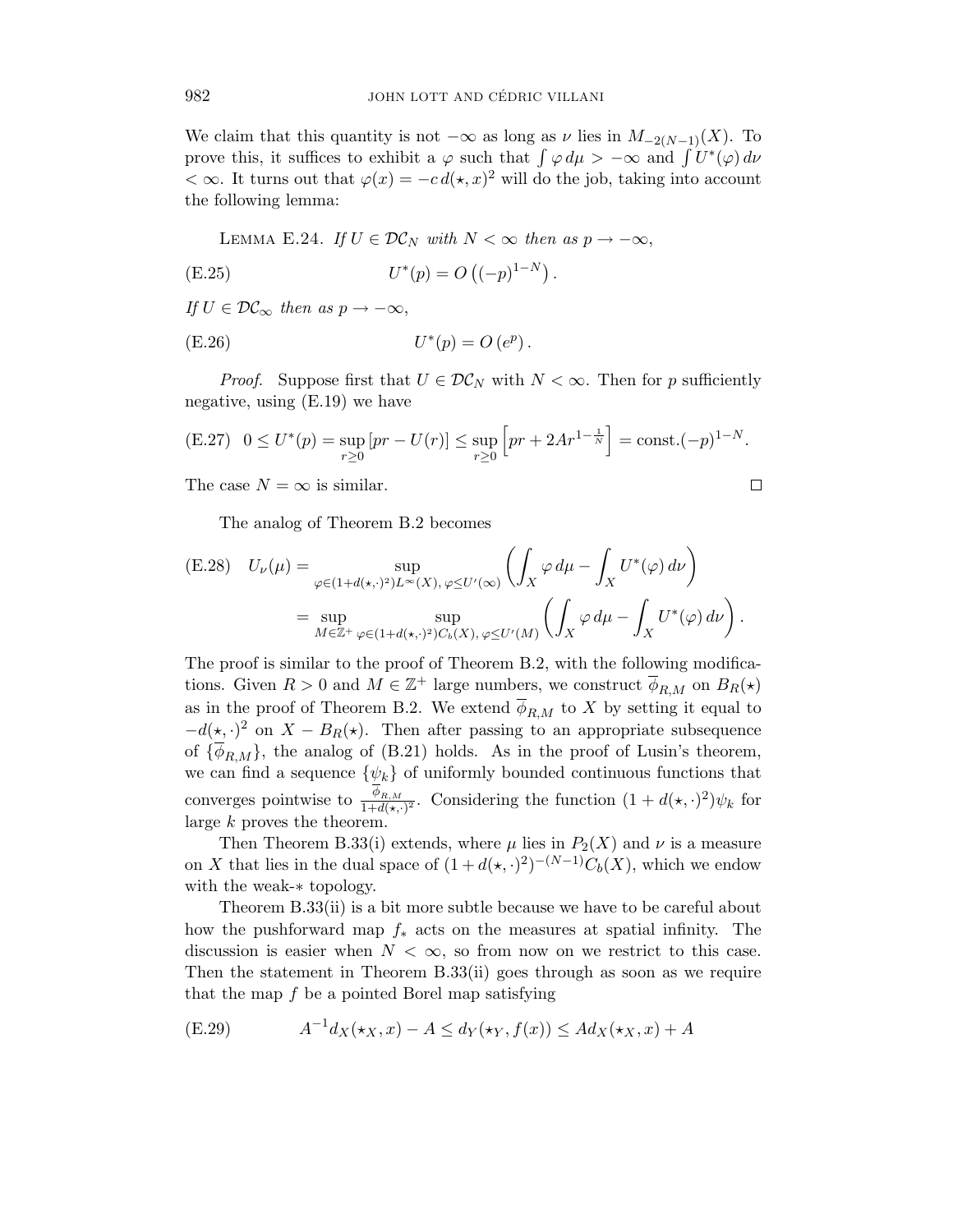We claim that this quantity is not $-\infty$ as long as $\nu$ lies in $M_{-2(N-1)}(X)$. To prove this, it suffices to exhibit a $\varphi$ such that $\int \varphi \, d\mu > -\infty$ and $\int U^*(\varphi)\, d\nu < \infty$. It turns out that $\varphi(x) = -c\, d(\star, x)^2$ will do the job, taking into account the following lemma:

Lemma E.24. *If $U \in \mathcal{DC}_N$ with $N < \infty$ then as $p \to -\infty$,*

$$U^*(p) = O\left((-p)^{1-N}\right). \tag{E.25}$$

*If $U \in \mathcal{DC}_\infty$ then as $p \to -\infty$,*

$$U^*(p) = O\left(e^p\right). \tag{E.26}$$

*Proof.* Suppose first that $U \in \mathcal{DC}_N$ with $N < \infty$. Then for $p$ sufficiently negative, using (E.19) we have

$$0 \le U^*(p) = \sup_{r \ge 0} \left[ pr - U(r) \right] \le \sup_{r \ge 0} \left[ pr + 2Ar^{1-\frac{1}{N}} \right] = \text{const.}(-p)^{1-N}. \tag{E.27}$$

The case $N = \infty$ is similar. $\square$

The analog of Theorem B.2 becomes

$$\begin{aligned} U_\nu(\mu) &= \sup_{\varphi \in (1+d(\star,\cdot)^2)L^\infty(X),\, \varphi \le U'(\infty)} \left( \int_X \varphi \, d\mu - \int_X U^*(\varphi)\, d\nu \right) \\ &= \sup_{M \in \mathbb{Z}^+} \sup_{\varphi \in (1+d(\star,\cdot)^2)C_b(X),\, \varphi \le U'(M)} \left( \int_X \varphi \, d\mu - \int_X U^*(\varphi)\, d\nu \right). \end{aligned} \tag{E.28}$$

The proof is similar to the proof of Theorem B.2, with the following modifications. Given $R > 0$ and $M \in \mathbb{Z}^+$ large numbers, we construct $\overline{\phi}_{R,M}$ on $B_R(\star)$ as in the proof of Theorem B.2. We extend $\overline{\phi}_{R,M}$ to $X$ by setting it equal to $-d(\star, \cdot)^2$ on $X - B_R(\star)$. Then after passing to an appropriate subsequence of $\{\overline{\phi}_{R,M}\}$, the analog of (B.21) holds. As in the proof of Lusin's theorem, we can find a sequence $\{\psi_k\}$ of uniformly bounded continuous functions that converges pointwise to $\frac{\overline{\phi}_{R,M}}{1+d(\star,\cdot)^2}$. Considering the function $(1 + d(\star, \cdot)^2)\psi_k$ for large $k$ proves the theorem.

Then Theorem B.33(i) extends, where $\mu$ lies in $P_2(X)$ and $\nu$ is a measure on $X$ that lies in the dual space of $(1 + d(\star, \cdot)^2)^{-(N-1)}C_b(X)$, which we endow with the weak-$*$ topology.

Theorem B.33(ii) is a bit more subtle because we have to be careful about how the pushforward map $f_*$ acts on the measures at spatial infinity. The discussion is easier when $N < \infty$, so from now on we restrict to this case. Then the statement in Theorem B.33(ii) goes through as soon as we require that the map $f$ be a pointed Borel map satisfying

$$A^{-1} d_X(\star_X, x) - A \le d_Y(\star_Y, f(x)) \le A d_X(\star_X, x) + A \tag{E.29}$$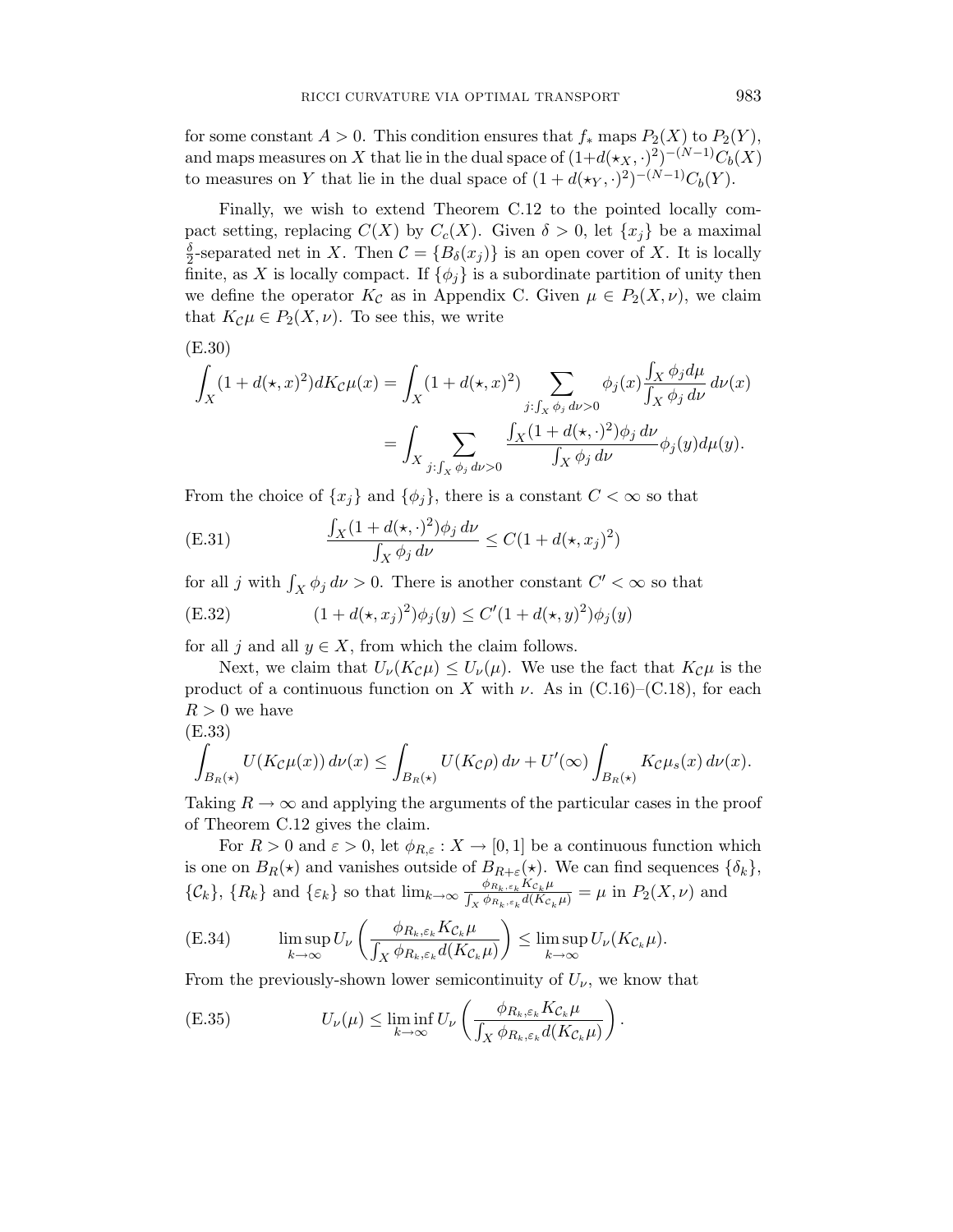for some constant $A > 0$. This condition ensures that $f_*$ maps $P_2(X)$ to $P_2(Y)$, and maps measures on $X$ that lie in the dual space of $(1+d(\star_X, \cdot)^2)^{-(N-1)} C_b(X)$ to measures on $Y$ that lie in the dual space of $(1 + d(\star_Y, \cdot)^2)^{-(N-1)} C_b(Y)$.

Finally, we wish to extend Theorem C.12 to the pointed locally compact setting, replacing $C(X)$ by $C_c(X)$. Given $\delta > 0$, let $\{x_j\}$ be a maximal $\frac{\delta}{2}$-separated net in $X$. Then $\mathcal{C} = \{B_\delta(x_j)\}$ is an open cover of $X$. It is locally finite, as $X$ is locally compact. If $\{\phi_j\}$ is a subordinate partition of unity then we define the operator $K_{\mathcal{C}}$ as in Appendix C. Given $\mu \in P_2(X, \nu)$, we claim that $K_{\mathcal{C}}\mu \in P_2(X, \nu)$. To see this, we write

(E.30)
$$\begin{aligned}\int_X (1 + d(\star, x)^2) dK_{\mathcal{C}}\mu(x) &= \int_X (1 + d(\star, x)^2) \sum_{j: \int_X \phi_j \, d\nu > 0} \phi_j(x) \frac{\int_X \phi_j d\mu}{\int_X \phi_j \, d\nu} \, d\nu(x) \\ &= \int_X \sum_{j: \int_X \phi_j \, d\nu > 0} \frac{\int_X (1 + d(\star, \cdot)^2) \phi_j \, d\nu}{\int_X \phi_j \, d\nu} \phi_j(y) d\mu(y).\end{aligned}$$

From the choice of $\{x_j\}$ and $\{\phi_j\}$, there is a constant $C < \infty$ so that

$$\frac{\int_X (1 + d(\star, \cdot)^2) \phi_j \, d\nu}{\int_X \phi_j \, d\nu} \le C(1 + d(\star, x_j)^2) \tag{E.31}$$

for all $j$ with $\int_X \phi_j \, d\nu > 0$. There is another constant $C' < \infty$ so that

$$(1 + d(\star, x_j)^2) \phi_j(y) \le C'(1 + d(\star, y)^2) \phi_j(y) \tag{E.32}$$

for all $j$ and all $y \in X$, from which the claim follows.

Next, we claim that $U_\nu(K_{\mathcal{C}}\mu) \le U_\nu(\mu)$. We use the fact that $K_{\mathcal{C}}\mu$ is the product of a continuous function on $X$ with $\nu$. As in (C.16)–(C.18), for each $R > 0$ we have

(E.33)
$$\int_{B_R(\star)} U(K_{\mathcal{C}}\mu(x)) \, d\nu(x) \le \int_{B_R(\star)} U(K_{\mathcal{C}}\rho) \, d\nu + U'(\infty) \int_{B_R(\star)} K_{\mathcal{C}}\mu_s(x) \, d\nu(x).$$

Taking $R \to \infty$ and applying the arguments of the particular cases in the proof of Theorem C.12 gives the claim.

For $R > 0$ and $\varepsilon > 0$, let $\phi_{R,\varepsilon} : X \to [0, 1]$ be a continuous function which is one on $B_R(\star)$ and vanishes outside of $B_{R+\varepsilon}(\star)$. We can find sequences $\{\delta_k\}$, $\{\mathcal{C}_k\}$, $\{R_k\}$ and $\{\varepsilon_k\}$ so that $\lim_{k \to \infty} \frac{\phi_{R_k, \varepsilon_k} K_{\mathcal{C}_k}\mu}{\int_X \phi_{R_k, \varepsilon_k} d(K_{\mathcal{C}_k}\mu)} = \mu$ in $P_2(X, \nu)$ and

$$\limsup_{k \to \infty} U_\nu \left( \frac{\phi_{R_k, \varepsilon_k} K_{\mathcal{C}_k}\mu}{\int_X \phi_{R_k, \varepsilon_k} d(K_{\mathcal{C}_k}\mu)} \right) \le \limsup_{k \to \infty} U_\nu(K_{\mathcal{C}_k}\mu). \tag{E.34}$$

From the previously-shown lower semicontinuity of $U_\nu$, we know that

$$U_\nu(\mu) \le \liminf_{k \to \infty} U_\nu \left( \frac{\phi_{R_k, \varepsilon_k} K_{\mathcal{C}_k}\mu}{\int_X \phi_{R_k, \varepsilon_k} d(K_{\mathcal{C}_k}\mu)} \right). \tag{E.35}$$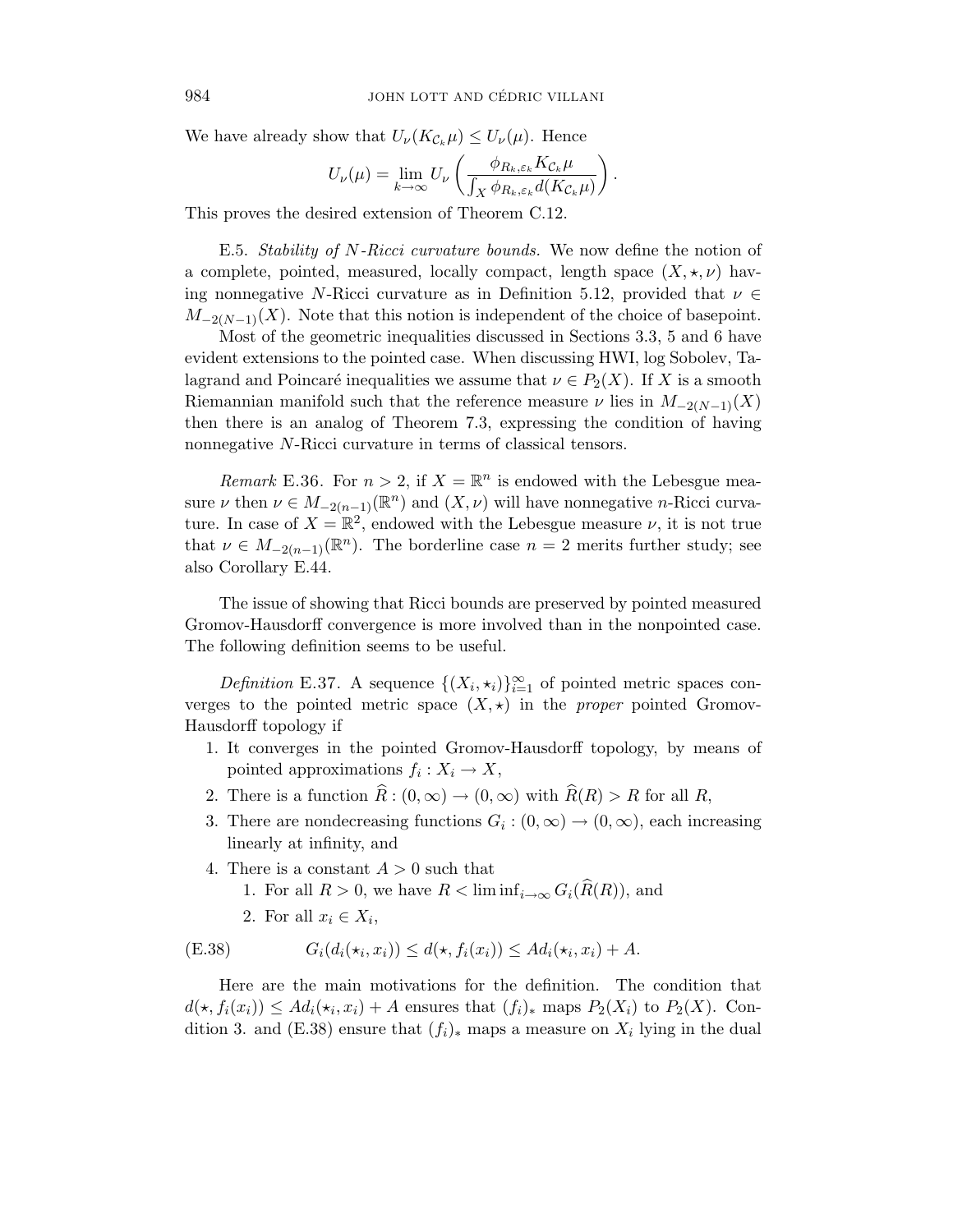We have already show that $U_\nu(K_{\mathcal{C}_k}\mu) \le U_\nu(\mu)$. Hence

$$U_\nu(\mu) = \lim_{k\to\infty} U_\nu\left(\frac{\phi_{R_k,\varepsilon_k} K_{\mathcal{C}_k}\mu}{\int_X \phi_{R_k,\varepsilon_k} d(K_{\mathcal{C}_k}\mu)}\right).$$

This proves the desired extension of Theorem C.12.

E.5. *Stability of $N$-Ricci curvature bounds.* We now define the notion of a complete, pointed, measured, locally compact, length space $(X,\star,\nu)$ having nonnegative $N$-Ricci curvature as in Definition 5.12, provided that $\nu \in M_{-2(N-1)}(X)$. Note that this notion is independent of the choice of basepoint.

Most of the geometric inequalities discussed in Sections 3.3, 5 and 6 have evident extensions to the pointed case. When discussing HWI, log Sobolev, Talagrand and Poincaré inequalities we assume that $\nu \in P_2(X)$. If $X$ is a smooth Riemannian manifold such that the reference measure $\nu$ lies in $M_{-2(N-1)}(X)$ then there is an analog of Theorem 7.3, expressing the condition of having nonnegative $N$-Ricci curvature in terms of classical tensors.

*Remark* E.36. For $n > 2$, if $X = \mathbb{R}^n$ is endowed with the Lebesgue measure $\nu$ then $\nu \in M_{-2(n-1)}(\mathbb{R}^n)$ and $(X,\nu)$ will have nonnegative $n$-Ricci curvature. In case of $X = \mathbb{R}^2$, endowed with the Lebesgue measure $\nu$, it is not true that $\nu \in M_{-2(n-1)}(\mathbb{R}^n)$. The borderline case $n = 2$ merits further study; see also Corollary E.44.

The issue of showing that Ricci bounds are preserved by pointed measured Gromov-Hausdorff convergence is more involved than in the nonpointed case. The following definition seems to be useful.

*Definition* E.37. A sequence $\{(X_i,\star_i)\}_{i=1}^\infty$ of pointed metric spaces converges to the pointed metric space $(X,\star)$ in the *proper* pointed Gromov-Hausdorff topology if

1. It converges in the pointed Gromov-Hausdorff topology, by means of pointed approximations $f_i : X_i \to X$,
2. There is a function $\widehat{R} : (0,\infty) \to (0,\infty)$ with $\widehat{R}(R) > R$ for all $R$,
3. There are nondecreasing functions $G_i : (0,\infty) \to (0,\infty)$, each increasing linearly at infinity, and
4. There is a constant $A > 0$ such that
   1. For all $R > 0$, we have $R < \liminf_{i\to\infty} G_i(\widehat{R}(R))$, and
   2. For all $x_i \in X_i$,

$$G_i(d_i(\star_i,x_i)) \le d(\star, f_i(x_i)) \le A d_i(\star_i,x_i) + A. \tag{E.38}$$

Here are the main motivations for the definition. The condition that $d(\star, f_i(x_i)) \le A d_i(\star_i,x_i) + A$ ensures that $(f_i)_*$ maps $P_2(X_i)$ to $P_2(X)$. Condition 3. and (E.38) ensure that $(f_i)_*$ maps a measure on $X_i$ lying in the dual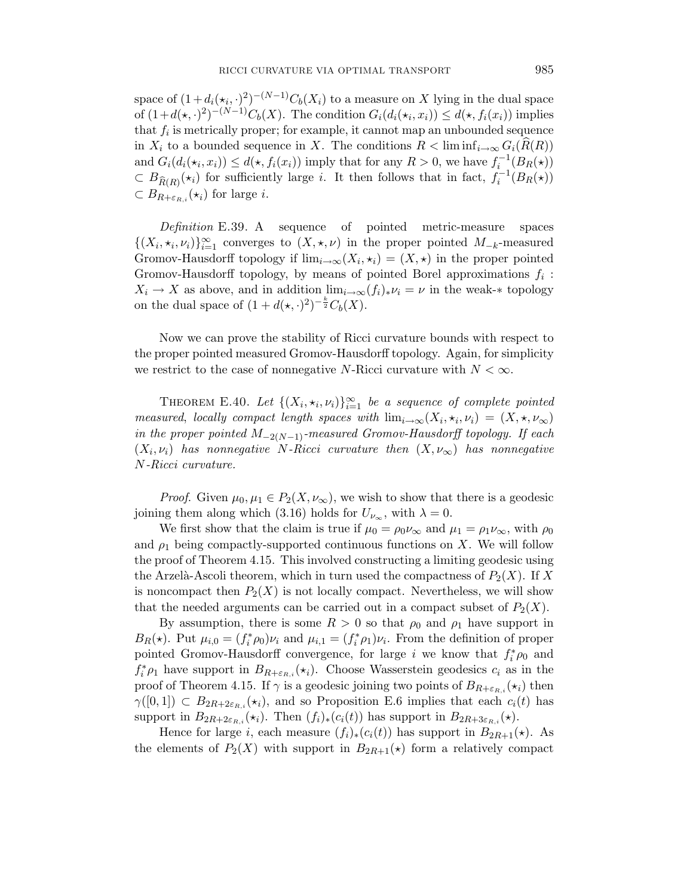space of $(1+d_i(\star_i,\cdot)^2)^{-(N-1)}C_b(X_i)$ to a measure on $X$ lying in the dual space of $(1+d(\star,\cdot)^2)^{-(N-1)}C_b(X)$. The condition $G_i(d_i(\star_i,x_i)) \le d(\star, f_i(x_i))$ implies that $f_i$ is metrically proper; for example, it cannot map an unbounded sequence in $X_i$ to a bounded sequence in $X$. The conditions $R < \liminf_{i\to\infty} G_i(\widehat{R}(R))$ and $G_i(d_i(\star_i,x_i)) \le d(\star, f_i(x_i))$ imply that for any $R>0$, we have $f_i^{-1}(B_R(\star)) \subset B_{\widehat{R}(R)}(\star_i)$ for sufficiently large $i$. It then follows that in fact, $f_i^{-1}(B_R(\star)) \subset B_{R+\varepsilon_{R,i}}(\star_i)$ for large $i$.

*Definition* E.39. A sequence of pointed metric-measure spaces $\{(X_i,\star_i,\nu_i)\}_{i=1}^\infty$ converges to $(X,\star,\nu)$ in the proper pointed $M_{-k}$-measured Gromov-Hausdorff topology if $\lim_{i\to\infty}(X_i,\star_i) = (X,\star)$ in the proper pointed Gromov-Hausdorff topology, by means of pointed Borel approximations $f_i : X_i \to X$ as above, and in addition $\lim_{i\to\infty}(f_i)_*\nu_i = \nu$ in the weak-$*$ topology on the dual space of $(1+d(\star,\cdot)^2)^{-\frac{k}{2}}C_b(X)$.

Now we can prove the stability of Ricci curvature bounds with respect to the proper pointed measured Gromov-Hausdorff topology. Again, for simplicity we restrict to the case of nonnegative $N$-Ricci curvature with $N<\infty$.

Theorem E.40. *Let $\{(X_i,\star_i,\nu_i)\}_{i=1}^\infty$ be a sequence of complete pointed measured, locally compact length spaces with $\lim_{i\to\infty}(X_i,\star_i,\nu_i) = (X,\star,\nu_\infty)$ in the proper pointed $M_{-2(N-1)}$-measured Gromov-Hausdorff topology. If each $(X_i,\nu_i)$ has nonnegative $N$-Ricci curvature then $(X,\nu_\infty)$ has nonnegative $N$-Ricci curvature.*

*Proof.* Given $\mu_0,\mu_1 \in P_2(X,\nu_\infty)$, we wish to show that there is a geodesic joining them along which (3.16) holds for $U_{\nu_\infty}$, with $\lambda = 0$.

We first show that the claim is true if $\mu_0 = \rho_0\nu_\infty$ and $\mu_1 = \rho_1\nu_\infty$, with $\rho_0$ and $\rho_1$ being compactly-supported continuous functions on $X$. We will follow the proof of Theorem 4.15. This involved constructing a limiting geodesic using the Arzelà-Ascoli theorem, which in turn used the compactness of $P_2(X)$. If $X$ is noncompact then $P_2(X)$ is not locally compact. Nevertheless, we will show that the needed arguments can be carried out in a compact subset of $P_2(X)$.

By assumption, there is some $R>0$ so that $\rho_0$ and $\rho_1$ have support in $B_R(\star)$. Put $\mu_{i,0} = (f_i^*\rho_0)\nu_i$ and $\mu_{i,1} = (f_i^*\rho_1)\nu_i$. From the definition of proper pointed Gromov-Hausdorff convergence, for large $i$ we know that $f_i^*\rho_0$ and $f_i^*\rho_1$ have support in $B_{R+\varepsilon_{R,i}}(\star_i)$. Choose Wasserstein geodesics $c_i$ as in the proof of Theorem 4.15. If $\gamma$ is a geodesic joining two points of $B_{R+\varepsilon_{R,i}}(\star_i)$ then $\gamma([0,1]) \subset B_{2R+2\varepsilon_{R,i}}(\star_i)$, and so Proposition E.6 implies that each $c_i(t)$ has support in $B_{2R+2\varepsilon_{R,i}}(\star_i)$. Then $(f_i)_*(c_i(t))$ has support in $B_{2R+3\varepsilon_{R,i}}(\star)$.

Hence for large $i$, each measure $(f_i)_*(c_i(t))$ has support in $B_{2R+1}(\star)$. As the elements of $P_2(X)$ with support in $B_{2R+1}(\star)$ form a relatively compact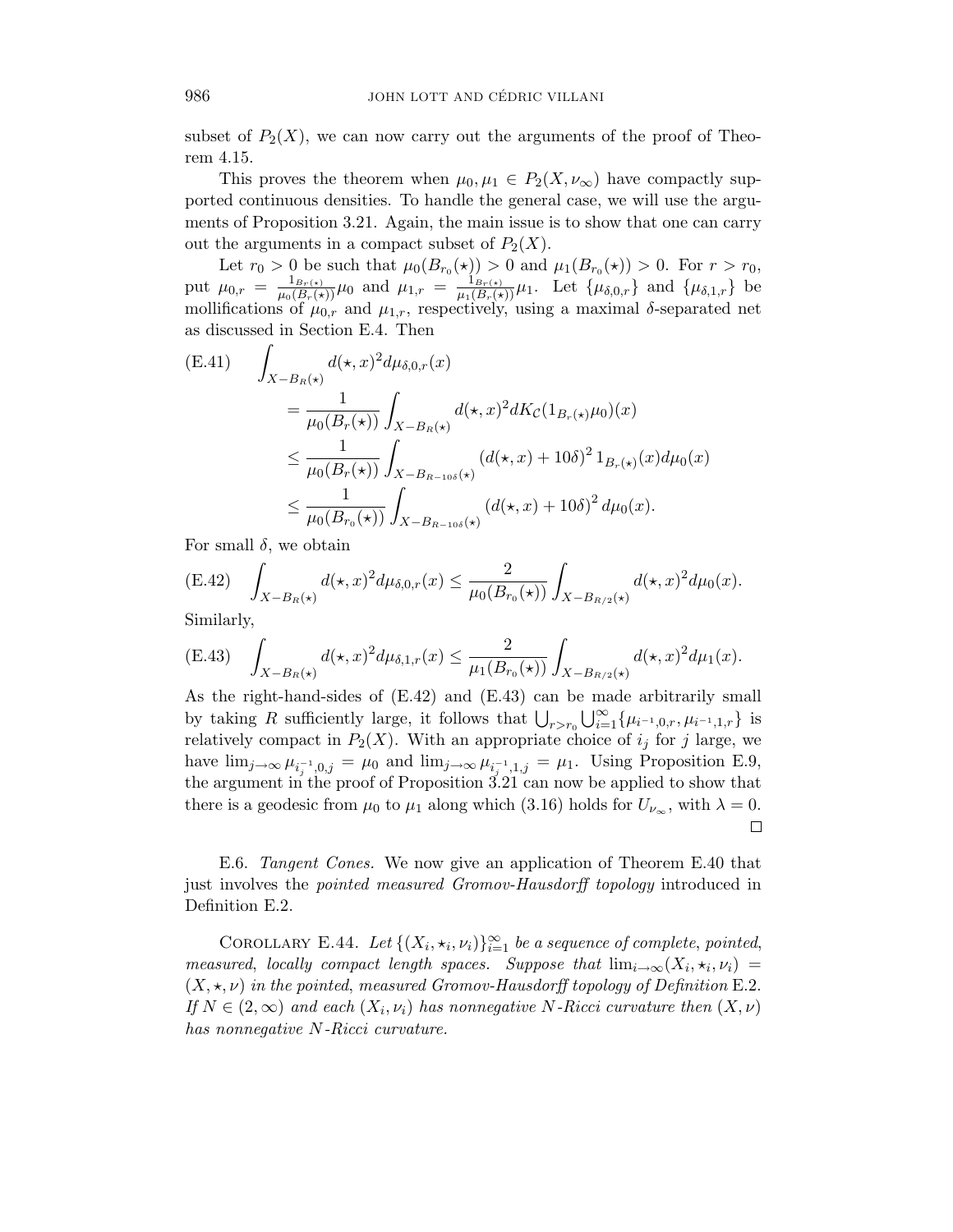subset of $P_2(X)$, we can now carry out the arguments of the proof of Theorem 4.15.

This proves the theorem when $\mu_0, \mu_1 \in P_2(X, \nu_\infty)$ have compactly supported continuous densities. To handle the general case, we will use the arguments of Proposition 3.21. Again, the main issue is to show that one can carry out the arguments in a compact subset of $P_2(X)$.

Let $r_0 > 0$ be such that $\mu_0(B_{r_0}(\star)) > 0$ and $\mu_1(B_{r_0}(\star)) > 0$. For $r > r_0$, put $\mu_{0,r} = \frac{1_{B_r(\star)}}{\mu_0(B_r(\star))}\mu_0$ and $\mu_{1,r} = \frac{1_{B_r(\star)}}{\mu_1(B_r(\star))}\mu_1$. Let $\{\mu_{\delta,0,r}\}$ and $\{\mu_{\delta,1,r}\}$ be mollifications of $\mu_{0,r}$ and $\mu_{1,r}$, respectively, using a maximal $\delta$-separated net as discussed in Section E.4. Then

$$
\begin{aligned}
\text{(E.41)} \qquad \int_{X - B_R(\star)} d(\star, x)^2 d\mu_{\delta,0,r}(x) \\
&= \frac{1}{\mu_0(B_r(\star))} \int_{X - B_R(\star)} d(\star, x)^2 dK_{\mathcal{C}}(1_{B_r(\star)}\mu_0)(x) \\
&\leq \frac{1}{\mu_0(B_r(\star))} \int_{X - B_{R-10\delta}(\star)} \left(d(\star, x) + 10\delta\right)^2 1_{B_r(\star)}(x) d\mu_0(x) \\
&\leq \frac{1}{\mu_0(B_{r_0}(\star))} \int_{X - B_{R-10\delta}(\star)} \left(d(\star, x) + 10\delta\right)^2 d\mu_0(x).
\end{aligned}
$$

For small $\delta$, we obtain

$$
\text{(E.42)} \quad \int_{X - B_R(\star)} d(\star, x)^2 d\mu_{\delta,0,r}(x) \leq \frac{2}{\mu_0(B_{r_0}(\star))} \int_{X - B_{R/2}(\star)} d(\star, x)^2 d\mu_0(x).
$$

Similarly,

$$
\text{(E.43)} \quad \int_{X - B_R(\star)} d(\star, x)^2 d\mu_{\delta,1,r}(x) \leq \frac{2}{\mu_1(B_{r_0}(\star))} \int_{X - B_{R/2}(\star)} d(\star, x)^2 d\mu_1(x).
$$

As the right-hand-sides of (E.42) and (E.43) can be made arbitrarily small by taking $R$ sufficiently large, it follows that $\bigcup_{r > r_0} \bigcup_{i=1}^{\infty} \{\mu_{i^{-1},0,r}, \mu_{i^{-1},1,r}\}$ is relatively compact in $P_2(X)$. With an appropriate choice of $i_j$ for $j$ large, we have $\lim_{j\to\infty} \mu_{i_j^{-1},0,j} = \mu_0$ and $\lim_{j\to\infty} \mu_{i_j^{-1},1,j} = \mu_1$. Using Proposition E.9, the argument in the proof of Proposition 3.21 can now be applied to show that there is a geodesic from $\mu_0$ to $\mu_1$ along which (3.16) holds for $U_{\nu_\infty}$, with $\lambda = 0$. □

E.6. *Tangent Cones.* We now give an application of Theorem E.40 that just involves the *pointed measured Gromov-Hausdorff topology* introduced in Definition E.2.

COROLLARY E.44. *Let $\{(X_i, \star_i, \nu_i)\}_{i=1}^{\infty}$ be a sequence of complete, pointed, measured, locally compact length spaces. Suppose that $\lim_{i\to\infty}(X_i, \star_i, \nu_i) = (X, \star, \nu)$ in the pointed, measured Gromov-Hausdorff topology of Definition* E.2. *If $N \in (2, \infty)$ and each $(X_i, \nu_i)$ has nonnegative $N$-Ricci curvature then $(X, \nu)$ has nonnegative $N$-Ricci curvature.*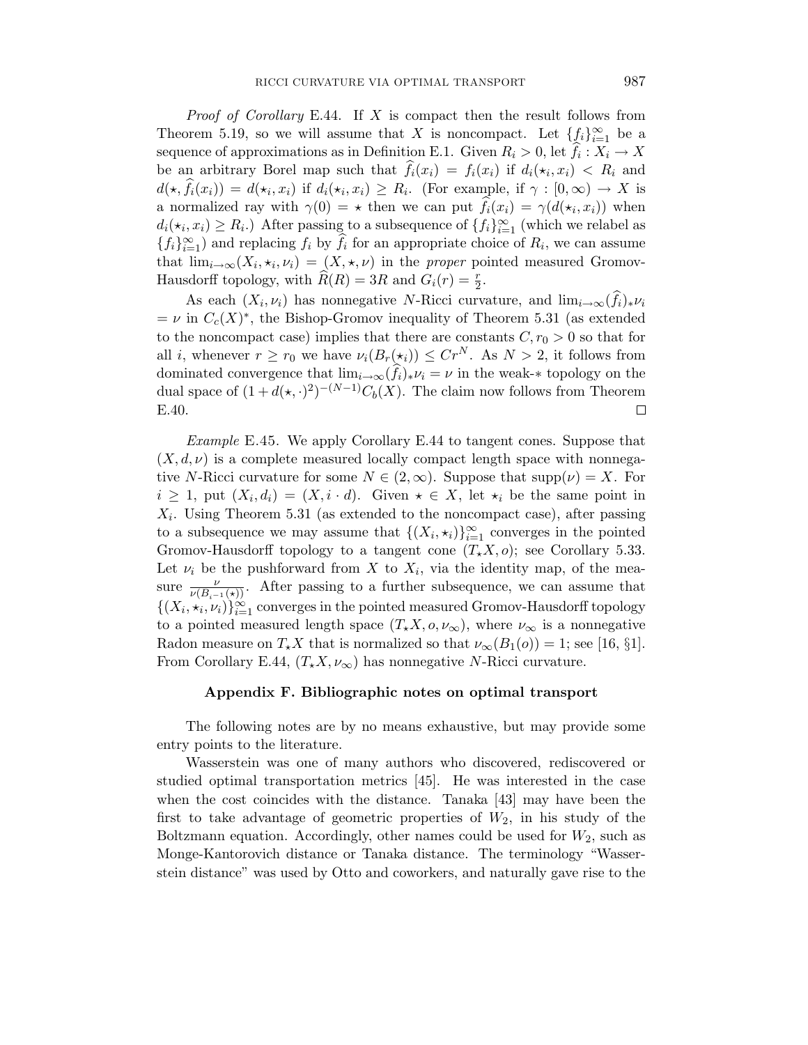*Proof of Corollary* E.44. If $X$ is compact then the result follows from Theorem 5.19, so we will assume that $X$ is noncompact. Let $\{f_i\}_{i=1}^{\infty}$ be a sequence of approximations as in Definition E.1. Given $R_i > 0$, let $\widehat{f}_i : X_i \to X$ be an arbitrary Borel map such that $\widehat{f}_i(x_i) = f_i(x_i)$ if $d_i(\star_i, x_i) < R_i$ and $d(\star, \widehat{f}_i(x_i)) = d(\star_i, x_i)$ if $d_i(\star_i, x_i) \geq R_i$. (For example, if $\gamma : [0, \infty) \to X$ is a normalized ray with $\gamma(0) = \star$ then we can put $\widehat{f}_i(x_i) = \gamma(d(\star_i, x_i))$ when $d_i(\star_i, x_i) \geq R_i$.) After passing to a subsequence of $\{f_i\}_{i=1}^{\infty}$ (which we relabel as $\{f_i\}_{i=1}^{\infty}$) and replacing $f_i$ by $\widehat{f}_i$ for an appropriate choice of $R_i$, we can assume that $\lim_{i\to\infty}(X_i, \star_i, \nu_i) = (X, \star, \nu)$ in the *proper* pointed measured Gromov-Hausdorff topology, with $\widehat{R}(R) = 3R$ and $G_i(r) = \frac{r}{2}$.

As each $(X_i, \nu_i)$ has nonnegative $N$-Ricci curvature, and $\lim_{i\to\infty}(\widehat{f}_i)_*\nu_i = \nu$ in $C_c(X)^*$, the Bishop-Gromov inequality of Theorem 5.31 (as extended to the noncompact case) implies that there are constants $C, r_0 > 0$ so that for all $i$, whenever $r \geq r_0$ we have $\nu_i(B_r(\star_i)) \leq Cr^N$. As $N > 2$, it follows from dominated convergence that $\lim_{i\to\infty}(\widehat{f}_i)_*\nu_i = \nu$ in the weak-$*$ topology on the dual space of $(1 + d(\star, \cdot)^2)^{-(N-1)}C_b(X)$. The claim now follows from Theorem E.40. $\square$

*Example* E.45. We apply Corollary E.44 to tangent cones. Suppose that $(X, d, \nu)$ is a complete measured locally compact length space with nonnegative $N$-Ricci curvature for some $N \in (2, \infty)$. Suppose that $\mathrm{supp}(\nu) = X$. For $i \geq 1$, put $(X_i, d_i) = (X, i \cdot d)$. Given $\star \in X$, let $\star_i$ be the same point in $X_i$. Using Theorem 5.31 (as extended to the noncompact case), after passing to a subsequence we may assume that $\{(X_i, \star_i)\}_{i=1}^{\infty}$ converges in the pointed Gromov-Hausdorff topology to a tangent cone $(T_\star X, o)$; see Corollary 5.33. Let $\nu_i$ be the pushforward from $X$ to $X_i$, via the identity map, of the measure $\frac{\nu}{\nu(B_{i^{-1}}(\star))}$. After passing to a further subsequence, we can assume that $\{(X_i, \star_i, \nu_i)\}_{i=1}^{\infty}$ converges in the pointed measured Gromov-Hausdorff topology to a pointed measured length space $(T_\star X, o, \nu_\infty)$, where $\nu_\infty$ is a nonnegative Radon measure on $T_\star X$ that is normalized so that $\nu_\infty(B_1(o)) = 1$; see [16, §1]. From Corollary E.44, $(T_\star X, \nu_\infty)$ has nonnegative $N$-Ricci curvature.

## Appendix F. Bibliographic notes on optimal transport

The following notes are by no means exhaustive, but may provide some entry points to the literature.

Wasserstein was one of many authors who discovered, rediscovered or studied optimal transportation metrics [45]. He was interested in the case when the cost coincides with the distance. Tanaka [43] may have been the first to take advantage of geometric properties of $W_2$, in his study of the Boltzmann equation. Accordingly, other names could be used for $W_2$, such as Monge-Kantorovich distance or Tanaka distance. The terminology "Wasserstein distance" was used by Otto and coworkers, and naturally gave rise to the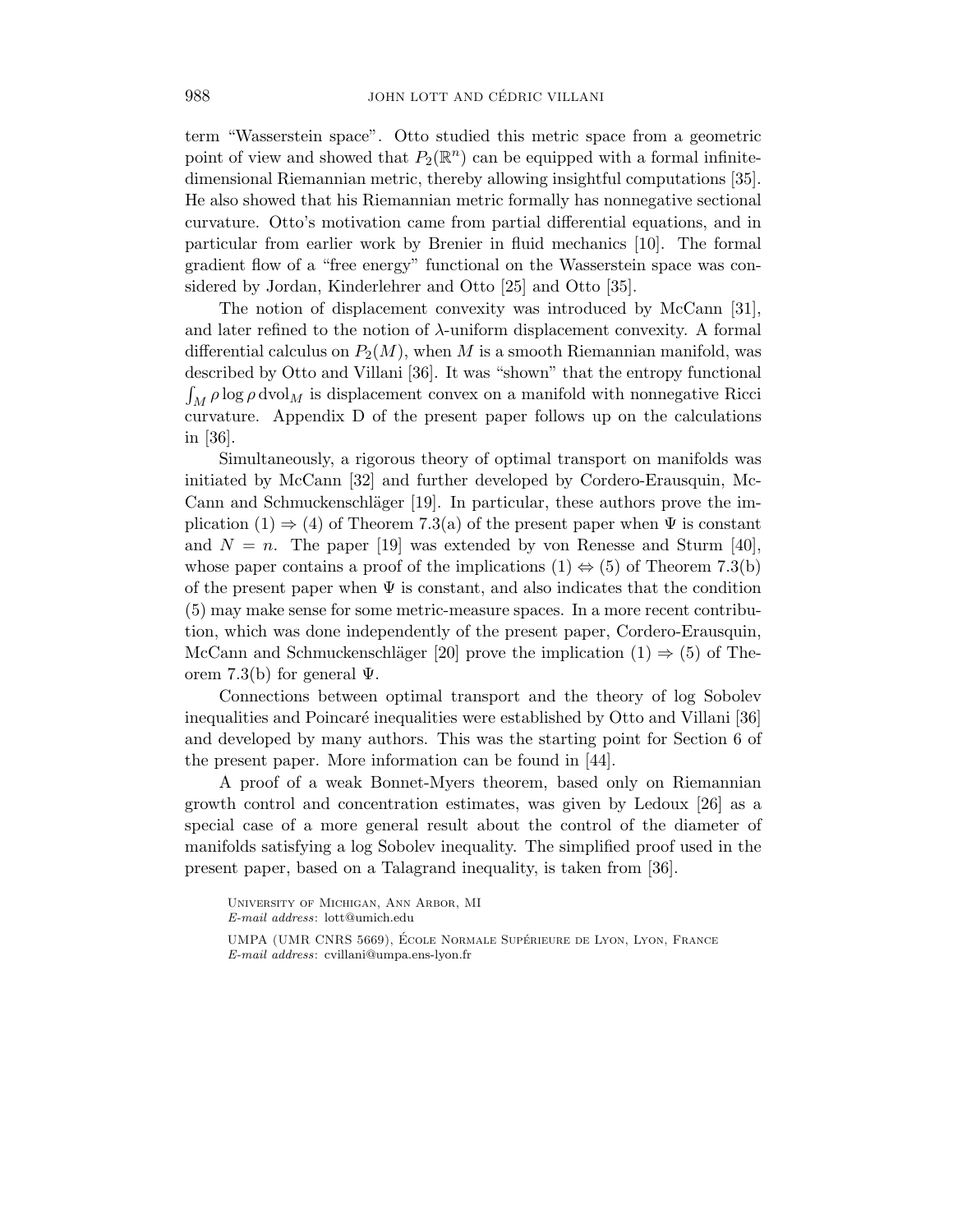term "Wasserstein space". Otto studied this metric space from a geometric point of view and showed that $P_2(\mathbb{R}^n)$ can be equipped with a formal infinite-dimensional Riemannian metric, thereby allowing insightful computations [35]. He also showed that his Riemannian metric formally has nonnegative sectional curvature. Otto's motivation came from partial differential equations, and in particular from earlier work by Brenier in fluid mechanics [10]. The formal gradient flow of a "free energy" functional on the Wasserstein space was considered by Jordan, Kinderlehrer and Otto [25] and Otto [35].

The notion of displacement convexity was introduced by McCann [31], and later refined to the notion of $\lambda$-uniform displacement convexity. A formal differential calculus on $P_2(M)$, when $M$ is a smooth Riemannian manifold, was described by Otto and Villani [36]. It was "shown" that the entropy functional $\int_M \rho \log \rho \, \mathrm{dvol}_M$ is displacement convex on a manifold with nonnegative Ricci curvature. Appendix D of the present paper follows up on the calculations in [36].

Simultaneously, a rigorous theory of optimal transport on manifolds was initiated by McCann [32] and further developed by Cordero-Erausquin, McCann and Schmuckenschläger [19]. In particular, these authors prove the implication (1) $\Rightarrow$ (4) of Theorem 7.3(a) of the present paper when $\Psi$ is constant and $N = n$. The paper [19] was extended by von Renesse and Sturm [40], whose paper contains a proof of the implications (1) $\Leftrightarrow$ (5) of Theorem 7.3(b) of the present paper when $\Psi$ is constant, and also indicates that the condition (5) may make sense for some metric-measure spaces. In a more recent contribution, which was done independently of the present paper, Cordero-Erausquin, McCann and Schmuckenschläger [20] prove the implication (1) $\Rightarrow$ (5) of Theorem 7.3(b) for general $\Psi$.

Connections between optimal transport and the theory of log Sobolev inequalities and Poincaré inequalities were established by Otto and Villani [36] and developed by many authors. This was the starting point for Section 6 of the present paper. More information can be found in [44].

A proof of a weak Bonnet-Myers theorem, based only on Riemannian growth control and concentration estimates, was given by Ledoux [26] as a special case of a more general result about the control of the diameter of manifolds satisfying a log Sobolev inequality. The simplified proof used in the present paper, based on a Talagrand inequality, is taken from [36].

University of Michigan, Ann Arbor, MI
*E-mail address*: lott@umich.edu

UMPA (UMR CNRS 5669), École Normale Supérieure de Lyon, Lyon, France
*E-mail address*: cvillani@umpa.ens-lyon.fr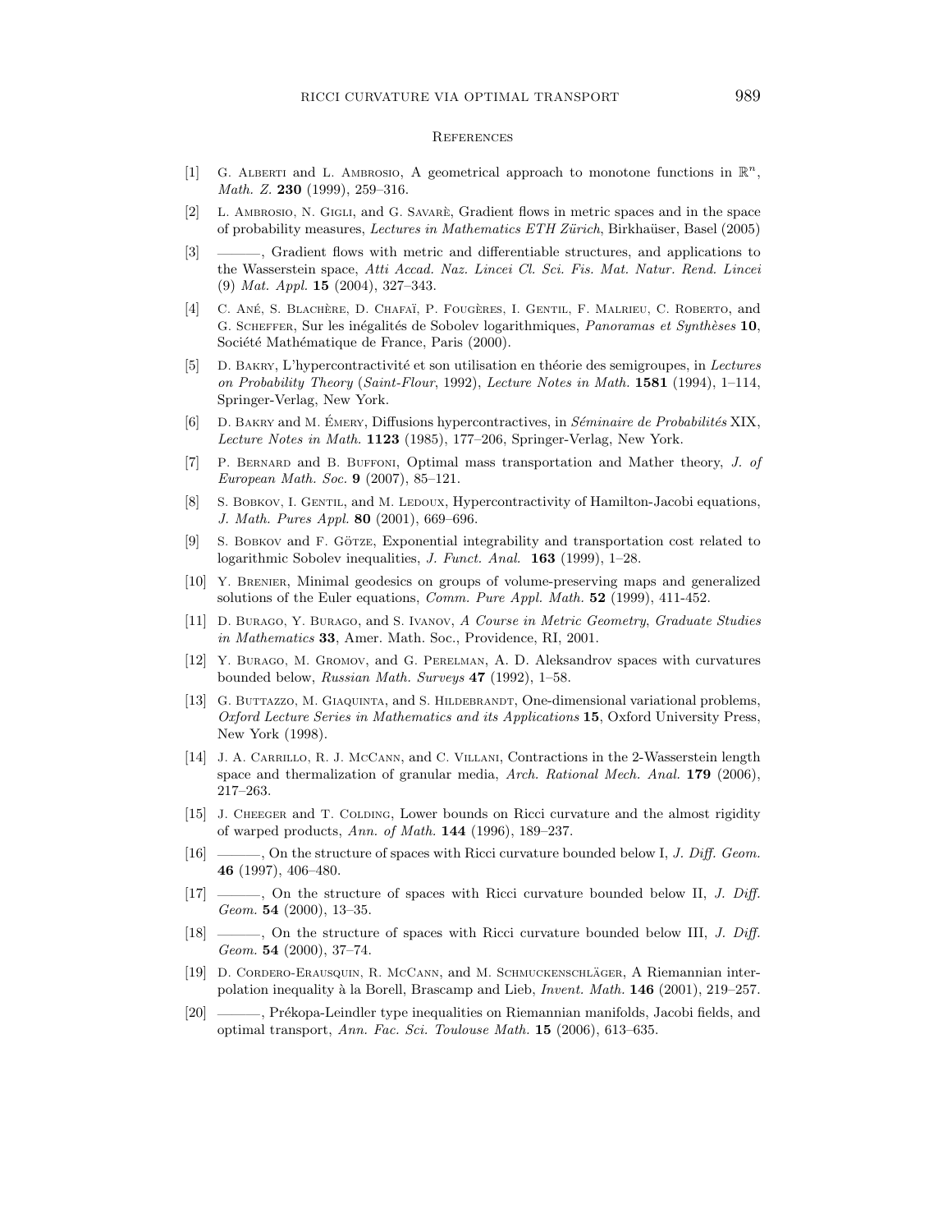## References

[1] G. Alberti and L. Ambrosio, A geometrical approach to monotone functions in $\mathbb{R}^n$, *Math. Z.* **230** (1999), 259–316.

[2] L. Ambrosio, N. Gigli, and G. Savarè, Gradient flows in metric spaces and in the space of probability measures, *Lectures in Mathematics ETH Zürich*, Birkhaüser, Basel (2005)

[3] ———, Gradient flows with metric and differentiable structures, and applications to the Wasserstein space, *Atti Accad. Naz. Lincei Cl. Sci. Fis. Mat. Natur. Rend. Lincei* (9) *Mat. Appl.* **15** (2004), 327–343.

[4] C. Ané, S. Blachère, D. Chafaï, P. Fougères, I. Gentil, F. Malrieu, C. Roberto, and G. Scheffer, Sur les inégalités de Sobolev logarithmiques, *Panoramas et Synthèses* **10**, Société Mathématique de France, Paris (2000).

[5] D. Bakry, L'hypercontractivité et son utilisation en théorie des semigroupes, in *Lectures on Probability Theory* (*Saint-Flour*, 1992), *Lecture Notes in Math.* **1581** (1994), 1–114, Springer-Verlag, New York.

[6] D. Bakry and M. Émery, Diffusions hypercontractives, in *Séminaire de Probabilités* XIX, *Lecture Notes in Math.* **1123** (1985), 177–206, Springer-Verlag, New York.

[7] P. Bernard and B. Buffoni, Optimal mass transportation and Mather theory, *J. of European Math. Soc.* **9** (2007), 85–121.

[8] S. Bobkov, I. Gentil, and M. Ledoux, Hypercontractivity of Hamilton-Jacobi equations, *J. Math. Pures Appl.* **80** (2001), 669–696.

[9] S. Bobkov and F. Götze, Exponential integrability and transportation cost related to logarithmic Sobolev inequalities, *J. Funct. Anal.* **163** (1999), 1–28.

[10] Y. Brenier, Minimal geodesics on groups of volume-preserving maps and generalized solutions of the Euler equations, *Comm. Pure Appl. Math.* **52** (1999), 411-452.

[11] D. Burago, Y. Burago, and S. Ivanov, *A Course in Metric Geometry*, *Graduate Studies in Mathematics* **33**, Amer. Math. Soc., Providence, RI, 2001.

[12] Y. Burago, M. Gromov, and G. Perelman, A. D. Aleksandrov spaces with curvatures bounded below, *Russian Math. Surveys* **47** (1992), 1–58.

[13] G. Buttazzo, M. Giaquinta, and S. Hildebrandt, One-dimensional variational problems, *Oxford Lecture Series in Mathematics and its Applications* **15**, Oxford University Press, New York (1998).

[14] J. A. Carrillo, R. J. McCann, and C. Villani, Contractions in the 2-Wasserstein length space and thermalization of granular media, *Arch. Rational Mech. Anal.* **179** (2006), 217–263.

[15] J. Cheeger and T. Colding, Lower bounds on Ricci curvature and the almost rigidity of warped products, *Ann. of Math.* **144** (1996), 189–237.

[16] ———, On the structure of spaces with Ricci curvature bounded below I, *J. Diff. Geom.* **46** (1997), 406–480.

[17] ———, On the structure of spaces with Ricci curvature bounded below II, *J. Diff. Geom.* **54** (2000), 13–35.

[18] ———, On the structure of spaces with Ricci curvature bounded below III, *J. Diff. Geom.* **54** (2000), 37–74.

[19] D. Cordero-Erausquin, R. McCann, and M. Schmuckenschläger, A Riemannian interpolation inequality à la Borell, Brascamp and Lieb, *Invent. Math.* **146** (2001), 219–257.

[20] ———, Prékopa-Leindler type inequalities on Riemannian manifolds, Jacobi fields, and optimal transport, *Ann. Fac. Sci. Toulouse Math.* **15** (2006), 613–635.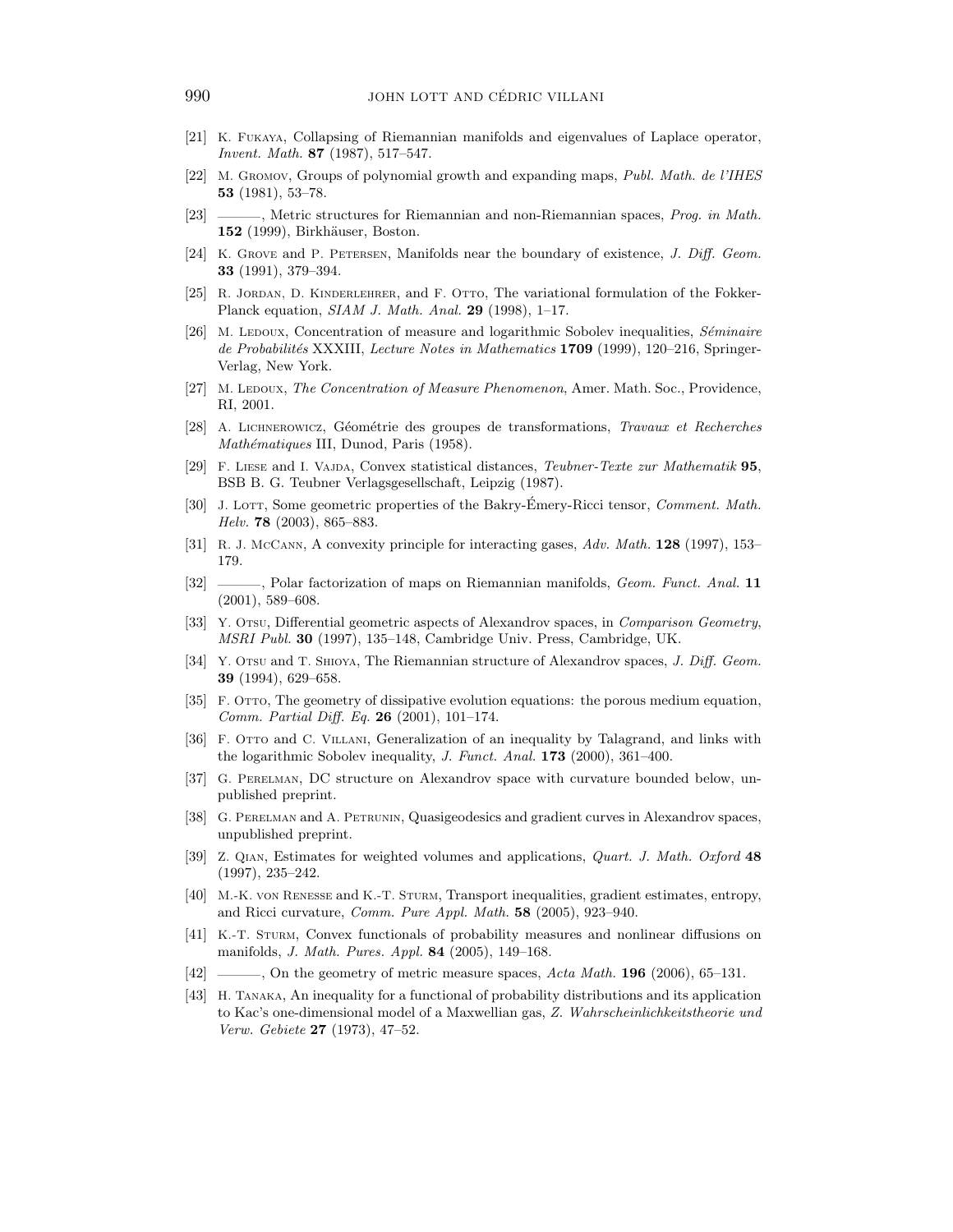[21] K. Fukaya, Collapsing of Riemannian manifolds and eigenvalues of Laplace operator, *Invent. Math.* **87** (1987), 517–547.

[22] M. Gromov, Groups of polynomial growth and expanding maps, *Publ. Math. de l'IHES* **53** (1981), 53–78.

[23] ———, Metric structures for Riemannian and non-Riemannian spaces, *Prog. in Math.* **152** (1999), Birkhäuser, Boston.

[24] K. Grove and P. Petersen, Manifolds near the boundary of existence, *J. Diff. Geom.* **33** (1991), 379–394.

[25] R. Jordan, D. Kinderlehrer, and F. Otto, The variational formulation of the Fokker-Planck equation, *SIAM J. Math. Anal.* **29** (1998), 1–17.

[26] M. Ledoux, Concentration of measure and logarithmic Sobolev inequalities, *Séminaire de Probabilités* XXXIII, *Lecture Notes in Mathematics* **1709** (1999), 120–216, Springer-Verlag, New York.

[27] M. Ledoux, *The Concentration of Measure Phenomenon*, Amer. Math. Soc., Providence, RI, 2001.

[28] A. Lichnerowicz, Géométrie des groupes de transformations, *Travaux et Recherches Mathématiques* III, Dunod, Paris (1958).

[29] F. Liese and I. Vajda, Convex statistical distances, *Teubner-Texte zur Mathematik* **95**, BSB B. G. Teubner Verlagsgesellschaft, Leipzig (1987).

[30] J. Lott, Some geometric properties of the Bakry-Émery-Ricci tensor, *Comment. Math. Helv.* **78** (2003), 865–883.

[31] R. J. McCann, A convexity principle for interacting gases, *Adv. Math.* **128** (1997), 153–179.

[32] ———, Polar factorization of maps on Riemannian manifolds, *Geom. Funct. Anal.* **11** (2001), 589–608.

[33] Y. Otsu, Differential geometric aspects of Alexandrov spaces, in *Comparison Geometry*, *MSRI Publ.* **30** (1997), 135–148, Cambridge Univ. Press, Cambridge, UK.

[34] Y. Otsu and T. Shioya, The Riemannian structure of Alexandrov spaces, *J. Diff. Geom.* **39** (1994), 629–658.

[35] F. Otto, The geometry of dissipative evolution equations: the porous medium equation, *Comm. Partial Diff. Eq.* **26** (2001), 101–174.

[36] F. Otto and C. Villani, Generalization of an inequality by Talagrand, and links with the logarithmic Sobolev inequality, *J. Funct. Anal.* **173** (2000), 361–400.

[37] G. Perelman, DC structure on Alexandrov space with curvature bounded below, unpublished preprint.

[38] G. Perelman and A. Petrunin, Quasigeodesics and gradient curves in Alexandrov spaces, unpublished preprint.

[39] Z. Qian, Estimates for weighted volumes and applications, *Quart. J. Math. Oxford* **48** (1997), 235–242.

[40] M.-K. von Renesse and K.-T. Sturm, Transport inequalities, gradient estimates, entropy, and Ricci curvature, *Comm. Pure Appl. Math.* **58** (2005), 923–940.

[41] K.-T. Sturm, Convex functionals of probability measures and nonlinear diffusions on manifolds, *J. Math. Pures. Appl.* **84** (2005), 149–168.

[42] ———, On the geometry of metric measure spaces, *Acta Math.* **196** (2006), 65–131.

[43] H. Tanaka, An inequality for a functional of probability distributions and its application to Kac's one-dimensional model of a Maxwellian gas, *Z. Wahrscheinlichkeitstheorie und Verw. Gebiete* **27** (1973), 47–52.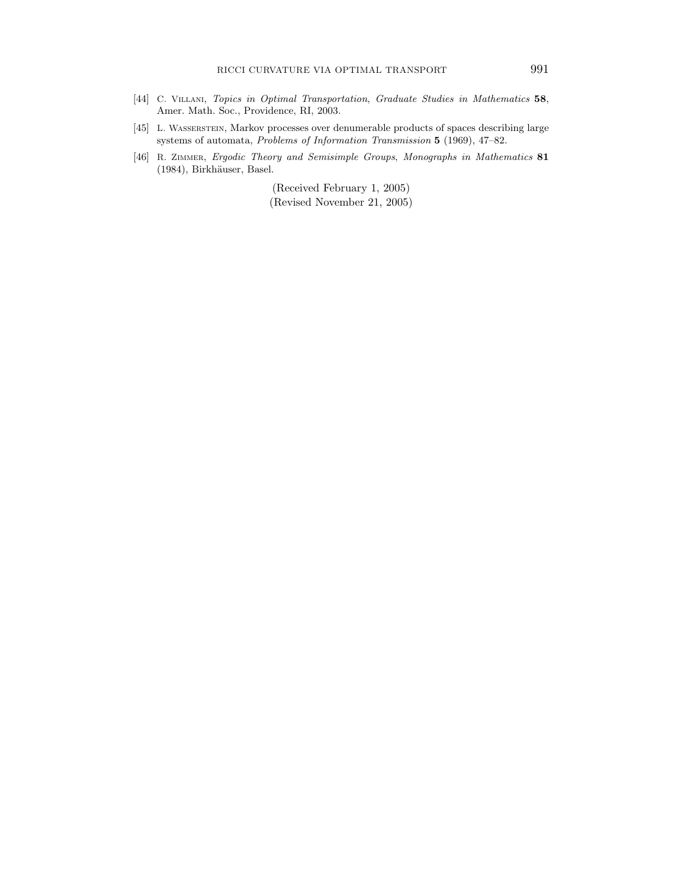[44] C. Villani, *Topics in Optimal Transportation*, *Graduate Studies in Mathematics* **58**, Amer. Math. Soc., Providence, RI, 2003.

[45] L. Wasserstein, Markov processes over denumerable products of spaces describing large systems of automata, *Problems of Information Transmission* **5** (1969), 47–82.

[46] R. Zimmer, *Ergodic Theory and Semisimple Groups*, *Monographs in Mathematics* **81** (1984), Birkhäuser, Basel.

(Received February 1, 2005)
(Revised November 21, 2005)